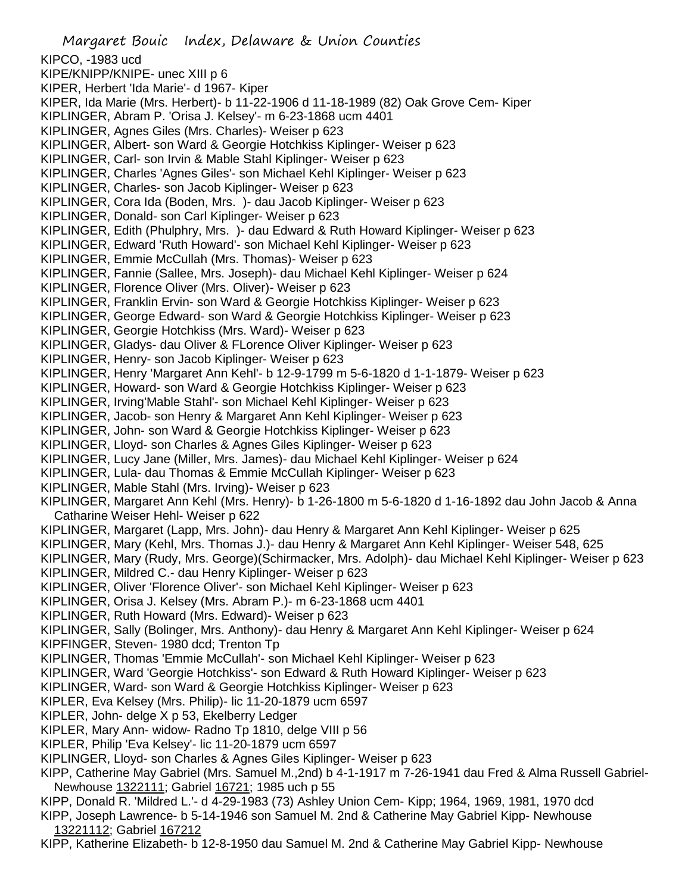KIPCO, -1983 ucd
KIPE/KNIPP/KNIPE- unec XIII p 6
KIPER, Herbert 'Ida Marie'- d 1967- Kiper
KIPER, Ida Marie (Mrs. Herbert)- b 11-22-1906 d 11-18-1989 (82) Oak Grove Cem- Kiper
KIPLINGER, Abram P. 'Orisa J. Kelsey'- m 6-23-1868 ucm 4401
KIPLINGER, Agnes Giles (Mrs. Charles)- Weiser p 623
KIPLINGER, Albert- son Ward & Georgie Hotchkiss Kiplinger- Weiser p 623
KIPLINGER, Carl- son Irvin & Mable Stahl Kiplinger- Weiser p 623
KIPLINGER, Charles 'Agnes Giles'- son Michael Kehl Kiplinger- Weiser p 623
KIPLINGER, Charles- son Jacob Kiplinger- Weiser p 623
KIPLINGER, Cora Ida (Boden, Mrs. )- dau Jacob Kiplinger- Weiser p 623
KIPLINGER, Donald- son Carl Kiplinger- Weiser p 623
KIPLINGER, Edith (Phulphry, Mrs. )- dau Edward & Ruth Howard Kiplinger- Weiser p 623
KIPLINGER, Edward 'Ruth Howard'- son Michael Kehl Kiplinger- Weiser p 623
KIPLINGER, Emmie McCullah (Mrs. Thomas)- Weiser p 623
KIPLINGER, Fannie (Sallee, Mrs. Joseph)- dau Michael Kehl Kiplinger- Weiser p 624
KIPLINGER, Florence Oliver (Mrs. Oliver)- Weiser p 623
KIPLINGER, Franklin Ervin- son Ward & Georgie Hotchkiss Kiplinger- Weiser p 623
KIPLINGER, George Edward- son Ward & Georgie Hotchkiss Kiplinger- Weiser p 623
KIPLINGER, Georgie Hotchkiss (Mrs. Ward)- Weiser p 623
KIPLINGER, Gladys- dau Oliver & FLorence Oliver Kiplinger- Weiser p 623
KIPLINGER, Henry- son Jacob Kiplinger- Weiser p 623
KIPLINGER, Henry 'Margaret Ann Kehl'- b 12-9-1799 m 5-6-1820 d 1-1-1879- Weiser p 623
KIPLINGER, Howard- son Ward & Georgie Hotchkiss Kiplinger- Weiser p 623
KIPLINGER, Irving'Mable Stahl'- son Michael Kehl Kiplinger- Weiser p 623
KIPLINGER, Jacob- son Henry & Margaret Ann Kehl Kiplinger- Weiser p 623
KIPLINGER, John- son Ward & Georgie Hotchkiss Kiplinger- Weiser p 623
KIPLINGER, Lloyd- son Charles & Agnes Giles Kiplinger- Weiser p 623
KIPLINGER, Lucy Jane (Miller, Mrs. James)- dau Michael Kehl Kiplinger- Weiser p 624
KIPLINGER, Lula- dau Thomas & Emmie McCullah Kiplinger- Weiser p 623
KIPLINGER, Mable Stahl (Mrs. Irving)- Weiser p 623
KIPLINGER, Margaret Ann Kehl (Mrs. Henry)- b 1-26-1800 m 5-6-1820 d 1-16-1892 dau John Jacob & Anna Catharine Weiser Hehl- Weiser p 622
KIPLINGER, Margaret (Lapp, Mrs. John)- dau Henry & Margaret Ann Kehl Kiplinger- Weiser p 625
KIPLINGER, Mary (Kehl, Mrs. Thomas J.)- dau Henry & Margaret Ann Kehl Kiplinger- Weiser 548, 625
KIPLINGER, Mary (Rudy, Mrs. George)(Schirmacker, Mrs. Adolph)- dau Michael Kehl Kiplinger- Weiser p 623
KIPLINGER, Mildred C.- dau Henry Kiplinger- Weiser p 623
KIPLINGER, Oliver 'Florence Oliver'- son Michael Kehl Kiplinger- Weiser p 623
KIPLINGER, Orisa J. Kelsey (Mrs. Abram P.)- m 6-23-1868 ucm 4401
KIPLINGER, Ruth Howard (Mrs. Edward)- Weiser p 623
KIPLINGER, Sally (Bolinger, Mrs. Anthony)- dau Henry & Margaret Ann Kehl Kiplinger- Weiser p 624
KIPFINGER, Steven- 1980 dcd; Trenton Tp
KIPLINGER, Thomas 'Emmie McCullah'- son Michael Kehl Kiplinger- Weiser p 623
KIPLINGER, Ward 'Georgie Hotchkiss'- son Edward & Ruth Howard Kiplinger- Weiser p 623
KIPLINGER, Ward- son Ward & Georgie Hotchkiss Kiplinger- Weiser p 623
KIPLER, Eva Kelsey (Mrs. Philip)- lic 11-20-1879 ucm 6597
KIPLER, John- delge X p 53, Ekelberry Ledger
KIPLER, Mary Ann- widow- Radno Tp 1810, delge VIII p 56
KIPLER, Philip 'Eva Kelsey'- lic 11-20-1879 ucm 6597
KIPLINGER, Lloyd- son Charles & Agnes Giles Kiplinger- Weiser p 623
KIPP, Catherine May Gabriel (Mrs. Samuel M.,2nd) b 4-1-1917 m 7-26-1941 dau Fred & Alma Russell Gabriel- Newhouse 1322111; Gabriel 16721; 1985 uch p 55
KIPP, Donald R. 'Mildred L.'- d 4-29-1983 (73) Ashley Union Cem- Kipp; 1964, 1969, 1981, 1970 dcd
KIPP, Joseph Lawrence- b 5-14-1946 son Samuel M. 2nd & Catherine May Gabriel Kipp- Newhouse 13221112; Gabriel 167212
KIPP, Katherine Elizabeth- b 12-8-1950 dau Samuel M. 2nd & Catherine May Gabriel Kipp- Newhouse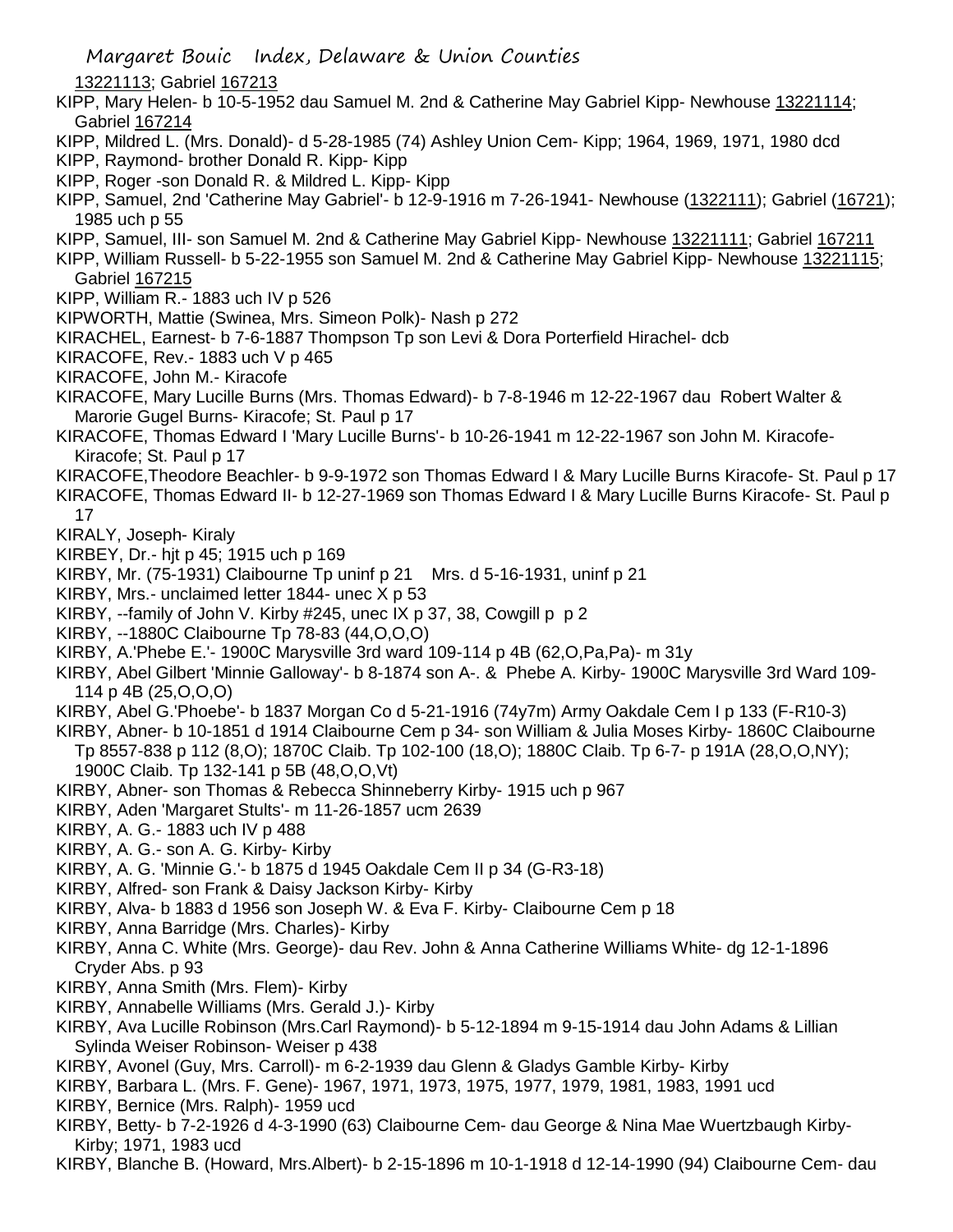13221113; Gabriel 167213

KIPP, Mary Helen- b 10-5-1952 dau Samuel M. 2nd & Catherine May Gabriel Kipp- Newhouse 13221114; Gabriel 167214

KIPP, Mildred L. (Mrs. Donald)- d 5-28-1985 (74) Ashley Union Cem- Kipp; 1964, 1969, 1971, 1980 dcd

KIPP, Raymond- brother Donald R. Kipp- Kipp

KIPP, Roger -son Donald R. & Mildred L. Kipp- Kipp

KIPP, Samuel, 2nd 'Catherine May Gabriel'- b 12-9-1916 m 7-26-1941- Newhouse (1322111); Gabriel (16721); 1985 uch p 55

KIPP, Samuel, III- son Samuel M. 2nd & Catherine May Gabriel Kipp- Newhouse 13221111; Gabriel 167211

KIPP, William Russell- b 5-22-1955 son Samuel M. 2nd & Catherine May Gabriel Kipp- Newhouse 13221115; Gabriel 167215

KIPP, William R.- 1883 uch IV p 526

KIPWORTH, Mattie (Swinea, Mrs. Simeon Polk)- Nash p 272

KIRACHEL, Earnest- b 7-6-1887 Thompson Tp son Levi & Dora Porterfield Hirachel- dcb

KIRACOFE, Rev.- 1883 uch V p 465

KIRACOFE, John M.- Kiracofe

KIRACOFE, Mary Lucille Burns (Mrs. Thomas Edward)- b 7-8-1946 m 12-22-1967 dau Robert Walter & Marorie Gugel Burns- Kiracofe; St. Paul p 17

KIRACOFE, Thomas Edward I 'Mary Lucille Burns'- b 10-26-1941 m 12-22-1967 son John M. Kiracofe- Kiracofe; St. Paul p 17

KIRACOFE,Theodore Beachler- b 9-9-1972 son Thomas Edward I & Mary Lucille Burns Kiracofe- St. Paul p 17

KIRACOFE, Thomas Edward II- b 12-27-1969 son Thomas Edward I & Mary Lucille Burns Kiracofe- St. Paul p 17

KIRALY, Joseph- Kiraly

KIRBEY, Dr.- hjt p 45; 1915 uch p 169

KIRBY, Mr. (75-1931) Claibourne Tp uninf p 21 Mrs. d 5-16-1931, uninf p 21

KIRBY, Mrs.- unclaimed letter 1844- unec X p 53

KIRBY, --family of John V. Kirby #245, unec IX p 37, 38, Cowgill p p 2

KIRBY, --1880C Claibourne Tp 78-83 (44,O,O,O)

KIRBY, A.'Phebe E.'- 1900C Marysville 3rd ward 109-114 p 4B (62,O,Pa,Pa)- m 31y

KIRBY, Abel Gilbert 'Minnie Galloway'- b 8-1874 son A-. & Phebe A. Kirby- 1900C Marysville 3rd Ward 109-114 p 4B (25,O,O,O)

KIRBY, Abel G.'Phoebe'- b 1837 Morgan Co d 5-21-1916 (74y7m) Army Oakdale Cem I p 133 (F-R10-3)

KIRBY, Abner- b 10-1851 d 1914 Claibourne Cem p 34- son William & Julia Moses Kirby- 1860C Claibourne Tp 8557-838 p 112 (8,O); 1870C Claib. Tp 102-100 (18,O); 1880C Claib. Tp 6-7- p 191A (28,O,O,NY); 1900C Claib. Tp 132-141 p 5B (48,O,O,Vt)

KIRBY, Abner- son Thomas & Rebecca Shinneberry Kirby- 1915 uch p 967

KIRBY, Aden 'Margaret Stults'- m 11-26-1857 ucm 2639

KIRBY, A. G.- 1883 uch IV p 488

KIRBY, A. G.- son A. G. Kirby- Kirby

KIRBY, A. G. 'Minnie G.'- b 1875 d 1945 Oakdale Cem II p 34 (G-R3-18)

KIRBY, Alfred- son Frank & Daisy Jackson Kirby- Kirby

KIRBY, Alva- b 1883 d 1956 son Joseph W. & Eva F. Kirby- Claibourne Cem p 18

KIRBY, Anna Barridge (Mrs. Charles)- Kirby

KIRBY, Anna C. White (Mrs. George)- dau Rev. John & Anna Catherine Williams White- dg 12-1-1896 Cryder Abs. p 93

KIRBY, Anna Smith (Mrs. Flem)- Kirby

KIRBY, Annabelle Williams (Mrs. Gerald J.)- Kirby

KIRBY, Ava Lucille Robinson (Mrs.Carl Raymond)- b 5-12-1894 m 9-15-1914 dau John Adams & Lillian Sylinda Weiser Robinson- Weiser p 438

KIRBY, Avonel (Guy, Mrs. Carroll)- m 6-2-1939 dau Glenn & Gladys Gamble Kirby- Kirby

KIRBY, Barbara L. (Mrs. F. Gene)- 1967, 1971, 1973, 1975, 1977, 1979, 1981, 1983, 1991 ucd

KIRBY, Bernice (Mrs. Ralph)- 1959 ucd

KIRBY, Betty- b 7-2-1926 d 4-3-1990 (63) Claibourne Cem- dau George & Nina Mae Wuertzbaugh Kirby- Kirby; 1971, 1983 ucd

KIRBY, Blanche B. (Howard, Mrs.Albert)- b 2-15-1896 m 10-1-1918 d 12-14-1990 (94) Claibourne Cem- dau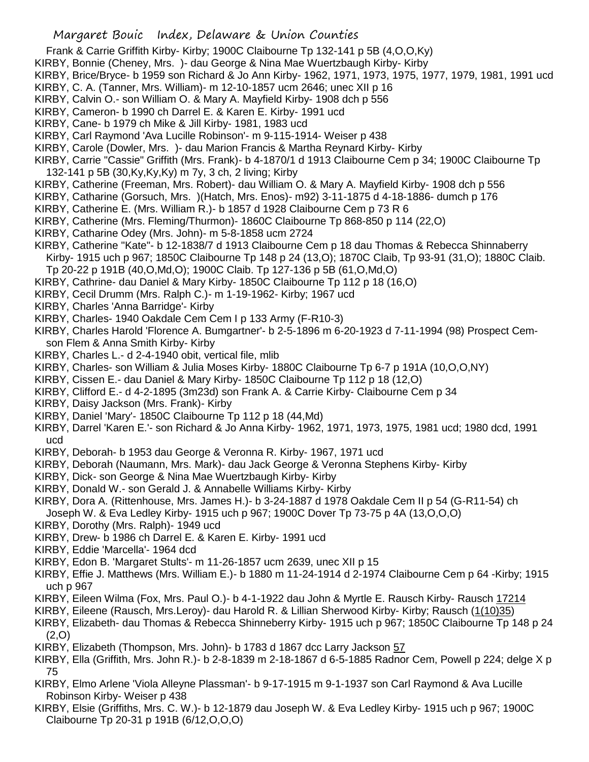Frank & Carrie Griffith Kirby- Kirby; 1900C Claibourne Tp 132-141 p 5B (4,O,O,Ky)

KIRBY, Bonnie (Cheney, Mrs. )- dau George & Nina Mae Wuertzbaugh Kirby- Kirby

KIRBY, Brice/Bryce- b 1959 son Richard & Jo Ann Kirby- 1962, 1971, 1973, 1975, 1977, 1979, 1981, 1991 ucd

KIRBY, C. A. (Tanner, Mrs. William)- m 12-10-1857 ucm 2646; unec XII p 16

KIRBY, Calvin O.- son William O. & Mary A. Mayfield Kirby- 1908 dch p 556

KIRBY, Cameron- b 1990 ch Darrel E. & Karen E. Kirby- 1991 ucd

KIRBY, Cane- b 1979 ch Mike & Jill Kirby- 1981, 1983 ucd

KIRBY, Carl Raymond 'Ava Lucille Robinson'- m 9-115-1914- Weiser p 438

KIRBY, Carole (Dowler, Mrs. )- dau Marion Francis & Martha Reynard Kirby- Kirby

KIRBY, Carrie "Cassie" Griffith (Mrs. Frank)- b 4-1870/1 d 1913 Claibourne Cem p 34; 1900C Claibourne Tp 132-141 p 5B (30,Ky,Ky,Ky) m 7y, 3 ch, 2 living; Kirby

KIRBY, Catherine (Freeman, Mrs. Robert)- dau William O. & Mary A. Mayfield Kirby- 1908 dch p 556

KIRBY, Catharine (Gorsuch, Mrs. )(Hatch, Mrs. Enos)- m92) 3-11-1875 d 4-18-1886- dumch p 176

KIRBY, Catherine E. (Mrs. William R.)- b 1857 d 1928 Claibourne Cem p 73 R 6

KIRBY, Catherine (Mrs. Fleming/Thurmon)- 1860C Claibourne Tp 868-850 p 114 (22,O)

KIRBY, Catharine Odey (Mrs. John)- m 5-8-1858 ucm 2724

KIRBY, Catherine "Kate"- b 12-1838/7 d 1913 Claibourne Cem p 18 dau Thomas & Rebecca Shinnaberry Kirby- 1915 uch p 967; 1850C Claibourne Tp 148 p 24 (13,O); 1870C Claib, Tp 93-91 (31,O); 1880C Claib. Tp 20-22 p 191B (40,O,Md,O); 1900C Claib. Tp 127-136 p 5B (61,O,Md,O)

KIRBY, Cathrine- dau Daniel & Mary Kirby- 1850C Claibourne Tp 112 p 18 (16,O)

KIRBY, Cecil Drumm (Mrs. Ralph C.)- m 1-19-1962- Kirby; 1967 ucd

KIRBY, Charles 'Anna Barridge'- Kirby

KIRBY, Charles- 1940 Oakdale Cem Cem I p 133 Army (F-R10-3)

KIRBY, Charles Harold 'Florence A. Bumgartner'- b 2-5-1896 m 6-20-1923 d 7-11-1994 (98) Prospect Cem- son Flem & Anna Smith Kirby- Kirby

KIRBY, Charles L.- d 2-4-1940 obit, vertical file, mlib

KIRBY, Charles- son William & Julia Moses Kirby- 1880C Claibourne Tp 6-7 p 191A (10,O,O,NY)

KIRBY, Cissen E.- dau Daniel & Mary Kirby- 1850C Claibourne Tp 112 p 18 (12,O)

KIRBY, Clifford E.- d 4-2-1895 (3m23d) son Frank A. & Carrie Kirby- Claibourne Cem p 34

KIRBY, Daisy Jackson (Mrs. Frank)- Kirby

KIRBY, Daniel 'Mary'- 1850C Claibourne Tp 112 p 18 (44,Md)

KIRBY, Darrel 'Karen E.'- son Richard & Jo Anna Kirby- 1962, 1971, 1973, 1975, 1981 ucd; 1980 dcd, 1991 ucd

KIRBY, Deborah- b 1953 dau George & Veronna R. Kirby- 1967, 1971 ucd

KIRBY, Deborah (Naumann, Mrs. Mark)- dau Jack George & Veronna Stephens Kirby- Kirby

KIRBY, Dick- son George & Nina Mae Wuertzbaugh Kirby- Kirby

KIRBY, Donald W.- son Gerald J. & Annabelle Williams Kirby- Kirby

KIRBY, Dora A. (Rittenhouse, Mrs. James H.)- b 3-24-1887 d 1978 Oakdale Cem II p 54 (G-R11-54) ch Joseph W. & Eva Ledley Kirby- 1915 uch p 967; 1900C Dover Tp 73-75 p 4A (13,O,O,O)

KIRBY, Dorothy (Mrs. Ralph)- 1949 ucd

KIRBY, Drew- b 1986 ch Darrel E. & Karen E. Kirby- 1991 ucd

KIRBY, Eddie 'Marcella'- 1964 dcd

KIRBY, Edon B. 'Margaret Stults'- m 11-26-1857 ucm 2639, unec XII p 15

KIRBY, Effie J. Matthews (Mrs. William E.)- b 1880 m 11-24-1914 d 2-1974 Claibourne Cem p 64 -Kirby; 1915 uch p 967

KIRBY, Eileen Wilma (Fox, Mrs. Paul O.)- b 4-1-1922 dau John & Myrtle E. Rausch Kirby- Rausch 17214

KIRBY, Eileene (Rausch, Mrs.Leroy)- dau Harold R. & Lillian Sherwood Kirby- Kirby; Rausch (1(10)35)

KIRBY, Elizabeth- dau Thomas & Rebecca Shinneberry Kirby- 1915 uch p 967; 1850C Claibourne Tp 148 p 24 (2,O)

KIRBY, Elizabeth (Thompson, Mrs. John)- b 1783 d 1867 dcc Larry Jackson 57

KIRBY, Ella (Griffith, Mrs. John R.)- b 2-8-1839 m 2-18-1867 d 6-5-1885 Radnor Cem, Powell p 224; delge X p 75

KIRBY, Elmo Arlene 'Viola Alleyne Plassman'- b 9-17-1915 m 9-1-1937 son Carl Raymond & Ava Lucille Robinson Kirby- Weiser p 438

KIRBY, Elsie (Griffiths, Mrs. C. W.)- b 12-1879 dau Joseph W. & Eva Ledley Kirby- 1915 uch p 967; 1900C Claibourne Tp 20-31 p 191B (6/12,O,O,O)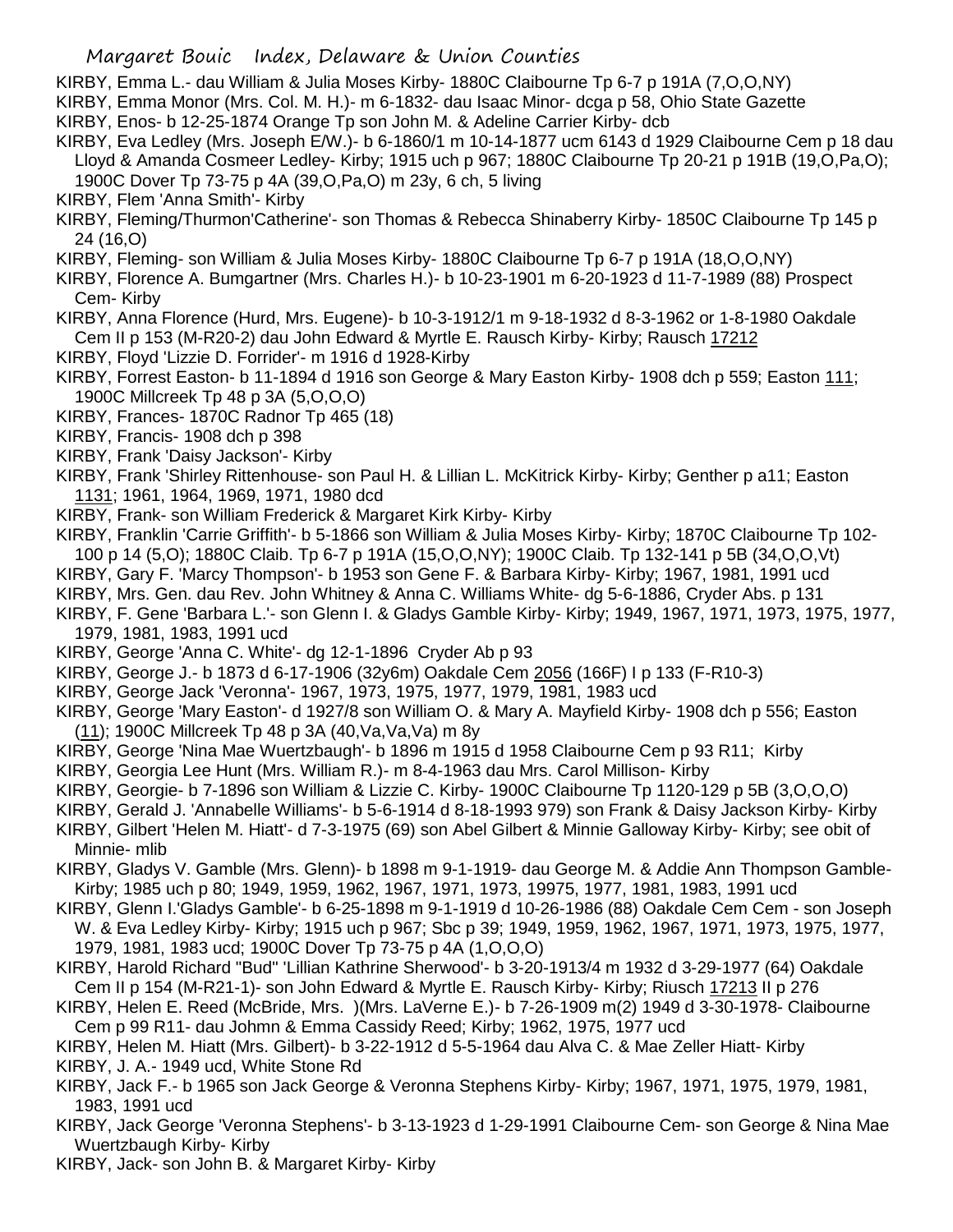KIRBY, Emma L.- dau William & Julia Moses Kirby- 1880C Claibourne Tp 6-7 p 191A (7,O,O,NY)

KIRBY, Emma Monor (Mrs. Col. M. H.)- m 6-1832- dau Isaac Minor- dcga p 58, Ohio State Gazette

KIRBY, Enos- b 12-25-1874 Orange Tp son John M. & Adeline Carrier Kirby- dcb

KIRBY, Eva Ledley (Mrs. Joseph E/W.)- b 6-1860/1 m 10-14-1877 ucm 6143 d 1929 Claibourne Cem p 18 dau Lloyd & Amanda Cosmeer Ledley- Kirby; 1915 uch p 967; 1880C Claibourne Tp 20-21 p 191B (19,O,Pa,O); 1900C Dover Tp 73-75 p 4A (39,O,Pa,O) m 23y, 6 ch, 5 living

KIRBY, Flem 'Anna Smith'- Kirby

KIRBY, Fleming/Thurmon'Catherine'- son Thomas & Rebecca Shinaberry Kirby- 1850C Claibourne Tp 145 p 24 (16,O)

KIRBY, Fleming- son William & Julia Moses Kirby- 1880C Claibourne Tp 6-7 p 191A (18,O,O,NY)

KIRBY, Florence A. Bumgartner (Mrs. Charles H.)- b 10-23-1901 m 6-20-1923 d 11-7-1989 (88) Prospect Cem- Kirby

KIRBY, Anna Florence (Hurd, Mrs. Eugene)- b 10-3-1912/1 m 9-18-1932 d 8-3-1962 or 1-8-1980 Oakdale Cem II p 153 (M-R20-2) dau John Edward & Myrtle E. Rausch Kirby- Kirby; Rausch 17212

KIRBY, Floyd 'Lizzie D. Forrider'- m 1916 d 1928-Kirby

KIRBY, Forrest Easton- b 11-1894 d 1916 son George & Mary Easton Kirby- 1908 dch p 559; Easton 111; 1900C Millcreek Tp 48 p 3A (5,O,O,O)

KIRBY, Frances- 1870C Radnor Tp 465 (18)

KIRBY, Francis- 1908 dch p 398

KIRBY, Frank 'Daisy Jackson'- Kirby

KIRBY, Frank 'Shirley Rittenhouse- son Paul H. & Lillian L. McKitrick Kirby- Kirby; Genther p a11; Easton 1131; 1961, 1964, 1969, 1971, 1980 dcd

KIRBY, Frank- son William Frederick & Margaret Kirk Kirby- Kirby

KIRBY, Franklin 'Carrie Griffith'- b 5-1866 son William & Julia Moses Kirby- Kirby; 1870C Claibourne Tp 102-100 p 14 (5,O); 1880C Claib. Tp 6-7 p 191A (15,O,O,NY); 1900C Claib. Tp 132-141 p 5B (34,O,O,Vt)

KIRBY, Gary F. 'Marcy Thompson'- b 1953 son Gene F. & Barbara Kirby- Kirby; 1967, 1981, 1991 ucd

KIRBY, Mrs. Gen. dau Rev. John Whitney & Anna C. Williams White- dg 5-6-1886, Cryder Abs. p 131

KIRBY, F. Gene 'Barbara L.'- son Glenn I. & Gladys Gamble Kirby- Kirby; 1949, 1967, 1971, 1973, 1975, 1977, 1979, 1981, 1983, 1991 ucd

KIRBY, George 'Anna C. White'- dg 12-1-1896 Cryder Ab p 93

KIRBY, George J.- b 1873 d 6-17-1906 (32y6m) Oakdale Cem 2056 (166F) I p 133 (F-R10-3)

KIRBY, George Jack 'Veronna'- 1967, 1973, 1975, 1977, 1979, 1981, 1983 ucd

KIRBY, George 'Mary Easton'- d 1927/8 son William O. & Mary A. Mayfield Kirby- 1908 dch p 556; Easton (11); 1900C Millcreek Tp 48 p 3A (40,Va,Va,Va) m 8y

KIRBY, George 'Nina Mae Wuertzbaugh'- b 1896 m 1915 d 1958 Claibourne Cem p 93 R11; Kirby

KIRBY, Georgia Lee Hunt (Mrs. William R.)- m 8-4-1963 dau Mrs. Carol Millison- Kirby

KIRBY, Georgie- b 7-1896 son William & Lizzie C. Kirby- 1900C Claibourne Tp 1120-129 p 5B (3,O,O,O)

KIRBY, Gerald J. 'Annabelle Williams'- b 5-6-1914 d 8-18-1993 979) son Frank & Daisy Jackson Kirby- Kirby

KIRBY, Gilbert 'Helen M. Hiatt'- d 7-3-1975 (69) son Abel Gilbert & Minnie Galloway Kirby- Kirby; see obit of Minnie- mlib

KIRBY, Gladys V. Gamble (Mrs. Glenn)- b 1898 m 9-1-1919- dau George M. & Addie Ann Thompson Gamble- Kirby; 1985 uch p 80; 1949, 1959, 1962, 1967, 1971, 1973, 19975, 1977, 1981, 1983, 1991 ucd

KIRBY, Glenn I.'Gladys Gamble'- b 6-25-1898 m 9-1-1919 d 10-26-1986 (88) Oakdale Cem Cem - son Joseph W. & Eva Ledley Kirby- Kirby; 1915 uch p 967; Sbc p 39; 1949, 1959, 1962, 1967, 1971, 1973, 1975, 1977, 1979, 1981, 1983 ucd; 1900C Dover Tp 73-75 p 4A (1,O,O,O)

KIRBY, Harold Richard "Bud" 'Lillian Kathrine Sherwood'- b 3-20-1913/4 m 1932 d 3-29-1977 (64) Oakdale Cem II p 154 (M-R21-1)- son John Edward & Myrtle E. Rausch Kirby- Kirby; Riusch 17213 II p 276

KIRBY, Helen E. Reed (McBride, Mrs. )(Mrs. LaVerne E.)- b 7-26-1909 m(2) 1949 d 3-30-1978- Claibourne Cem p 99 R11- dau Johmn & Emma Cassidy Reed; Kirby; 1962, 1975, 1977 ucd

KIRBY, Helen M. Hiatt (Mrs. Gilbert)- b 3-22-1912 d 5-5-1964 dau Alva C. & Mae Zeller Hiatt- Kirby

KIRBY, J. A.- 1949 ucd, White Stone Rd

KIRBY, Jack F.- b 1965 son Jack George & Veronna Stephens Kirby- Kirby; 1967, 1971, 1975, 1979, 1981, 1983, 1991 ucd

KIRBY, Jack George 'Veronna Stephens'- b 3-13-1923 d 1-29-1991 Claibourne Cem- son George & Nina Mae Wuertzbaugh Kirby- Kirby

KIRBY, Jack- son John B. & Margaret Kirby- Kirby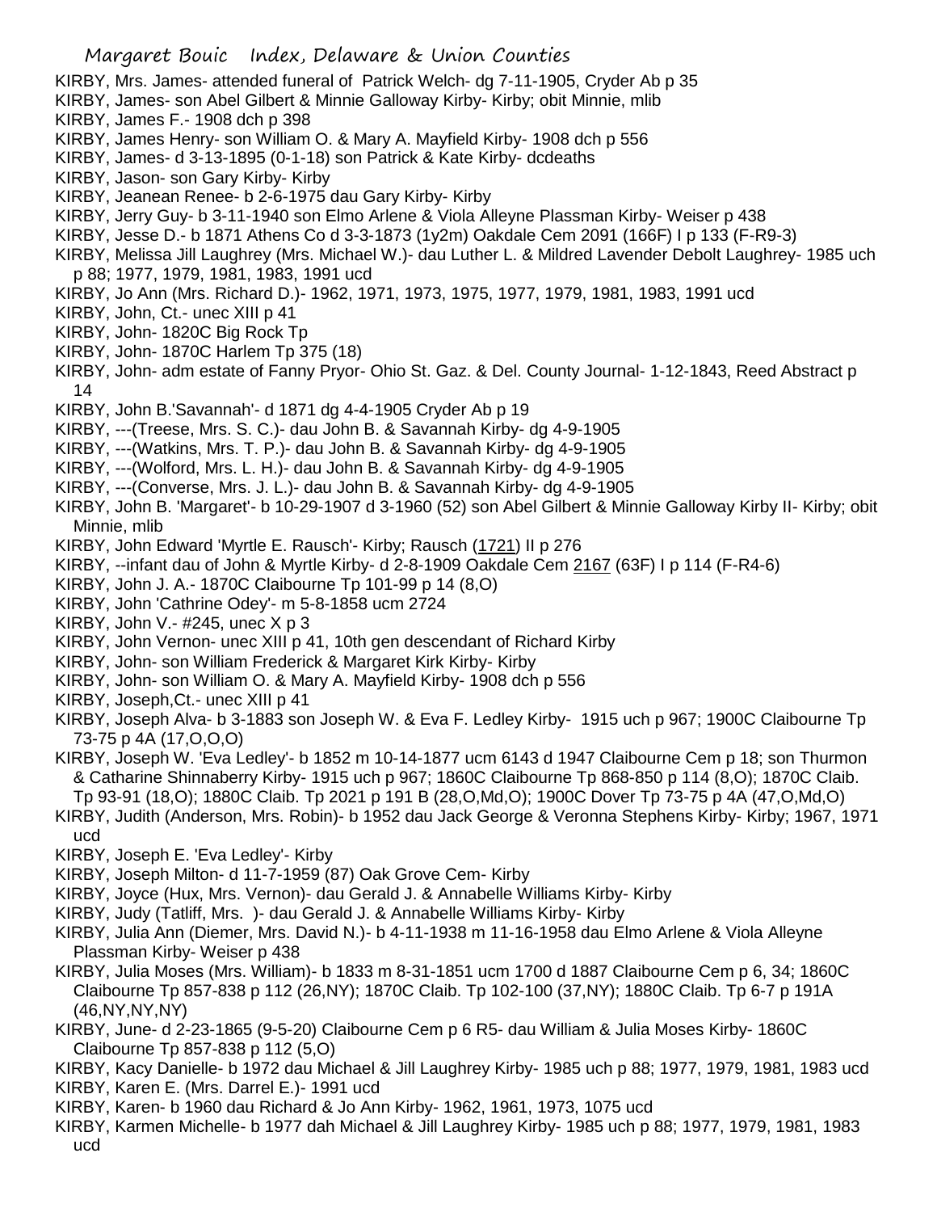KIRBY, Mrs. James- attended funeral of Patrick Welch- dg 7-11-1905, Cryder Ab p 35

KIRBY, James- son Abel Gilbert & Minnie Galloway Kirby- Kirby; obit Minnie, mlib

KIRBY, James F.- 1908 dch p 398

KIRBY, James Henry- son William O. & Mary A. Mayfield Kirby- 1908 dch p 556

KIRBY, James- d 3-13-1895 (0-1-18) son Patrick & Kate Kirby- dcdeaths

KIRBY, Jason- son Gary Kirby- Kirby

KIRBY, Jeanean Renee- b 2-6-1975 dau Gary Kirby- Kirby

KIRBY, Jerry Guy- b 3-11-1940 son Elmo Arlene & Viola Alleyne Plassman Kirby- Weiser p 438

KIRBY, Jesse D.- b 1871 Athens Co d 3-3-1873 (1y2m) Oakdale Cem 2091 (166F) I p 133 (F-R9-3)

KIRBY, Melissa Jill Laughrey (Mrs. Michael W.)- dau Luther L. & Mildred Lavender Debolt Laughrey- 1985 uch p 88; 1977, 1979, 1981, 1983, 1991 ucd

KIRBY, Jo Ann (Mrs. Richard D.)- 1962, 1971, 1973, 1975, 1977, 1979, 1981, 1983, 1991 ucd

KIRBY, John, Ct.- unec XIII p 41

KIRBY, John- 1820C Big Rock Tp

KIRBY, John- 1870C Harlem Tp 375 (18)

KIRBY, John- adm estate of Fanny Pryor- Ohio St. Gaz. & Del. County Journal- 1-12-1843, Reed Abstract p 14

KIRBY, John B.'Savannah'- d 1871 dg 4-4-1905 Cryder Ab p 19

KIRBY, ---(Treese, Mrs. S. C.)- dau John B. & Savannah Kirby- dg 4-9-1905

KIRBY, ---(Watkins, Mrs. T. P.)- dau John B. & Savannah Kirby- dg 4-9-1905

KIRBY, ---(Wolford, Mrs. L. H.)- dau John B. & Savannah Kirby- dg 4-9-1905

KIRBY, ---(Converse, Mrs. J. L.)- dau John B. & Savannah Kirby- dg 4-9-1905

KIRBY, John B. 'Margaret'- b 10-29-1907 d 3-1960 (52) son Abel Gilbert & Minnie Galloway Kirby II- Kirby; obit Minnie, mlib

KIRBY, John Edward 'Myrtle E. Rausch'- Kirby; Rausch (1721) II p 276

KIRBY, --infant dau of John & Myrtle Kirby- d 2-8-1909 Oakdale Cem 2167 (63F) I p 114 (F-R4-6)

KIRBY, John J. A.- 1870C Claibourne Tp 101-99 p 14 (8,O)

KIRBY, John 'Cathrine Odey'- m 5-8-1858 ucm 2724

KIRBY, John V.- #245, unec X p 3

KIRBY, John Vernon- unec XIII p 41, 10th gen descendant of Richard Kirby

KIRBY, John- son William Frederick & Margaret Kirk Kirby- Kirby

KIRBY, John- son William O. & Mary A. Mayfield Kirby- 1908 dch p 556

KIRBY, Joseph,Ct.- unec XIII p 41

KIRBY, Joseph Alva- b 3-1883 son Joseph W. & Eva F. Ledley Kirby- 1915 uch p 967; 1900C Claibourne Tp 73-75 p 4A (17,O,O,O)

KIRBY, Joseph W. 'Eva Ledley'- b 1852 m 10-14-1877 ucm 6143 d 1947 Claibourne Cem p 18; son Thurmon & Catharine Shinnaberry Kirby- 1915 uch p 967; 1860C Claibourne Tp 868-850 p 114 (8,O); 1870C Claib. Tp 93-91 (18,O); 1880C Claib. Tp 2021 p 191 B (28,O,Md,O); 1900C Dover Tp 73-75 p 4A (47,O,Md,O)

KIRBY, Judith (Anderson, Mrs. Robin)- b 1952 dau Jack George & Veronna Stephens Kirby- Kirby; 1967, 1971 ucd

KIRBY, Joseph E. 'Eva Ledley'- Kirby

KIRBY, Joseph Milton- d 11-7-1959 (87) Oak Grove Cem- Kirby

KIRBY, Joyce (Hux, Mrs. Vernon)- dau Gerald J. & Annabelle Williams Kirby- Kirby

KIRBY, Judy (Tatliff, Mrs. )- dau Gerald J. & Annabelle Williams Kirby- Kirby

KIRBY, Julia Ann (Diemer, Mrs. David N.)- b 4-11-1938 m 11-16-1958 dau Elmo Arlene & Viola Alleyne Plassman Kirby- Weiser p 438

KIRBY, Julia Moses (Mrs. William)- b 1833 m 8-31-1851 ucm 1700 d 1887 Claibourne Cem p 6, 34; 1860C Claibourne Tp 857-838 p 112 (26,NY); 1870C Claib. Tp 102-100 (37,NY); 1880C Claib. Tp 6-7 p 191A (46,NY,NY,NY)

KIRBY, June- d 2-23-1865 (9-5-20) Claibourne Cem p 6 R5- dau William & Julia Moses Kirby- 1860C Claibourne Tp 857-838 p 112 (5,O)

KIRBY, Kacy Danielle- b 1972 dau Michael & Jill Laughrey Kirby- 1985 uch p 88; 1977, 1979, 1981, 1983 ucd

KIRBY, Karen E. (Mrs. Darrel E.)- 1991 ucd

KIRBY, Karen- b 1960 dau Richard & Jo Ann Kirby- 1962, 1961, 1973, 1075 ucd

KIRBY, Karmen Michelle- b 1977 dah Michael & Jill Laughrey Kirby- 1985 uch p 88; 1977, 1979, 1981, 1983 ucd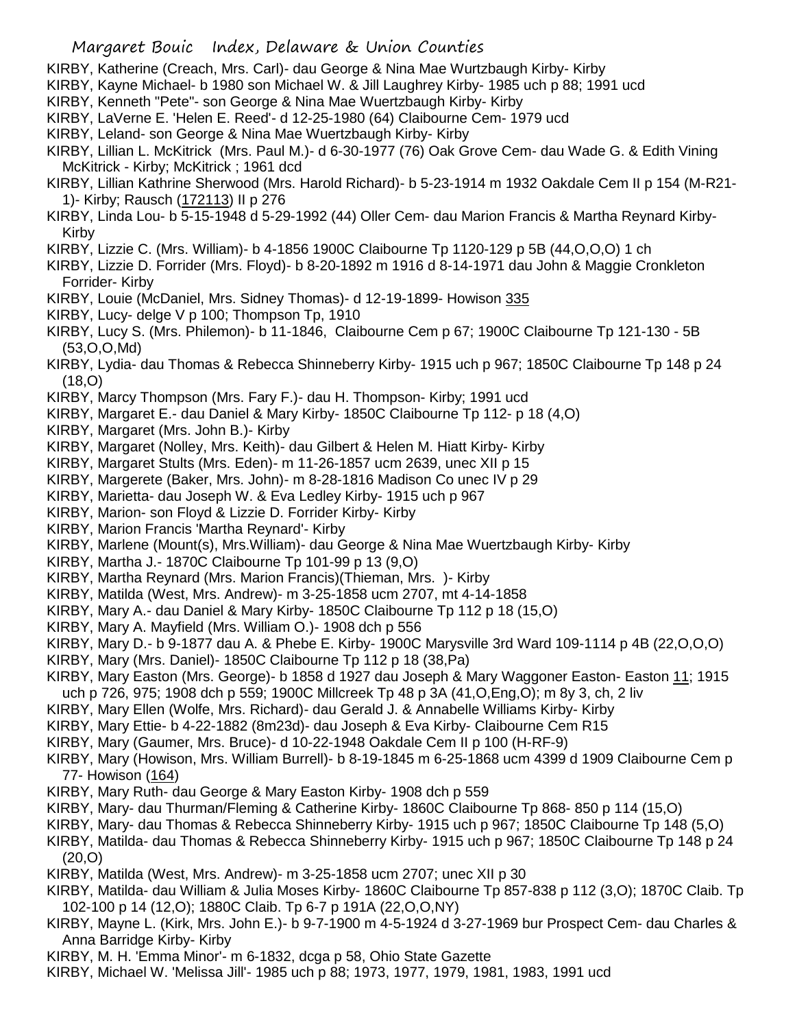KIRBY, Katherine (Creach, Mrs. Carl)- dau George & Nina Mae Wurtzbaugh Kirby- Kirby

KIRBY, Kayne Michael- b 1980 son Michael W. & Jill Laughrey Kirby- 1985 uch p 88; 1991 ucd

KIRBY, Kenneth "Pete"- son George & Nina Mae Wuertzbaugh Kirby- Kirby

KIRBY, LaVerne E. 'Helen E. Reed'- d 12-25-1980 (64) Claibourne Cem- 1979 ucd

KIRBY, Leland- son George & Nina Mae Wuertzbaugh Kirby- Kirby

KIRBY, Lillian L. McKitrick (Mrs. Paul M.)- d 6-30-1977 (76) Oak Grove Cem- dau Wade G. & Edith Vining McKitrick - Kirby; McKitrick ; 1961 dcd

KIRBY, Lillian Kathrine Sherwood (Mrs. Harold Richard)- b 5-23-1914 m 1932 Oakdale Cem II p 154 (M-R21-1)- Kirby; Rausch (172113) II p 276

KIRBY, Linda Lou- b 5-15-1948 d 5-29-1992 (44) Oller Cem- dau Marion Francis & Martha Reynard Kirby- Kirby

KIRBY, Lizzie C. (Mrs. William)- b 4-1856 1900C Claibourne Tp 1120-129 p 5B (44,O,O,O) 1 ch

KIRBY, Lizzie D. Forrider (Mrs. Floyd)- b 8-20-1892 m 1916 d 8-14-1971 dau John & Maggie Cronkleton Forrider- Kirby

KIRBY, Louie (McDaniel, Mrs. Sidney Thomas)- d 12-19-1899- Howison 335

KIRBY, Lucy- delge V p 100; Thompson Tp, 1910

KIRBY, Lucy S. (Mrs. Philemon)- b 11-1846, Claibourne Cem p 67; 1900C Claibourne Tp 121-130 - 5B (53,O,O,Md)

KIRBY, Lydia- dau Thomas & Rebecca Shinneberry Kirby- 1915 uch p 967; 1850C Claibourne Tp 148 p 24 (18,O)

KIRBY, Marcy Thompson (Mrs. Fary F.)- dau H. Thompson- Kirby; 1991 ucd

KIRBY, Margaret E.- dau Daniel & Mary Kirby- 1850C Claibourne Tp 112- p 18 (4,O)

KIRBY, Margaret (Mrs. John B.)- Kirby

KIRBY, Margaret (Nolley, Mrs. Keith)- dau Gilbert & Helen M. Hiatt Kirby- Kirby

KIRBY, Margaret Stults (Mrs. Eden)- m 11-26-1857 ucm 2639, unec XII p 15

KIRBY, Margerete (Baker, Mrs. John)- m 8-28-1816 Madison Co unec IV p 29

KIRBY, Marietta- dau Joseph W. & Eva Ledley Kirby- 1915 uch p 967

KIRBY, Marion- son Floyd & Lizzie D. Forrider Kirby- Kirby

KIRBY, Marion Francis 'Martha Reynard'- Kirby

KIRBY, Marlene (Mount(s), Mrs.William)- dau George & Nina Mae Wuertzbaugh Kirby- Kirby

KIRBY, Martha J.- 1870C Claibourne Tp 101-99 p 13 (9,O)

KIRBY, Martha Reynard (Mrs. Marion Francis)(Thieman, Mrs. )- Kirby

KIRBY, Matilda (West, Mrs. Andrew)- m 3-25-1858 ucm 2707, mt 4-14-1858

KIRBY, Mary A.- dau Daniel & Mary Kirby- 1850C Claibourne Tp 112 p 18 (15,O)

KIRBY, Mary A. Mayfield (Mrs. William O.)- 1908 dch p 556

KIRBY, Mary D.- b 9-1877 dau A. & Phebe E. Kirby- 1900C Marysville 3rd Ward 109-1114 p 4B (22,O,O,O)

KIRBY, Mary (Mrs. Daniel)- 1850C Claibourne Tp 112 p 18 (38,Pa)

KIRBY, Mary Easton (Mrs. George)- b 1858 d 1927 dau Joseph & Mary Waggoner Easton- Easton 11; 1915 uch p 726, 975; 1908 dch p 559; 1900C Millcreek Tp 48 p 3A (41,O,Eng,O); m 8y 3, ch, 2 liv

KIRBY, Mary Ellen (Wolfe, Mrs. Richard)- dau Gerald J. & Annabelle Williams Kirby- Kirby

KIRBY, Mary Ettie- b 4-22-1882 (8m23d)- dau Joseph & Eva Kirby- Claibourne Cem R15

KIRBY, Mary (Gaumer, Mrs. Bruce)- d 10-22-1948 Oakdale Cem II p 100 (H-RF-9)

KIRBY, Mary (Howison, Mrs. William Burrell)- b 8-19-1845 m 6-25-1868 ucm 4399 d 1909 Claibourne Cem p 77- Howison (164)

KIRBY, Mary Ruth- dau George & Mary Easton Kirby- 1908 dch p 559

KIRBY, Mary- dau Thurman/Fleming & Catherine Kirby- 1860C Claibourne Tp 868- 850 p 114 (15,O)

KIRBY, Mary- dau Thomas & Rebecca Shinneberry Kirby- 1915 uch p 967; 1850C Claibourne Tp 148 (5,O)

KIRBY, Matilda- dau Thomas & Rebecca Shinneberry Kirby- 1915 uch p 967; 1850C Claibourne Tp 148 p 24 (20,O)

KIRBY, Matilda (West, Mrs. Andrew)- m 3-25-1858 ucm 2707; unec XII p 30

KIRBY, Matilda- dau William & Julia Moses Kirby- 1860C Claibourne Tp 857-838 p 112 (3,O); 1870C Claib. Tp 102-100 p 14 (12,O); 1880C Claib. Tp 6-7 p 191A (22,O,O,NY)

KIRBY, Mayne L. (Kirk, Mrs. John E.)- b 9-7-1900 m 4-5-1924 d 3-27-1969 bur Prospect Cem- dau Charles & Anna Barridge Kirby- Kirby

KIRBY, M. H. 'Emma Minor'- m 6-1832, dcga p 58, Ohio State Gazette

KIRBY, Michael W. 'Melissa Jill'- 1985 uch p 88; 1973, 1977, 1979, 1981, 1983, 1991 ucd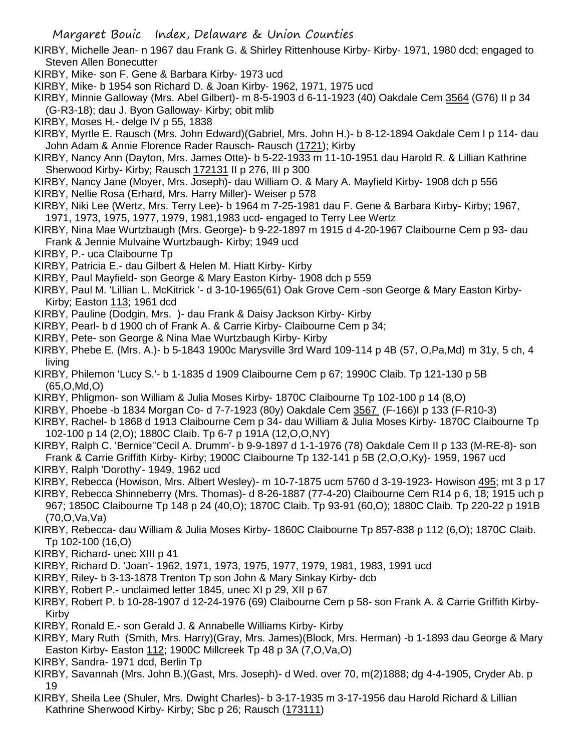KIRBY, Michelle Jean- n 1967 dau Frank G. & Shirley Rittenhouse Kirby- Kirby- 1971, 1980 dcd; engaged to Steven Allen Bonecutter

KIRBY, Mike- son F. Gene & Barbara Kirby- 1973 ucd

KIRBY, Mike- b 1954 son Richard D. & Joan Kirby- 1962, 1971, 1975 ucd

KIRBY, Minnie Galloway (Mrs. Abel Gilbert)- m 8-5-1903 d 6-11-1923 (40) Oakdale Cem 3564 (G76) II p 34 (G-R3-18); dau J. Byon Galloway- Kirby; obit mlib

KIRBY, Moses H.- delge IV p 55, 1838

KIRBY, Myrtle E. Rausch (Mrs. John Edward)(Gabriel, Mrs. John H.)- b 8-12-1894 Oakdale Cem I p 114- dau John Adam & Annie Florence Rader Rausch- Rausch (1721); Kirby

KIRBY, Nancy Ann (Dayton, Mrs. James Otte)- b 5-22-1933 m 11-10-1951 dau Harold R. & Lillian Kathrine Sherwood Kirby- Kirby; Rausch 172131 II p 276, III p 300

KIRBY, Nancy Jane (Moyer, Mrs. Joseph)- dau William O. & Mary A. Mayfield Kirby- 1908 dch p 556

KIRBY, Nellie Rosa (Erhard, Mrs. Harry Miller)- Weiser p 578

KIRBY, Niki Lee (Wertz, Mrs. Terry Lee)- b 1964 m 7-25-1981 dau F. Gene & Barbara Kirby- Kirby; 1967, 1971, 1973, 1975, 1977, 1979, 1981,1983 ucd- engaged to Terry Lee Wertz

KIRBY, Nina Mae Wurtzbaugh (Mrs. George)- b 9-22-1897 m 1915 d 4-20-1967 Claibourne Cem p 93- dau Frank & Jennie Mulvaine Wurtzbaugh- Kirby; 1949 ucd

KIRBY, P.- uca Claibourne Tp

KIRBY, Patricia E.- dau Gilbert & Helen M. Hiatt Kirby- Kirby

KIRBY, Paul Mayfield- son George & Mary Easton Kirby- 1908 dch p 559

KIRBY, Paul M. 'Lillian L. McKitrick '- d 3-10-1965(61) Oak Grove Cem -son George & Mary Easton Kirby- Kirby; Easton 113; 1961 dcd

KIRBY, Pauline (Dodgin, Mrs. )- dau Frank & Daisy Jackson Kirby- Kirby

KIRBY, Pearl- b d 1900 ch of Frank A. & Carrie Kirby- Claibourne Cem p 34;

KIRBY, Pete- son George & Nina Mae Wurtzbaugh Kirby- Kirby

KIRBY, Phebe E. (Mrs. A.)- b 5-1843 1900c Marysville 3rd Ward 109-114 p 4B (57, O,Pa,Md) m 31y, 5 ch, 4 living

KIRBY, Philemon 'Lucy S.'- b 1-1835 d 1909 Claibourne Cem p 67; 1990C Claib. Tp 121-130 p 5B (65,O,Md,O)

KIRBY, Phligmon- son William & Julia Moses Kirby- 1870C Claibourne Tp 102-100 p 14 (8,O)

KIRBY, Phoebe -b 1834 Morgan Co- d 7-7-1923 (80y) Oakdale Cem 3567 (F-166)I p 133 (F-R10-3)

KIRBY, Rachel- b 1868 d 1913 Claibourne Cem p 34- dau William & Julia Moses Kirby- 1870C Claibourne Tp 102-100 p 14 (2,O); 1880C Claib. Tp 6-7 p 191A (12,O,O,NY)

KIRBY, Ralph C. 'Bernice''Cecil A. Drumm'- b 9-9-1897 d 1-1-1976 (78) Oakdale Cem II p 133 (M-RE-8)- son Frank & Carrie Griffith Kirby- Kirby; 1900C Claibourne Tp 132-141 p 5B (2,O,O,Ky)- 1959, 1967 ucd

KIRBY, Ralph 'Dorothy'- 1949, 1962 ucd

KIRBY, Rebecca (Howison, Mrs. Albert Wesley)- m 10-7-1875 ucm 5760 d 3-19-1923- Howison 495; mt 3 p 17

KIRBY, Rebecca Shinneberry (Mrs. Thomas)- d 8-26-1887 (77-4-20) Claibourne Cem R14 p 6, 18; 1915 uch p 967; 1850C Claibourne Tp 148 p 24 (40,O); 1870C Claib. Tp 93-91 (60,O); 1880C Claib. Tp 220-22 p 191B (70,O,Va,Va)

KIRBY, Rebecca- dau William & Julia Moses Kirby- 1860C Claibourne Tp 857-838 p 112 (6,O); 1870C Claib. Tp 102-100 (16,O)

KIRBY, Richard- unec XIII p 41

KIRBY, Richard D. 'Joan'- 1962, 1971, 1973, 1975, 1977, 1979, 1981, 1983, 1991 ucd

KIRBY, Riley- b 3-13-1878 Trenton Tp son John & Mary Sinkay Kirby- dcb

KIRBY, Robert P.- unclaimed letter 1845, unec XI p 29, XII p 67

KIRBY, Robert P. b 10-28-1907 d 12-24-1976 (69) Claibourne Cem p 58- son Frank A. & Carrie Griffith Kirby- Kirby

KIRBY, Ronald E.- son Gerald J. & Annabelle Williams Kirby- Kirby

KIRBY, Mary Ruth (Smith, Mrs. Harry)(Gray, Mrs. James)(Block, Mrs. Herman) -b 1-1893 dau George & Mary Easton Kirby- Easton 112; 1900C Millcreek Tp 48 p 3A (7,O,Va,O)

KIRBY, Sandra- 1971 dcd, Berlin Tp

KIRBY, Savannah (Mrs. John B.)(Gast, Mrs. Joseph)- d Wed. over 70, m(2)1888; dg 4-4-1905, Cryder Ab. p 19

KIRBY, Sheila Lee (Shuler, Mrs. Dwight Charles)- b 3-17-1935 m 3-17-1956 dau Harold Richard & Lillian Kathrine Sherwood Kirby- Kirby; Sbc p 26; Rausch (173111)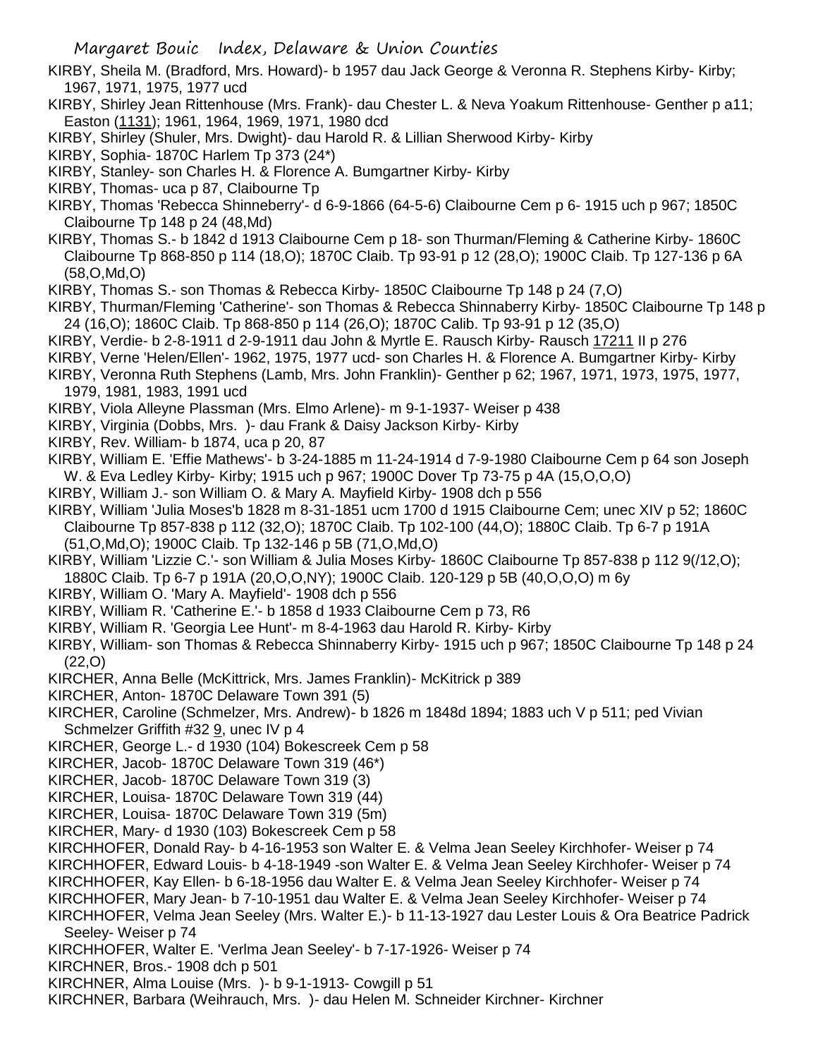KIRBY, Sheila M. (Bradford, Mrs. Howard)- b 1957 dau Jack George & Veronna R. Stephens Kirby- Kirby; 1967, 1971, 1975, 1977 ucd

KIRBY, Shirley Jean Rittenhouse (Mrs. Frank)- dau Chester L. & Neva Yoakum Rittenhouse- Genther p a11; Easton (1131); 1961, 1964, 1969, 1971, 1980 dcd

KIRBY, Shirley (Shuler, Mrs. Dwight)- dau Harold R. & Lillian Sherwood Kirby- Kirby

KIRBY, Sophia- 1870C Harlem Tp 373 (24*)

KIRBY, Stanley- son Charles H. & Florence A. Bumgartner Kirby- Kirby

KIRBY, Thomas- uca p 87, Claibourne Tp

KIRBY, Thomas 'Rebecca Shinneberry'- d 6-9-1866 (64-5-6) Claibourne Cem p 6- 1915 uch p 967; 1850C Claibourne Tp 148 p 24 (48,Md)

KIRBY, Thomas S.- b 1842 d 1913 Claibourne Cem p 18- son Thurman/Fleming & Catherine Kirby- 1860C Claibourne Tp 868-850 p 114 (18,O); 1870C Claib. Tp 93-91 p 12 (28,O); 1900C Claib. Tp 127-136 p 6A (58,O,Md,O)

KIRBY, Thomas S.- son Thomas & Rebecca Kirby- 1850C Claibourne Tp 148 p 24 (7,O)

KIRBY, Thurman/Fleming 'Catherine'- son Thomas & Rebecca Shinnaberry Kirby- 1850C Claibourne Tp 148 p 24 (16,O); 1860C Claib. Tp 868-850 p 114 (26,O); 1870C Calib. Tp 93-91 p 12 (35,O)

KIRBY, Verdie- b 2-8-1911 d 2-9-1911 dau John & Myrtle E. Rausch Kirby- Rausch 17211 II p 276

KIRBY, Verne 'Helen/Ellen'- 1962, 1975, 1977 ucd- son Charles H. & Florence A. Bumgartner Kirby- Kirby

KIRBY, Veronna Ruth Stephens (Lamb, Mrs. John Franklin)- Genther p 62; 1967, 1971, 1973, 1975, 1977, 1979, 1981, 1983, 1991 ucd

KIRBY, Viola Alleyne Plassman (Mrs. Elmo Arlene)- m 9-1-1937- Weiser p 438

KIRBY, Virginia (Dobbs, Mrs. )- dau Frank & Daisy Jackson Kirby- Kirby

KIRBY, Rev. William- b 1874, uca p 20, 87

KIRBY, William E. 'Effie Mathews'- b 3-24-1885 m 11-24-1914 d 7-9-1980 Claibourne Cem p 64 son Joseph W. & Eva Ledley Kirby- Kirby; 1915 uch p 967; 1900C Dover Tp 73-75 p 4A (15,O,O,O)

KIRBY, William J.- son William O. & Mary A. Mayfield Kirby- 1908 dch p 556

KIRBY, William 'Julia Moses'b 1828 m 8-31-1851 ucm 1700 d 1915 Claibourne Cem; unec XIV p 52; 1860C Claibourne Tp 857-838 p 112 (32,O); 1870C Claib. Tp 102-100 (44,O); 1880C Claib. Tp 6-7 p 191A (51,O,Md,O); 1900C Claib. Tp 132-146 p 5B (71,O,Md,O)

KIRBY, William 'Lizzie C.'- son William & Julia Moses Kirby- 1860C Claibourne Tp 857-838 p 112 9(/12,O); 1880C Claib. Tp 6-7 p 191A (20,O,O,NY); 1900C Claib. 120-129 p 5B (40,O,O,O) m 6y

KIRBY, William O. 'Mary A. Mayfield'- 1908 dch p 556

KIRBY, William R. 'Catherine E.'- b 1858 d 1933 Claibourne Cem p 73, R6

KIRBY, William R. 'Georgia Lee Hunt'- m 8-4-1963 dau Harold R. Kirby- Kirby

KIRBY, William- son Thomas & Rebecca Shinnaberry Kirby- 1915 uch p 967; 1850C Claibourne Tp 148 p 24 (22,O)

KIRCHER, Anna Belle (McKittrick, Mrs. James Franklin)- McKitrick p 389

KIRCHER, Anton- 1870C Delaware Town 391 (5)

KIRCHER, Caroline (Schmelzer, Mrs. Andrew)- b 1826 m 1848d 1894; 1883 uch V p 511; ped Vivian Schmelzer Griffith #32 9, unec IV p 4

KIRCHER, George L.- d 1930 (104) Bokescreek Cem p 58

KIRCHER, Jacob- 1870C Delaware Town 319 (46*)

KIRCHER, Jacob- 1870C Delaware Town 319 (3)

KIRCHER, Louisa- 1870C Delaware Town 319 (44)

KIRCHER, Louisa- 1870C Delaware Town 319 (5m)

KIRCHER, Mary- d 1930 (103) Bokescreek Cem p 58

KIRCHHOFER, Donald Ray- b 4-16-1953 son Walter E. & Velma Jean Seeley Kirchhofer- Weiser p 74

KIRCHHOFER, Edward Louis- b 4-18-1949 -son Walter E. & Velma Jean Seeley Kirchhofer- Weiser p 74

KIRCHHOFER, Kay Ellen- b 6-18-1956 dau Walter E. & Velma Jean Seeley Kirchhofer- Weiser p 74

KIRCHHOFER, Mary Jean- b 7-10-1951 dau Walter E. & Velma Jean Seeley Kirchhofer- Weiser p 74

KIRCHHOFER, Velma Jean Seeley (Mrs. Walter E.)- b 11-13-1927 dau Lester Louis & Ora Beatrice Padrick Seeley- Weiser p 74

KIRCHHOFER, Walter E. 'Verlma Jean Seeley'- b 7-17-1926- Weiser p 74

KIRCHNER, Bros.- 1908 dch p 501

KIRCHNER, Alma Louise (Mrs. )- b 9-1-1913- Cowgill p 51

KIRCHNER, Barbara (Weihrauch, Mrs. )- dau Helen M. Schneider Kirchner- Kirchner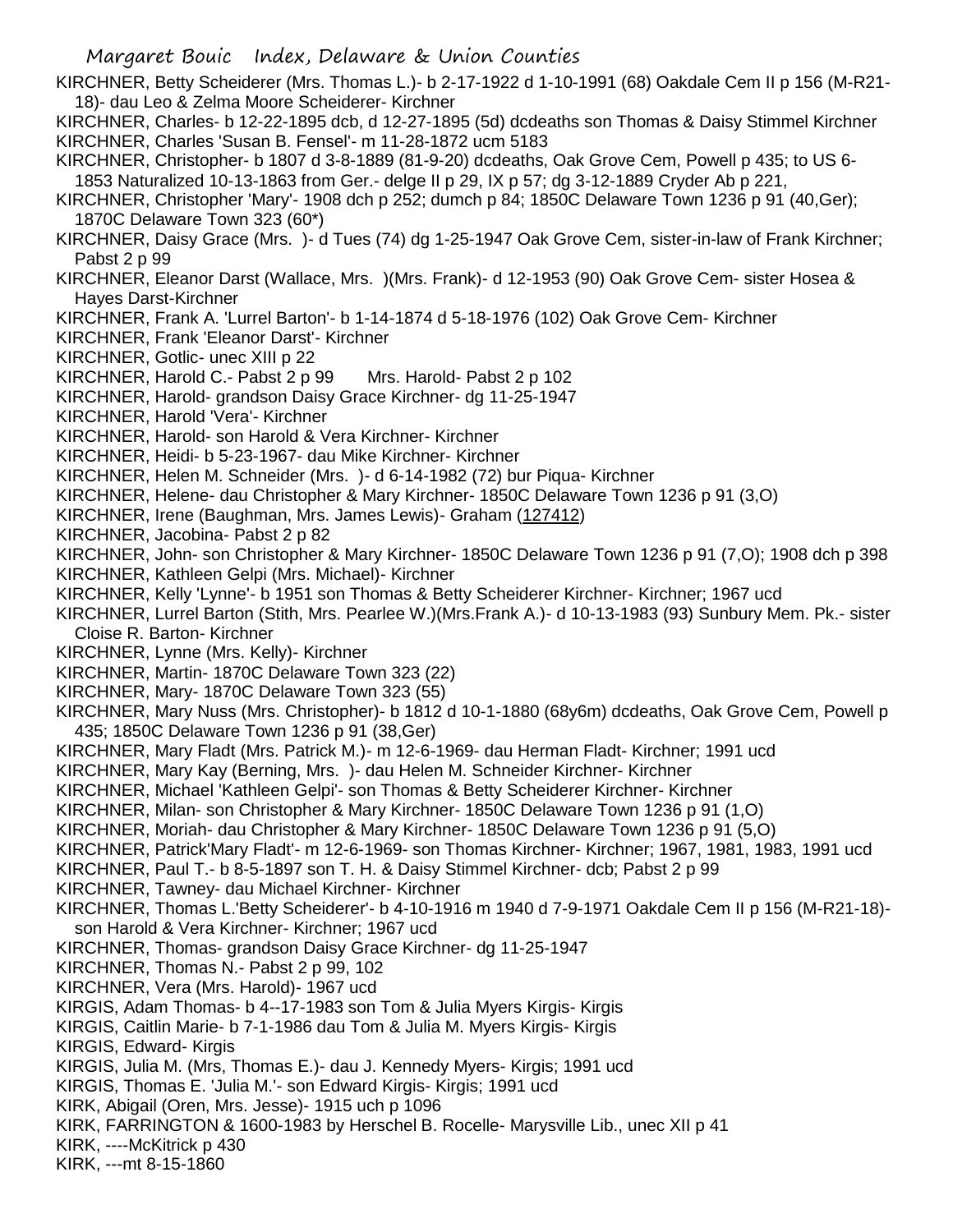KIRCHNER, Betty Scheiderer (Mrs. Thomas L.)- b 2-17-1922 d 1-10-1991 (68) Oakdale Cem II p 156 (M-R21-18)- dau Leo & Zelma Moore Scheiderer- Kirchner

KIRCHNER, Charles- b 12-22-1895 dcb, d 12-27-1895 (5d) dcdeaths son Thomas & Daisy Stimmel Kirchner

KIRCHNER, Charles 'Susan B. Fensel'- m 11-28-1872 ucm 5183

KIRCHNER, Christopher- b 1807 d 3-8-1889 (81-9-20) dcdeaths, Oak Grove Cem, Powell p 435; to US 6-1853 Naturalized 10-13-1863 from Ger.- delge II p 29, IX p 57; dg 3-12-1889 Cryder Ab p 221,

KIRCHNER, Christopher 'Mary'- 1908 dch p 252; dumch p 84; 1850C Delaware Town 1236 p 91 (40,Ger); 1870C Delaware Town 323 (60*)

KIRCHNER, Daisy Grace (Mrs. )- d Tues (74) dg 1-25-1947 Oak Grove Cem, sister-in-law of Frank Kirchner; Pabst 2 p 99

KIRCHNER, Eleanor Darst (Wallace, Mrs. )(Mrs. Frank)- d 12-1953 (90) Oak Grove Cem- sister Hosea & Hayes Darst-Kirchner

KIRCHNER, Frank A. 'Lurrel Barton'- b 1-14-1874 d 5-18-1976 (102) Oak Grove Cem- Kirchner

KIRCHNER, Frank 'Eleanor Darst'- Kirchner

KIRCHNER, Gotlic- unec XIII p 22

KIRCHNER, Harold C.- Pabst 2 p 99 Mrs. Harold- Pabst 2 p 102

KIRCHNER, Harold- grandson Daisy Grace Kirchner- dg 11-25-1947

KIRCHNER, Harold 'Vera'- Kirchner

KIRCHNER, Harold- son Harold & Vera Kirchner- Kirchner

KIRCHNER, Heidi- b 5-23-1967- dau Mike Kirchner- Kirchner

KIRCHNER, Helen M. Schneider (Mrs. )- d 6-14-1982 (72) bur Piqua- Kirchner

KIRCHNER, Helene- dau Christopher & Mary Kirchner- 1850C Delaware Town 1236 p 91 (3,O)

KIRCHNER, Irene (Baughman, Mrs. James Lewis)- Graham (127412)

KIRCHNER, Jacobina- Pabst 2 p 82

KIRCHNER, John- son Christopher & Mary Kirchner- 1850C Delaware Town 1236 p 91 (7,O); 1908 dch p 398

KIRCHNER, Kathleen Gelpi (Mrs. Michael)- Kirchner

KIRCHNER, Kelly 'Lynne'- b 1951 son Thomas & Betty Scheiderer Kirchner- Kirchner; 1967 ucd

KIRCHNER, Lurrel Barton (Stith, Mrs. Pearlee W.)(Mrs.Frank A.)- d 10-13-1983 (93) Sunbury Mem. Pk.- sister Cloise R. Barton- Kirchner

KIRCHNER, Lynne (Mrs. Kelly)- Kirchner

KIRCHNER, Martin- 1870C Delaware Town 323 (22)

KIRCHNER, Mary- 1870C Delaware Town 323 (55)

KIRCHNER, Mary Nuss (Mrs. Christopher)- b 1812 d 10-1-1880 (68y6m) dcdeaths, Oak Grove Cem, Powell p 435; 1850C Delaware Town 1236 p 91 (38,Ger)

KIRCHNER, Mary Fladt (Mrs. Patrick M.)- m 12-6-1969- dau Herman Fladt- Kirchner; 1991 ucd

KIRCHNER, Mary Kay (Berning, Mrs. )- dau Helen M. Schneider Kirchner- Kirchner

KIRCHNER, Michael 'Kathleen Gelpi'- son Thomas & Betty Scheiderer Kirchner- Kirchner

KIRCHNER, Milan- son Christopher & Mary Kirchner- 1850C Delaware Town 1236 p 91 (1,O)

KIRCHNER, Moriah- dau Christopher & Mary Kirchner- 1850C Delaware Town 1236 p 91 (5,O)

KIRCHNER, Patrick'Mary Fladt'- m 12-6-1969- son Thomas Kirchner- Kirchner; 1967, 1981, 1983, 1991 ucd

KIRCHNER, Paul T.- b 8-5-1897 son T. H. & Daisy Stimmel Kirchner- dcb; Pabst 2 p 99

KIRCHNER, Tawney- dau Michael Kirchner- Kirchner

KIRCHNER, Thomas L.'Betty Scheiderer'- b 4-10-1916 m 1940 d 7-9-1971 Oakdale Cem II p 156 (M-R21-18)- son Harold & Vera Kirchner- Kirchner; 1967 ucd

KIRCHNER, Thomas- grandson Daisy Grace Kirchner- dg 11-25-1947

KIRCHNER, Thomas N.- Pabst 2 p 99, 102

KIRCHNER, Vera (Mrs. Harold)- 1967 ucd

KIRGIS, Adam Thomas- b 4--17-1983 son Tom & Julia Myers Kirgis- Kirgis

KIRGIS, Caitlin Marie- b 7-1-1986 dau Tom & Julia M. Myers Kirgis- Kirgis

KIRGIS, Edward- Kirgis

KIRGIS, Julia M. (Mrs, Thomas E.)- dau J. Kennedy Myers- Kirgis; 1991 ucd

KIRGIS, Thomas E. 'Julia M.'- son Edward Kirgis- Kirgis; 1991 ucd

KIRK, Abigail (Oren, Mrs. Jesse)- 1915 uch p 1096

KIRK, FARRINGTON & 1600-1983 by Herschel B. Rocelle- Marysville Lib., unec XII p 41

KIRK, ----McKitrick p 430

KIRK, ---mt 8-15-1860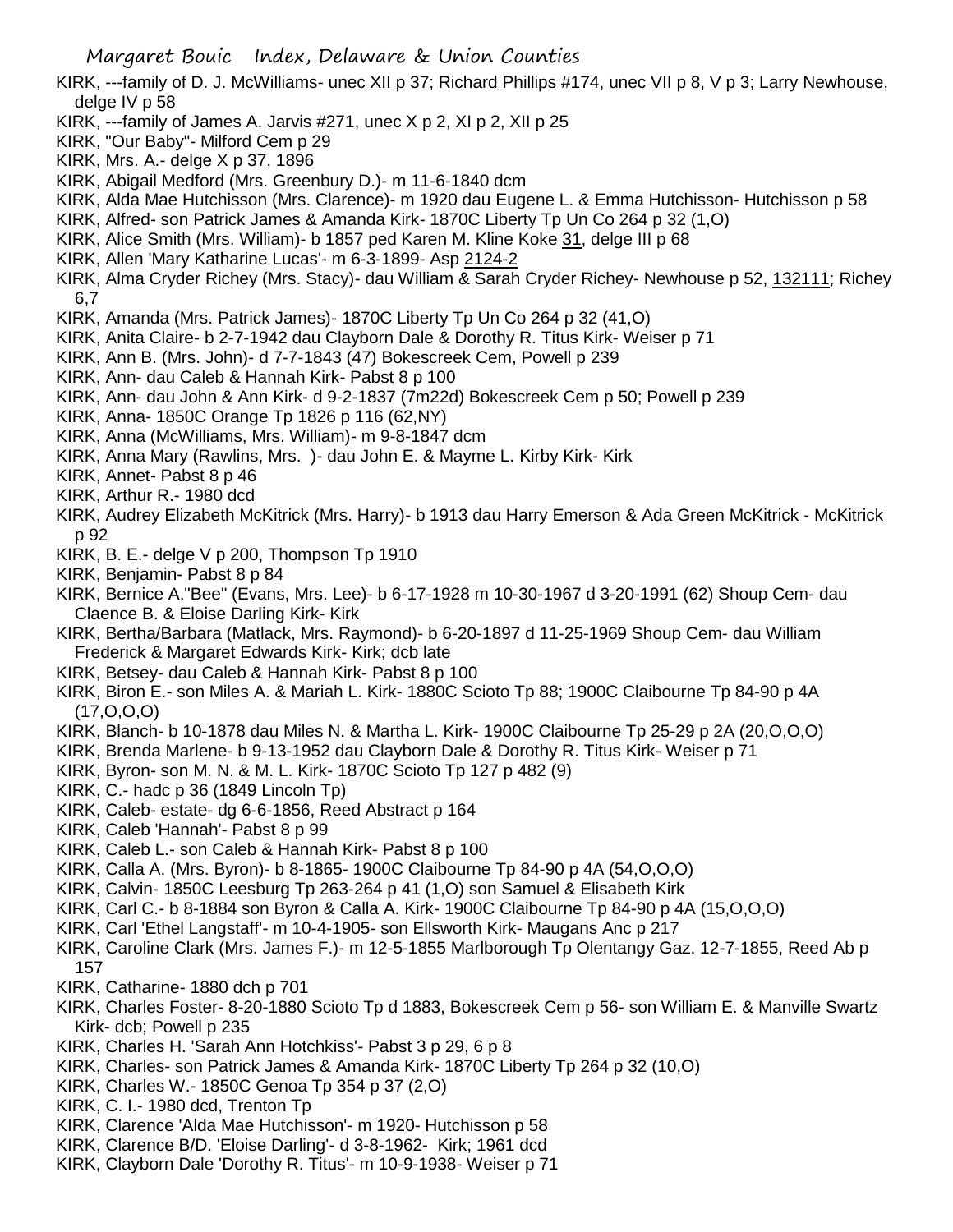KIRK, ---family of D. J. McWilliams- unec XII p 37; Richard Phillips #174, unec VII p 8, V p 3; Larry Newhouse, delge IV p 58

KIRK, ---family of James A. Jarvis #271, unec X p 2, XI p 2, XII p 25

KIRK, "Our Baby"- Milford Cem p 29

KIRK, Mrs. A.- delge X p 37, 1896

KIRK, Abigail Medford (Mrs. Greenbury D.)- m 11-6-1840 dcm

KIRK, Alda Mae Hutchisson (Mrs. Clarence)- m 1920 dau Eugene L. & Emma Hutchisson- Hutchisson p 58

KIRK, Alfred- son Patrick James & Amanda Kirk- 1870C Liberty Tp Un Co 264 p 32 (1,O)

KIRK, Alice Smith (Mrs. William)- b 1857 ped Karen M. Kline Koke 31, delge III p 68

KIRK, Allen 'Mary Katharine Lucas'- m 6-3-1899- Asp 2124-2

KIRK, Alma Cryder Richey (Mrs. Stacy)- dau William & Sarah Cryder Richey- Newhouse p 52, 132111; Richey 6,7

KIRK, Amanda (Mrs. Patrick James)- 1870C Liberty Tp Un Co 264 p 32 (41,O)

KIRK, Anita Claire- b 2-7-1942 dau Clayborn Dale & Dorothy R. Titus Kirk- Weiser p 71

KIRK, Ann B. (Mrs. John)- d 7-7-1843 (47) Bokescreek Cem, Powell p 239

KIRK, Ann- dau Caleb & Hannah Kirk- Pabst 8 p 100

KIRK, Ann- dau John & Ann Kirk- d 9-2-1837 (7m22d) Bokescreek Cem p 50; Powell p 239

KIRK, Anna- 1850C Orange Tp 1826 p 116 (62,NY)

KIRK, Anna (McWilliams, Mrs. William)- m 9-8-1847 dcm

KIRK, Anna Mary (Rawlins, Mrs. )- dau John E. & Mayme L. Kirby Kirk- Kirk

KIRK, Annet- Pabst 8 p 46

KIRK, Arthur R.- 1980 dcd

KIRK, Audrey Elizabeth McKitrick (Mrs. Harry)- b 1913 dau Harry Emerson & Ada Green McKitrick - McKitrick p 92

KIRK, B. E.- delge V p 200, Thompson Tp 1910

KIRK, Benjamin- Pabst 8 p 84

KIRK, Bernice A."Bee" (Evans, Mrs. Lee)- b 6-17-1928 m 10-30-1967 d 3-20-1991 (62) Shoup Cem- dau Claence B. & Eloise Darling Kirk- Kirk

KIRK, Bertha/Barbara (Matlack, Mrs. Raymond)- b 6-20-1897 d 11-25-1969 Shoup Cem- dau William Frederick & Margaret Edwards Kirk- Kirk; dcb late

KIRK, Betsey- dau Caleb & Hannah Kirk- Pabst 8 p 100

KIRK, Biron E.- son Miles A. & Mariah L. Kirk- 1880C Scioto Tp 88; 1900C Claibourne Tp 84-90 p 4A (17,O,O,O)

KIRK, Blanch- b 10-1878 dau Miles N. & Martha L. Kirk- 1900C Claibourne Tp 25-29 p 2A (20,O,O,O)

KIRK, Brenda Marlene- b 9-13-1952 dau Clayborn Dale & Dorothy R. Titus Kirk- Weiser p 71

KIRK, Byron- son M. N. & M. L. Kirk- 1870C Scioto Tp 127 p 482 (9)

KIRK, C.- hadc p 36 (1849 Lincoln Tp)

KIRK, Caleb- estate- dg 6-6-1856, Reed Abstract p 164

KIRK, Caleb 'Hannah'- Pabst 8 p 99

KIRK, Caleb L.- son Caleb & Hannah Kirk- Pabst 8 p 100

KIRK, Calla A. (Mrs. Byron)- b 8-1865- 1900C Claibourne Tp 84-90 p 4A (54,O,O,O)

KIRK, Calvin- 1850C Leesburg Tp 263-264 p 41 (1,O) son Samuel & Elisabeth Kirk

KIRK, Carl C.- b 8-1884 son Byron & Calla A. Kirk- 1900C Claibourne Tp 84-90 p 4A (15,O,O,O)

KIRK, Carl 'Ethel Langstaff'- m 10-4-1905- son Ellsworth Kirk- Maugans Anc p 217

KIRK, Caroline Clark (Mrs. James F.)- m 12-5-1855 Marlborough Tp Olentangy Gaz. 12-7-1855, Reed Ab p 157

KIRK, Catharine- 1880 dch p 701

KIRK, Charles Foster- 8-20-1880 Scioto Tp d 1883, Bokescreek Cem p 56- son William E. & Manville Swartz Kirk- dcb; Powell p 235

KIRK, Charles H. 'Sarah Ann Hotchkiss'- Pabst 3 p 29, 6 p 8

KIRK, Charles- son Patrick James & Amanda Kirk- 1870C Liberty Tp 264 p 32 (10,O)

KIRK, Charles W.- 1850C Genoa Tp 354 p 37 (2,O)

KIRK, C. I.- 1980 dcd, Trenton Tp

KIRK, Clarence 'Alda Mae Hutchisson'- m 1920- Hutchisson p 58

KIRK, Clarence B/D. 'Eloise Darling'- d 3-8-1962- Kirk; 1961 dcd

KIRK, Clayborn Dale 'Dorothy R. Titus'- m 10-9-1938- Weiser p 71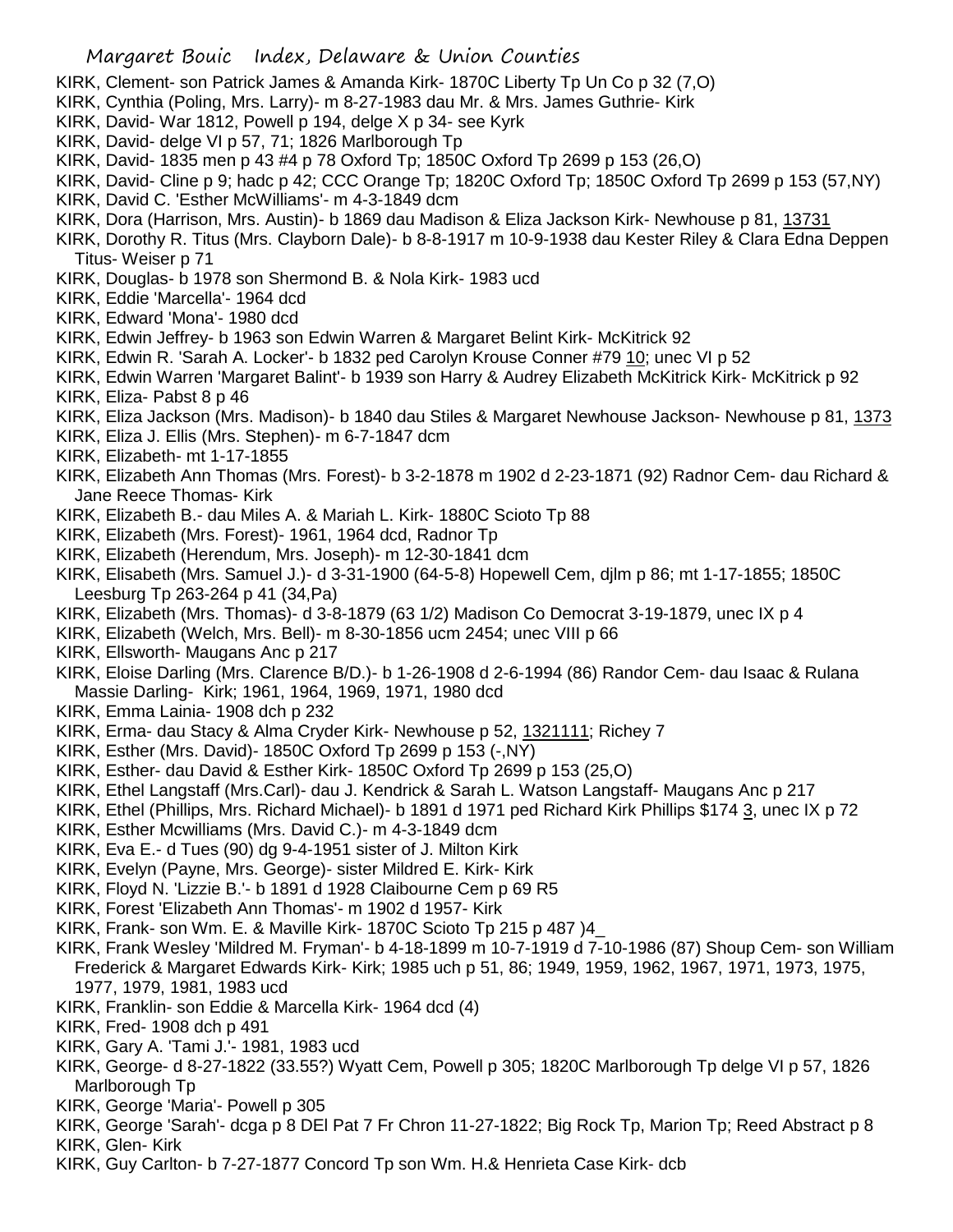KIRK, Clement- son Patrick James & Amanda Kirk- 1870C Liberty Tp Un Co p 32 (7,O)

KIRK, Cynthia (Poling, Mrs. Larry)- m 8-27-1983 dau Mr. & Mrs. James Guthrie- Kirk

KIRK, David- War 1812, Powell p 194, delge X p 34- see Kyrk

KIRK, David- delge VI p 57, 71; 1826 Marlborough Tp

KIRK, David- 1835 men p 43 #4 p 78 Oxford Tp; 1850C Oxford Tp 2699 p 153 (26,O)

KIRK, David- Cline p 9; hadc p 42; CCC Orange Tp; 1820C Oxford Tp; 1850C Oxford Tp 2699 p 153 (57,NY)

KIRK, David C. 'Esther McWilliams'- m 4-3-1849 dcm

KIRK, Dora (Harrison, Mrs. Austin)- b 1869 dau Madison & Eliza Jackson Kirk- Newhouse p 81, 13731

KIRK, Dorothy R. Titus (Mrs. Clayborn Dale)- b 8-8-1917 m 10-9-1938 dau Kester Riley & Clara Edna Deppen Titus- Weiser p 71

KIRK, Douglas- b 1978 son Shermond B. & Nola Kirk- 1983 ucd

KIRK, Eddie 'Marcella'- 1964 dcd

KIRK, Edward 'Mona'- 1980 dcd

KIRK, Edwin Jeffrey- b 1963 son Edwin Warren & Margaret Belint Kirk- McKitrick 92

KIRK, Edwin R. 'Sarah A. Locker'- b 1832 ped Carolyn Krouse Conner #79 10; unec VI p 52

KIRK, Edwin Warren 'Margaret Balint'- b 1939 son Harry & Audrey Elizabeth McKitrick Kirk- McKitrick p 92

KIRK, Eliza- Pabst 8 p 46

KIRK, Eliza Jackson (Mrs. Madison)- b 1840 dau Stiles & Margaret Newhouse Jackson- Newhouse p 81, 1373

KIRK, Eliza J. Ellis (Mrs. Stephen)- m 6-7-1847 dcm

KIRK, Elizabeth- mt 1-17-1855

KIRK, Elizabeth Ann Thomas (Mrs. Forest)- b 3-2-1878 m 1902 d 2-23-1871 (92) Radnor Cem- dau Richard & Jane Reece Thomas- Kirk

KIRK, Elizabeth B.- dau Miles A. & Mariah L. Kirk- 1880C Scioto Tp 88

KIRK, Elizabeth (Mrs. Forest)- 1961, 1964 dcd, Radnor Tp

KIRK, Elizabeth (Herendum, Mrs. Joseph)- m 12-30-1841 dcm

KIRK, Elisabeth (Mrs. Samuel J.)- d 3-31-1900 (64-5-8) Hopewell Cem, djlm p 86; mt 1-17-1855; 1850C Leesburg Tp 263-264 p 41 (34,Pa)

KIRK, Elizabeth (Mrs. Thomas)- d 3-8-1879 (63 1/2) Madison Co Democrat 3-19-1879, unec IX p 4

KIRK, Elizabeth (Welch, Mrs. Bell)- m 8-30-1856 ucm 2454; unec VIII p 66

KIRK, Ellsworth- Maugans Anc p 217

KIRK, Eloise Darling (Mrs. Clarence B/D.)- b 1-26-1908 d 2-6-1994 (86) Randor Cem- dau Isaac & Rulana Massie Darling- Kirk; 1961, 1964, 1969, 1971, 1980 dcd

KIRK, Emma Lainia- 1908 dch p 232

KIRK, Erma- dau Stacy & Alma Cryder Kirk- Newhouse p 52, 1321111; Richey 7

KIRK, Esther (Mrs. David)- 1850C Oxford Tp 2699 p 153 (-,NY)

KIRK, Esther- dau David & Esther Kirk- 1850C Oxford Tp 2699 p 153 (25,O)

KIRK, Ethel Langstaff (Mrs.Carl)- dau J. Kendrick & Sarah L. Watson Langstaff- Maugans Anc p 217

KIRK, Ethel (Phillips, Mrs. Richard Michael)- b 1891 d 1971 ped Richard Kirk Phillips $174 3, unec IX p 72

KIRK, Esther Mcwilliams (Mrs. David C.)- m 4-3-1849 dcm

KIRK, Eva E.- d Tues (90) dg 9-4-1951 sister of J. Milton Kirk

KIRK, Evelyn (Payne, Mrs. George)- sister Mildred E. Kirk- Kirk

KIRK, Floyd N. 'Lizzie B.'- b 1891 d 1928 Claibourne Cem p 69 R5

KIRK, Forest 'Elizabeth Ann Thomas'- m 1902 d 1957- Kirk

KIRK, Frank- son Wm. E. & Maville Kirk- 1870C Scioto Tp 215 p 487 )4_

KIRK, Frank Wesley 'Mildred M. Fryman'- b 4-18-1899 m 10-7-1919 d 7-10-1986 (87) Shoup Cem- son William Frederick & Margaret Edwards Kirk- Kirk; 1985 uch p 51, 86; 1949, 1959, 1962, 1967, 1971, 1973, 1975, 1977, 1979, 1981, 1983 ucd

KIRK, Franklin- son Eddie & Marcella Kirk- 1964 dcd (4)

KIRK, Fred- 1908 dch p 491

KIRK, Gary A. 'Tami J.'- 1981, 1983 ucd

KIRK, George- d 8-27-1822 (33.55?) Wyatt Cem, Powell p 305; 1820C Marlborough Tp delge VI p 57, 1826 Marlborough Tp

KIRK, George 'Maria'- Powell p 305

KIRK, George 'Sarah'- dcga p 8 DEl Pat 7 Fr Chron 11-27-1822; Big Rock Tp, Marion Tp; Reed Abstract p 8

KIRK, Glen- Kirk

KIRK, Guy Carlton- b 7-27-1877 Concord Tp son Wm. H.& Henrieta Case Kirk- dcb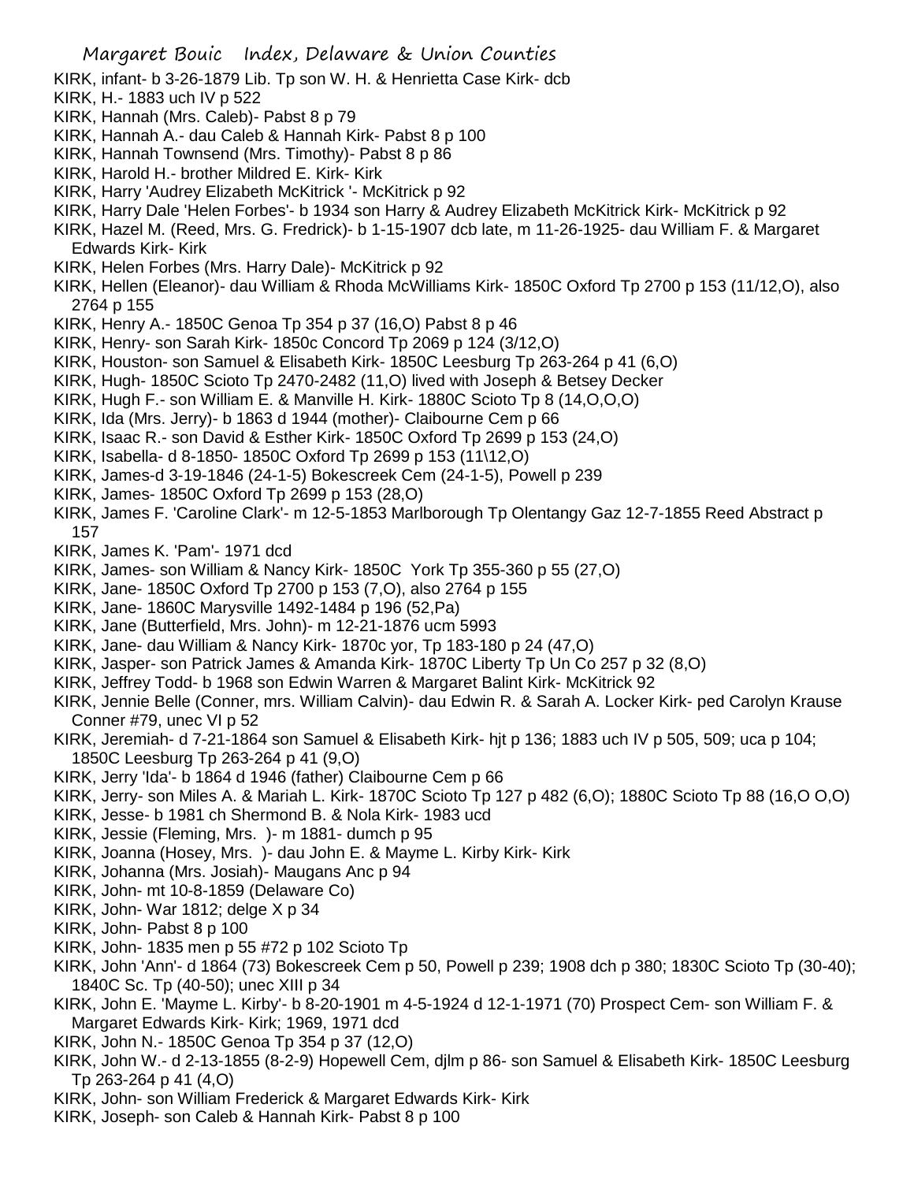KIRK, infant- b 3-26-1879 Lib. Tp son W. H. & Henrietta Case Kirk- dcb
KIRK, H.- 1883 uch IV p 522
KIRK, Hannah (Mrs. Caleb)- Pabst 8 p 79
KIRK, Hannah A.- dau Caleb & Hannah Kirk- Pabst 8 p 100
KIRK, Hannah Townsend (Mrs. Timothy)- Pabst 8 p 86
KIRK, Harold H.- brother Mildred E. Kirk- Kirk
KIRK, Harry 'Audrey Elizabeth McKitrick '- McKitrick p 92
KIRK, Harry Dale 'Helen Forbes'- b 1934 son Harry & Audrey Elizabeth McKitrick Kirk- McKitrick p 92
KIRK, Hazel M. (Reed, Mrs. G. Fredrick)- b 1-15-1907 dcb late, m 11-26-1925- dau William F. & Margaret Edwards Kirk- Kirk
KIRK, Helen Forbes (Mrs. Harry Dale)- McKitrick p 92
KIRK, Hellen (Eleanor)- dau William & Rhoda McWilliams Kirk- 1850C Oxford Tp 2700 p 153 (11/12,O), also 2764 p 155
KIRK, Henry A.- 1850C Genoa Tp 354 p 37 (16,O) Pabst 8 p 46
KIRK, Henry- son Sarah Kirk- 1850c Concord Tp 2069 p 124 (3/12,O)
KIRK, Houston- son Samuel & Elisabeth Kirk- 1850C Leesburg Tp 263-264 p 41 (6,O)
KIRK, Hugh- 1850C Scioto Tp 2470-2482 (11,O) lived with Joseph & Betsey Decker
KIRK, Hugh F.- son William E. & Manville H. Kirk- 1880C Scioto Tp 8 (14,O,O,O)
KIRK, Ida (Mrs. Jerry)- b 1863 d 1944 (mother)- Claibourne Cem p 66
KIRK, Isaac R.- son David & Esther Kirk- 1850C Oxford Tp 2699 p 153 (24,O)
KIRK, Isabella- d 8-1850- 1850C Oxford Tp 2699 p 153 (11\12,O)
KIRK, James-d 3-19-1846 (24-1-5) Bokescreek Cem (24-1-5), Powell p 239
KIRK, James- 1850C Oxford Tp 2699 p 153 (28,O)
KIRK, James F. 'Caroline Clark'- m 12-5-1853 Marlborough Tp Olentangy Gaz 12-7-1855 Reed Abstract p 157
KIRK, James K. 'Pam'- 1971 dcd
KIRK, James- son William & Nancy Kirk- 1850C York Tp 355-360 p 55 (27,O)
KIRK, Jane- 1850C Oxford Tp 2700 p 153 (7,O), also 2764 p 155
KIRK, Jane- 1860C Marysville 1492-1484 p 196 (52,Pa)
KIRK, Jane (Butterfield, Mrs. John)- m 12-21-1876 ucm 5993
KIRK, Jane- dau William & Nancy Kirk- 1870c yor, Tp 183-180 p 24 (47,O)
KIRK, Jasper- son Patrick James & Amanda Kirk- 1870C Liberty Tp Un Co 257 p 32 (8,O)
KIRK, Jeffrey Todd- b 1968 son Edwin Warren & Margaret Balint Kirk- McKitrick 92
KIRK, Jennie Belle (Conner, mrs. William Calvin)- dau Edwin R. & Sarah A. Locker Kirk- ped Carolyn Krause Conner #79, unec VI p 52
KIRK, Jeremiah- d 7-21-1864 son Samuel & Elisabeth Kirk- hjt p 136; 1883 uch IV p 505, 509; uca p 104; 1850C Leesburg Tp 263-264 p 41 (9,O)
KIRK, Jerry 'Ida'- b 1864 d 1946 (father) Claibourne Cem p 66
KIRK, Jerry- son Miles A. & Mariah L. Kirk- 1870C Scioto Tp 127 p 482 (6,O); 1880C Scioto Tp 88 (16,O O,O)
KIRK, Jesse- b 1981 ch Shermond B. & Nola Kirk- 1983 ucd
KIRK, Jessie (Fleming, Mrs. )- m 1881- dumch p 95
KIRK, Joanna (Hosey, Mrs. )- dau John E. & Mayme L. Kirby Kirk- Kirk
KIRK, Johanna (Mrs. Josiah)- Maugans Anc p 94
KIRK, John- mt 10-8-1859 (Delaware Co)
KIRK, John- War 1812; delge X p 34
KIRK, John- Pabst 8 p 100
KIRK, John- 1835 men p 55 #72 p 102 Scioto Tp
KIRK, John 'Ann'- d 1864 (73) Bokescreek Cem p 50, Powell p 239; 1908 dch p 380; 1830C Scioto Tp (30-40); 1840C Sc. Tp (40-50); unec XIII p 34
KIRK, John E. 'Mayme L. Kirby'- b 8-20-1901 m 4-5-1924 d 12-1-1971 (70) Prospect Cem- son William F. & Margaret Edwards Kirk- Kirk; 1969, 1971 dcd
KIRK, John N.- 1850C Genoa Tp 354 p 37 (12,O)
KIRK, John W.- d 2-13-1855 (8-2-9) Hopewell Cem, djlm p 86- son Samuel & Elisabeth Kirk- 1850C Leesburg Tp 263-264 p 41 (4,O)
KIRK, John- son William Frederick & Margaret Edwards Kirk- Kirk
KIRK, Joseph- son Caleb & Hannah Kirk- Pabst 8 p 100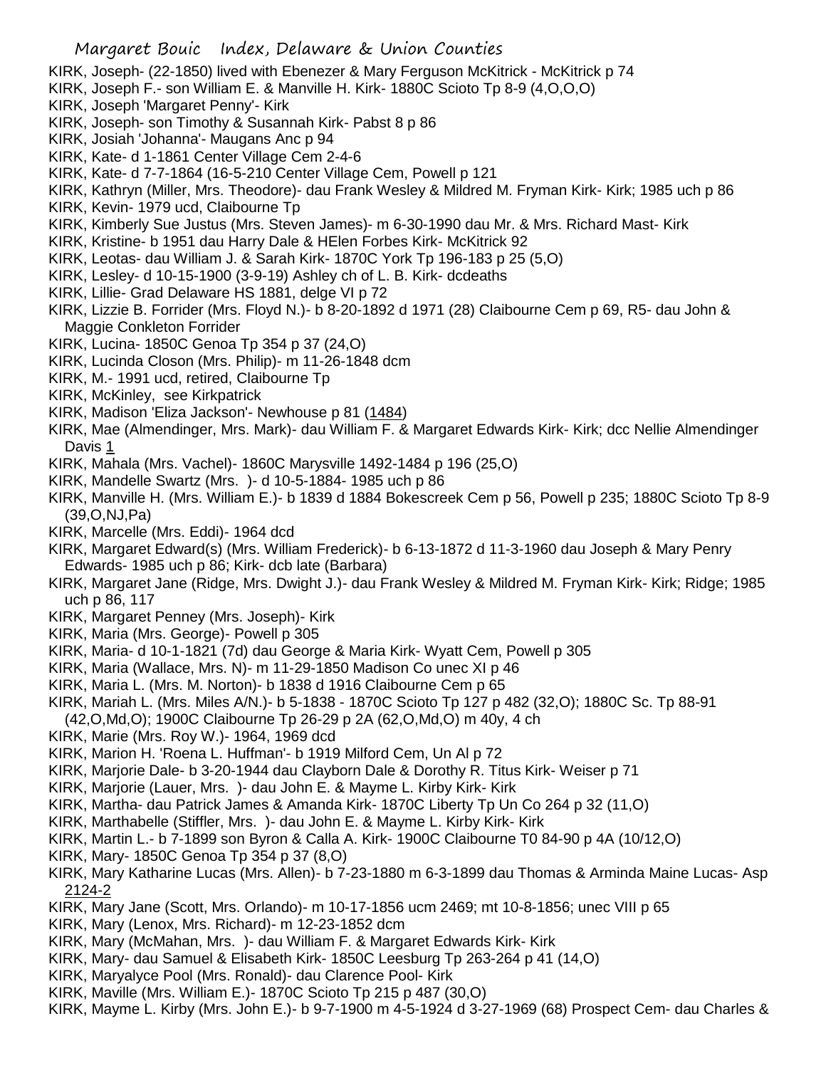KIRK, Joseph- (22-1850) lived with Ebenezer & Mary Ferguson McKitrick - McKitrick p 74
KIRK, Joseph F.- son William E. & Manville H. Kirk- 1880C Scioto Tp 8-9 (4,O,O,O)
KIRK, Joseph 'Margaret Penny'- Kirk
KIRK, Joseph- son Timothy & Susannah Kirk- Pabst 8 p 86
KIRK, Josiah 'Johanna'- Maugans Anc p 94
KIRK, Kate- d 1-1861 Center Village Cem 2-4-6
KIRK, Kate- d 7-7-1864 (16-5-210 Center Village Cem, Powell p 121
KIRK, Kathryn (Miller, Mrs. Theodore)- dau Frank Wesley & Mildred M. Fryman Kirk- Kirk; 1985 uch p 86
KIRK, Kevin- 1979 ucd, Claibourne Tp
KIRK, Kimberly Sue Justus (Mrs. Steven James)- m 6-30-1990 dau Mr. & Mrs. Richard Mast- Kirk
KIRK, Kristine- b 1951 dau Harry Dale & HElen Forbes Kirk- McKitrick 92
KIRK, Leotas- dau William J. & Sarah Kirk- 1870C York Tp 196-183 p 25 (5,O)
KIRK, Lesley- d 10-15-1900 (3-9-19) Ashley ch of L. B. Kirk- dcdeaths
KIRK, Lillie- Grad Delaware HS 1881, delge VI p 72
KIRK, Lizzie B. Forrider (Mrs. Floyd N.)- b 8-20-1892 d 1971 (28) Claibourne Cem p 69, R5- dau John & Maggie Conkleton Forrider
KIRK, Lucina- 1850C Genoa Tp 354 p 37 (24,O)
KIRK, Lucinda Closon (Mrs. Philip)- m 11-26-1848 dcm
KIRK, M.- 1991 ucd, retired, Claibourne Tp
KIRK, McKinley, see Kirkpatrick
KIRK, Madison 'Eliza Jackson'- Newhouse p 81 (1484)
KIRK, Mae (Almendinger, Mrs. Mark)- dau William F. & Margaret Edwards Kirk- Kirk; dcc Nellie Almendinger Davis 1
KIRK, Mahala (Mrs. Vachel)- 1860C Marysville 1492-1484 p 196 (25,O)
KIRK, Mandelle Swartz (Mrs. )- d 10-5-1884- 1985 uch p 86
KIRK, Manville H. (Mrs. William E.)- b 1839 d 1884 Bokescreek Cem p 56, Powell p 235; 1880C Scioto Tp 8-9 (39,O,NJ,Pa)
KIRK, Marcelle (Mrs. Eddi)- 1964 dcd
KIRK, Margaret Edward(s) (Mrs. William Frederick)- b 6-13-1872 d 11-3-1960 dau Joseph & Mary Penry Edwards- 1985 uch p 86; Kirk- dcb late (Barbara)
KIRK, Margaret Jane (Ridge, Mrs. Dwight J.)- dau Frank Wesley & Mildred M. Fryman Kirk- Kirk; Ridge; 1985 uch p 86, 117
KIRK, Margaret Penney (Mrs. Joseph)- Kirk
KIRK, Maria (Mrs. George)- Powell p 305
KIRK, Maria- d 10-1-1821 (7d) dau George & Maria Kirk- Wyatt Cem, Powell p 305
KIRK, Maria (Wallace, Mrs. N)- m 11-29-1850 Madison Co unec XI p 46
KIRK, Maria L. (Mrs. M. Norton)- b 1838 d 1916 Claibourne Cem p 65
KIRK, Mariah L. (Mrs. Miles A/N.)- b 5-1838 - 1870C Scioto Tp 127 p 482 (32,O); 1880C Sc. Tp 88-91 (42,O,Md,O); 1900C Claibourne Tp 26-29 p 2A (62,O,Md,O) m 40y, 4 ch
KIRK, Marie (Mrs. Roy W.)- 1964, 1969 dcd
KIRK, Marion H. 'Roena L. Huffman'- b 1919 Milford Cem, Un Al p 72
KIRK, Marjorie Dale- b 3-20-1944 dau Clayborn Dale & Dorothy R. Titus Kirk- Weiser p 71
KIRK, Marjorie (Lauer, Mrs. )- dau John E. & Mayme L. Kirby Kirk- Kirk
KIRK, Martha- dau Patrick James & Amanda Kirk- 1870C Liberty Tp Un Co 264 p 32 (11,O)
KIRK, Marthabelle (Stiffler, Mrs. )- dau John E. & Mayme L. Kirby Kirk- Kirk
KIRK, Martin L.- b 7-1899 son Byron & Calla A. Kirk- 1900C Claibourne T0 84-90 p 4A (10/12,O)
KIRK, Mary- 1850C Genoa Tp 354 p 37 (8,O)
KIRK, Mary Katharine Lucas (Mrs. Allen)- b 7-23-1880 m 6-3-1899 dau Thomas & Arminda Maine Lucas- Asp 2124-2
KIRK, Mary Jane (Scott, Mrs. Orlando)- m 10-17-1856 ucm 2469; mt 10-8-1856; unec VIII p 65
KIRK, Mary (Lenox, Mrs. Richard)- m 12-23-1852 dcm
KIRK, Mary (McMahan, Mrs. )- dau William F. & Margaret Edwards Kirk- Kirk
KIRK, Mary- dau Samuel & Elisabeth Kirk- 1850C Leesburg Tp 263-264 p 41 (14,O)
KIRK, Maryalyce Pool (Mrs. Ronald)- dau Clarence Pool- Kirk
KIRK, Maville (Mrs. William E.)- 1870C Scioto Tp 215 p 487 (30,O)
KIRK, Mayme L. Kirby (Mrs. John E.)- b 9-7-1900 m 4-5-1924 d 3-27-1969 (68) Prospect Cem- dau Charles &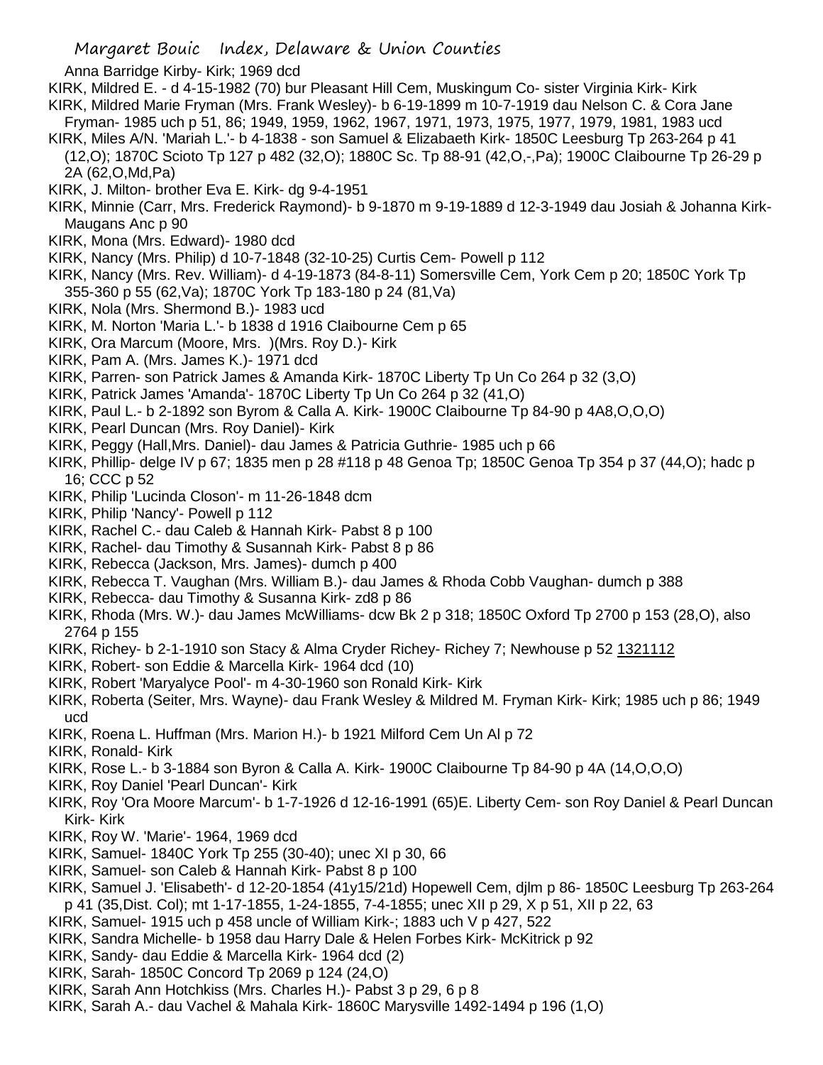Anna Barridge Kirby- Kirk; 1969 dcd

KIRK, Mildred E. - d 4-15-1982 (70) bur Pleasant Hill Cem, Muskingum Co- sister Virginia Kirk- Kirk

KIRK, Mildred Marie Fryman (Mrs. Frank Wesley)- b 6-19-1899 m 10-7-1919 dau Nelson C. & Cora Jane Fryman- 1985 uch p 51, 86; 1949, 1959, 1962, 1967, 1971, 1973, 1975, 1977, 1979, 1981, 1983 ucd

KIRK, Miles A/N. 'Mariah L.'- b 4-1838 - son Samuel & Elizabaeth Kirk- 1850C Leesburg Tp 263-264 p 41 (12,O); 1870C Scioto Tp 127 p 482 (32,O); 1880C Sc. Tp 88-91 (42,O,-,Pa); 1900C Claibourne Tp 26-29 p 2A (62,O,Md,Pa)

KIRK, J. Milton- brother Eva E. Kirk- dg 9-4-1951

KIRK, Minnie (Carr, Mrs. Frederick Raymond)- b 9-1870 m 9-19-1889 d 12-3-1949 dau Josiah & Johanna Kirk- Maugans Anc p 90

KIRK, Mona (Mrs. Edward)- 1980 dcd

KIRK, Nancy (Mrs. Philip) d 10-7-1848 (32-10-25) Curtis Cem- Powell p 112

KIRK, Nancy (Mrs. Rev. William)- d 4-19-1873 (84-8-11) Somersville Cem, York Cem p 20; 1850C York Tp 355-360 p 55 (62,Va); 1870C York Tp 183-180 p 24 (81,Va)

KIRK, Nola (Mrs. Shermond B.)- 1983 ucd

KIRK, M. Norton 'Maria L.'- b 1838 d 1916 Claibourne Cem p 65

KIRK, Ora Marcum (Moore, Mrs. )(Mrs. Roy D.)- Kirk

KIRK, Pam A. (Mrs. James K.)- 1971 dcd

KIRK, Parren- son Patrick James & Amanda Kirk- 1870C Liberty Tp Un Co 264 p 32 (3,O)

KIRK, Patrick James 'Amanda'- 1870C Liberty Tp Un Co 264 p 32 (41,O)

KIRK, Paul L.- b 2-1892 son Byrom & Calla A. Kirk- 1900C Claibourne Tp 84-90 p 4A8,O,O,O)

KIRK, Pearl Duncan (Mrs. Roy Daniel)- Kirk

KIRK, Peggy (Hall,Mrs. Daniel)- dau James & Patricia Guthrie- 1985 uch p 66

KIRK, Phillip- delge IV p 67; 1835 men p 28 #118 p 48 Genoa Tp; 1850C Genoa Tp 354 p 37 (44,O); hadc p 16; CCC p 52

KIRK, Philip 'Lucinda Closon'- m 11-26-1848 dcm

KIRK, Philip 'Nancy'- Powell p 112

KIRK, Rachel C.- dau Caleb & Hannah Kirk- Pabst 8 p 100

KIRK, Rachel- dau Timothy & Susannah Kirk- Pabst 8 p 86

KIRK, Rebecca (Jackson, Mrs. James)- dumch p 400

KIRK, Rebecca T. Vaughan (Mrs. William B.)- dau James & Rhoda Cobb Vaughan- dumch p 388

KIRK, Rebecca- dau Timothy & Susanna Kirk- zd8 p 86

KIRK, Rhoda (Mrs. W.)- dau James McWilliams- dcw Bk 2 p 318; 1850C Oxford Tp 2700 p 153 (28,O), also 2764 p 155

KIRK, Richey- b 2-1-1910 son Stacy & Alma Cryder Richey- Richey 7; Newhouse p 52 1321112

KIRK, Robert- son Eddie & Marcella Kirk- 1964 dcd (10)

KIRK, Robert 'Maryalyce Pool'- m 4-30-1960 son Ronald Kirk- Kirk

KIRK, Roberta (Seiter, Mrs. Wayne)- dau Frank Wesley & Mildred M. Fryman Kirk- Kirk; 1985 uch p 86; 1949 ucd

KIRK, Roena L. Huffman (Mrs. Marion H.)- b 1921 Milford Cem Un Al p 72

KIRK, Ronald- Kirk

KIRK, Rose L.- b 3-1884 son Byron & Calla A. Kirk- 1900C Claibourne Tp 84-90 p 4A (14,O,O,O)

KIRK, Roy Daniel 'Pearl Duncan'- Kirk

KIRK, Roy 'Ora Moore Marcum'- b 1-7-1926 d 12-16-1991 (65)E. Liberty Cem- son Roy Daniel & Pearl Duncan Kirk- Kirk

KIRK, Roy W. 'Marie'- 1964, 1969 dcd

KIRK, Samuel- 1840C York Tp 255 (30-40); unec XI p 30, 66

KIRK, Samuel- son Caleb & Hannah Kirk- Pabst 8 p 100

KIRK, Samuel J. 'Elisabeth'- d 12-20-1854 (41y15/21d) Hopewell Cem, djlm p 86- 1850C Leesburg Tp 263-264 p 41 (35,Dist. Col); mt 1-17-1855, 1-24-1855, 7-4-1855; unec XII p 29, X p 51, XII p 22, 63

KIRK, Samuel- 1915 uch p 458 uncle of William Kirk-; 1883 uch V p 427, 522

KIRK, Sandra Michelle- b 1958 dau Harry Dale & Helen Forbes Kirk- McKitrick p 92

KIRK, Sandy- dau Eddie & Marcella Kirk- 1964 dcd (2)

KIRK, Sarah- 1850C Concord Tp 2069 p 124 (24,O)

KIRK, Sarah Ann Hotchkiss (Mrs. Charles H.)- Pabst 3 p 29, 6 p 8

KIRK, Sarah A.- dau Vachel & Mahala Kirk- 1860C Marysville 1492-1494 p 196 (1,O)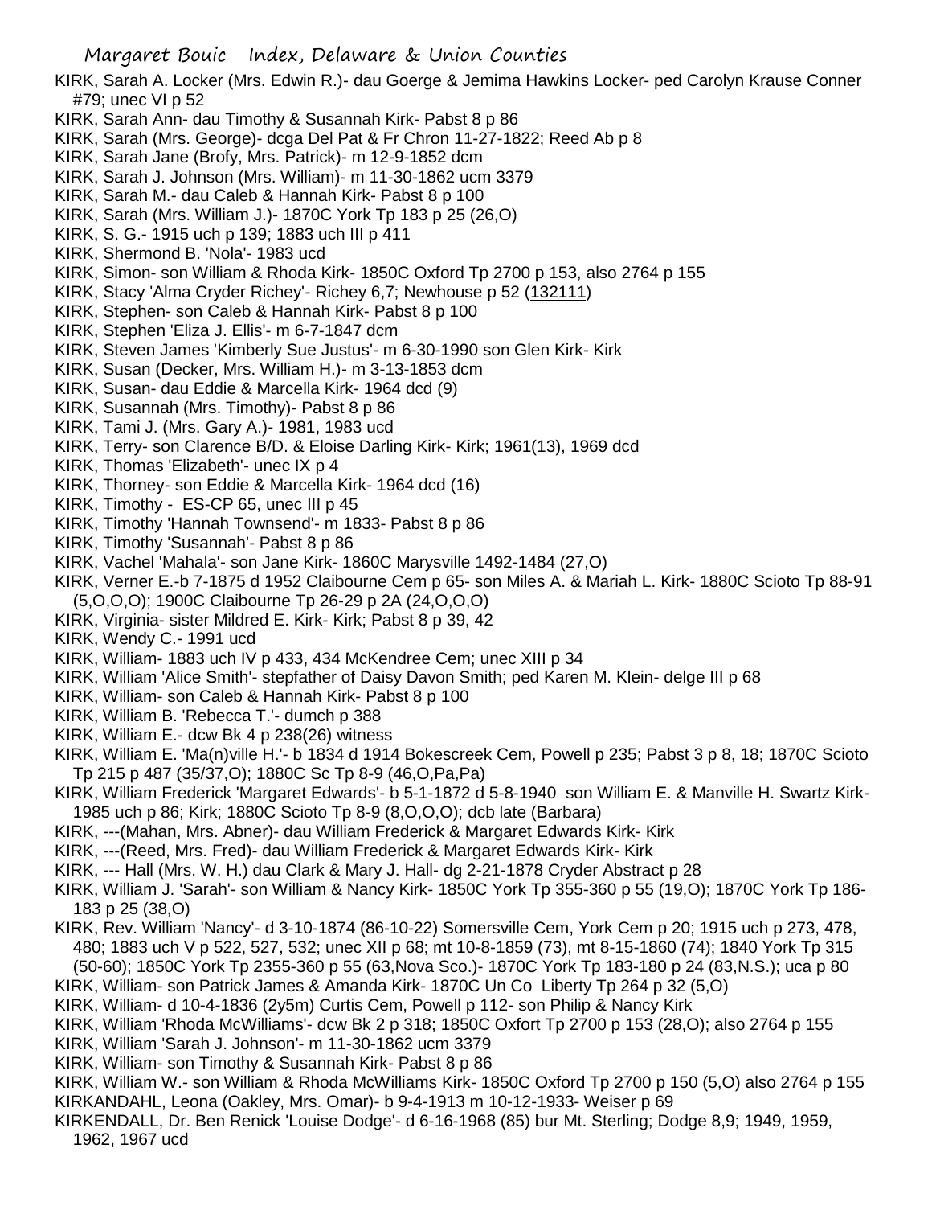KIRK, Sarah A. Locker (Mrs. Edwin R.)- dau Goerge & Jemima Hawkins Locker- ped Carolyn Krause Conner #79; unec VI p 52

KIRK, Sarah Ann- dau Timothy & Susannah Kirk- Pabst 8 p 86

KIRK, Sarah (Mrs. George)- dcga Del Pat & Fr Chron 11-27-1822; Reed Ab p 8

KIRK, Sarah Jane (Brofy, Mrs. Patrick)- m 12-9-1852 dcm

KIRK, Sarah J. Johnson (Mrs. William)- m 11-30-1862 ucm 3379

KIRK, Sarah M.- dau Caleb & Hannah Kirk- Pabst 8 p 100

KIRK, Sarah (Mrs. William J.)- 1870C York Tp 183 p 25 (26,O)

KIRK, S. G.- 1915 uch p 139; 1883 uch III p 411

KIRK, Shermond B. 'Nola'- 1983 ucd

KIRK, Simon- son William & Rhoda Kirk- 1850C Oxford Tp 2700 p 153, also 2764 p 155

KIRK, Stacy 'Alma Cryder Richey'- Richey 6,7; Newhouse p 52 (132111)

KIRK, Stephen- son Caleb & Hannah Kirk- Pabst 8 p 100

KIRK, Stephen 'Eliza J. Ellis'- m 6-7-1847 dcm

KIRK, Steven James 'Kimberly Sue Justus'- m 6-30-1990 son Glen Kirk- Kirk

KIRK, Susan (Decker, Mrs. William H.)- m 3-13-1853 dcm

KIRK, Susan- dau Eddie & Marcella Kirk- 1964 dcd (9)

KIRK, Susannah (Mrs. Timothy)- Pabst 8 p 86

KIRK, Tami J. (Mrs. Gary A.)- 1981, 1983 ucd

KIRK, Terry- son Clarence B/D. & Eloise Darling Kirk- Kirk; 1961(13), 1969 dcd

KIRK, Thomas 'Elizabeth'- unec IX p 4

KIRK, Thorney- son Eddie & Marcella Kirk- 1964 dcd (16)

KIRK, Timothy - ES-CP 65, unec III p 45

KIRK, Timothy 'Hannah Townsend'- m 1833- Pabst 8 p 86

KIRK, Timothy 'Susannah'- Pabst 8 p 86

KIRK, Vachel 'Mahala'- son Jane Kirk- 1860C Marysville 1492-1484 (27,O)

KIRK, Verner E.-b 7-1875 d 1952 Claibourne Cem p 65- son Miles A. & Mariah L. Kirk- 1880C Scioto Tp 88-91 (5,O,O,O); 1900C Claibourne Tp 26-29 p 2A (24,O,O,O)

KIRK, Virginia- sister Mildred E. Kirk- Kirk; Pabst 8 p 39, 42

KIRK, Wendy C.- 1991 ucd

KIRK, William- 1883 uch IV p 433, 434 McKendree Cem; unec XIII p 34

KIRK, William 'Alice Smith'- stepfather of Daisy Davon Smith; ped Karen M. Klein- delge III p 68

KIRK, William- son Caleb & Hannah Kirk- Pabst 8 p 100

KIRK, William B. 'Rebecca T.'- dumch p 388

KIRK, William E.- dcw Bk 4 p 238(26) witness

KIRK, William E. 'Ma(n)ville H.'- b 1834 d 1914 Bokescreek Cem, Powell p 235; Pabst 3 p 8, 18; 1870C Scioto Tp 215 p 487 (35/37,O); 1880C Sc Tp 8-9 (46,O,Pa,Pa)

KIRK, William Frederick 'Margaret Edwards'- b 5-1-1872 d 5-8-1940 son William E. & Manville H. Swartz Kirk- 1985 uch p 86; Kirk; 1880C Scioto Tp 8-9 (8,O,O,O); dcb late (Barbara)

KIRK, ---(Mahan, Mrs. Abner)- dau William Frederick & Margaret Edwards Kirk- Kirk

KIRK, ---(Reed, Mrs. Fred)- dau William Frederick & Margaret Edwards Kirk- Kirk

KIRK, --- Hall (Mrs. W. H.) dau Clark & Mary J. Hall- dg 2-21-1878 Cryder Abstract p 28

KIRK, William J. 'Sarah'- son William & Nancy Kirk- 1850C York Tp 355-360 p 55 (19,O); 1870C York Tp 186-183 p 25 (38,O)

KIRK, Rev. William 'Nancy'- d 3-10-1874 (86-10-22) Somersville Cem, York Cem p 20; 1915 uch p 273, 478, 480; 1883 uch V p 522, 527, 532; unec XII p 68; mt 10-8-1859 (73), mt 8-15-1860 (74); 1840 York Tp 315 (50-60); 1850C York Tp 2355-360 p 55 (63,Nova Sco.)- 1870C York Tp 183-180 p 24 (83,N.S.); uca p 80

KIRK, William- son Patrick James & Amanda Kirk- 1870C Un Co Liberty Tp 264 p 32 (5,O)

KIRK, William- d 10-4-1836 (2y5m) Curtis Cem, Powell p 112- son Philip & Nancy Kirk

KIRK, William 'Rhoda McWilliams'- dcw Bk 2 p 318; 1850C Oxfort Tp 2700 p 153 (28,O); also 2764 p 155

KIRK, William 'Sarah J. Johnson'- m 11-30-1862 ucm 3379

KIRK, William- son Timothy & Susannah Kirk- Pabst 8 p 86

KIRK, William W.- son William & Rhoda McWilliams Kirk- 1850C Oxford Tp 2700 p 150 (5,O) also 2764 p 155

KIRKANDAHL, Leona (Oakley, Mrs. Omar)- b 9-4-1913 m 10-12-1933- Weiser p 69

KIRKENDALL, Dr. Ben Renick 'Louise Dodge'- d 6-16-1968 (85) bur Mt. Sterling; Dodge 8,9; 1949, 1959, 1962, 1967 ucd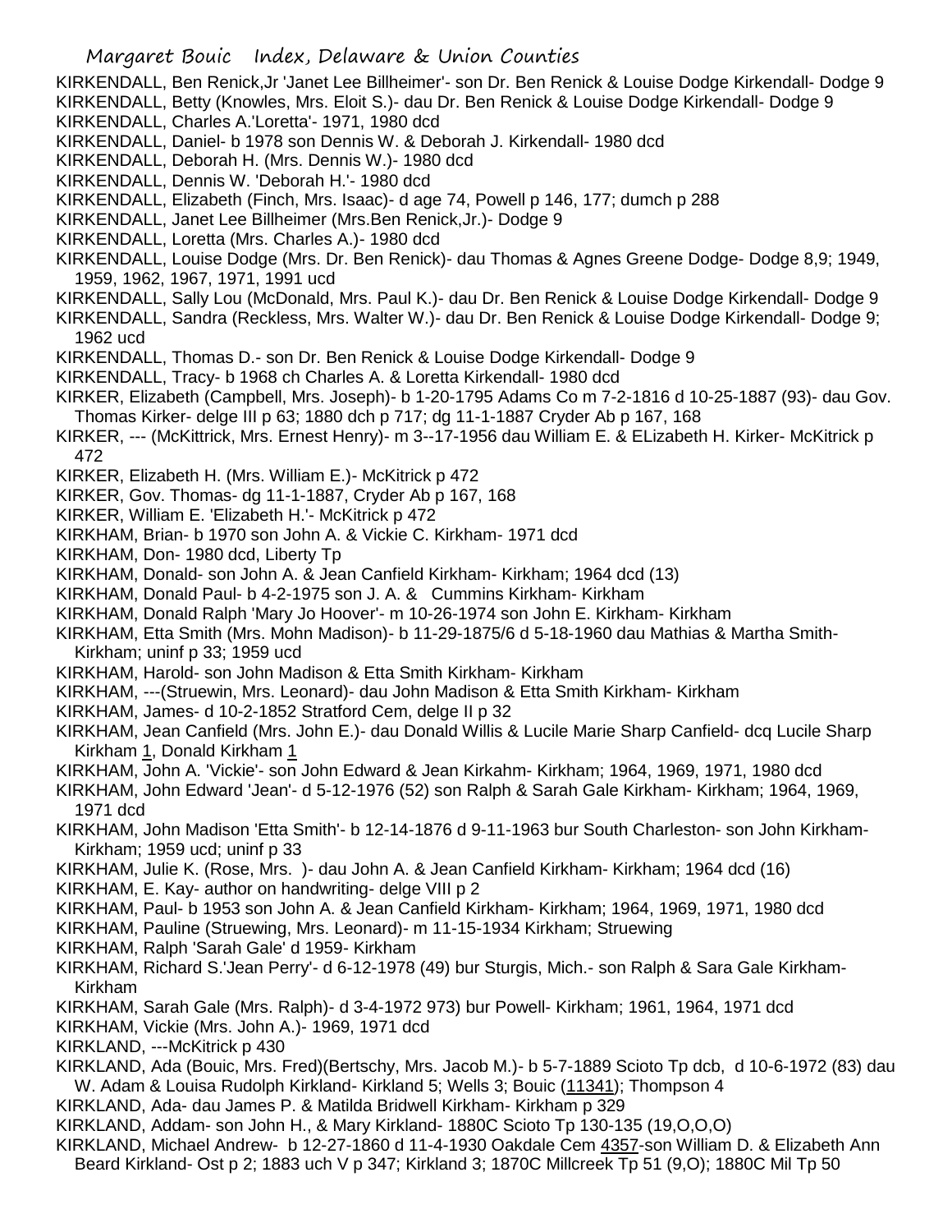KIRKENDALL, Ben Renick,Jr 'Janet Lee Billheimer'- son Dr. Ben Renick & Louise Dodge Kirkendall- Dodge 9
KIRKENDALL, Betty (Knowles, Mrs. Eloit S.)- dau Dr. Ben Renick & Louise Dodge Kirkendall- Dodge 9
KIRKENDALL, Charles A.'Loretta'- 1971, 1980 dcd
KIRKENDALL, Daniel- b 1978 son Dennis W. & Deborah J. Kirkendall- 1980 dcd
KIRKENDALL, Deborah H. (Mrs. Dennis W.)- 1980 dcd
KIRKENDALL, Dennis W. 'Deborah H.'- 1980 dcd
KIRKENDALL, Elizabeth (Finch, Mrs. Isaac)- d age 74, Powell p 146, 177; dumch p 288
KIRKENDALL, Janet Lee Billheimer (Mrs.Ben Renick,Jr.)- Dodge 9
KIRKENDALL, Loretta (Mrs. Charles A.)- 1980 dcd
KIRKENDALL, Louise Dodge (Mrs. Dr. Ben Renick)- dau Thomas & Agnes Greene Dodge- Dodge 8,9; 1949, 1959, 1962, 1967, 1971, 1991 ucd
KIRKENDALL, Sally Lou (McDonald, Mrs. Paul K.)- dau Dr. Ben Renick & Louise Dodge Kirkendall- Dodge 9
KIRKENDALL, Sandra (Reckless, Mrs. Walter W.)- dau Dr. Ben Renick & Louise Dodge Kirkendall- Dodge 9; 1962 ucd
KIRKENDALL, Thomas D.- son Dr. Ben Renick & Louise Dodge Kirkendall- Dodge 9
KIRKENDALL, Tracy- b 1968 ch Charles A. & Loretta Kirkendall- 1980 dcd
KIRKER, Elizabeth (Campbell, Mrs. Joseph)- b 1-20-1795 Adams Co m 7-2-1816 d 10-25-1887 (93)- dau Gov. Thomas Kirker- delge III p 63; 1880 dch p 717; dg 11-1-1887 Cryder Ab p 167, 168
KIRKER, --- (McKittrick, Mrs. Ernest Henry)- m 3--17-1956 dau William E. & ELizabeth H. Kirker- McKitrick p 472
KIRKER, Elizabeth H. (Mrs. William E.)- McKitrick p 472
KIRKER, Gov. Thomas- dg 11-1-1887, Cryder Ab p 167, 168
KIRKER, William E. 'Elizabeth H.'- McKitrick p 472
KIRKHAM, Brian- b 1970 son John A. & Vickie C. Kirkham- 1971 dcd
KIRKHAM, Don- 1980 dcd, Liberty Tp
KIRKHAM, Donald- son John A. & Jean Canfield Kirkham- Kirkham; 1964 dcd (13)
KIRKHAM, Donald Paul- b 4-2-1975 son J. A. & Cummins Kirkham- Kirkham
KIRKHAM, Donald Ralph 'Mary Jo Hoover'- m 10-26-1974 son John E. Kirkham- Kirkham
KIRKHAM, Etta Smith (Mrs. Mohn Madison)- b 11-29-1875/6 d 5-18-1960 dau Mathias & Martha Smith- Kirkham; uninf p 33; 1959 ucd
KIRKHAM, Harold- son John Madison & Etta Smith Kirkham- Kirkham
KIRKHAM, ---(Struewin, Mrs. Leonard)- dau John Madison & Etta Smith Kirkham- Kirkham
KIRKHAM, James- d 10-2-1852 Stratford Cem, delge II p 32
KIRKHAM, Jean Canfield (Mrs. John E.)- dau Donald Willis & Lucile Marie Sharp Canfield- dcq Lucile Sharp Kirkham 1, Donald Kirkham 1
KIRKHAM, John A. 'Vickie'- son John Edward & Jean Kirkahm- Kirkham; 1964, 1969, 1971, 1980 dcd
KIRKHAM, John Edward 'Jean'- d 5-12-1976 (52) son Ralph & Sarah Gale Kirkham- Kirkham; 1964, 1969, 1971 dcd
KIRKHAM, John Madison 'Etta Smith'- b 12-14-1876 d 9-11-1963 bur South Charleston- son John Kirkham- Kirkham; 1959 ucd; uninf p 33
KIRKHAM, Julie K. (Rose, Mrs. )- dau John A. & Jean Canfield Kirkham- Kirkham; 1964 dcd (16)
KIRKHAM, E. Kay- author on handwriting- delge VIII p 2
KIRKHAM, Paul- b 1953 son John A. & Jean Canfield Kirkham- Kirkham; 1964, 1969, 1971, 1980 dcd
KIRKHAM, Pauline (Struewing, Mrs. Leonard)- m 11-15-1934 Kirkham; Struewing
KIRKHAM, Ralph 'Sarah Gale' d 1959- Kirkham
KIRKHAM, Richard S.'Jean Perry'- d 6-12-1978 (49) bur Sturgis, Mich.- son Ralph & Sara Gale Kirkham- Kirkham
KIRKHAM, Sarah Gale (Mrs. Ralph)- d 3-4-1972 973) bur Powell- Kirkham; 1961, 1964, 1971 dcd
KIRKHAM, Vickie (Mrs. John A.)- 1969, 1971 dcd
KIRKLAND, ---McKitrick p 430
KIRKLAND, Ada (Bouic, Mrs. Fred)(Bertschy, Mrs. Jacob M.)- b 5-7-1889 Scioto Tp dcb, d 10-6-1972 (83) dau W. Adam & Louisa Rudolph Kirkland- Kirkland 5; Wells 3; Bouic (11341); Thompson 4
KIRKLAND, Ada- dau James P. & Matilda Bridwell Kirkham- Kirkham p 329
KIRKLAND, Addam- son John H., & Mary Kirkland- 1880C Scioto Tp 130-135 (19,O,O,O)
KIRKLAND, Michael Andrew- b 12-27-1860 d 11-4-1930 Oakdale Cem 4357-son William D. & Elizabeth Ann Beard Kirkland- Ost p 2; 1883 uch V p 347; Kirkland 3; 1870C Millcreek Tp 51 (9,O); 1880C Mil Tp 50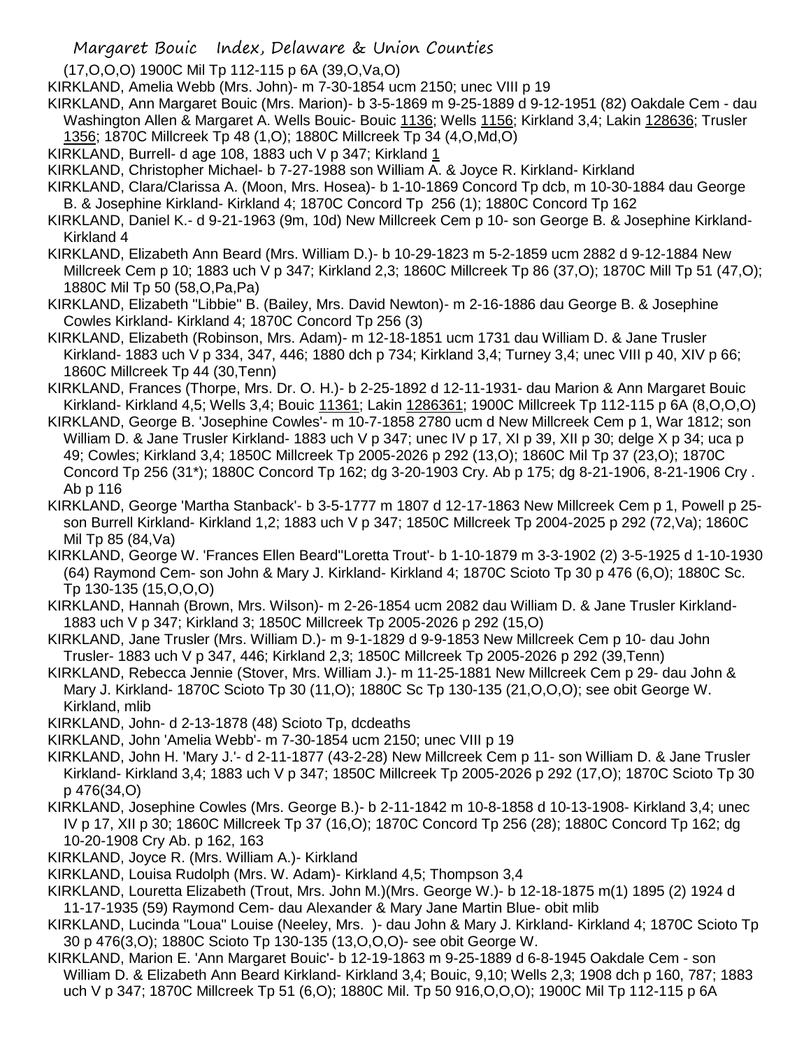(17,O,O,O) 1900C Mil Tp 112-115 p 6A (39,O,Va,O)

KIRKLAND, Amelia Webb (Mrs. John)- m 7-30-1854 ucm 2150; unec VIII p 19

KIRKLAND, Ann Margaret Bouic (Mrs. Marion)- b 3-5-1869 m 9-25-1889 d 9-12-1951 (82) Oakdale Cem - dau Washington Allen & Margaret A. Wells Bouic- Bouic 1136; Wells 1156; Kirkland 3,4; Lakin 128636; Trusler 1356; 1870C Millcreek Tp 48 (1,O); 1880C Millcreek Tp 34 (4,O,Md,O)

KIRKLAND, Burrell- d age 108, 1883 uch V p 347; Kirkland 1

KIRKLAND, Christopher Michael- b 7-27-1988 son William A. & Joyce R. Kirkland- Kirkland

KIRKLAND, Clara/Clarissa A. (Moon, Mrs. Hosea)- b 1-10-1869 Concord Tp dcb, m 10-30-1884 dau George B. & Josephine Kirkland- Kirkland 4; 1870C Concord Tp 256 (1); 1880C Concord Tp 162

KIRKLAND, Daniel K.- d 9-21-1963 (9m, 10d) New Millcreek Cem p 10- son George B. & Josephine Kirkland- Kirkland 4

KIRKLAND, Elizabeth Ann Beard (Mrs. William D.)- b 10-29-1823 m 5-2-1859 ucm 2882 d 9-12-1884 New Millcreek Cem p 10; 1883 uch V p 347; Kirkland 2,3; 1860C Millcreek Tp 86 (37,O); 1870C Mill Tp 51 (47,O); 1880C Mil Tp 50 (58,O,Pa,Pa)

KIRKLAND, Elizabeth "Libbie" B. (Bailey, Mrs. David Newton)- m 2-16-1886 dau George B. & Josephine Cowles Kirkland- Kirkland 4; 1870C Concord Tp 256 (3)

KIRKLAND, Elizabeth (Robinson, Mrs. Adam)- m 12-18-1851 ucm 1731 dau William D. & Jane Trusler Kirkland- 1883 uch V p 334, 347, 446; 1880 dch p 734; Kirkland 3,4; Turney 3,4; unec VIII p 40, XIV p 66; 1860C Millcreek Tp 44 (30,Tenn)

KIRKLAND, Frances (Thorpe, Mrs. Dr. O. H.)- b 2-25-1892 d 12-11-1931- dau Marion & Ann Margaret Bouic Kirkland- Kirkland 4,5; Wells 3,4; Bouic 11361; Lakin 1286361; 1900C Millcreek Tp 112-115 p 6A (8,O,O,O)

KIRKLAND, George B. 'Josephine Cowles'- m 10-7-1858 2780 ucm d New Millcreek Cem p 1, War 1812; son William D. & Jane Trusler Kirkland- 1883 uch V p 347; unec IV p 17, XI p 39, XII p 30; delge X p 34; uca p 49; Cowles; Kirkland 3,4; 1850C Millcreek Tp 2005-2026 p 292 (13,O); 1860C Mil Tp 37 (23,O); 1870C Concord Tp 256 (31*); 1880C Concord Tp 162; dg 3-20-1903 Cry. Ab p 175; dg 8-21-1906, 8-21-1906 Cry . Ab p 116

KIRKLAND, George 'Martha Stanback'- b 3-5-1777 m 1807 d 12-17-1863 New Millcreek Cem p 1, Powell p 25- son Burrell Kirkland- Kirkland 1,2; 1883 uch V p 347; 1850C Millcreek Tp 2004-2025 p 292 (72,Va); 1860C Mil Tp 85 (84,Va)

KIRKLAND, George W. 'Frances Ellen Beard''Loretta Trout'- b 1-10-1879 m 3-3-1902 (2) 3-5-1925 d 1-10-1930 (64) Raymond Cem- son John & Mary J. Kirkland- Kirkland 4; 1870C Scioto Tp 30 p 476 (6,O); 1880C Sc. Tp 130-135 (15,O,O,O)

KIRKLAND, Hannah (Brown, Mrs. Wilson)- m 2-26-1854 ucm 2082 dau William D. & Jane Trusler Kirkland- 1883 uch V p 347; Kirkland 3; 1850C Millcreek Tp 2005-2026 p 292 (15,O)

KIRKLAND, Jane Trusler (Mrs. William D.)- m 9-1-1829 d 9-9-1853 New Millcreek Cem p 10- dau John Trusler- 1883 uch V p 347, 446; Kirkland 2,3; 1850C Millcreek Tp 2005-2026 p 292 (39,Tenn)

KIRKLAND, Rebecca Jennie (Stover, Mrs. William J.)- m 11-25-1881 New Millcreek Cem p 29- dau John & Mary J. Kirkland- 1870C Scioto Tp 30 (11,O); 1880C Sc Tp 130-135 (21,O,O,O); see obit George W. Kirkland, mlib

KIRKLAND, John- d 2-13-1878 (48) Scioto Tp, dcdeaths

KIRKLAND, John 'Amelia Webb'- m 7-30-1854 ucm 2150; unec VIII p 19

KIRKLAND, John H. 'Mary J.'- d 2-11-1877 (43-2-28) New Millcreek Cem p 11- son William D. & Jane Trusler Kirkland- Kirkland 3,4; 1883 uch V p 347; 1850C Millcreek Tp 2005-2026 p 292 (17,O); 1870C Scioto Tp 30 p 476(34,O)

KIRKLAND, Josephine Cowles (Mrs. George B.)- b 2-11-1842 m 10-8-1858 d 10-13-1908- Kirkland 3,4; unec IV p 17, XII p 30; 1860C Millcreek Tp 37 (16,O); 1870C Concord Tp 256 (28); 1880C Concord Tp 162; dg 10-20-1908 Cry Ab. p 162, 163

KIRKLAND, Joyce R. (Mrs. William A.)- Kirkland

KIRKLAND, Louisa Rudolph (Mrs. W. Adam)- Kirkland 4,5; Thompson 3,4

KIRKLAND, Louretta Elizabeth (Trout, Mrs. John M.)(Mrs. George W.)- b 12-18-1875 m(1) 1895 (2) 1924 d 11-17-1935 (59) Raymond Cem- dau Alexander & Mary Jane Martin Blue- obit mlib

KIRKLAND, Lucinda "Loua" Louise (Neeley, Mrs. )- dau John & Mary J. Kirkland- Kirkland 4; 1870C Scioto Tp 30 p 476(3,O); 1880C Scioto Tp 130-135 (13,O,O,O)- see obit George W.

KIRKLAND, Marion E. 'Ann Margaret Bouic'- b 12-19-1863 m 9-25-1889 d 6-8-1945 Oakdale Cem - son William D. & Elizabeth Ann Beard Kirkland- Kirkland 3,4; Bouic, 9,10; Wells 2,3; 1908 dch p 160, 787; 1883 uch V p 347; 1870C Millcreek Tp 51 (6,O); 1880C Mil. Tp 50 916,O,O,O); 1900C Mil Tp 112-115 p 6A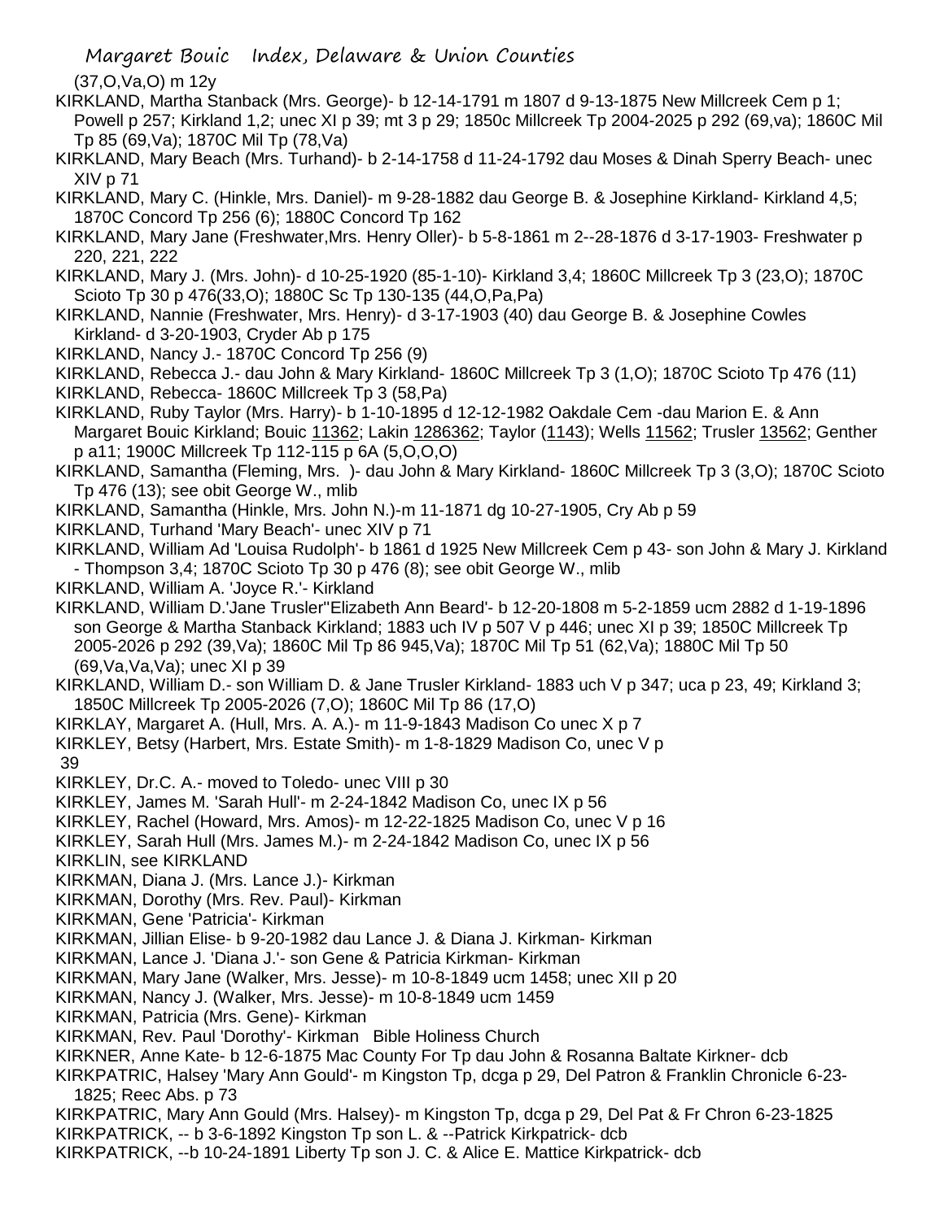(37,O,Va,O) m 12y

KIRKLAND, Martha Stanback (Mrs. George)- b 12-14-1791 m 1807 d 9-13-1875 New Millcreek Cem p 1; Powell p 257; Kirkland 1,2; unec XI p 39; mt 3 p 29; 1850c Millcreek Tp 2004-2025 p 292 (69,va); 1860C Mil Tp 85 (69,Va); 1870C Mil Tp (78,Va)

KIRKLAND, Mary Beach (Mrs. Turhand)- b 2-14-1758 d 11-24-1792 dau Moses & Dinah Sperry Beach- unec XIV p 71

KIRKLAND, Mary C. (Hinkle, Mrs. Daniel)- m 9-28-1882 dau George B. & Josephine Kirkland- Kirkland 4,5; 1870C Concord Tp 256 (6); 1880C Concord Tp 162

KIRKLAND, Mary Jane (Freshwater,Mrs. Henry Oller)- b 5-8-1861 m 2--28-1876 d 3-17-1903- Freshwater p 220, 221, 222

KIRKLAND, Mary J. (Mrs. John)- d 10-25-1920 (85-1-10)- Kirkland 3,4; 1860C Millcreek Tp 3 (23,O); 1870C Scioto Tp 30 p 476(33,O); 1880C Sc Tp 130-135 (44,O,Pa,Pa)

KIRKLAND, Nannie (Freshwater, Mrs. Henry)- d 3-17-1903 (40) dau George B. & Josephine Cowles Kirkland- d 3-20-1903, Cryder Ab p 175

KIRKLAND, Nancy J.- 1870C Concord Tp 256 (9)

KIRKLAND, Rebecca J.- dau John & Mary Kirkland- 1860C Millcreek Tp 3 (1,O); 1870C Scioto Tp 476 (11)

KIRKLAND, Rebecca- 1860C Millcreek Tp 3 (58,Pa)

KIRKLAND, Ruby Taylor (Mrs. Harry)- b 1-10-1895 d 12-12-1982 Oakdale Cem -dau Marion E. & Ann Margaret Bouic Kirkland; Bouic 11362; Lakin 1286362; Taylor (1143); Wells 11562; Trusler 13562; Genther p a11; 1900C Millcreek Tp 112-115 p 6A (5,O,O,O)

KIRKLAND, Samantha (Fleming, Mrs. )- dau John & Mary Kirkland- 1860C Millcreek Tp 3 (3,O); 1870C Scioto Tp 476 (13); see obit George W., mlib

KIRKLAND, Samantha (Hinkle, Mrs. John N.)-m 11-1871 dg 10-27-1905, Cry Ab p 59

KIRKLAND, Turhand 'Mary Beach'- unec XIV p 71

KIRKLAND, William Ad 'Louisa Rudolph'- b 1861 d 1925 New Millcreek Cem p 43- son John & Mary J. Kirkland - Thompson 3,4; 1870C Scioto Tp 30 p 476 (8); see obit George W., mlib

KIRKLAND, William A. 'Joyce R.'- Kirkland

KIRKLAND, William D.'Jane Trusler''Elizabeth Ann Beard'- b 12-20-1808 m 5-2-1859 ucm 2882 d 1-19-1896 son George & Martha Stanback Kirkland; 1883 uch IV p 507 V p 446; unec XI p 39; 1850C Millcreek Tp 2005-2026 p 292 (39,Va); 1860C Mil Tp 86 945,Va); 1870C Mil Tp 51 (62,Va); 1880C Mil Tp 50 (69,Va,Va,Va); unec XI p 39

KIRKLAND, William D.- son William D. & Jane Trusler Kirkland- 1883 uch V p 347; uca p 23, 49; Kirkland 3; 1850C Millcreek Tp 2005-2026 (7,O); 1860C Mil Tp 86 (17,O)

KIRKLAY, Margaret A. (Hull, Mrs. A. A.)- m 11-9-1843 Madison Co unec X p 7

KIRKLEY, Betsy (Harbert, Mrs. Estate Smith)- m 1-8-1829 Madison Co, unec V p 39

KIRKLEY, Dr.C. A.- moved to Toledo- unec VIII p 30

KIRKLEY, James M. 'Sarah Hull'- m 2-24-1842 Madison Co, unec IX p 56

KIRKLEY, Rachel (Howard, Mrs. Amos)- m 12-22-1825 Madison Co, unec V p 16

KIRKLEY, Sarah Hull (Mrs. James M.)- m 2-24-1842 Madison Co, unec IX p 56

KIRKLIN, see KIRKLAND

KIRKMAN, Diana J. (Mrs. Lance J.)- Kirkman

KIRKMAN, Dorothy (Mrs. Rev. Paul)- Kirkman

KIRKMAN, Gene 'Patricia'- Kirkman

KIRKMAN, Jillian Elise- b 9-20-1982 dau Lance J. & Diana J. Kirkman- Kirkman

KIRKMAN, Lance J. 'Diana J.'- son Gene & Patricia Kirkman- Kirkman

KIRKMAN, Mary Jane (Walker, Mrs. Jesse)- m 10-8-1849 ucm 1458; unec XII p 20

KIRKMAN, Nancy J. (Walker, Mrs. Jesse)- m 10-8-1849 ucm 1459

KIRKMAN, Patricia (Mrs. Gene)- Kirkman

KIRKMAN, Rev. Paul 'Dorothy'- Kirkman Bible Holiness Church

KIRKNER, Anne Kate- b 12-6-1875 Mac County For Tp dau John & Rosanna Baltate Kirkner- dcb

KIRKPATRIC, Halsey 'Mary Ann Gould'- m Kingston Tp, dcga p 29, Del Patron & Franklin Chronicle 6-23-1825; Reec Abs. p 73

KIRKPATRIC, Mary Ann Gould (Mrs. Halsey)- m Kingston Tp, dcga p 29, Del Pat & Fr Chron 6-23-1825

KIRKPATRICK, -- b 3-6-1892 Kingston Tp son L. & --Patrick Kirkpatrick- dcb

KIRKPATRICK, --b 10-24-1891 Liberty Tp son J. C. & Alice E. Mattice Kirkpatrick- dcb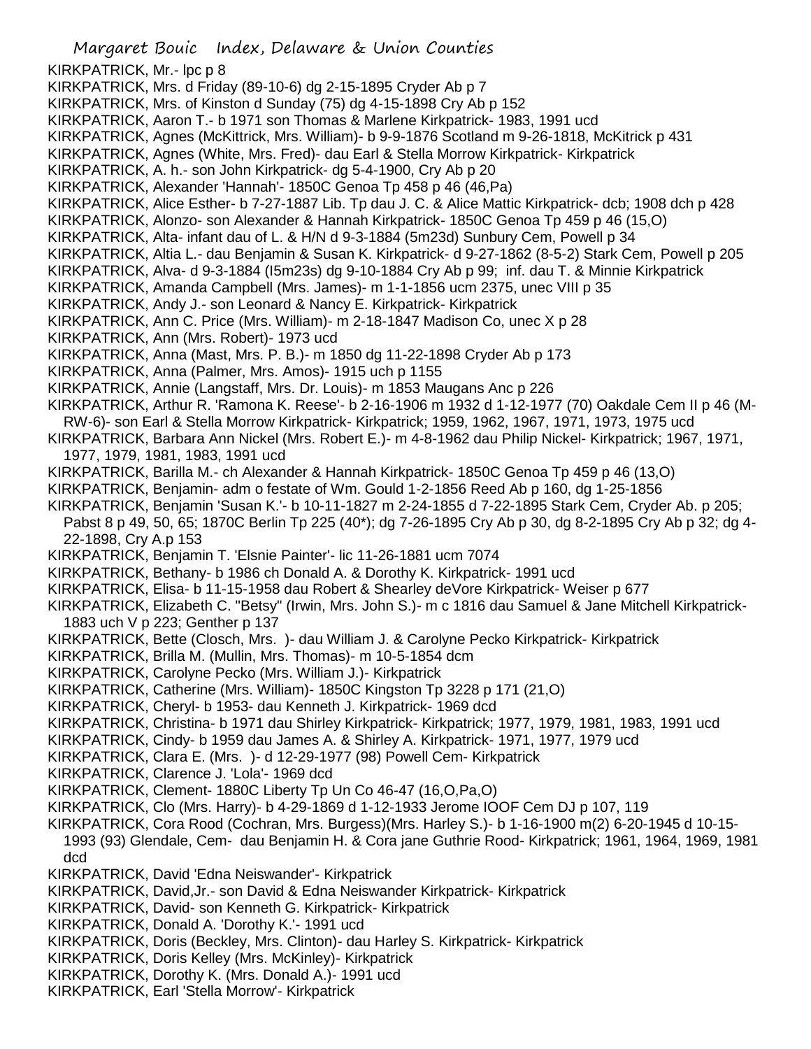KIRKPATRICK, Mr.- lpc p 8
KIRKPATRICK, Mrs. d Friday (89-10-6) dg 2-15-1895 Cryder Ab p 7
KIRKPATRICK, Mrs. of Kinston d Sunday (75) dg 4-15-1898 Cry Ab p 152
KIRKPATRICK, Aaron T.- b 1971 son Thomas & Marlene Kirkpatrick- 1983, 1991 ucd
KIRKPATRICK, Agnes (McKittrick, Mrs. William)- b 9-9-1876 Scotland m 9-26-1818, McKitrick p 431
KIRKPATRICK, Agnes (White, Mrs. Fred)- dau Earl & Stella Morrow Kirkpatrick- Kirkpatrick
KIRKPATRICK, A. h.- son John Kirkpatrick- dg 5-4-1900, Cry Ab p 20
KIRKPATRICK, Alexander 'Hannah'- 1850C Genoa Tp 458 p 46 (46,Pa)
KIRKPATRICK, Alice Esther- b 7-27-1887 Lib. Tp dau J. C. & Alice Mattic Kirkpatrick- dcb; 1908 dch p 428
KIRKPATRICK, Alonzo- son Alexander & Hannah Kirkpatrick- 1850C Genoa Tp 459 p 46 (15,O)
KIRKPATRICK, Alta- infant dau of L. & H/N d 9-3-1884 (5m23d) Sunbury Cem, Powell p 34
KIRKPATRICK, Altia L.- dau Benjamin & Susan K. Kirkpatrick- d 9-27-1862 (8-5-2) Stark Cem, Powell p 205
KIRKPATRICK, Alva- d 9-3-1884 (I5m23s) dg 9-10-1884 Cry Ab p 99; inf. dau T. & Minnie Kirkpatrick
KIRKPATRICK, Amanda Campbell (Mrs. James)- m 1-1-1856 ucm 2375, unec VIII p 35
KIRKPATRICK, Andy J.- son Leonard & Nancy E. Kirkpatrick- Kirkpatrick
KIRKPATRICK, Ann C. Price (Mrs. William)- m 2-18-1847 Madison Co, unec X p 28
KIRKPATRICK, Ann (Mrs. Robert)- 1973 ucd
KIRKPATRICK, Anna (Mast, Mrs. P. B.)- m 1850 dg 11-22-1898 Cryder Ab p 173
KIRKPATRICK, Anna (Palmer, Mrs. Amos)- 1915 uch p 1155
KIRKPATRICK, Annie (Langstaff, Mrs. Dr. Louis)- m 1853 Maugans Anc p 226
KIRKPATRICK, Arthur R. 'Ramona K. Reese'- b 2-16-1906 m 1932 d 1-12-1977 (70) Oakdale Cem II p 46 (M-RW-6)- son Earl & Stella Morrow Kirkpatrick- Kirkpatrick; 1959, 1962, 1967, 1971, 1973, 1975 ucd
KIRKPATRICK, Barbara Ann Nickel (Mrs. Robert E.)- m 4-8-1962 dau Philip Nickel- Kirkpatrick; 1967, 1971, 1977, 1979, 1981, 1983, 1991 ucd
KIRKPATRICK, Barilla M.- ch Alexander & Hannah Kirkpatrick- 1850C Genoa Tp 459 p 46 (13,O)
KIRKPATRICK, Benjamin- adm o festate of Wm. Gould 1-2-1856 Reed Ab p 160, dg 1-25-1856
KIRKPATRICK, Benjamin 'Susan K.'- b 10-11-1827 m 2-24-1855 d 7-22-1895 Stark Cem, Cryder Ab. p 205; Pabst 8 p 49, 50, 65; 1870C Berlin Tp 225 (40*); dg 7-26-1895 Cry Ab p 30, dg 8-2-1895 Cry Ab p 32; dg 4-22-1898, Cry A.p 153
KIRKPATRICK, Benjamin T. 'Elsnie Painter'- lic 11-26-1881 ucm 7074
KIRKPATRICK, Bethany- b 1986 ch Donald A. & Dorothy K. Kirkpatrick- 1991 ucd
KIRKPATRICK, Elisa- b 11-15-1958 dau Robert & Shearley deVore Kirkpatrick- Weiser p 677
KIRKPATRICK, Elizabeth C. "Betsy" (Irwin, Mrs. John S.)- m c 1816 dau Samuel & Jane Mitchell Kirkpatrick- 1883 uch V p 223; Genther p 137
KIRKPATRICK, Bette (Closch, Mrs. )- dau William J. & Carolyne Pecko Kirkpatrick- Kirkpatrick
KIRKPATRICK, Brilla M. (Mullin, Mrs. Thomas)- m 10-5-1854 dcm
KIRKPATRICK, Carolyne Pecko (Mrs. William J.)- Kirkpatrick
KIRKPATRICK, Catherine (Mrs. William)- 1850C Kingston Tp 3228 p 171 (21,O)
KIRKPATRICK, Cheryl- b 1953- dau Kenneth J. Kirkpatrick- 1969 dcd
KIRKPATRICK, Christina- b 1971 dau Shirley Kirkpatrick- Kirkpatrick; 1977, 1979, 1981, 1983, 1991 ucd
KIRKPATRICK, Cindy- b 1959 dau James A. & Shirley A. Kirkpatrick- 1971, 1977, 1979 ucd
KIRKPATRICK, Clara E. (Mrs. )- d 12-29-1977 (98) Powell Cem- Kirkpatrick
KIRKPATRICK, Clarence J. 'Lola'- 1969 dcd
KIRKPATRICK, Clement- 1880C Liberty Tp Un Co 46-47 (16,O,Pa,O)
KIRKPATRICK, Clo (Mrs. Harry)- b 4-29-1869 d 1-12-1933 Jerome IOOF Cem DJ p 107, 119
KIRKPATRICK, Cora Rood (Cochran, Mrs. Burgess)(Mrs. Harley S.)- b 1-16-1900 m(2) 6-20-1945 d 10-15-1993 (93) Glendale, Cem- dau Benjamin H. & Cora jane Guthrie Rood- Kirkpatrick; 1961, 1964, 1969, 1981 dcd
KIRKPATRICK, David 'Edna Neiswander'- Kirkpatrick
KIRKPATRICK, David,Jr.- son David & Edna Neiswander Kirkpatrick- Kirkpatrick
KIRKPATRICK, David- son Kenneth G. Kirkpatrick- Kirkpatrick
KIRKPATRICK, Donald A. 'Dorothy K.'- 1991 ucd
KIRKPATRICK, Doris (Beckley, Mrs. Clinton)- dau Harley S. Kirkpatrick- Kirkpatrick
KIRKPATRICK, Doris Kelley (Mrs. McKinley)- Kirkpatrick
KIRKPATRICK, Dorothy K. (Mrs. Donald A.)- 1991 ucd
KIRKPATRICK, Earl 'Stella Morrow'- Kirkpatrick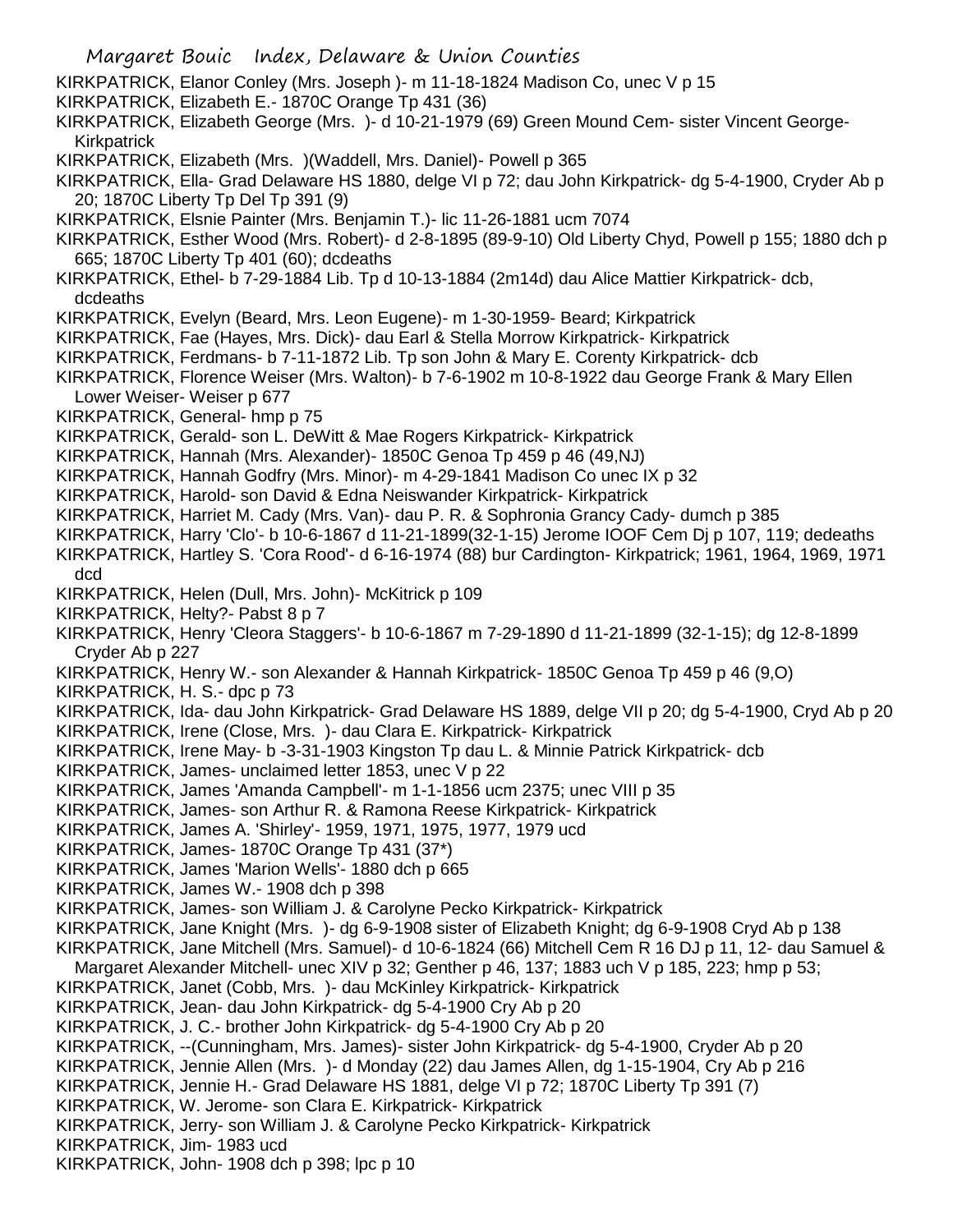KIRKPATRICK, Elanor Conley (Mrs. Joseph )- m 11-18-1824 Madison Co, unec V p 15

KIRKPATRICK, Elizabeth E.- 1870C Orange Tp 431 (36)

KIRKPATRICK, Elizabeth George (Mrs. )- d 10-21-1979 (69) Green Mound Cem- sister Vincent George- Kirkpatrick

KIRKPATRICK, Elizabeth (Mrs. )(Waddell, Mrs. Daniel)- Powell p 365

KIRKPATRICK, Ella- Grad Delaware HS 1880, delge VI p 72; dau John Kirkpatrick- dg 5-4-1900, Cryder Ab p 20; 1870C Liberty Tp Del Tp 391 (9)

KIRKPATRICK, Elsnie Painter (Mrs. Benjamin T.)- lic 11-26-1881 ucm 7074

KIRKPATRICK, Esther Wood (Mrs. Robert)- d 2-8-1895 (89-9-10) Old Liberty Chyd, Powell p 155; 1880 dch p 665; 1870C Liberty Tp 401 (60); dcdeaths

KIRKPATRICK, Ethel- b 7-29-1884 Lib. Tp d 10-13-1884 (2m14d) dau Alice Mattier Kirkpatrick- dcb, dcdeaths

KIRKPATRICK, Evelyn (Beard, Mrs. Leon Eugene)- m 1-30-1959- Beard; Kirkpatrick

KIRKPATRICK, Fae (Hayes, Mrs. Dick)- dau Earl & Stella Morrow Kirkpatrick- Kirkpatrick

KIRKPATRICK, Ferdmans- b 7-11-1872 Lib. Tp son John & Mary E. Corenty Kirkpatrick- dcb

KIRKPATRICK, Florence Weiser (Mrs. Walton)- b 7-6-1902 m 10-8-1922 dau George Frank & Mary Ellen Lower Weiser- Weiser p 677

KIRKPATRICK, General- hmp p 75

KIRKPATRICK, Gerald- son L. DeWitt & Mae Rogers Kirkpatrick- Kirkpatrick

KIRKPATRICK, Hannah (Mrs. Alexander)- 1850C Genoa Tp 459 p 46 (49,NJ)

KIRKPATRICK, Hannah Godfry (Mrs. Minor)- m 4-29-1841 Madison Co unec IX p 32

KIRKPATRICK, Harold- son David & Edna Neiswander Kirkpatrick- Kirkpatrick

KIRKPATRICK, Harriet M. Cady (Mrs. Van)- dau P. R. & Sophronia Grancy Cady- dumch p 385

KIRKPATRICK, Harry 'Clo'- b 10-6-1867 d 11-21-1899(32-1-15) Jerome IOOF Cem Dj p 107, 119; dedeaths

KIRKPATRICK, Hartley S. 'Cora Rood'- d 6-16-1974 (88) bur Cardington- Kirkpatrick; 1961, 1964, 1969, 1971 dcd

KIRKPATRICK, Helen (Dull, Mrs. John)- McKitrick p 109

KIRKPATRICK, Helty?- Pabst 8 p 7

KIRKPATRICK, Henry 'Cleora Staggers'- b 10-6-1867 m 7-29-1890 d 11-21-1899 (32-1-15); dg 12-8-1899 Cryder Ab p 227

KIRKPATRICK, Henry W.- son Alexander & Hannah Kirkpatrick- 1850C Genoa Tp 459 p 46 (9,O)

KIRKPATRICK, H. S.- dpc p 73

KIRKPATRICK, Ida- dau John Kirkpatrick- Grad Delaware HS 1889, delge VII p 20; dg 5-4-1900, Cryd Ab p 20

KIRKPATRICK, Irene (Close, Mrs. )- dau Clara E. Kirkpatrick- Kirkpatrick

KIRKPATRICK, Irene May- b -3-31-1903 Kingston Tp dau L. & Minnie Patrick Kirkpatrick- dcb

KIRKPATRICK, James- unclaimed letter 1853, unec V p 22

KIRKPATRICK, James 'Amanda Campbell'- m 1-1-1856 ucm 2375; unec VIII p 35

KIRKPATRICK, James- son Arthur R. & Ramona Reese Kirkpatrick- Kirkpatrick

KIRKPATRICK, James A. 'Shirley'- 1959, 1971, 1975, 1977, 1979 ucd

KIRKPATRICK, James- 1870C Orange Tp 431 (37*)

KIRKPATRICK, James 'Marion Wells'- 1880 dch p 665

KIRKPATRICK, James W.- 1908 dch p 398

KIRKPATRICK, James- son William J. & Carolyne Pecko Kirkpatrick- Kirkpatrick

KIRKPATRICK, Jane Knight (Mrs. )- dg 6-9-1908 sister of Elizabeth Knight; dg 6-9-1908 Cryd Ab p 138

KIRKPATRICK, Jane Mitchell (Mrs. Samuel)- d 10-6-1824 (66) Mitchell Cem R 16 DJ p 11, 12- dau Samuel & Margaret Alexander Mitchell- unec XIV p 32; Genther p 46, 137; 1883 uch V p 185, 223; hmp p 53;

KIRKPATRICK, Janet (Cobb, Mrs. )- dau McKinley Kirkpatrick- Kirkpatrick

KIRKPATRICK, Jean- dau John Kirkpatrick- dg 5-4-1900 Cry Ab p 20

KIRKPATRICK, J. C.- brother John Kirkpatrick- dg 5-4-1900 Cry Ab p 20

KIRKPATRICK, --(Cunningham, Mrs. James)- sister John Kirkpatrick- dg 5-4-1900, Cryder Ab p 20

KIRKPATRICK, Jennie Allen (Mrs. )- d Monday (22) dau James Allen, dg 1-15-1904, Cry Ab p 216

KIRKPATRICK, Jennie H.- Grad Delaware HS 1881, delge VI p 72; 1870C Liberty Tp 391 (7)

KIRKPATRICK, W. Jerome- son Clara E. Kirkpatrick- Kirkpatrick

KIRKPATRICK, Jerry- son William J. & Carolyne Pecko Kirkpatrick- Kirkpatrick

KIRKPATRICK, Jim- 1983 ucd

KIRKPATRICK, John- 1908 dch p 398; lpc p 10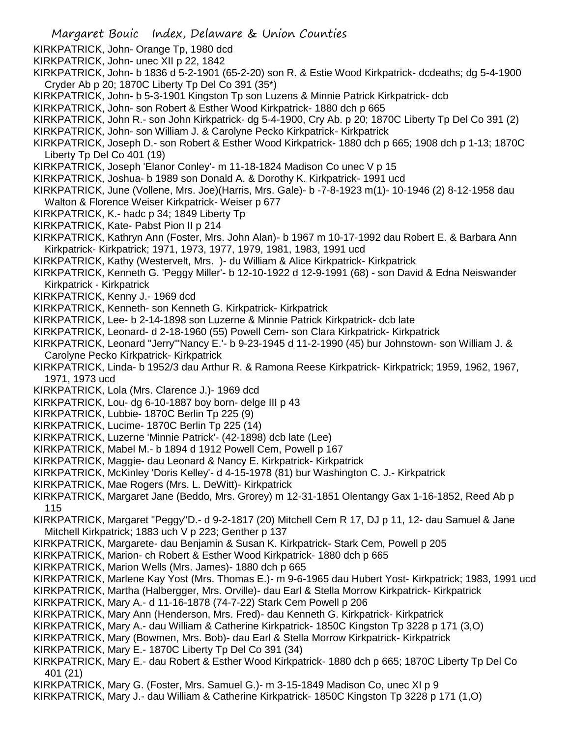KIRKPATRICK, John- Orange Tp, 1980 dcd
KIRKPATRICK, John- unec XII p 22, 1842
KIRKPATRICK, John- b 1836 d 5-2-1901 (65-2-20) son R. & Estie Wood Kirkpatrick- dcdeaths; dg 5-4-1900 Cryder Ab p 20; 1870C Liberty Tp Del Co 391 (35*)
KIRKPATRICK, John- b 5-3-1901 Kingston Tp son Luzens & Minnie Patrick Kirkpatrick- dcb
KIRKPATRICK, John- son Robert & Esther Wood Kirkpatrick- 1880 dch p 665
KIRKPATRICK, John R.- son John Kirkpatrick- dg 5-4-1900, Cry Ab. p 20; 1870C Liberty Tp Del Co 391 (2)
KIRKPATRICK, John- son William J. & Carolyne Pecko Kirkpatrick- Kirkpatrick
KIRKPATRICK, Joseph D.- son Robert & Esther Wood Kirkpatrick- 1880 dch p 665; 1908 dch p 1-13; 1870C Liberty Tp Del Co 401 (19)
KIRKPATRICK, Joseph 'Elanor Conley'- m 11-18-1824 Madison Co unec V p 15
KIRKPATRICK, Joshua- b 1989 son Donald A. & Dorothy K. Kirkpatrick- 1991 ucd
KIRKPATRICK, June (Vollene, Mrs. Joe)(Harris, Mrs. Gale)- b -7-8-1923 m(1)- 10-1946 (2) 8-12-1958 dau Walton & Florence Weiser Kirkpatrick- Weiser p 677
KIRKPATRICK, K.- hadc p 34; 1849 Liberty Tp
KIRKPATRICK, Kate- Pabst Pion II p 214
KIRKPATRICK, Kathryn Ann (Foster, Mrs. John Alan)- b 1967 m 10-17-1992 dau Robert E. & Barbara Ann Kirkpatrick- Kirkpatrick; 1971, 1973, 1977, 1979, 1981, 1983, 1991 ucd
KIRKPATRICK, Kathy (Westervelt, Mrs. )- du William & Alice Kirkpatrick- Kirkpatrick
KIRKPATRICK, Kenneth G. 'Peggy Miller'- b 12-10-1922 d 12-9-1991 (68) - son David & Edna Neiswander Kirkpatrick - Kirkpatrick
KIRKPATRICK, Kenny J.- 1969 dcd
KIRKPATRICK, Kenneth- son Kenneth G. Kirkpatrick- Kirkpatrick
KIRKPATRICK, Lee- b 2-14-1898 son Luzerne & Minnie Patrick Kirkpatrick- dcb late
KIRKPATRICK, Leonard- d 2-18-1960 (55) Powell Cem- son Clara Kirkpatrick- Kirkpatrick
KIRKPATRICK, Leonard "Jerry"'Nancy E.'- b 9-23-1945 d 11-2-1990 (45) bur Johnstown- son William J. & Carolyne Pecko Kirkpatrick- Kirkpatrick
KIRKPATRICK, Linda- b 1952/3 dau Arthur R. & Ramona Reese Kirkpatrick- Kirkpatrick; 1959, 1962, 1967, 1971, 1973 ucd
KIRKPATRICK, Lola (Mrs. Clarence J.)- 1969 dcd
KIRKPATRICK, Lou- dg 6-10-1887 boy born- delge III p 43
KIRKPATRICK, Lubbie- 1870C Berlin Tp 225 (9)
KIRKPATRICK, Lucime- 1870C Berlin Tp 225 (14)
KIRKPATRICK, Luzerne 'Minnie Patrick'- (42-1898) dcb late (Lee)
KIRKPATRICK, Mabel M.- b 1894 d 1912 Powell Cem, Powell p 167
KIRKPATRICK, Maggie- dau Leonard & Nancy E. Kirkpatrick- Kirkpatrick
KIRKPATRICK, McKinley 'Doris Kelley'- d 4-15-1978 (81) bur Washington C. J.- Kirkpatrick
KIRKPATRICK, Mae Rogers (Mrs. L. DeWitt)- Kirkpatrick
KIRKPATRICK, Margaret Jane (Beddo, Mrs. Grorey) m 12-31-1851 Olentangy Gax 1-16-1852, Reed Ab p 115
KIRKPATRICK, Margaret "Peggy"D.- d 9-2-1817 (20) Mitchell Cem R 17, DJ p 11, 12- dau Samuel & Jane Mitchell Kirkpatrick; 1883 uch V p 223; Genther p 137
KIRKPATRICK, Margarete- dau Benjamin & Susan K. Kirkpatrick- Stark Cem, Powell p 205
KIRKPATRICK, Marion- ch Robert & Esther Wood Kirkpatrick- 1880 dch p 665
KIRKPATRICK, Marion Wells (Mrs. James)- 1880 dch p 665
KIRKPATRICK, Marlene Kay Yost (Mrs. Thomas E.)- m 9-6-1965 dau Hubert Yost- Kirkpatrick; 1983, 1991 ucd
KIRKPATRICK, Martha (Halbergger, Mrs. Orville)- dau Earl & Stella Morrow Kirkpatrick- Kirkpatrick
KIRKPATRICK, Mary A.- d 11-16-1878 (74-7-22) Stark Cem Powell p 206
KIRKPATRICK, Mary Ann (Henderson, Mrs. Fred)- dau Kenneth G. Kirkpatrick- Kirkpatrick
KIRKPATRICK, Mary A.- dau William & Catherine Kirkpatrick- 1850C Kingston Tp 3228 p 171 (3,O)
KIRKPATRICK, Mary (Bowmen, Mrs. Bob)- dau Earl & Stella Morrow Kirkpatrick- Kirkpatrick
KIRKPATRICK, Mary E.- 1870C Liberty Tp Del Co 391 (34)
KIRKPATRICK, Mary E.- dau Robert & Esther Wood Kirkpatrick- 1880 dch p 665; 1870C Liberty Tp Del Co 401 (21)
KIRKPATRICK, Mary G. (Foster, Mrs. Samuel G.)- m 3-15-1849 Madison Co, unec XI p 9
KIRKPATRICK, Mary J.- dau William & Catherine Kirkpatrick- 1850C Kingston Tp 3228 p 171 (1,O)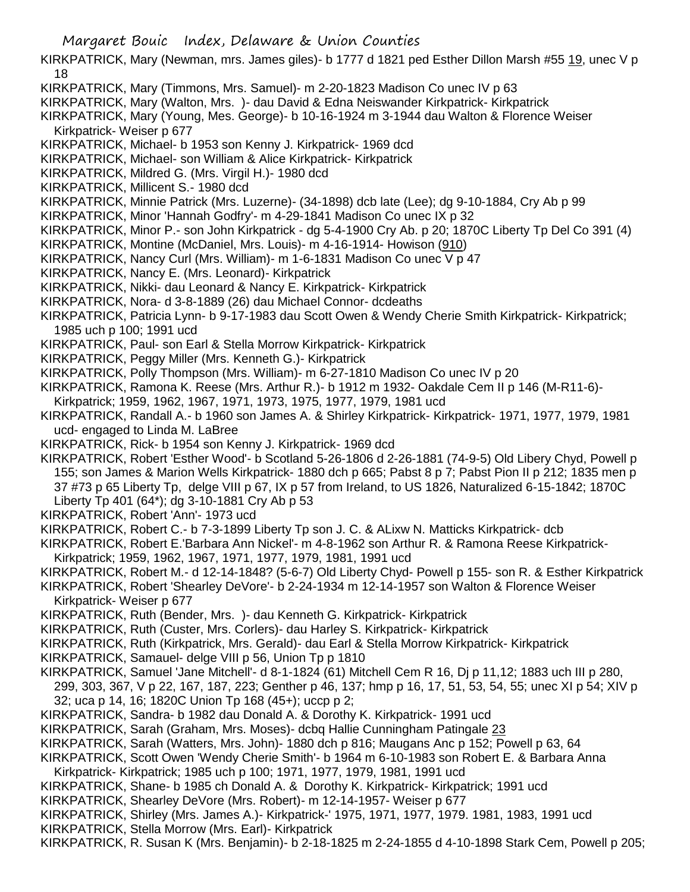KIRKPATRICK, Mary (Newman, mrs. James giles)- b 1777 d 1821 ped Esther Dillon Marsh #55 19, unec V p 18

KIRKPATRICK, Mary (Timmons, Mrs. Samuel)- m 2-20-1823 Madison Co unec IV p 63

KIRKPATRICK, Mary (Walton, Mrs. )- dau David & Edna Neiswander Kirkpatrick- Kirkpatrick

KIRKPATRICK, Mary (Young, Mes. George)- b 10-16-1924 m 3-1944 dau Walton & Florence Weiser Kirkpatrick- Weiser p 677

KIRKPATRICK, Michael- b 1953 son Kenny J. Kirkpatrick- 1969 dcd

KIRKPATRICK, Michael- son William & Alice Kirkpatrick- Kirkpatrick

KIRKPATRICK, Mildred G. (Mrs. Virgil H.)- 1980 dcd

KIRKPATRICK, Millicent S.- 1980 dcd

KIRKPATRICK, Minnie Patrick (Mrs. Luzerne)- (34-1898) dcb late (Lee); dg 9-10-1884, Cry Ab p 99

KIRKPATRICK, Minor 'Hannah Godfry'- m 4-29-1841 Madison Co unec IX p 32

KIRKPATRICK, Minor P.- son John Kirkpatrick - dg 5-4-1900 Cry Ab. p 20; 1870C Liberty Tp Del Co 391 (4)

KIRKPATRICK, Montine (McDaniel, Mrs. Louis)- m 4-16-1914- Howison (910)

KIRKPATRICK, Nancy Curl (Mrs. William)- m 1-6-1831 Madison Co unec V p 47

KIRKPATRICK, Nancy E. (Mrs. Leonard)- Kirkpatrick

KIRKPATRICK, Nikki- dau Leonard & Nancy E. Kirkpatrick- Kirkpatrick

KIRKPATRICK, Nora- d 3-8-1889 (26) dau Michael Connor- dcdeaths

KIRKPATRICK, Patricia Lynn- b 9-17-1983 dau Scott Owen & Wendy Cherie Smith Kirkpatrick- Kirkpatrick; 1985 uch p 100; 1991 ucd

KIRKPATRICK, Paul- son Earl & Stella Morrow Kirkpatrick- Kirkpatrick

KIRKPATRICK, Peggy Miller (Mrs. Kenneth G.)- Kirkpatrick

KIRKPATRICK, Polly Thompson (Mrs. William)- m 6-27-1810 Madison Co unec IV p 20

KIRKPATRICK, Ramona K. Reese (Mrs. Arthur R.)- b 1912 m 1932- Oakdale Cem II p 146 (M-R11-6)- Kirkpatrick; 1959, 1962, 1967, 1971, 1973, 1975, 1977, 1979, 1981 ucd

KIRKPATRICK, Randall A.- b 1960 son James A. & Shirley Kirkpatrick- Kirkpatrick- 1971, 1977, 1979, 1981 ucd- engaged to Linda M. LaBree

KIRKPATRICK, Rick- b 1954 son Kenny J. Kirkpatrick- 1969 dcd

KIRKPATRICK, Robert 'Esther Wood'- b Scotland 5-26-1806 d 2-26-1881 (74-9-5) Old Libery Chyd, Powell p 155; son James & Marion Wells Kirkpatrick- 1880 dch p 665; Pabst 8 p 7; Pabst Pion II p 212; 1835 men p 37 #73 p 65 Liberty Tp, delge VIII p 67, IX p 57 from Ireland, to US 1826, Naturalized 6-15-1842; 1870C Liberty Tp 401 (64*); dg 3-10-1881 Cry Ab p 53

KIRKPATRICK, Robert 'Ann'- 1973 ucd

KIRKPATRICK, Robert C.- b 7-3-1899 Liberty Tp son J. C. & ALixw N. Matticks Kirkpatrick- dcb

KIRKPATRICK, Robert E.'Barbara Ann Nickel'- m 4-8-1962 son Arthur R. & Ramona Reese Kirkpatrick- Kirkpatrick; 1959, 1962, 1967, 1971, 1977, 1979, 1981, 1991 ucd

KIRKPATRICK, Robert M.- d 12-14-1848? (5-6-7) Old Liberty Chyd- Powell p 155- son R. & Esther Kirkpatrick

KIRKPATRICK, Robert 'Shearley DeVore'- b 2-24-1934 m 12-14-1957 son Walton & Florence Weiser Kirkpatrick- Weiser p 677

KIRKPATRICK, Ruth (Bender, Mrs. )- dau Kenneth G. Kirkpatrick- Kirkpatrick

KIRKPATRICK, Ruth (Custer, Mrs. Corlers)- dau Harley S. Kirkpatrick- Kirkpatrick

KIRKPATRICK, Ruth (Kirkpatrick, Mrs. Gerald)- dau Earl & Stella Morrow Kirkpatrick- Kirkpatrick

KIRKPATRICK, Samauel- delge VIII p 56, Union Tp p 1810

KIRKPATRICK, Samuel 'Jane Mitchell'- d 8-1-1824 (61) Mitchell Cem R 16, Dj p 11,12; 1883 uch III p 280, 299, 303, 367, V p 22, 167, 187, 223; Genther p 46, 137; hmp p 16, 17, 51, 53, 54, 55; unec XI p 54; XIV p 32; uca p 14, 16; 1820C Union Tp 168 (45+); uccp p 2;

KIRKPATRICK, Sandra- b 1982 dau Donald A. & Dorothy K. Kirkpatrick- 1991 ucd

KIRKPATRICK, Sarah (Graham, Mrs. Moses)- dcbq Hallie Cunningham Patingale 23

KIRKPATRICK, Sarah (Watters, Mrs. John)- 1880 dch p 816; Maugans Anc p 152; Powell p 63, 64

KIRKPATRICK, Scott Owen 'Wendy Cherie Smith'- b 1964 m 6-10-1983 son Robert E. & Barbara Anna Kirkpatrick- Kirkpatrick; 1985 uch p 100; 1971, 1977, 1979, 1981, 1991 ucd

KIRKPATRICK, Shane- b 1985 ch Donald A. & Dorothy K. Kirkpatrick- Kirkpatrick; 1991 ucd

KIRKPATRICK, Shearley DeVore (Mrs. Robert)- m 12-14-1957- Weiser p 677

KIRKPATRICK, Shirley (Mrs. James A.)- Kirkpatrick-' 1975, 1971, 1977, 1979. 1981, 1983, 1991 ucd

KIRKPATRICK, Stella Morrow (Mrs. Earl)- Kirkpatrick

KIRKPATRICK, R. Susan K (Mrs. Benjamin)- b 2-18-1825 m 2-24-1855 d 4-10-1898 Stark Cem, Powell p 205;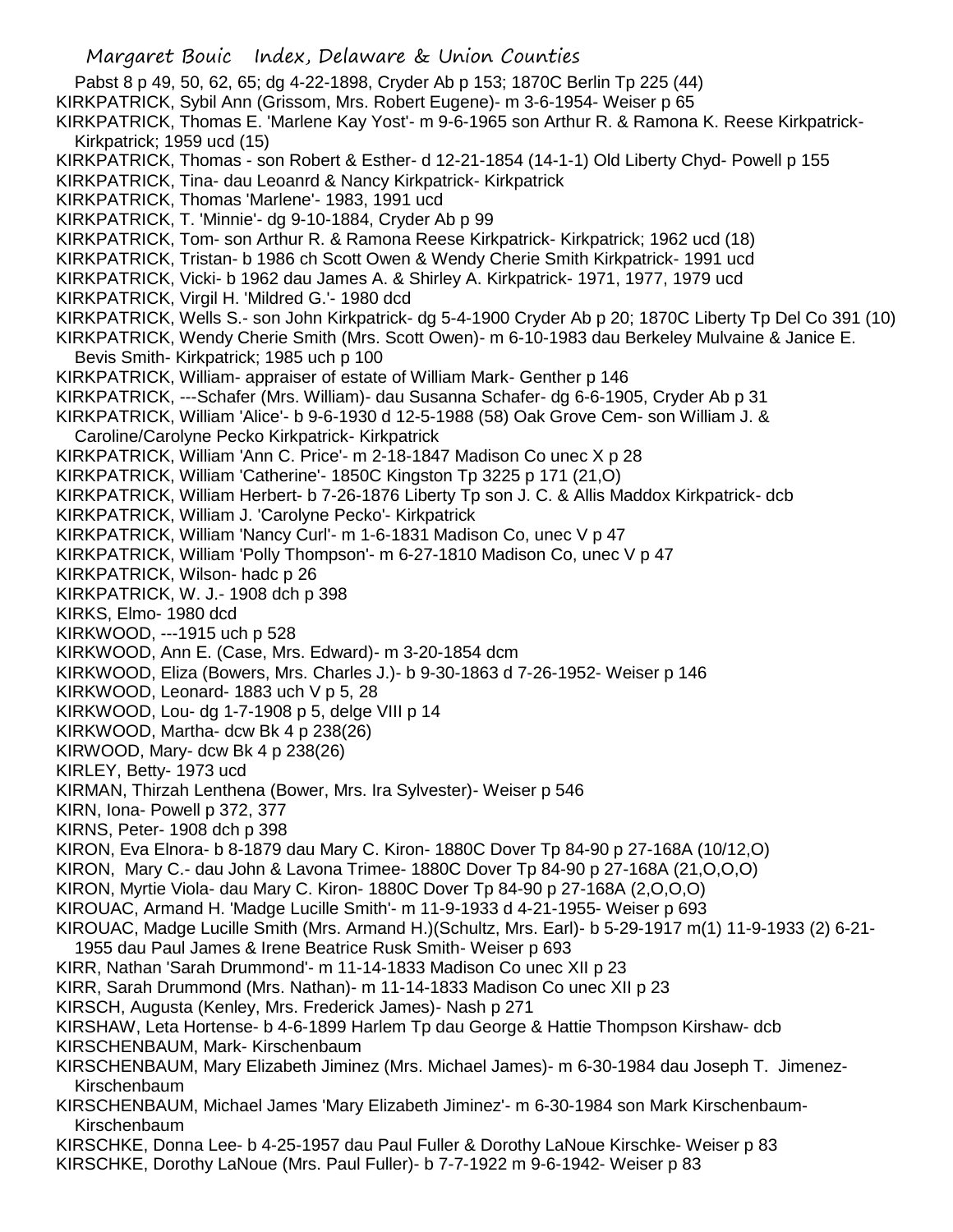Pabst 8 p 49, 50, 62, 65; dg 4-22-1898, Cryder Ab p 153; 1870C Berlin Tp 225 (44)

KIRKPATRICK, Sybil Ann (Grissom, Mrs. Robert Eugene)- m 3-6-1954- Weiser p 65

KIRKPATRICK, Thomas E. 'Marlene Kay Yost'- m 9-6-1965 son Arthur R. & Ramona K. Reese Kirkpatrick- Kirkpatrick; 1959 ucd (15)

KIRKPATRICK, Thomas - son Robert & Esther- d 12-21-1854 (14-1-1) Old Liberty Chyd- Powell p 155

KIRKPATRICK, Tina- dau Leoanrd & Nancy Kirkpatrick- Kirkpatrick

KIRKPATRICK, Thomas 'Marlene'- 1983, 1991 ucd

KIRKPATRICK, T. 'Minnie'- dg 9-10-1884, Cryder Ab p 99

KIRKPATRICK, Tom- son Arthur R. & Ramona Reese Kirkpatrick- Kirkpatrick; 1962 ucd (18)

KIRKPATRICK, Tristan- b 1986 ch Scott Owen & Wendy Cherie Smith Kirkpatrick- 1991 ucd

KIRKPATRICK, Vicki- b 1962 dau James A. & Shirley A. Kirkpatrick- 1971, 1977, 1979 ucd

KIRKPATRICK, Virgil H. 'Mildred G.'- 1980 dcd

KIRKPATRICK, Wells S.- son John Kirkpatrick- dg 5-4-1900 Cryder Ab p 20; 1870C Liberty Tp Del Co 391 (10)

KIRKPATRICK, Wendy Cherie Smith (Mrs. Scott Owen)- m 6-10-1983 dau Berkeley Mulvaine & Janice E. Bevis Smith- Kirkpatrick; 1985 uch p 100

KIRKPATRICK, William- appraiser of estate of William Mark- Genther p 146

KIRKPATRICK, ---Schafer (Mrs. William)- dau Susanna Schafer- dg 6-6-1905, Cryder Ab p 31

KIRKPATRICK, William 'Alice'- b 9-6-1930 d 12-5-1988 (58) Oak Grove Cem- son William J. & Caroline/Carolyne Pecko Kirkpatrick- Kirkpatrick

KIRKPATRICK, William 'Ann C. Price'- m 2-18-1847 Madison Co unec X p 28

KIRKPATRICK, William 'Catherine'- 1850C Kingston Tp 3225 p 171 (21,O)

KIRKPATRICK, William Herbert- b 7-26-1876 Liberty Tp son J. C. & Allis Maddox Kirkpatrick- dcb

KIRKPATRICK, William J. 'Carolyne Pecko'- Kirkpatrick

KIRKPATRICK, William 'Nancy Curl'- m 1-6-1831 Madison Co, unec V p 47

KIRKPATRICK, William 'Polly Thompson'- m 6-27-1810 Madison Co, unec V p 47

KIRKPATRICK, Wilson- hadc p 26

KIRKPATRICK, W. J.- 1908 dch p 398

KIRKS, Elmo- 1980 dcd

KIRKWOOD, ---1915 uch p 528

KIRKWOOD, Ann E. (Case, Mrs. Edward)- m 3-20-1854 dcm

KIRKWOOD, Eliza (Bowers, Mrs. Charles J.)- b 9-30-1863 d 7-26-1952- Weiser p 146

KIRKWOOD, Leonard- 1883 uch V p 5, 28

KIRKWOOD, Lou- dg 1-7-1908 p 5, delge VIII p 14

KIRKWOOD, Martha- dcw Bk 4 p 238(26)

KIRWOOD, Mary- dcw Bk 4 p 238(26)

KIRLEY, Betty- 1973 ucd

KIRMAN, Thirzah Lenthena (Bower, Mrs. Ira Sylvester)- Weiser p 546

KIRN, Iona- Powell p 372, 377

KIRNS, Peter- 1908 dch p 398

KIRON, Eva Elnora- b 8-1879 dau Mary C. Kiron- 1880C Dover Tp 84-90 p 27-168A (10/12,O)

KIRON, Mary C.- dau John & Lavona Trimee- 1880C Dover Tp 84-90 p 27-168A (21,O,O,O)

KIRON, Myrtie Viola- dau Mary C. Kiron- 1880C Dover Tp 84-90 p 27-168A (2,O,O,O)

KIROUAC, Armand H. 'Madge Lucille Smith'- m 11-9-1933 d 4-21-1955- Weiser p 693

KIROUAC, Madge Lucille Smith (Mrs. Armand H.)(Schultz, Mrs. Earl)- b 5-29-1917 m(1) 11-9-1933 (2) 6-21-1955 dau Paul James & Irene Beatrice Rusk Smith- Weiser p 693

KIRR, Nathan 'Sarah Drummond'- m 11-14-1833 Madison Co unec XII p 23

KIRR, Sarah Drummond (Mrs. Nathan)- m 11-14-1833 Madison Co unec XII p 23

KIRSCH, Augusta (Kenley, Mrs. Frederick James)- Nash p 271

KIRSHAW, Leta Hortense- b 4-6-1899 Harlem Tp dau George & Hattie Thompson Kirshaw- dcb

KIRSCHENBAUM, Mark- Kirschenbaum

KIRSCHENBAUM, Mary Elizabeth Jiminez (Mrs. Michael James)- m 6-30-1984 dau Joseph T. Jimenez- Kirschenbaum

KIRSCHENBAUM, Michael James 'Mary Elizabeth Jiminez'- m 6-30-1984 son Mark Kirschenbaum- Kirschenbaum

KIRSCHKE, Donna Lee- b 4-25-1957 dau Paul Fuller & Dorothy LaNoue Kirschke- Weiser p 83

KIRSCHKE, Dorothy LaNoue (Mrs. Paul Fuller)- b 7-7-1922 m 9-6-1942- Weiser p 83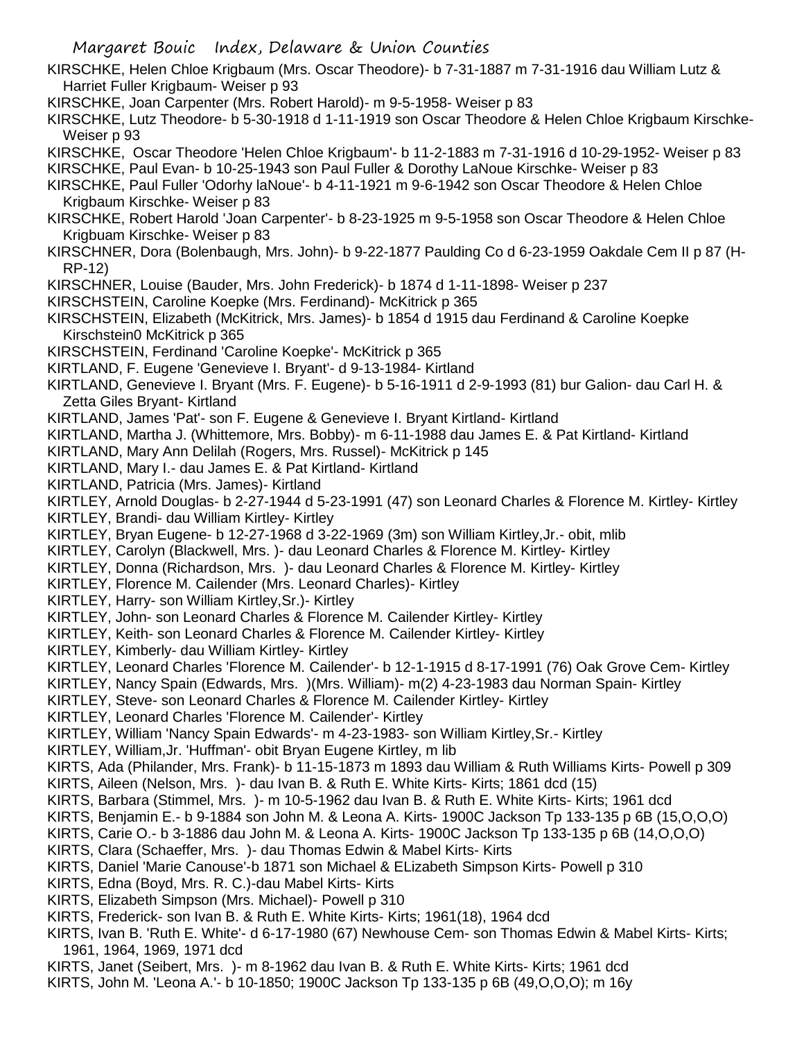KIRSCHKE, Helen Chloe Krigbaum (Mrs. Oscar Theodore)- b 7-31-1887 m 7-31-1916 dau William Lutz & Harriet Fuller Krigbaum- Weiser p 93

KIRSCHKE, Joan Carpenter (Mrs. Robert Harold)- m 9-5-1958- Weiser p 83

KIRSCHKE, Lutz Theodore- b 5-30-1918 d 1-11-1919 son Oscar Theodore & Helen Chloe Krigbaum Kirschke- Weiser p 93

KIRSCHKE, Oscar Theodore 'Helen Chloe Krigbaum'- b 11-2-1883 m 7-31-1916 d 10-29-1952- Weiser p 83

KIRSCHKE, Paul Evan- b 10-25-1943 son Paul Fuller & Dorothy LaNoue Kirschke- Weiser p 83

KIRSCHKE, Paul Fuller 'Odorhy laNoue'- b 4-11-1921 m 9-6-1942 son Oscar Theodore & Helen Chloe Krigbaum Kirschke- Weiser p 83

KIRSCHKE, Robert Harold 'Joan Carpenter'- b 8-23-1925 m 9-5-1958 son Oscar Theodore & Helen Chloe Krigbuam Kirschke- Weiser p 83

KIRSCHNER, Dora (Bolenbaugh, Mrs. John)- b 9-22-1877 Paulding Co d 6-23-1959 Oakdale Cem II p 87 (H-RP-12)

KIRSCHNER, Louise (Bauder, Mrs. John Frederick)- b 1874 d 1-11-1898- Weiser p 237

KIRSCHSTEIN, Caroline Koepke (Mrs. Ferdinand)- McKitrick p 365

KIRSCHSTEIN, Elizabeth (McKitrick, Mrs. James)- b 1854 d 1915 dau Ferdinand & Caroline Koepke Kirschstein0 McKitrick p 365

KIRSCHSTEIN, Ferdinand 'Caroline Koepke'- McKitrick p 365

KIRTLAND, F. Eugene 'Genevieve I. Bryant'- d 9-13-1984- Kirtland

KIRTLAND, Genevieve I. Bryant (Mrs. F. Eugene)- b 5-16-1911 d 2-9-1993 (81) bur Galion- dau Carl H. & Zetta Giles Bryant- Kirtland

KIRTLAND, James 'Pat'- son F. Eugene & Genevieve I. Bryant Kirtland- Kirtland

KIRTLAND, Martha J. (Whittemore, Mrs. Bobby)- m 6-11-1988 dau James E. & Pat Kirtland- Kirtland

KIRTLAND, Mary Ann Delilah (Rogers, Mrs. Russel)- McKitrick p 145

KIRTLAND, Mary I.- dau James E. & Pat Kirtland- Kirtland

KIRTLAND, Patricia (Mrs. James)- Kirtland

KIRTLEY, Arnold Douglas- b 2-27-1944 d 5-23-1991 (47) son Leonard Charles & Florence M. Kirtley- Kirtley

KIRTLEY, Brandi- dau William Kirtley- Kirtley

KIRTLEY, Bryan Eugene- b 12-27-1968 d 3-22-1969 (3m) son William Kirtley,Jr.- obit, mlib

KIRTLEY, Carolyn (Blackwell, Mrs. )- dau Leonard Charles & Florence M. Kirtley- Kirtley

KIRTLEY, Donna (Richardson, Mrs. )- dau Leonard Charles & Florence M. Kirtley- Kirtley

KIRTLEY, Florence M. Cailender (Mrs. Leonard Charles)- Kirtley

KIRTLEY, Harry- son William Kirtley,Sr.)- Kirtley

KIRTLEY, John- son Leonard Charles & Florence M. Cailender Kirtley- Kirtley

KIRTLEY, Keith- son Leonard Charles & Florence M. Cailender Kirtley- Kirtley

KIRTLEY, Kimberly- dau William Kirtley- Kirtley

KIRTLEY, Leonard Charles 'Florence M. Cailender'- b 12-1-1915 d 8-17-1991 (76) Oak Grove Cem- Kirtley

KIRTLEY, Nancy Spain (Edwards, Mrs. )(Mrs. William)- m(2) 4-23-1983 dau Norman Spain- Kirtley

KIRTLEY, Steve- son Leonard Charles & Florence M. Cailender Kirtley- Kirtley

KIRTLEY, Leonard Charles 'Florence M. Cailender'- Kirtley

KIRTLEY, William 'Nancy Spain Edwards'- m 4-23-1983- son William Kirtley,Sr.- Kirtley

KIRTLEY, William,Jr. 'Huffman'- obit Bryan Eugene Kirtley, m lib

KIRTS, Ada (Philander, Mrs. Frank)- b 11-15-1873 m 1893 dau William & Ruth Williams Kirts- Powell p 309

KIRTS, Aileen (Nelson, Mrs. )- dau Ivan B. & Ruth E. White Kirts- Kirts; 1861 dcd (15)

KIRTS, Barbara (Stimmel, Mrs. )- m 10-5-1962 dau Ivan B. & Ruth E. White Kirts- Kirts; 1961 dcd

KIRTS, Benjamin E.- b 9-1884 son John M. & Leona A. Kirts- 1900C Jackson Tp 133-135 p 6B (15,O,O,O)

KIRTS, Carie O.- b 3-1886 dau John M. & Leona A. Kirts- 1900C Jackson Tp 133-135 p 6B (14,O,O,O)

KIRTS, Clara (Schaeffer, Mrs. )- dau Thomas Edwin & Mabel Kirts- Kirts

KIRTS, Daniel 'Marie Canouse'-b 1871 son Michael & ELizabeth Simpson Kirts- Powell p 310

KIRTS, Edna (Boyd, Mrs. R. C.)-dau Mabel Kirts- Kirts

KIRTS, Elizabeth Simpson (Mrs. Michael)- Powell p 310

KIRTS, Frederick- son Ivan B. & Ruth E. White Kirts- Kirts; 1961(18), 1964 dcd

KIRTS, Ivan B. 'Ruth E. White'- d 6-17-1980 (67) Newhouse Cem- son Thomas Edwin & Mabel Kirts- Kirts; 1961, 1964, 1969, 1971 dcd

KIRTS, Janet (Seibert, Mrs. )- m 8-1962 dau Ivan B. & Ruth E. White Kirts- Kirts; 1961 dcd

KIRTS, John M. 'Leona A.'- b 10-1850; 1900C Jackson Tp 133-135 p 6B (49,O,O,O); m 16y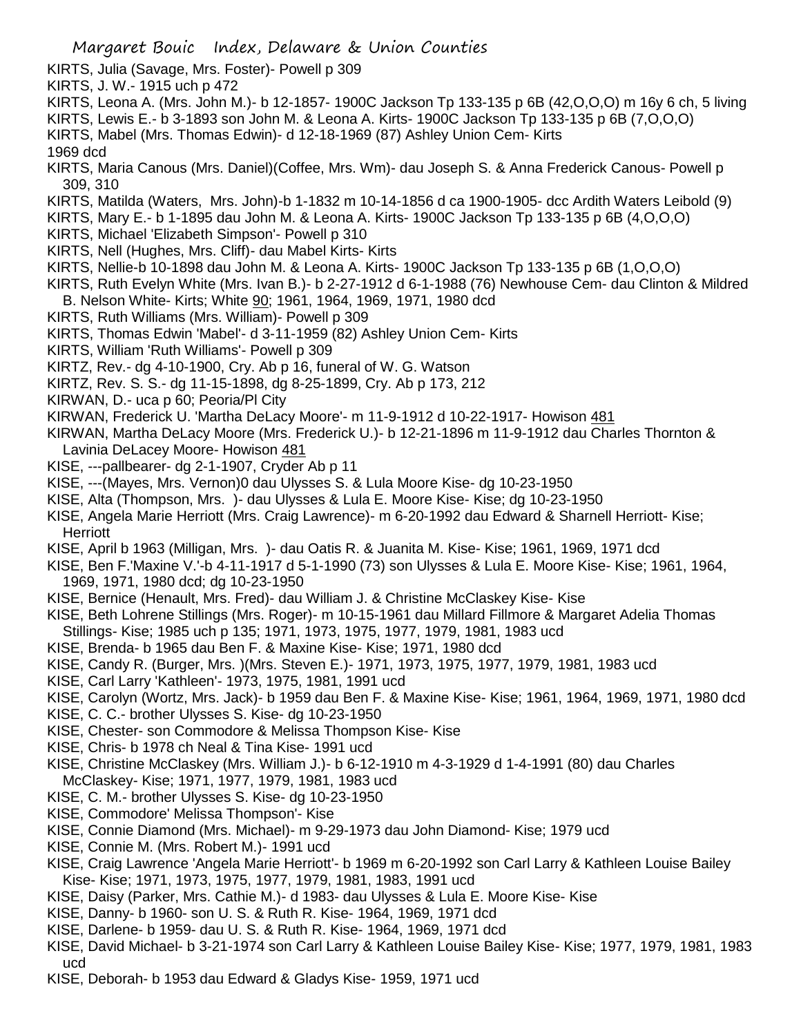KIRTS, Julia (Savage, Mrs. Foster)- Powell p 309

KIRTS, J. W.- 1915 uch p 472

KIRTS, Leona A. (Mrs. John M.)- b 12-1857- 1900C Jackson Tp 133-135 p 6B (42,O,O,O) m 16y 6 ch, 5 living

KIRTS, Lewis E.- b 3-1893 son John M. & Leona A. Kirts- 1900C Jackson Tp 133-135 p 6B (7,O,O,O)

KIRTS, Mabel (Mrs. Thomas Edwin)- d 12-18-1969 (87) Ashley Union Cem- Kirts 1969 dcd

KIRTS, Maria Canous (Mrs. Daniel)(Coffee, Mrs. Wm)- dau Joseph S. & Anna Frederick Canous- Powell p 309, 310

KIRTS, Matilda (Waters, Mrs. John)-b 1-1832 m 10-14-1856 d ca 1900-1905- dcc Ardith Waters Leibold (9)

KIRTS, Mary E.- b 1-1895 dau John M. & Leona A. Kirts- 1900C Jackson Tp 133-135 p 6B (4,O,O,O)

KIRTS, Michael 'Elizabeth Simpson'- Powell p 310

KIRTS, Nell (Hughes, Mrs. Cliff)- dau Mabel Kirts- Kirts

KIRTS, Nellie-b 10-1898 dau John M. & Leona A. Kirts- 1900C Jackson Tp 133-135 p 6B (1,O,O,O)

KIRTS, Ruth Evelyn White (Mrs. Ivan B.)- b 2-27-1912 d 6-1-1988 (76) Newhouse Cem- dau Clinton & Mildred B. Nelson White- Kirts; White 90; 1961, 1964, 1969, 1971, 1980 dcd

KIRTS, Ruth Williams (Mrs. William)- Powell p 309

KIRTS, Thomas Edwin 'Mabel'- d 3-11-1959 (82) Ashley Union Cem- Kirts

KIRTS, William 'Ruth Williams'- Powell p 309

KIRTZ, Rev.- dg 4-10-1900, Cry. Ab p 16, funeral of W. G. Watson

KIRTZ, Rev. S. S.- dg 11-15-1898, dg 8-25-1899, Cry. Ab p 173, 212

KIRWAN, D.- uca p 60; Peoria/Pl City

KIRWAN, Frederick U. 'Martha DeLacy Moore'- m 11-9-1912 d 10-22-1917- Howison 481

KIRWAN, Martha DeLacy Moore (Mrs. Frederick U.)- b 12-21-1896 m 11-9-1912 dau Charles Thornton & Lavinia DeLacey Moore- Howison 481

KISE, ---pallbearer- dg 2-1-1907, Cryder Ab p 11

KISE, ---(Mayes, Mrs. Vernon)0 dau Ulysses S. & Lula Moore Kise- dg 10-23-1950

KISE, Alta (Thompson, Mrs. )- dau Ulysses & Lula E. Moore Kise- Kise; dg 10-23-1950

KISE, Angela Marie Herriott (Mrs. Craig Lawrence)- m 6-20-1992 dau Edward & Sharnell Herriott- Kise; Herriott

KISE, April b 1963 (Milligan, Mrs. )- dau Oatis R. & Juanita M. Kise- Kise; 1961, 1969, 1971 dcd

KISE, Ben F.'Maxine V.'-b 4-11-1917 d 5-1-1990 (73) son Ulysses & Lula E. Moore Kise- Kise; 1961, 1964, 1969, 1971, 1980 dcd; dg 10-23-1950

KISE, Bernice (Henault, Mrs. Fred)- dau William J. & Christine McClaskey Kise- Kise

KISE, Beth Lohrene Stillings (Mrs. Roger)- m 10-15-1961 dau Millard Fillmore & Margaret Adelia Thomas Stillings- Kise; 1985 uch p 135; 1971, 1973, 1975, 1977, 1979, 1981, 1983 ucd

KISE, Brenda- b 1965 dau Ben F. & Maxine Kise- Kise; 1971, 1980 dcd

KISE, Candy R. (Burger, Mrs. )(Mrs. Steven E.)- 1971, 1973, 1975, 1977, 1979, 1981, 1983 ucd

KISE, Carl Larry 'Kathleen'- 1973, 1975, 1981, 1991 ucd

KISE, Carolyn (Wortz, Mrs. Jack)- b 1959 dau Ben F. & Maxine Kise- Kise; 1961, 1964, 1969, 1971, 1980 dcd

KISE, C. C.- brother Ulysses S. Kise- dg 10-23-1950

KISE, Chester- son Commodore & Melissa Thompson Kise- Kise

KISE, Chris- b 1978 ch Neal & Tina Kise- 1991 ucd

KISE, Christine McClaskey (Mrs. William J.)- b 6-12-1910 m 4-3-1929 d 1-4-1991 (80) dau Charles McClaskey- Kise; 1971, 1977, 1979, 1981, 1983 ucd

KISE, C. M.- brother Ulysses S. Kise- dg 10-23-1950

KISE, Commodore' Melissa Thompson'- Kise

KISE, Connie Diamond (Mrs. Michael)- m 9-29-1973 dau John Diamond- Kise; 1979 ucd

KISE, Connie M. (Mrs. Robert M.)- 1991 ucd

KISE, Craig Lawrence 'Angela Marie Herriott'- b 1969 m 6-20-1992 son Carl Larry & Kathleen Louise Bailey Kise- Kise; 1971, 1973, 1975, 1977, 1979, 1981, 1983, 1991 ucd

KISE, Daisy (Parker, Mrs. Cathie M.)- d 1983- dau Ulysses & Lula E. Moore Kise- Kise

KISE, Danny- b 1960- son U. S. & Ruth R. Kise- 1964, 1969, 1971 dcd

KISE, Darlene- b 1959- dau U. S. & Ruth R. Kise- 1964, 1969, 1971 dcd

KISE, David Michael- b 3-21-1974 son Carl Larry & Kathleen Louise Bailey Kise- Kise; 1977, 1979, 1981, 1983 ucd

KISE, Deborah- b 1953 dau Edward & Gladys Kise- 1959, 1971 ucd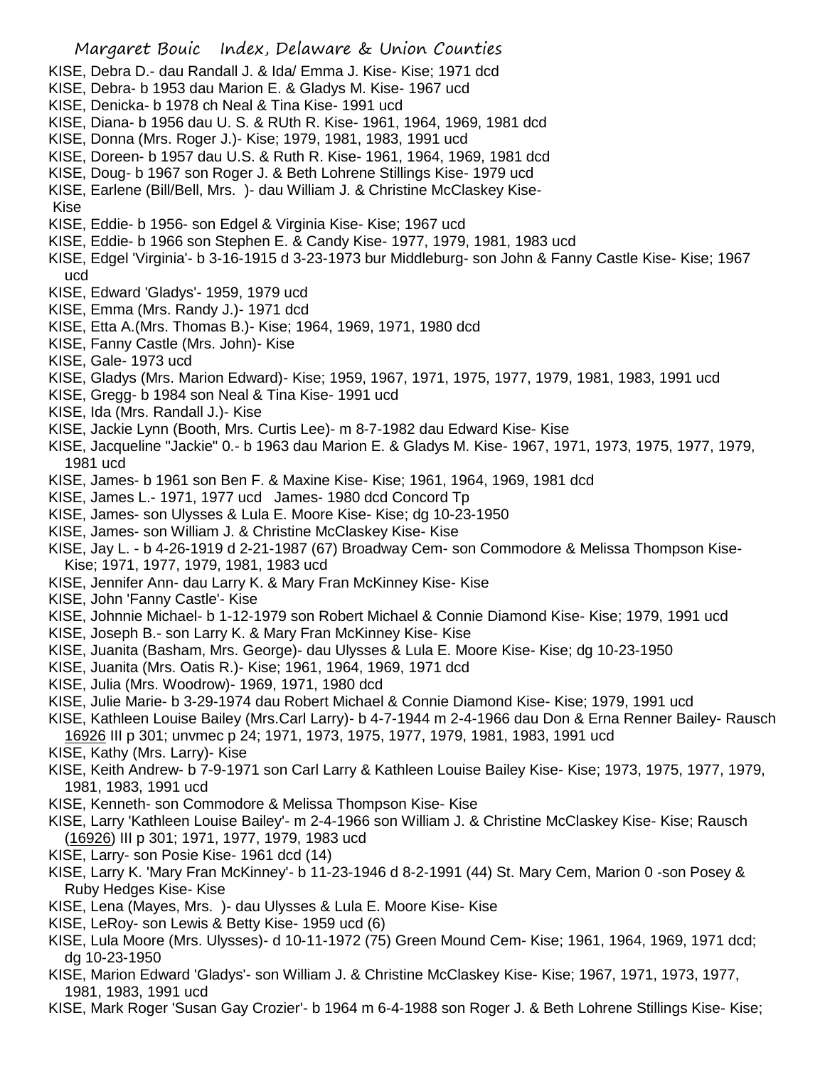KISE, Debra D.- dau Randall J. & Ida/ Emma J. Kise- Kise; 1971 dcd
KISE, Debra- b 1953 dau Marion E. & Gladys M. Kise- 1967 ucd
KISE, Denicka- b 1978 ch Neal & Tina Kise- 1991 ucd
KISE, Diana- b 1956 dau U. S. & RUth R. Kise- 1961, 1964, 1969, 1981 dcd
KISE, Donna (Mrs. Roger J.)- Kise; 1979, 1981, 1983, 1991 ucd
KISE, Doreen- b 1957 dau U.S. & Ruth R. Kise- 1961, 1964, 1969, 1981 dcd
KISE, Doug- b 1967 son Roger J. & Beth Lohrene Stillings Kise- 1979 ucd
KISE, Earlene (Bill/Bell, Mrs. )- dau William J. & Christine McClaskey Kise- Kise
KISE, Eddie- b 1956- son Edgel & Virginia Kise- Kise; 1967 ucd
KISE, Eddie- b 1966 son Stephen E. & Candy Kise- 1977, 1979, 1981, 1983 ucd
KISE, Edgel 'Virginia'- b 3-16-1915 d 3-23-1973 bur Middleburg- son John & Fanny Castle Kise- Kise; 1967 ucd
KISE, Edward 'Gladys'- 1959, 1979 ucd
KISE, Emma (Mrs. Randy J.)- 1971 dcd
KISE, Etta A.(Mrs. Thomas B.)- Kise; 1964, 1969, 1971, 1980 dcd
KISE, Fanny Castle (Mrs. John)- Kise
KISE, Gale- 1973 ucd
KISE, Gladys (Mrs. Marion Edward)- Kise; 1959, 1967, 1971, 1975, 1977, 1979, 1981, 1983, 1991 ucd
KISE, Gregg- b 1984 son Neal & Tina Kise- 1991 ucd
KISE, Ida (Mrs. Randall J.)- Kise
KISE, Jackie Lynn (Booth, Mrs. Curtis Lee)- m 8-7-1982 dau Edward Kise- Kise
KISE, Jacqueline "Jackie" 0.- b 1963 dau Marion E. & Gladys M. Kise- 1967, 1971, 1973, 1975, 1977, 1979, 1981 ucd
KISE, James- b 1961 son Ben F. & Maxine Kise- Kise; 1961, 1964, 1969, 1981 dcd
KISE, James L.- 1971, 1977 ucd James- 1980 dcd Concord Tp
KISE, James- son Ulysses & Lula E. Moore Kise- Kise; dg 10-23-1950
KISE, James- son William J. & Christine McClaskey Kise- Kise
KISE, Jay L. - b 4-26-1919 d 2-21-1987 (67) Broadway Cem- son Commodore & Melissa Thompson Kise- Kise; 1971, 1977, 1979, 1981, 1983 ucd
KISE, Jennifer Ann- dau Larry K. & Mary Fran McKinney Kise- Kise
KISE, John 'Fanny Castle'- Kise
KISE, Johnnie Michael- b 1-12-1979 son Robert Michael & Connie Diamond Kise- Kise; 1979, 1991 ucd
KISE, Joseph B.- son Larry K. & Mary Fran McKinney Kise- Kise
KISE, Juanita (Basham, Mrs. George)- dau Ulysses & Lula E. Moore Kise- Kise; dg 10-23-1950
KISE, Juanita (Mrs. Oatis R.)- Kise; 1961, 1964, 1969, 1971 dcd
KISE, Julia (Mrs. Woodrow)- 1969, 1971, 1980 dcd
KISE, Julie Marie- b 3-29-1974 dau Robert Michael & Connie Diamond Kise- Kise; 1979, 1991 ucd
KISE, Kathleen Louise Bailey (Mrs.Carl Larry)- b 4-7-1944 m 2-4-1966 dau Don & Erna Renner Bailey- Rausch 16926 III p 301; unvmec p 24; 1971, 1973, 1975, 1977, 1979, 1981, 1983, 1991 ucd
KISE, Kathy (Mrs. Larry)- Kise
KISE, Keith Andrew- b 7-9-1971 son Carl Larry & Kathleen Louise Bailey Kise- Kise; 1973, 1975, 1977, 1979, 1981, 1983, 1991 ucd
KISE, Kenneth- son Commodore & Melissa Thompson Kise- Kise
KISE, Larry 'Kathleen Louise Bailey'- m 2-4-1966 son William J. & Christine McClaskey Kise- Kise; Rausch (16926) III p 301; 1971, 1977, 1979, 1983 ucd
KISE, Larry- son Posie Kise- 1961 dcd (14)
KISE, Larry K. 'Mary Fran McKinney'- b 11-23-1946 d 8-2-1991 (44) St. Mary Cem, Marion 0 -son Posey & Ruby Hedges Kise- Kise
KISE, Lena (Mayes, Mrs. )- dau Ulysses & Lula E. Moore Kise- Kise
KISE, LeRoy- son Lewis & Betty Kise- 1959 ucd (6)
KISE, Lula Moore (Mrs. Ulysses)- d 10-11-1972 (75) Green Mound Cem- Kise; 1961, 1964, 1969, 1971 dcd; dg 10-23-1950
KISE, Marion Edward 'Gladys'- son William J. & Christine McClaskey Kise- Kise; 1967, 1971, 1973, 1977, 1981, 1983, 1991 ucd
KISE, Mark Roger 'Susan Gay Crozier'- b 1964 m 6-4-1988 son Roger J. & Beth Lohrene Stillings Kise- Kise;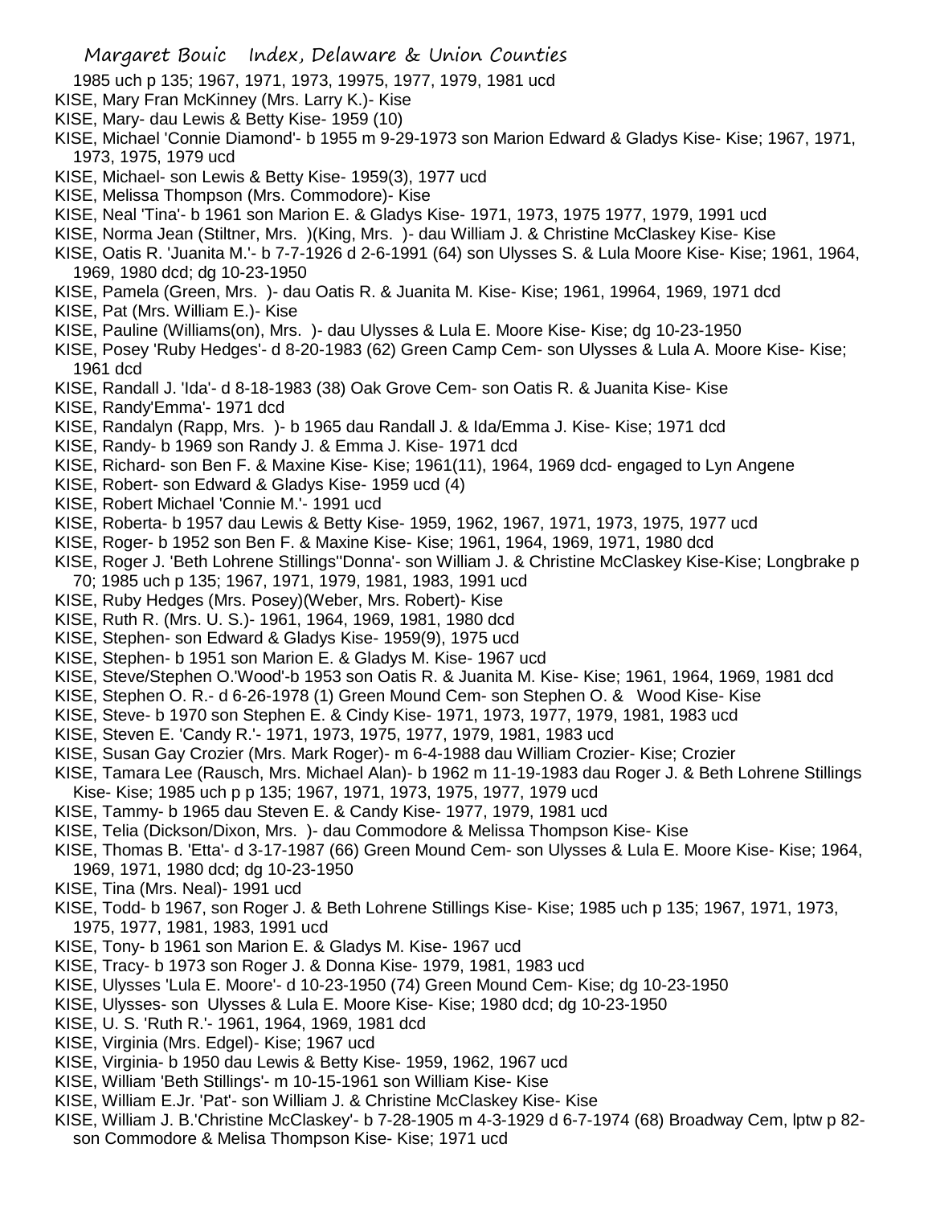1985 uch p 135; 1967, 1971, 1973, 19975, 1977, 1979, 1981 ucd
KISE, Mary Fran McKinney (Mrs. Larry K.)- Kise
KISE, Mary- dau Lewis & Betty Kise- 1959 (10)
KISE, Michael 'Connie Diamond'- b 1955 m 9-29-1973 son Marion Edward & Gladys Kise- Kise; 1967, 1971, 1973, 1975, 1979 ucd
KISE, Michael- son Lewis & Betty Kise- 1959(3), 1977 ucd
KISE, Melissa Thompson (Mrs. Commodore)- Kise
KISE, Neal 'Tina'- b 1961 son Marion E. & Gladys Kise- 1971, 1973, 1975 1977, 1979, 1991 ucd
KISE, Norma Jean (Stiltner, Mrs. )(King, Mrs. )- dau William J. & Christine McClaskey Kise- Kise
KISE, Oatis R. 'Juanita M.'- b 7-7-1926 d 2-6-1991 (64) son Ulysses S. & Lula Moore Kise- Kise; 1961, 1964, 1969, 1980 dcd; dg 10-23-1950
KISE, Pamela (Green, Mrs. )- dau Oatis R. & Juanita M. Kise- Kise; 1961, 19964, 1969, 1971 dcd
KISE, Pat (Mrs. William E.)- Kise
KISE, Pauline (Williams(on), Mrs. )- dau Ulysses & Lula E. Moore Kise- Kise; dg 10-23-1950
KISE, Posey 'Ruby Hedges'- d 8-20-1983 (62) Green Camp Cem- son Ulysses & Lula A. Moore Kise- Kise; 1961 dcd
KISE, Randall J. 'Ida'- d 8-18-1983 (38) Oak Grove Cem- son Oatis R. & Juanita Kise- Kise
KISE, Randy'Emma'- 1971 dcd
KISE, Randalyn (Rapp, Mrs. )- b 1965 dau Randall J. & Ida/Emma J. Kise- Kise; 1971 dcd
KISE, Randy- b 1969 son Randy J. & Emma J. Kise- 1971 dcd
KISE, Richard- son Ben F. & Maxine Kise- Kise; 1961(11), 1964, 1969 dcd- engaged to Lyn Angene
KISE, Robert- son Edward & Gladys Kise- 1959 ucd (4)
KISE, Robert Michael 'Connie M.'- 1991 ucd
KISE, Roberta- b 1957 dau Lewis & Betty Kise- 1959, 1962, 1967, 1971, 1973, 1975, 1977 ucd
KISE, Roger- b 1952 son Ben F. & Maxine Kise- Kise; 1961, 1964, 1969, 1971, 1980 dcd
KISE, Roger J. 'Beth Lohrene Stillings''Donna'- son William J. & Christine McClaskey Kise-Kise; Longbrake p 70; 1985 uch p 135; 1967, 1971, 1979, 1981, 1983, 1991 ucd
KISE, Ruby Hedges (Mrs. Posey)(Weber, Mrs. Robert)- Kise
KISE, Ruth R. (Mrs. U. S.)- 1961, 1964, 1969, 1981, 1980 dcd
KISE, Stephen- son Edward & Gladys Kise- 1959(9), 1975 ucd
KISE, Stephen- b 1951 son Marion E. & Gladys M. Kise- 1967 ucd
KISE, Steve/Stephen O.'Wood'-b 1953 son Oatis R. & Juanita M. Kise- Kise; 1961, 1964, 1969, 1981 dcd
KISE, Stephen O. R.- d 6-26-1978 (1) Green Mound Cem- son Stephen O. & Wood Kise- Kise
KISE, Steve- b 1970 son Stephen E. & Cindy Kise- 1971, 1973, 1977, 1979, 1981, 1983 ucd
KISE, Steven E. 'Candy R.'- 1971, 1973, 1975, 1977, 1979, 1981, 1983 ucd
KISE, Susan Gay Crozier (Mrs. Mark Roger)- m 6-4-1988 dau William Crozier- Kise; Crozier
KISE, Tamara Lee (Rausch, Mrs. Michael Alan)- b 1962 m 11-19-1983 dau Roger J. & Beth Lohrene Stillings Kise- Kise; 1985 uch p p 135; 1967, 1971, 1973, 1975, 1977, 1979 ucd
KISE, Tammy- b 1965 dau Steven E. & Candy Kise- 1977, 1979, 1981 ucd
KISE, Telia (Dickson/Dixon, Mrs. )- dau Commodore & Melissa Thompson Kise- Kise
KISE, Thomas B. 'Etta'- d 3-17-1987 (66) Green Mound Cem- son Ulysses & Lula E. Moore Kise- Kise; 1964, 1969, 1971, 1980 dcd; dg 10-23-1950
KISE, Tina (Mrs. Neal)- 1991 ucd
KISE, Todd- b 1967, son Roger J. & Beth Lohrene Stillings Kise- Kise; 1985 uch p 135; 1967, 1971, 1973, 1975, 1977, 1981, 1983, 1991 ucd
KISE, Tony- b 1961 son Marion E. & Gladys M. Kise- 1967 ucd
KISE, Tracy- b 1973 son Roger J. & Donna Kise- 1979, 1981, 1983 ucd
KISE, Ulysses 'Lula E. Moore'- d 10-23-1950 (74) Green Mound Cem- Kise; dg 10-23-1950
KISE, Ulysses- son Ulysses & Lula E. Moore Kise- Kise; 1980 dcd; dg 10-23-1950
KISE, U. S. 'Ruth R.'- 1961, 1964, 1969, 1981 dcd
KISE, Virginia (Mrs. Edgel)- Kise; 1967 ucd
KISE, Virginia- b 1950 dau Lewis & Betty Kise- 1959, 1962, 1967 ucd
KISE, William 'Beth Stillings'- m 10-15-1961 son William Kise- Kise
KISE, William E.Jr. 'Pat'- son William J. & Christine McClaskey Kise- Kise
KISE, William J. B.'Christine McClaskey'- b 7-28-1905 m 4-3-1929 d 6-7-1974 (68) Broadway Cem, lptw p 82- son Commodore & Melisa Thompson Kise- Kise; 1971 ucd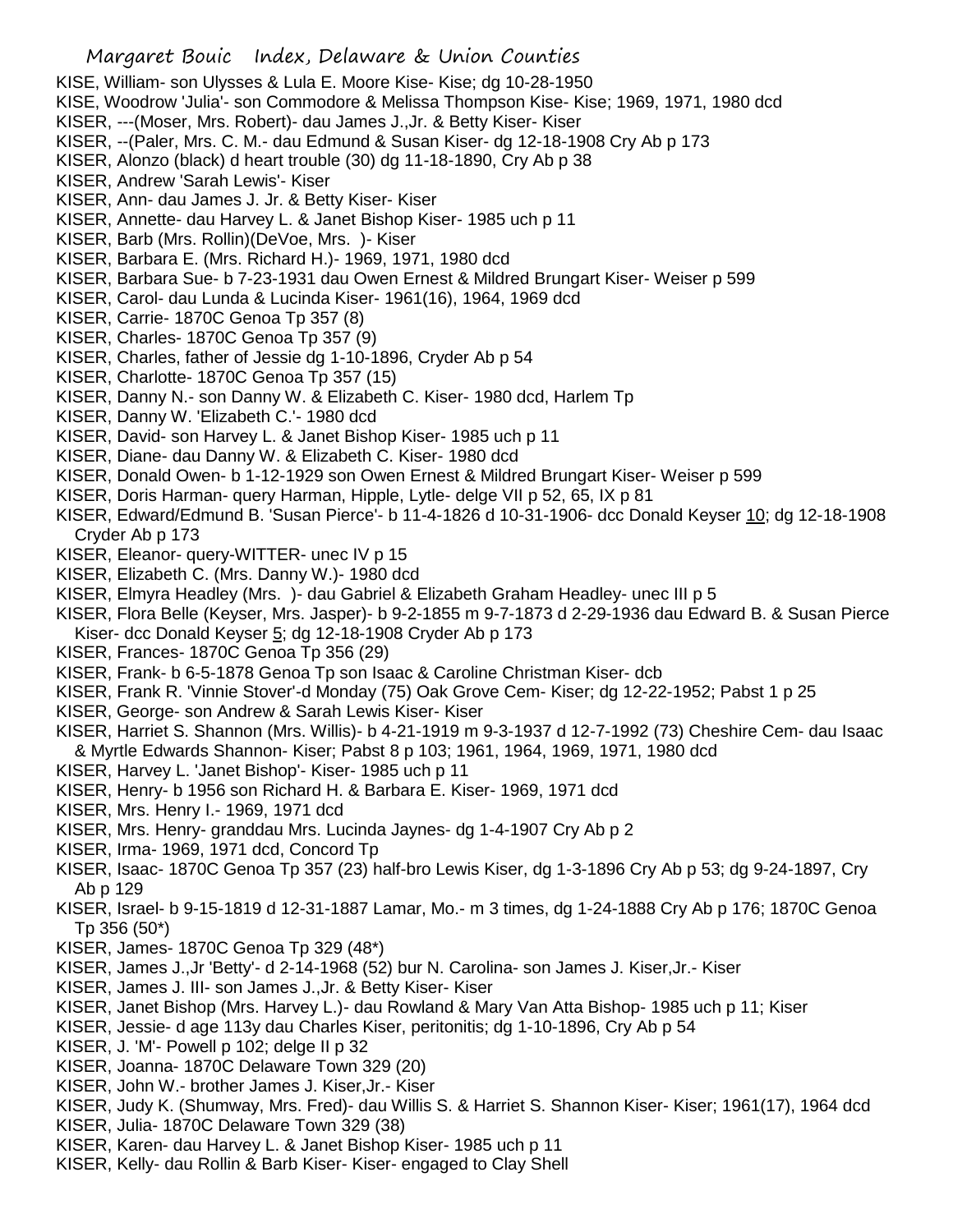KISE, William- son Ulysses & Lula E. Moore Kise- Kise; dg 10-28-1950

KISE, Woodrow 'Julia'- son Commodore & Melissa Thompson Kise- Kise; 1969, 1971, 1980 dcd

KISER, ---(Moser, Mrs. Robert)- dau James J.,Jr. & Betty Kiser- Kiser

KISER, --(Paler, Mrs. C. M.- dau Edmund & Susan Kiser- dg 12-18-1908 Cry Ab p 173

KISER, Alonzo (black) d heart trouble (30) dg 11-18-1890, Cry Ab p 38

KISER, Andrew 'Sarah Lewis'- Kiser

KISER, Ann- dau James J. Jr. & Betty Kiser- Kiser

KISER, Annette- dau Harvey L. & Janet Bishop Kiser- 1985 uch p 11

KISER, Barb (Mrs. Rollin)(DeVoe, Mrs. )- Kiser

KISER, Barbara E. (Mrs. Richard H.)- 1969, 1971, 1980 dcd

KISER, Barbara Sue- b 7-23-1931 dau Owen Ernest & Mildred Brungart Kiser- Weiser p 599

KISER, Carol- dau Lunda & Lucinda Kiser- 1961(16), 1964, 1969 dcd

KISER, Carrie- 1870C Genoa Tp 357 (8)

KISER, Charles- 1870C Genoa Tp 357 (9)

KISER, Charles, father of Jessie dg 1-10-1896, Cryder Ab p 54

KISER, Charlotte- 1870C Genoa Tp 357 (15)

KISER, Danny N.- son Danny W. & Elizabeth C. Kiser- 1980 dcd, Harlem Tp

KISER, Danny W. 'Elizabeth C.'- 1980 dcd

KISER, David- son Harvey L. & Janet Bishop Kiser- 1985 uch p 11

KISER, Diane- dau Danny W. & Elizabeth C. Kiser- 1980 dcd

KISER, Donald Owen- b 1-12-1929 son Owen Ernest & Mildred Brungart Kiser- Weiser p 599

KISER, Doris Harman- query Harman, Hipple, Lytle- delge VII p 52, 65, IX p 81

KISER, Edward/Edmund B. 'Susan Pierce'- b 11-4-1826 d 10-31-1906- dcc Donald Keyser 10; dg 12-18-1908 Cryder Ab p 173

KISER, Eleanor- query-WITTER- unec IV p 15

KISER, Elizabeth C. (Mrs. Danny W.)- 1980 dcd

KISER, Elmyra Headley (Mrs. )- dau Gabriel & Elizabeth Graham Headley- unec III p 5

KISER, Flora Belle (Keyser, Mrs. Jasper)- b 9-2-1855 m 9-7-1873 d 2-29-1936 dau Edward B. & Susan Pierce Kiser- dcc Donald Keyser 5; dg 12-18-1908 Cryder Ab p 173

KISER, Frances- 1870C Genoa Tp 356 (29)

KISER, Frank- b 6-5-1878 Genoa Tp son Isaac & Caroline Christman Kiser- dcb

KISER, Frank R. 'Vinnie Stover'-d Monday (75) Oak Grove Cem- Kiser; dg 12-22-1952; Pabst 1 p 25

KISER, George- son Andrew & Sarah Lewis Kiser- Kiser

KISER, Harriet S. Shannon (Mrs. Willis)- b 4-21-1919 m 9-3-1937 d 12-7-1992 (73) Cheshire Cem- dau Isaac & Myrtle Edwards Shannon- Kiser; Pabst 8 p 103; 1961, 1964, 1969, 1971, 1980 dcd

KISER, Harvey L. 'Janet Bishop'- Kiser- 1985 uch p 11

KISER, Henry- b 1956 son Richard H. & Barbara E. Kiser- 1969, 1971 dcd

KISER, Mrs. Henry I.- 1969, 1971 dcd

KISER, Mrs. Henry- granddau Mrs. Lucinda Jaynes- dg 1-4-1907 Cry Ab p 2

KISER, Irma- 1969, 1971 dcd, Concord Tp

KISER, Isaac- 1870C Genoa Tp 357 (23) half-bro Lewis Kiser, dg 1-3-1896 Cry Ab p 53; dg 9-24-1897, Cry Ab p 129

KISER, Israel- b 9-15-1819 d 12-31-1887 Lamar, Mo.- m 3 times, dg 1-24-1888 Cry Ab p 176; 1870C Genoa Tp 356 (50*)

KISER, James- 1870C Genoa Tp 329 (48*)

KISER, James J.,Jr 'Betty'- d 2-14-1968 (52) bur N. Carolina- son James J. Kiser,Jr.- Kiser

KISER, James J. III- son James J.,Jr. & Betty Kiser- Kiser

KISER, Janet Bishop (Mrs. Harvey L.)- dau Rowland & Mary Van Atta Bishop- 1985 uch p 11; Kiser

KISER, Jessie- d age 113y dau Charles Kiser, peritonitis; dg 1-10-1896, Cry Ab p 54

KISER, J. 'M'- Powell p 102; delge II p 32

KISER, Joanna- 1870C Delaware Town 329 (20)

KISER, John W.- brother James J. Kiser,Jr.- Kiser

KISER, Judy K. (Shumway, Mrs. Fred)- dau Willis S. & Harriet S. Shannon Kiser- Kiser; 1961(17), 1964 dcd

KISER, Julia- 1870C Delaware Town 329 (38)

KISER, Karen- dau Harvey L. & Janet Bishop Kiser- 1985 uch p 11

KISER, Kelly- dau Rollin & Barb Kiser- Kiser- engaged to Clay Shell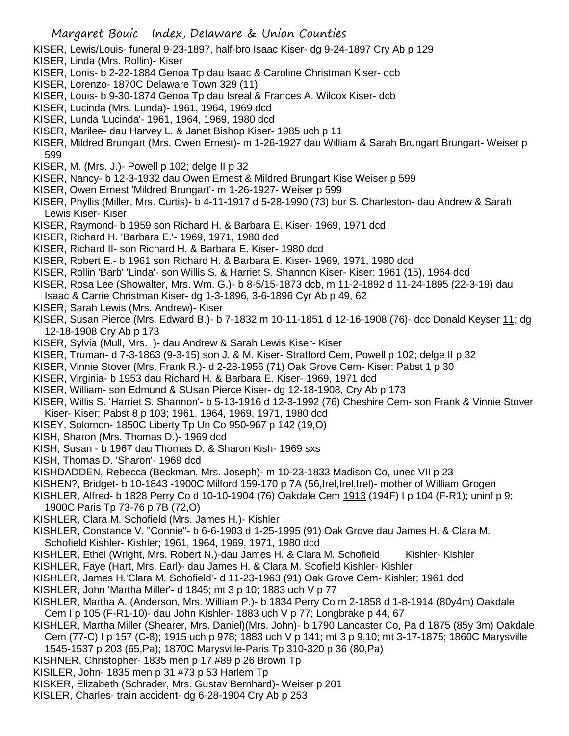KISER, Lewis/Louis- funeral 9-23-1897, half-bro Isaac Kiser- dg 9-24-1897 Cry Ab p 129

KISER, Linda (Mrs. Rollin)- Kiser

KISER, Lonis- b 2-22-1884 Genoa Tp dau Isaac & Caroline Christman Kiser- dcb

KISER, Lorenzo- 1870C Delaware Town 329 (11)

KISER, Louis- b 9-30-1874 Genoa Tp dau Isreal & Frances A. Wilcox Kiser- dcb

KISER, Lucinda (Mrs. Lunda)- 1961, 1964, 1969 dcd

KISER, Lunda 'Lucinda'- 1961, 1964, 1969, 1980 dcd

KISER, Marilee- dau Harvey L. & Janet Bishop Kiser- 1985 uch p 11

KISER, Mildred Brungart (Mrs. Owen Ernest)- m 1-26-1927 dau William & Sarah Brungart Brungart- Weiser p 599

KISER, M. (Mrs. J.)- Powell p 102; delge II p 32

KISER, Nancy- b 12-3-1932 dau Owen Ernest & Mildred Brungart Kise Weiser p 599

KISER, Owen Ernest 'Mildred Brungart'- m 1-26-1927- Weiser p 599

KISER, Phyllis (Miller, Mrs. Curtis)- b 4-11-1917 d 5-28-1990 (73) bur S. Charleston- dau Andrew & Sarah Lewis Kiser- Kiser

KISER, Raymond- b 1959 son Richard H. & Barbara E. Kiser- 1969, 1971 dcd

KISER, Richard H. 'Barbara E.'- 1969, 1971, 1980 dcd

KISER, Richard II- son Richard H. & Barbara E. Kiser- 1980 dcd

KISER, Robert E.- b 1961 son Richard H. & Barbara E. Kiser- 1969, 1971, 1980 dcd

KISER, Rollin 'Barb' 'Linda'- son Willis S. & Harriet S. Shannon Kiser- Kiser; 1961 (15), 1964 dcd

KISER, Rosa Lee (Showalter, Mrs. Wm. G.)- b 8-5/15-1873 dcb, m 11-2-1892 d 11-24-1895 (22-3-19) dau Isaac & Carrie Christman Kiser- dg 1-3-1896, 3-6-1896 Cyr Ab p 49, 62

KISER, Sarah Lewis (Mrs. Andrew)- Kiser

KISER, Susan Pierce (Mrs. Edward B.)- b 7-1832 m 10-11-1851 d 12-16-1908 (76)- dcc Donald Keyser 11; dg 12-18-1908 Cry Ab p 173

KISER, Sylvia (Mull, Mrs. )- dau Andrew & Sarah Lewis Kiser- Kiser

KISER, Truman- d 7-3-1863 (9-3-15) son J. & M. Kiser- Stratford Cem, Powell p 102; delge II p 32

KISER, Vinnie Stover (Mrs. Frank R.)- d 2-28-1956 (71) Oak Grove Cem- Kiser; Pabst 1 p 30

KISER, Virginia- b 1953 dau Richard H. & Barbara E. Kiser- 1969, 1971 dcd

KISER, William- son Edmund & SUsan Pierce Kiser- dg 12-18-1908, Cry Ab p 173

KISER, Willis S. 'Harriet S. Shannon'- b 5-13-1916 d 12-3-1992 (76) Cheshire Cem- son Frank & Vinnie Stover Kiser- Kiser; Pabst 8 p 103; 1961, 1964, 1969, 1971, 1980 dcd

KISEY, Solomon- 1850C Liberty Tp Un Co 950-967 p 142 (19,O)

KISH, Sharon (Mrs. Thomas D.)- 1969 dcd

KISH, Susan - b 1967 dau Thomas D. & Sharon Kish- 1969 sxs

KISH, Thomas D. 'Sharon'- 1969 dcd

KISHDADDEN, Rebecca (Beckman, Mrs. Joseph)- m 10-23-1833 Madison Co, unec VII p 23

KISHEN?, Bridget- b 10-1843 -1900C Milford 159-170 p 7A (56,Irel,Irel,Irel)- mother of William Grogen

KISHLER, Alfred- b 1828 Perry Co d 10-10-1904 (76) Oakdale Cem 1913 (194F) I p 104 (F-R1); uninf p 9; 1900C Paris Tp 73-76 p 7B (72,O)

KISHLER, Clara M. Schofield (Mrs. James H.)- Kishler

KISHLER, Constance V. "Connie"- b 6-6-1903 d 1-25-1995 (91) Oak Grove dau James H. & Clara M. Schofield Kishler- Kishler; 1961, 1964, 1969, 1971, 1980 dcd

KISHLER, Ethel (Wright, Mrs. Robert N.)-dau James H. & Clara M. Schofield Kishler- Kishler

KISHLER, Faye (Hart, Mrs. Earl)- dau James H. & Clara M. Scofield Kishler- Kishler

KISHLER, James H.'Clara M. Schofield'- d 11-23-1963 (91) Oak Grove Cem- Kishler; 1961 dcd

KISHLER, John 'Martha Miller'- d 1845; mt 3 p 10; 1883 uch V p 77

KISHLER, Martha A. (Anderson, Mrs. William P.)- b 1834 Perry Co m 2-1858 d 1-8-1914 (80y4m) Oakdale Cem I p 105 (F-R1-10)- dau John Kishler- 1883 uch V p 77; Longbrake p 44, 67

KISHLER, Martha Miller (Shearer, Mrs. Daniel)(Mrs. John)- b 1790 Lancaster Co, Pa d 1875 (85y 3m) Oakdale Cem (77-C) I p 157 (C-8); 1915 uch p 978; 1883 uch V p 141; mt 3 p 9,10; mt 3-17-1875; 1860C Marysville 1545-1537 p 203 (65,Pa); 1870C Marysville-Paris Tp 310-320 p 36 (80,Pa)

KISHNER, Christopher- 1835 men p 17 #89 p 26 Brown Tp

KISILER, John- 1835 men p 31 #73 p 53 Harlem Tp

KISKER, Elizabeth (Schrader, Mrs. Gustav Bernhard)- Weiser p 201

KISLER, Charles- train accident- dg 6-28-1904 Cry Ab p 253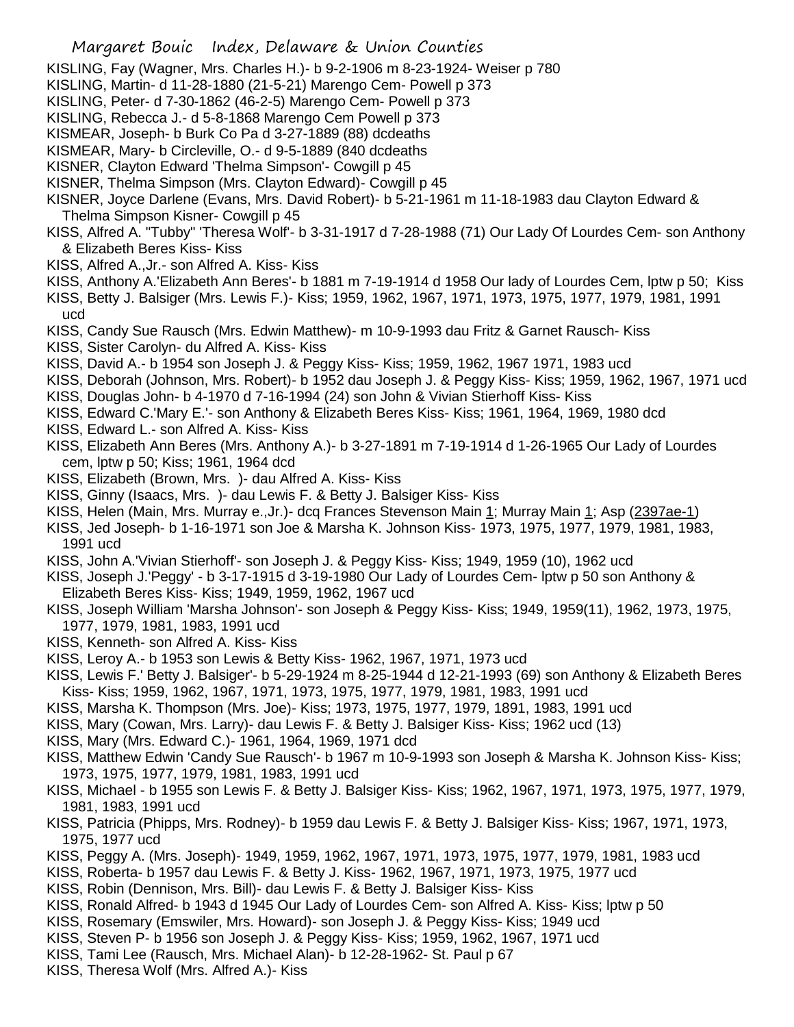KISLING, Fay (Wagner, Mrs. Charles H.)- b 9-2-1906 m 8-23-1924- Weiser p 780

KISLING, Martin- d 11-28-1880 (21-5-21) Marengo Cem- Powell p 373

KISLING, Peter- d 7-30-1862 (46-2-5) Marengo Cem- Powell p 373

KISLING, Rebecca J.- d 5-8-1868 Marengo Cem Powell p 373

KISMEAR, Joseph- b Burk Co Pa d 3-27-1889 (88) dcdeaths

KISMEAR, Mary- b Circleville, O.- d 9-5-1889 (840 dcdeaths

KISNER, Clayton Edward 'Thelma Simpson'- Cowgill p 45

KISNER, Thelma Simpson (Mrs. Clayton Edward)- Cowgill p 45

KISNER, Joyce Darlene (Evans, Mrs. David Robert)- b 5-21-1961 m 11-18-1983 dau Clayton Edward & Thelma Simpson Kisner- Cowgill p 45

KISS, Alfred A. "Tubby" 'Theresa Wolf'- b 3-31-1917 d 7-28-1988 (71) Our Lady Of Lourdes Cem- son Anthony & Elizabeth Beres Kiss- Kiss

KISS, Alfred A.,Jr.- son Alfred A. Kiss- Kiss

KISS, Anthony A.'Elizabeth Ann Beres'- b 1881 m 7-19-1914 d 1958 Our lady of Lourdes Cem, lptw p 50; Kiss

KISS, Betty J. Balsiger (Mrs. Lewis F.)- Kiss; 1959, 1962, 1967, 1971, 1973, 1975, 1977, 1979, 1981, 1991 ucd

KISS, Candy Sue Rausch (Mrs. Edwin Matthew)- m 10-9-1993 dau Fritz & Garnet Rausch- Kiss

KISS, Sister Carolyn- du Alfred A. Kiss- Kiss

KISS, David A.- b 1954 son Joseph J. & Peggy Kiss- Kiss; 1959, 1962, 1967 1971, 1983 ucd

KISS, Deborah (Johnson, Mrs. Robert)- b 1952 dau Joseph J. & Peggy Kiss- Kiss; 1959, 1962, 1967, 1971 ucd

KISS, Douglas John- b 4-1970 d 7-16-1994 (24) son John & Vivian Stierhoff Kiss- Kiss

KISS, Edward C.'Mary E.'- son Anthony & Elizabeth Beres Kiss- Kiss; 1961, 1964, 1969, 1980 dcd

KISS, Edward L.- son Alfred A. Kiss- Kiss

KISS, Elizabeth Ann Beres (Mrs. Anthony A.)- b 3-27-1891 m 7-19-1914 d 1-26-1965 Our Lady of Lourdes cem, lptw p 50; Kiss; 1961, 1964 dcd

KISS, Elizabeth (Brown, Mrs. )- dau Alfred A. Kiss- Kiss

KISS, Ginny (Isaacs, Mrs. )- dau Lewis F. & Betty J. Balsiger Kiss- Kiss

KISS, Helen (Main, Mrs. Murray e.,Jr.)- dcq Frances Stevenson Main 1; Murray Main 1; Asp (2397ae-1)

KISS, Jed Joseph- b 1-16-1971 son Joe & Marsha K. Johnson Kiss- 1973, 1975, 1977, 1979, 1981, 1983, 1991 ucd

KISS, John A.'Vivian Stierhoff'- son Joseph J. & Peggy Kiss- Kiss; 1949, 1959 (10), 1962 ucd

KISS, Joseph J.'Peggy' - b 3-17-1915 d 3-19-1980 Our Lady of Lourdes Cem- lptw p 50 son Anthony & Elizabeth Beres Kiss- Kiss; 1949, 1959, 1962, 1967 ucd

KISS, Joseph William 'Marsha Johnson'- son Joseph & Peggy Kiss- Kiss; 1949, 1959(11), 1962, 1973, 1975, 1977, 1979, 1981, 1983, 1991 ucd

KISS, Kenneth- son Alfred A. Kiss- Kiss

KISS, Leroy A.- b 1953 son Lewis & Betty Kiss- 1962, 1967, 1971, 1973 ucd

KISS, Lewis F.' Betty J. Balsiger'- b 5-29-1924 m 8-25-1944 d 12-21-1993 (69) son Anthony & Elizabeth Beres Kiss- Kiss; 1959, 1962, 1967, 1971, 1973, 1975, 1977, 1979, 1981, 1983, 1991 ucd

KISS, Marsha K. Thompson (Mrs. Joe)- Kiss; 1973, 1975, 1977, 1979, 1891, 1983, 1991 ucd

KISS, Mary (Cowan, Mrs. Larry)- dau Lewis F. & Betty J. Balsiger Kiss- Kiss; 1962 ucd (13)

KISS, Mary (Mrs. Edward C.)- 1961, 1964, 1969, 1971 dcd

KISS, Matthew Edwin 'Candy Sue Rausch'- b 1967 m 10-9-1993 son Joseph & Marsha K. Johnson Kiss- Kiss; 1973, 1975, 1977, 1979, 1981, 1983, 1991 ucd

KISS, Michael - b 1955 son Lewis F. & Betty J. Balsiger Kiss- Kiss; 1962, 1967, 1971, 1973, 1975, 1977, 1979, 1981, 1983, 1991 ucd

KISS, Patricia (Phipps, Mrs. Rodney)- b 1959 dau Lewis F. & Betty J. Balsiger Kiss- Kiss; 1967, 1971, 1973, 1975, 1977 ucd

KISS, Peggy A. (Mrs. Joseph)- 1949, 1959, 1962, 1967, 1971, 1973, 1975, 1977, 1979, 1981, 1983 ucd

KISS, Roberta- b 1957 dau Lewis F. & Betty J. Kiss- 1962, 1967, 1971, 1973, 1975, 1977 ucd

KISS, Robin (Dennison, Mrs. Bill)- dau Lewis F. & Betty J. Balsiger Kiss- Kiss

KISS, Ronald Alfred- b 1943 d 1945 Our Lady of Lourdes Cem- son Alfred A. Kiss- Kiss; lptw p 50

KISS, Rosemary (Emswiler, Mrs. Howard)- son Joseph J. & Peggy Kiss- Kiss; 1949 ucd

KISS, Steven P- b 1956 son Joseph J. & Peggy Kiss- Kiss; 1959, 1962, 1967, 1971 ucd

KISS, Tami Lee (Rausch, Mrs. Michael Alan)- b 12-28-1962- St. Paul p 67

KISS, Theresa Wolf (Mrs. Alfred A.)- Kiss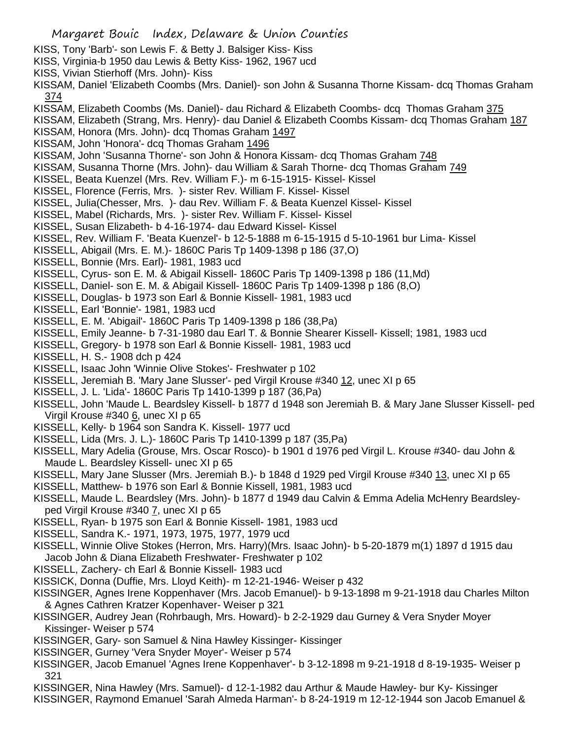KISS, Tony 'Barb'- son Lewis F. & Betty J. Balsiger Kiss- Kiss

KISS, Virginia-b 1950 dau Lewis & Betty Kiss- 1962, 1967 ucd

KISS, Vivian Stierhoff (Mrs. John)- Kiss

KISSAM, Daniel 'Elizabeth Coombs (Mrs. Daniel)- son John & Susanna Thorne Kissam- dcq Thomas Graham 374

KISSAM, Elizabeth Coombs (Ms. Daniel)- dau Richard & Elizabeth Coombs- dcq Thomas Graham 375

KISSAM, Elizabeth (Strang, Mrs. Henry)- dau Daniel & Elizabeth Coombs Kissam- dcq Thomas Graham 187

KISSAM, Honora (Mrs. John)- dcq Thomas Graham 1497

KISSAM, John 'Honora'- dcq Thomas Graham 1496

KISSAM, John 'Susanna Thorne'- son John & Honora Kissam- dcq Thomas Graham 748

KISSAM, Susanna Thorne (Mrs. John)- dau William & Sarah Thorne- dcq Thomas Graham 749

KISSEL, Beata Kuenzel (Mrs. Rev. William F.)- m 6-15-1915- Kissel- Kissel

KISSEL, Florence (Ferris, Mrs. )- sister Rev. William F. Kissel- Kissel

KISSEL, Julia(Chesser, Mrs. )- dau Rev. William F. & Beata Kuenzel Kissel- Kissel

KISSEL, Mabel (Richards, Mrs. )- sister Rev. William F. Kissel- Kissel

KISSEL, Susan Elizabeth- b 4-16-1974- dau Edward Kissel- Kissel

KISSEL, Rev. William F. 'Beata Kuenzel'- b 12-5-1888 m 6-15-1915 d 5-10-1961 bur Lima- Kissel

KISSELL, Abigail (Mrs. E. M.)- 1860C Paris Tp 1409-1398 p 186 (37,O)

KISSELL, Bonnie (Mrs. Earl)- 1981, 1983 ucd

KISSELL, Cyrus- son E. M. & Abigail Kissell- 1860C Paris Tp 1409-1398 p 186 (11,Md)

KISSELL, Daniel- son E. M. & Abigail Kissell- 1860C Paris Tp 1409-1398 p 186 (8,O)

KISSELL, Douglas- b 1973 son Earl & Bonnie Kissell- 1981, 1983 ucd

KISSELL, Earl 'Bonnie'- 1981, 1983 ucd

KISSELL, E. M. 'Abigail'- 1860C Paris Tp 1409-1398 p 186 (38,Pa)

KISSELL, Emily Jeanne- b 7-31-1980 dau Earl T. & Bonnie Shearer Kissell- Kissell; 1981, 1983 ucd

KISSELL, Gregory- b 1978 son Earl & Bonnie Kissell- 1981, 1983 ucd

KISSELL, H. S.- 1908 dch p 424

KISSELL, Isaac John 'Winnie Olive Stokes'- Freshwater p 102

KISSELL, Jeremiah B. 'Mary Jane Slusser'- ped Virgil Krouse #340 12, unec XI p 65

KISSELL, J. L. 'Lida'- 1860C Paris Tp 1410-1399 p 187 (36,Pa)

KISSELL, John 'Maude L. Beardsley Kissell- b 1877 d 1948 son Jeremiah B. & Mary Jane Slusser Kissell- ped Virgil Krouse #340 6, unec XI p 65

KISSELL, Kelly- b 1964 son Sandra K. Kissell- 1977 ucd

KISSELL, Lida (Mrs. J. L.)- 1860C Paris Tp 1410-1399 p 187 (35,Pa)

KISSELL, Mary Adelia (Grouse, Mrs. Oscar Rosco)- b 1901 d 1976 ped Virgil L. Krouse #340- dau John & Maude L. Beardsley Kissell- unec XI p 65

KISSELL, Mary Jane Slusser (Mrs. Jeremiah B.)- b 1848 d 1929 ped Virgil Krouse #340 13, unec XI p 65

KISSELL, Matthew- b 1976 son Earl & Bonnie Kissell, 1981, 1983 ucd

KISSELL, Maude L. Beardsley (Mrs. John)- b 1877 d 1949 dau Calvin & Emma Adelia McHenry Beardsley- ped Virgil Krouse #340 7, unec XI p 65

KISSELL, Ryan- b 1975 son Earl & Bonnie Kissell- 1981, 1983 ucd

KISSELL, Sandra K.- 1971, 1973, 1975, 1977, 1979 ucd

KISSELL, Winnie Olive Stokes (Herron, Mrs. Harry)(Mrs. Isaac John)- b 5-20-1879 m(1) 1897 d 1915 dau Jacob John & Diana Elizabeth Freshwater- Freshwater p 102

KISSELL, Zachery- ch Earl & Bonnie Kissell- 1983 ucd

KISSICK, Donna (Duffie, Mrs. Lloyd Keith)- m 12-21-1946- Weiser p 432

KISSINGER, Agnes Irene Koppenhaver (Mrs. Jacob Emanuel)- b 9-13-1898 m 9-21-1918 dau Charles Milton & Agnes Cathren Kratzer Kopenhaver- Weiser p 321

KISSINGER, Audrey Jean (Rohrbaugh, Mrs. Howard)- b 2-2-1929 dau Gurney & Vera Snyder Moyer Kissinger- Weiser p 574

KISSINGER, Gary- son Samuel & Nina Hawley Kissinger- Kissinger

KISSINGER, Gurney 'Vera Snyder Moyer'- Weiser p 574

KISSINGER, Jacob Emanuel 'Agnes Irene Koppenhaver'- b 3-12-1898 m 9-21-1918 d 8-19-1935- Weiser p 321

KISSINGER, Nina Hawley (Mrs. Samuel)- d 12-1-1982 dau Arthur & Maude Hawley- bur Ky- Kissinger

KISSINGER, Raymond Emanuel 'Sarah Almeda Harman'- b 8-24-1919 m 12-12-1944 son Jacob Emanuel &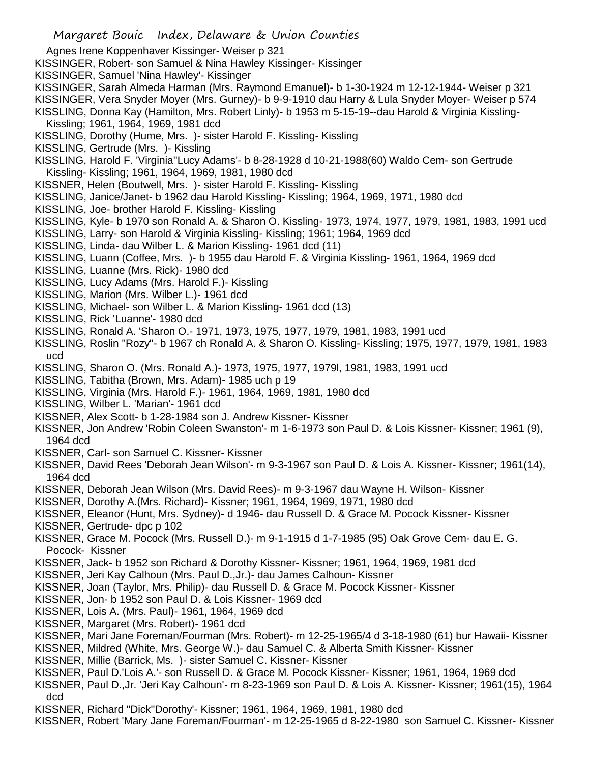Agnes Irene Koppenhaver Kissinger- Weiser p 321

KISSINGER, Robert- son Samuel & Nina Hawley Kissinger- Kissinger

KISSINGER, Samuel 'Nina Hawley'- Kissinger

KISSINGER, Sarah Almeda Harman (Mrs. Raymond Emanuel)- b 1-30-1924 m 12-12-1944- Weiser p 321

KISSINGER, Vera Snyder Moyer (Mrs. Gurney)- b 9-9-1910 dau Harry & Lula Snyder Moyer- Weiser p 574

KISSLING, Donna Kay (Hamilton, Mrs. Robert Linly)- b 1953 m 5-15-19--dau Harold & Virginia Kissling- Kissling; 1961, 1964, 1969, 1981 dcd

KISSLING, Dorothy (Hume, Mrs. )- sister Harold F. Kissling- Kissling

KISSLING, Gertrude (Mrs. )- Kissling

KISSLING, Harold F. 'Virginia''Lucy Adams'- b 8-28-1928 d 10-21-1988(60) Waldo Cem- son Gertrude Kissling- Kissling; 1961, 1964, 1969, 1981, 1980 dcd

KISSNER, Helen (Boutwell, Mrs. )- sister Harold F. Kissling- Kissling

KISSLING, Janice/Janet- b 1962 dau Harold Kissling- Kissling; 1964, 1969, 1971, 1980 dcd

KISSLING, Joe- brother Harold F. Kissling- Kissling

KISSLING, Kyle- b 1970 son Ronald A. & Sharon O. Kissling- 1973, 1974, 1977, 1979, 1981, 1983, 1991 ucd

KISSLING, Larry- son Harold & Virginia Kissling- Kissling; 1961; 1964, 1969 dcd

KISSLING, Linda- dau Wilber L. & Marion Kissling- 1961 dcd (11)

KISSLING, Luann (Coffee, Mrs. )- b 1955 dau Harold F. & Virginia Kissling- 1961, 1964, 1969 dcd

KISSLING, Luanne (Mrs. Rick)- 1980 dcd

KISSLING, Lucy Adams (Mrs. Harold F.)- Kissling

KISSLING, Marion (Mrs. Wilber L.)- 1961 dcd

KISSLING, Michael- son Wilber L. & Marion Kissling- 1961 dcd (13)

KISSLING, Rick 'Luanne'- 1980 dcd

KISSLING, Ronald A. 'Sharon O.- 1971, 1973, 1975, 1977, 1979, 1981, 1983, 1991 ucd

KISSLING, Roslin "Rozy"- b 1967 ch Ronald A. & Sharon O. Kissling- Kissling; 1975, 1977, 1979, 1981, 1983 ucd

KISSLING, Sharon O. (Mrs. Ronald A.)- 1973, 1975, 1977, 1979l, 1981, 1983, 1991 ucd

KISSLING, Tabitha (Brown, Mrs. Adam)- 1985 uch p 19

KISSLING, Virginia (Mrs. Harold F.)- 1961, 1964, 1969, 1981, 1980 dcd

KISSLING, Wilber L. 'Marian'- 1961 dcd

KISSNER, Alex Scott- b 1-28-1984 son J. Andrew Kissner- Kissner

KISSNER, Jon Andrew 'Robin Coleen Swanston'- m 1-6-1973 son Paul D. & Lois Kissner- Kissner; 1961 (9), 1964 dcd

KISSNER, Carl- son Samuel C. Kissner- Kissner

KISSNER, David Rees 'Deborah Jean Wilson'- m 9-3-1967 son Paul D. & Lois A. Kissner- Kissner; 1961(14), 1964 dcd

KISSNER, Deborah Jean Wilson (Mrs. David Rees)- m 9-3-1967 dau Wayne H. Wilson- Kissner

KISSNER, Dorothy A.(Mrs. Richard)- Kissner; 1961, 1964, 1969, 1971, 1980 dcd

KISSNER, Eleanor (Hunt, Mrs. Sydney)- d 1946- dau Russell D. & Grace M. Pocock Kissner- Kissner

KISSNER, Gertrude- dpc p 102

KISSNER, Grace M. Pocock (Mrs. Russell D.)- m 9-1-1915 d 1-7-1985 (95) Oak Grove Cem- dau E. G. Pocock- Kissner

KISSNER, Jack- b 1952 son Richard & Dorothy Kissner- Kissner; 1961, 1964, 1969, 1981 dcd

KISSNER, Jeri Kay Calhoun (Mrs. Paul D.,Jr.)- dau James Calhoun- Kissner

KISSNER, Joan (Taylor, Mrs. Philip)- dau Russell D. & Grace M. Pocock Kissner- Kissner

KISSNER, Jon- b 1952 son Paul D. & Lois Kissner- 1969 dcd

KISSNER, Lois A. (Mrs. Paul)- 1961, 1964, 1969 dcd

KISSNER, Margaret (Mrs. Robert)- 1961 dcd

KISSNER, Mari Jane Foreman/Fourman (Mrs. Robert)- m 12-25-1965/4 d 3-18-1980 (61) bur Hawaii- Kissner

KISSNER, Mildred (White, Mrs. George W.)- dau Samuel C. & Alberta Smith Kissner- Kissner

KISSNER, Millie (Barrick, Ms. )- sister Samuel C. Kissner- Kissner

KISSNER, Paul D.'Lois A.'- son Russell D. & Grace M. Pocock Kissner- Kissner; 1961, 1964, 1969 dcd

KISSNER, Paul D.,Jr. 'Jeri Kay Calhoun'- m 8-23-1969 son Paul D. & Lois A. Kissner- Kissner; 1961(15), 1964 dcd

KISSNER, Richard "Dick"Dorothy'- Kissner; 1961, 1964, 1969, 1981, 1980 dcd

KISSNER, Robert 'Mary Jane Foreman/Fourman'- m 12-25-1965 d 8-22-1980 son Samuel C. Kissner- Kissner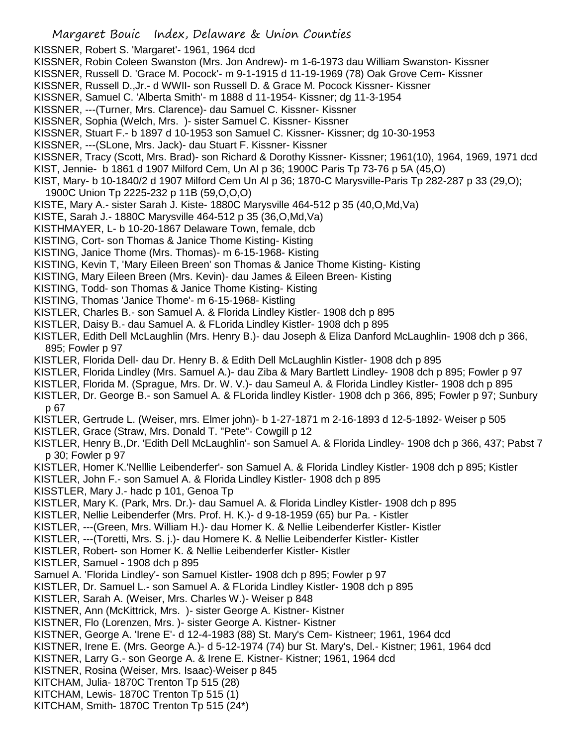KISSNER, Robert S. 'Margaret'- 1961, 1964 dcd
KISSNER, Robin Coleen Swanston (Mrs. Jon Andrew)- m 1-6-1973 dau William Swanston- Kissner
KISSNER, Russell D. 'Grace M. Pocock'- m 9-1-1915 d 11-19-1969 (78) Oak Grove Cem- Kissner
KISSNER, Russell D.,Jr.- d WWII- son Russell D. & Grace M. Pocock Kissner- Kissner
KISSNER, Samuel C. 'Alberta Smith'- m 1888 d 11-1954- Kissner; dg 11-3-1954
KISSNER, ---(Turner, Mrs. Clarence)- dau Samuel C. Kissner- Kissner
KISSNER, Sophia (Welch, Mrs. )- sister Samuel C. Kissner- Kissner
KISSNER, Stuart F.- b 1897 d 10-1953 son Samuel C. Kissner- Kissner; dg 10-30-1953
KISSNER, ---(SLone, Mrs. Jack)- dau Stuart F. Kissner- Kissner
KISSNER, Tracy (Scott, Mrs. Brad)- son Richard & Dorothy Kissner- Kissner; 1961(10), 1964, 1969, 1971 dcd
KIST, Jennie- b 1861 d 1907 Milford Cem, Un Al p 36; 1900C Paris Tp 73-76 p 5A (45,O)
KIST, Mary- b 10-1840/2 d 1907 Milford Cem Un Al p 36; 1870-C Marysville-Paris Tp 282-287 p 33 (29,O); 1900C Union Tp 2225-232 p 11B (59,O,O,O)
KISTE, Mary A.- sister Sarah J. Kiste- 1880C Marysville 464-512 p 35 (40,O,Md,Va)
KISTE, Sarah J.- 1880C Marysville 464-512 p 35 (36,O,Md,Va)
KISTHMAYER, L- b 10-20-1867 Delaware Town, female, dcb
KISTING, Cort- son Thomas & Janice Thome Kisting- Kisting
KISTING, Janice Thome (Mrs. Thomas)- m 6-15-1968- Kisting
KISTING, Kevin T, 'Mary Eileen Breen' son Thomas & Janice Thome Kisting- Kisting
KISTING, Mary Eileen Breen (Mrs. Kevin)- dau James & Eileen Breen- Kisting
KISTING, Todd- son Thomas & Janice Thome Kisting- Kisting
KISTING, Thomas 'Janice Thome'- m 6-15-1968- Kistling
KISTLER, Charles B.- son Samuel A. & Florida Lindley Kistler- 1908 dch p 895
KISTLER, Daisy B.- dau Samuel A. & FLorida Lindley Kistler- 1908 dch p 895
KISTLER, Edith Dell McLaughlin (Mrs. Henry B.)- dau Joseph & Eliza Danford McLaughlin- 1908 dch p 366, 895; Fowler p 97
KISTLER, Florida Dell- dau Dr. Henry B. & Edith Dell McLaughlin Kistler- 1908 dch p 895
KISTLER, Florida Lindley (Mrs. Samuel A.)- dau Ziba & Mary Bartlett Lindley- 1908 dch p 895; Fowler p 97
KISTLER, Florida M. (Sprague, Mrs. Dr. W. V.)- dau Sameul A. & Florida Lindley Kistler- 1908 dch p 895
KISTLER, Dr. George B.- son Samuel A. & FLorida lindley Kistler- 1908 dch p 366, 895; Fowler p 97; Sunbury p 67
KISTLER, Gertrude L. (Weiser, mrs. Elmer john)- b 1-27-1871 m 2-16-1893 d 12-5-1892- Weiser p 505
KISTLER, Grace (Straw, Mrs. Donald T. "Pete"- Cowgill p 12
KISTLER, Henry B.,Dr. 'Edith Dell McLaughlin'- son Samuel A. & Florida Lindley- 1908 dch p 366, 437; Pabst 7 p 30; Fowler p 97
KISTLER, Homer K.'Nelllie Leibenderfer'- son Samuel A. & Florida Lindley Kistler- 1908 dch p 895; Kistler
KISTLER, John F.- son Samuel A. & Florida Lindley Kistler- 1908 dch p 895
KISSTLER, Mary J.- hadc p 101, Genoa Tp
KISTLER, Mary K. (Park, Mrs. Dr.)- dau Samuel A. & Florida Lindley Kistler- 1908 dch p 895
KISTLER, Nellie Leibenderfer (Mrs. Prof. H. K.)- d 9-18-1959 (65) bur Pa. - Kistler
KISTLER, ---(Green, Mrs. William H.)- dau Homer K. & Nellie Leibenderfer Kistler- Kistler
KISTLER, ---(Toretti, Mrs. S. j.)- dau Homere K. & Nellie Leibenderfer Kistler- Kistler
KISTLER, Robert- son Homer K. & Nellie Leibenderfer Kistler- Kistler
KISTLER, Samuel - 1908 dch p 895
Samuel A. 'Florida Lindley'- son Samuel Kistler- 1908 dch p 895; Fowler p 97
KISTLER, Dr. Samuel L.- son Samuel A. & FLorida Lindley Kistler- 1908 dch p 895
KISTLER, Sarah A. (Weiser, Mrs. Charles W.)- Weiser p 848
KISTNER, Ann (McKittrick, Mrs. )- sister George A. Kistner- Kistner
KISTNER, Flo (Lorenzen, Mrs. )- sister George A. Kistner- Kistner
KISTNER, George A. 'Irene E'- d 12-4-1983 (88) St. Mary's Cem- Kistneer; 1961, 1964 dcd
KISTNER, Irene E. (Mrs. George A.)- d 5-12-1974 (74) bur St. Mary's, Del.- Kistner; 1961, 1964 dcd
KISTNER, Larry G.- son George A. & Irene E. Kistner- Kistner; 1961, 1964 dcd
KISTNER, Rosina (Weiser, Mrs. Isaac)-Weiser p 845
KITCHAM, Julia- 1870C Trenton Tp 515 (28)
KITCHAM, Lewis- 1870C Trenton Tp 515 (1)
KITCHAM, Smith- 1870C Trenton Tp 515 (24*)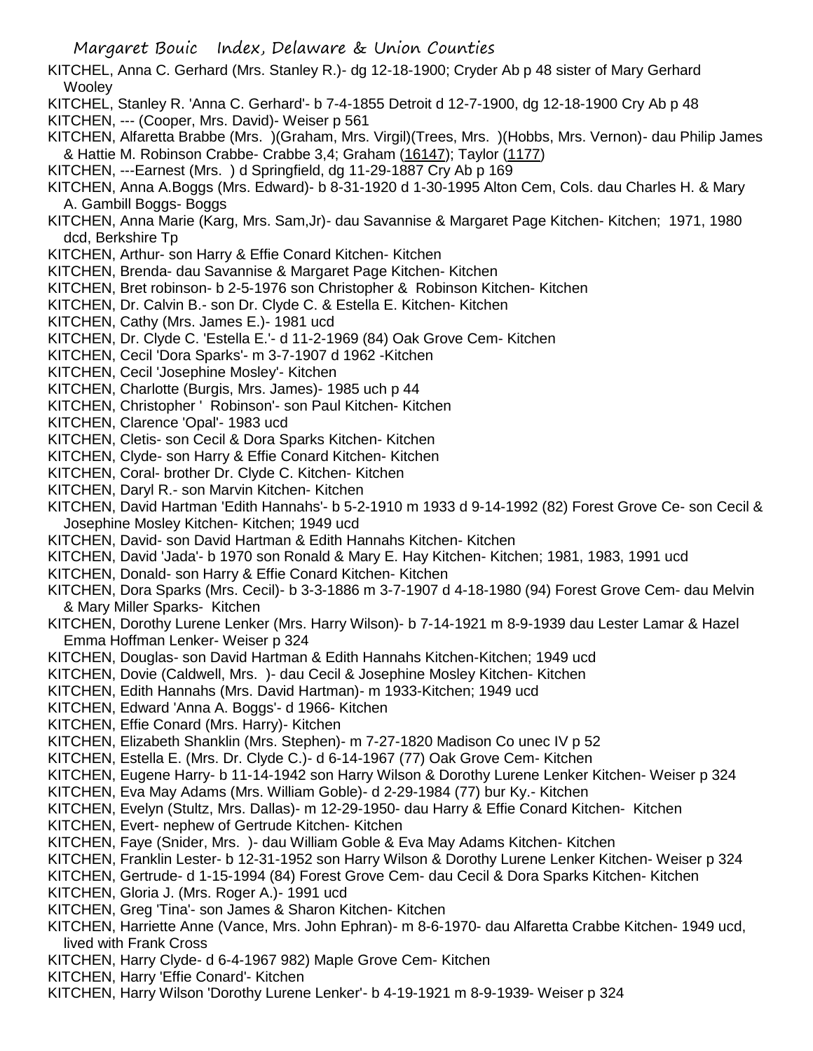KITCHEL, Anna C. Gerhard (Mrs. Stanley R.)- dg 12-18-1900; Cryder Ab p 48 sister of Mary Gerhard Wooley

KITCHEL, Stanley R. 'Anna C. Gerhard'- b 7-4-1855 Detroit d 12-7-1900, dg 12-18-1900 Cry Ab p 48

KITCHEN, --- (Cooper, Mrs. David)- Weiser p 561

KITCHEN, Alfaretta Brabbe (Mrs. )(Graham, Mrs. Virgil)(Trees, Mrs. )(Hobbs, Mrs. Vernon)- dau Philip James & Hattie M. Robinson Crabbe- Crabbe 3,4; Graham (16147); Taylor (1177)

KITCHEN, ---Earnest (Mrs. ) d Springfield, dg 11-29-1887 Cry Ab p 169

KITCHEN, Anna A.Boggs (Mrs. Edward)- b 8-31-1920 d 1-30-1995 Alton Cem, Cols. dau Charles H. & Mary A. Gambill Boggs- Boggs

KITCHEN, Anna Marie (Karg, Mrs. Sam,Jr)- dau Savannise & Margaret Page Kitchen- Kitchen; 1971, 1980 dcd, Berkshire Tp

KITCHEN, Arthur- son Harry & Effie Conard Kitchen- Kitchen

KITCHEN, Brenda- dau Savannise & Margaret Page Kitchen- Kitchen

KITCHEN, Bret robinson- b 2-5-1976 son Christopher & Robinson Kitchen- Kitchen

KITCHEN, Dr. Calvin B.- son Dr. Clyde C. & Estella E. Kitchen- Kitchen

KITCHEN, Cathy (Mrs. James E.)- 1981 ucd

KITCHEN, Dr. Clyde C. 'Estella E.'- d 11-2-1969 (84) Oak Grove Cem- Kitchen

KITCHEN, Cecil 'Dora Sparks'- m 3-7-1907 d 1962 -Kitchen

KITCHEN, Cecil 'Josephine Mosley'- Kitchen

KITCHEN, Charlotte (Burgis, Mrs. James)- 1985 uch p 44

KITCHEN, Christopher ' Robinson'- son Paul Kitchen- Kitchen

KITCHEN, Clarence 'Opal'- 1983 ucd

KITCHEN, Cletis- son Cecil & Dora Sparks Kitchen- Kitchen

KITCHEN, Clyde- son Harry & Effie Conard Kitchen- Kitchen

KITCHEN, Coral- brother Dr. Clyde C. Kitchen- Kitchen

KITCHEN, Daryl R.- son Marvin Kitchen- Kitchen

KITCHEN, David Hartman 'Edith Hannahs'- b 5-2-1910 m 1933 d 9-14-1992 (82) Forest Grove Ce- son Cecil & Josephine Mosley Kitchen- Kitchen; 1949 ucd

KITCHEN, David- son David Hartman & Edith Hannahs Kitchen- Kitchen

KITCHEN, David 'Jada'- b 1970 son Ronald & Mary E. Hay Kitchen- Kitchen; 1981, 1983, 1991 ucd

KITCHEN, Donald- son Harry & Effie Conard Kitchen- Kitchen

KITCHEN, Dora Sparks (Mrs. Cecil)- b 3-3-1886 m 3-7-1907 d 4-18-1980 (94) Forest Grove Cem- dau Melvin & Mary Miller Sparks- Kitchen

KITCHEN, Dorothy Lurene Lenker (Mrs. Harry Wilson)- b 7-14-1921 m 8-9-1939 dau Lester Lamar & Hazel Emma Hoffman Lenker- Weiser p 324

KITCHEN, Douglas- son David Hartman & Edith Hannahs Kitchen-Kitchen; 1949 ucd

KITCHEN, Dovie (Caldwell, Mrs. )- dau Cecil & Josephine Mosley Kitchen- Kitchen

KITCHEN, Edith Hannahs (Mrs. David Hartman)- m 1933-Kitchen; 1949 ucd

KITCHEN, Edward 'Anna A. Boggs'- d 1966- Kitchen

KITCHEN, Effie Conard (Mrs. Harry)- Kitchen

KITCHEN, Elizabeth Shanklin (Mrs. Stephen)- m 7-27-1820 Madison Co unec IV p 52

KITCHEN, Estella E. (Mrs. Dr. Clyde C.)- d 6-14-1967 (77) Oak Grove Cem- Kitchen

KITCHEN, Eugene Harry- b 11-14-1942 son Harry Wilson & Dorothy Lurene Lenker Kitchen- Weiser p 324

KITCHEN, Eva May Adams (Mrs. William Goble)- d 2-29-1984 (77) bur Ky.- Kitchen

KITCHEN, Evelyn (Stultz, Mrs. Dallas)- m 12-29-1950- dau Harry & Effie Conard Kitchen- Kitchen

KITCHEN, Evert- nephew of Gertrude Kitchen- Kitchen

KITCHEN, Faye (Snider, Mrs. )- dau William Goble & Eva May Adams Kitchen- Kitchen

KITCHEN, Franklin Lester- b 12-31-1952 son Harry Wilson & Dorothy Lurene Lenker Kitchen- Weiser p 324

KITCHEN, Gertrude- d 1-15-1994 (84) Forest Grove Cem- dau Cecil & Dora Sparks Kitchen- Kitchen

KITCHEN, Gloria J. (Mrs. Roger A.)- 1991 ucd

KITCHEN, Greg 'Tina'- son James & Sharon Kitchen- Kitchen

KITCHEN, Harriette Anne (Vance, Mrs. John Ephran)- m 8-6-1970- dau Alfaretta Crabbe Kitchen- 1949 ucd, lived with Frank Cross

KITCHEN, Harry Clyde- d 6-4-1967 982) Maple Grove Cem- Kitchen

KITCHEN, Harry 'Effie Conard'- Kitchen

KITCHEN, Harry Wilson 'Dorothy Lurene Lenker'- b 4-19-1921 m 8-9-1939- Weiser p 324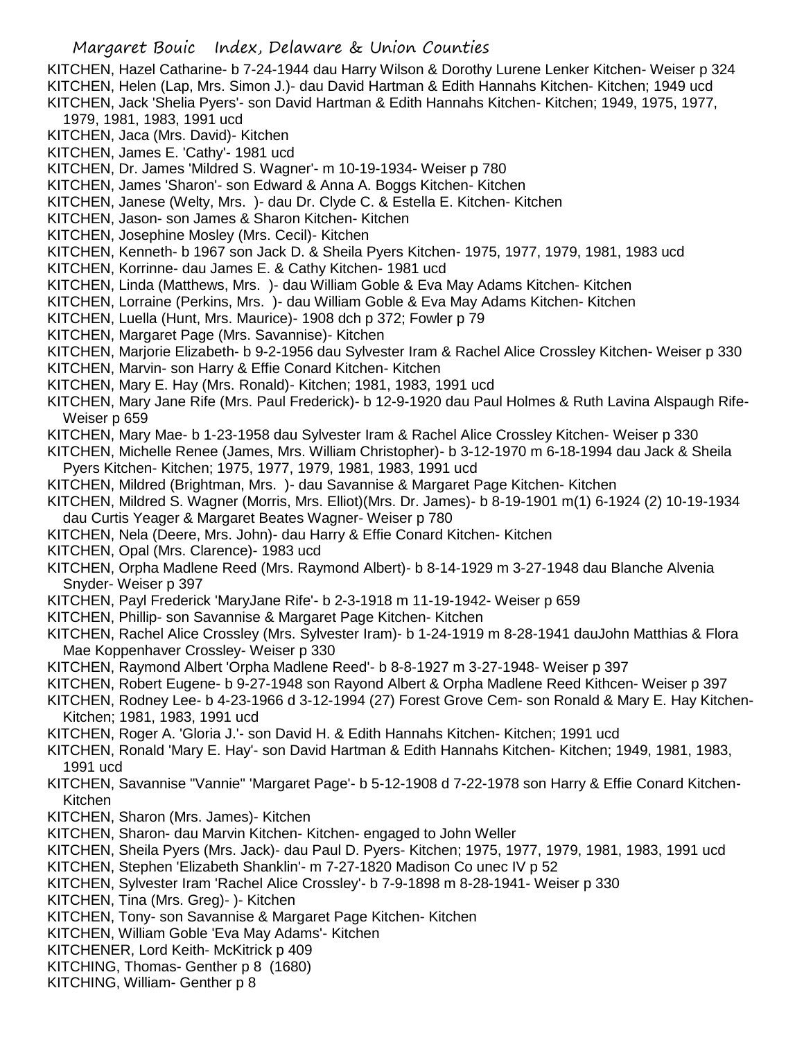KITCHEN, Hazel Catharine- b 7-24-1944 dau Harry Wilson & Dorothy Lurene Lenker Kitchen- Weiser p 324
KITCHEN, Helen (Lap, Mrs. Simon J.)- dau David Hartman & Edith Hannahs Kitchen- Kitchen; 1949 ucd
KITCHEN, Jack 'Shelia Pyers'- son David Hartman & Edith Hannahs Kitchen- Kitchen; 1949, 1975, 1977, 1979, 1981, 1983, 1991 ucd
KITCHEN, Jaca (Mrs. David)- Kitchen
KITCHEN, James E. 'Cathy'- 1981 ucd
KITCHEN, Dr. James 'Mildred S. Wagner'- m 10-19-1934- Weiser p 780
KITCHEN, James 'Sharon'- son Edward & Anna A. Boggs Kitchen- Kitchen
KITCHEN, Janese (Welty, Mrs. )- dau Dr. Clyde C. & Estella E. Kitchen- Kitchen
KITCHEN, Jason- son James & Sharon Kitchen- Kitchen
KITCHEN, Josephine Mosley (Mrs. Cecil)- Kitchen
KITCHEN, Kenneth- b 1967 son Jack D. & Sheila Pyers Kitchen- 1975, 1977, 1979, 1981, 1983 ucd
KITCHEN, Korrinne- dau James E. & Cathy Kitchen- 1981 ucd
KITCHEN, Linda (Matthews, Mrs. )- dau William Goble & Eva May Adams Kitchen- Kitchen
KITCHEN, Lorraine (Perkins, Mrs. )- dau William Goble & Eva May Adams Kitchen- Kitchen
KITCHEN, Luella (Hunt, Mrs. Maurice)- 1908 dch p 372; Fowler p 79
KITCHEN, Margaret Page (Mrs. Savannise)- Kitchen
KITCHEN, Marjorie Elizabeth- b 9-2-1956 dau Sylvester Iram & Rachel Alice Crossley Kitchen- Weiser p 330
KITCHEN, Marvin- son Harry & Effie Conard Kitchen- Kitchen
KITCHEN, Mary E. Hay (Mrs. Ronald)- Kitchen; 1981, 1983, 1991 ucd
KITCHEN, Mary Jane Rife (Mrs. Paul Frederick)- b 12-9-1920 dau Paul Holmes & Ruth Lavina Alspaugh Rife- Weiser p 659
KITCHEN, Mary Mae- b 1-23-1958 dau Sylvester Iram & Rachel Alice Crossley Kitchen- Weiser p 330
KITCHEN, Michelle Renee (James, Mrs. William Christopher)- b 3-12-1970 m 6-18-1994 dau Jack & Sheila Pyers Kitchen- Kitchen; 1975, 1977, 1979, 1981, 1983, 1991 ucd
KITCHEN, Mildred (Brightman, Mrs. )- dau Savannise & Margaret Page Kitchen- Kitchen
KITCHEN, Mildred S. Wagner (Morris, Mrs. Elliot)(Mrs. Dr. James)- b 8-19-1901 m(1) 6-1924 (2) 10-19-1934 dau Curtis Yeager & Margaret Beates Wagner- Weiser p 780
KITCHEN, Nela (Deere, Mrs. John)- dau Harry & Effie Conard Kitchen- Kitchen
KITCHEN, Opal (Mrs. Clarence)- 1983 ucd
KITCHEN, Orpha Madlene Reed (Mrs. Raymond Albert)- b 8-14-1929 m 3-27-1948 dau Blanche Alvenia Snyder- Weiser p 397
KITCHEN, Payl Frederick 'MaryJane Rife'- b 2-3-1918 m 11-19-1942- Weiser p 659
KITCHEN, Phillip- son Savannise & Margaret Page Kitchen- Kitchen
KITCHEN, Rachel Alice Crossley (Mrs. Sylvester Iram)- b 1-24-1919 m 8-28-1941 dauJohn Matthias & Flora Mae Koppenhaver Crossley- Weiser p 330
KITCHEN, Raymond Albert 'Orpha Madlene Reed'- b 8-8-1927 m 3-27-1948- Weiser p 397
KITCHEN, Robert Eugene- b 9-27-1948 son Rayond Albert & Orpha Madlene Reed Kithcen- Weiser p 397
KITCHEN, Rodney Lee- b 4-23-1966 d 3-12-1994 (27) Forest Grove Cem- son Ronald & Mary E. Hay Kitchen- Kitchen; 1981, 1983, 1991 ucd
KITCHEN, Roger A. 'Gloria J.'- son David H. & Edith Hannahs Kitchen- Kitchen; 1991 ucd
KITCHEN, Ronald 'Mary E. Hay'- son David Hartman & Edith Hannahs Kitchen- Kitchen; 1949, 1981, 1983, 1991 ucd
KITCHEN, Savannise "Vannie" 'Margaret Page'- b 5-12-1908 d 7-22-1978 son Harry & Effie Conard Kitchen- Kitchen
KITCHEN, Sharon (Mrs. James)- Kitchen
KITCHEN, Sharon- dau Marvin Kitchen- Kitchen- engaged to John Weller
KITCHEN, Sheila Pyers (Mrs. Jack)- dau Paul D. Pyers- Kitchen; 1975, 1977, 1979, 1981, 1983, 1991 ucd
KITCHEN, Stephen 'Elizabeth Shanklin'- m 7-27-1820 Madison Co unec IV p 52
KITCHEN, Sylvester Iram 'Rachel Alice Crossley'- b 7-9-1898 m 8-28-1941- Weiser p 330
KITCHEN, Tina (Mrs. Greg)- )- Kitchen
KITCHEN, Tony- son Savannise & Margaret Page Kitchen- Kitchen
KITCHEN, William Goble 'Eva May Adams'- Kitchen
KITCHENER, Lord Keith- McKitrick p 409
KITCHING, Thomas- Genther p 8 (1680)
KITCHING, William- Genther p 8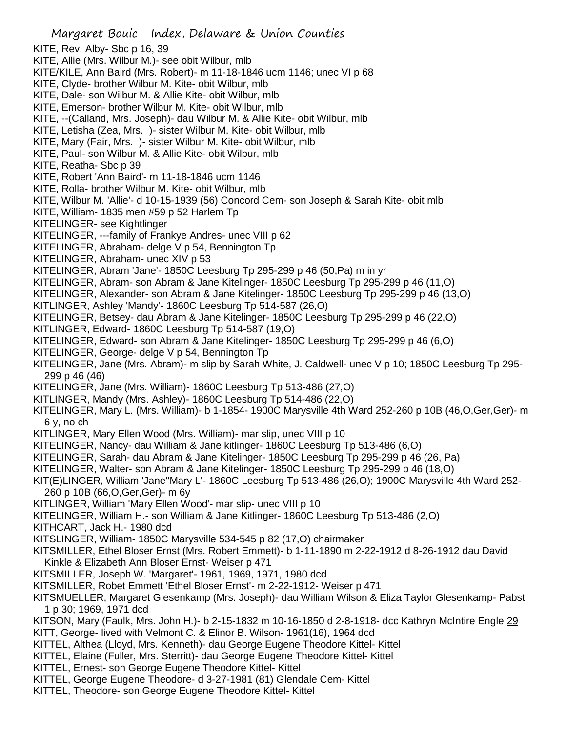KITE, Rev. Alby- Sbc p 16, 39
KITE, Allie (Mrs. Wilbur M.)- see obit Wilbur, mlb
KITE/KILE, Ann Baird (Mrs. Robert)- m 11-18-1846 ucm 1146; unec VI p 68
KITE, Clyde- brother Wilbur M. Kite- obit Wilbur, mlb
KITE, Dale- son Wilbur M. & Allie Kite- obit Wilbur, mlb
KITE, Emerson- brother Wilbur M. Kite- obit Wilbur, mlb
KITE, --(Calland, Mrs. Joseph)- dau Wilbur M. & Allie Kite- obit Wilbur, mlb
KITE, Letisha (Zea, Mrs. )- sister Wilbur M. Kite- obit Wilbur, mlb
KITE, Mary (Fair, Mrs. )- sister Wilbur M. Kite- obit Wilbur, mlb
KITE, Paul- son Wilbur M. & Allie Kite- obit Wilbur, mlb
KITE, Reatha- Sbc p 39
KITE, Robert 'Ann Baird'- m 11-18-1846 ucm 1146
KITE, Rolla- brother Wilbur M. Kite- obit Wilbur, mlb
KITE, Wilbur M. 'Allie'- d 10-15-1939 (56) Concord Cem- son Joseph & Sarah Kite- obit mlb
KITE, William- 1835 men #59 p 52 Harlem Tp
KITELINGER- see Kightlinger
KITELINGER, ---family of Frankye Andres- unec VIII p 62
KITELINGER, Abraham- delge V p 54, Bennington Tp
KITELINGER, Abraham- unec XIV p 53
KITELINGER, Abram 'Jane'- 1850C Leesburg Tp 295-299 p 46 (50,Pa) m in yr
KITELINGER, Abram- son Abram & Jane Kitelinger- 1850C Leesburg Tp 295-299 p 46 (11,O)
KITELINGER, Alexander- son Abram & Jane Kitelinger- 1850C Leesburg Tp 295-299 p 46 (13,O)
KITLINGER, Ashley 'Mandy'- 1860C Leesburg Tp 514-587 (26,O)
KITELINGER, Betsey- dau Abram & Jane Kitelinger- 1850C Leesburg Tp 295-299 p 46 (22,O)
KITLINGER, Edward- 1860C Leesburg Tp 514-587 (19,O)
KITELINGER, Edward- son Abram & Jane Kitelinger- 1850C Leesburg Tp 295-299 p 46 (6,O)
KITELINGER, George- delge V p 54, Bennington Tp
KITELINGER, Jane (Mrs. Abram)- m slip by Sarah White, J. Caldwell- unec V p 10; 1850C Leesburg Tp 295-299 p 46 (46)
KITELINGER, Jane (Mrs. William)- 1860C Leesburg Tp 513-486 (27,O)
KITLINGER, Mandy (Mrs. Ashley)- 1860C Leesburg Tp 514-587 (22,O)
KITELINGER, Mary L. (Mrs. William)- b 1-1854- 1900C Marysville 4th Ward 252-260 p 10B (46,O,Ger,Ger)- m 6 y, no ch
KITLINGER, Mary Ellen Wood (Mrs. William)- mar slip, unec VIII p 10
KITELINGER, Nancy- dau William & Jane kitlinger- 1860C Leesburg Tp 513-486 (6,O)
KITELINGER, Sarah- dau Abram & Jane Kitelinger- 1850C Leesburg Tp 295-299 p 46 (26, Pa)
KITELINGER, Walter- son Abram & Jane Kitelinger- 1850C Leesburg Tp 295-299 p 46 (18,O)
KIT(E)LINGER, William 'Jane''Mary L'- 1860C Leesburg Tp 513-486 (26,O); 1900C Marysville 4th Ward 252-260 p 10B (66,O,Ger,Ger)- m 6y
KITLINGER, William 'Mary Ellen Wood'- mar slip- unec VIII p 10
KITELINGER, William H.- son William & Jane Kitlinger- 1860C Leesburg Tp 513-486 (2,O)
KITHCART, Jack H.- 1980 dcd
KITSLINGER, William- 1850C Marysville 534-545 p 82 (17,O) chairmaker
KITSMILLER, Ethel Bloser Ernst (Mrs. Robert Emmett)- b 1-11-1890 m 2-22-1912 d 8-26-1912 dau David Kinkle & Elizabeth Ann Bloser Ernst- Weiser p 471
KITSMILLER, Joseph W. 'Margaret'- 1961, 1969, 1971, 1980 dcd
KITSMILLER, Robet Emmett 'Ethel Bloser Ernst'- m 2-22-1912- Weiser p 471
KITSMUELLER, Margaret Glesenkamp (Mrs. Joseph)- dau William Wilson & Eliza Taylor Glesenkamp- Pabst 1 p 30; 1969, 1971 dcd
KITSON, Mary (Faulk, Mrs. John H.)- b 2-15-1832 m 10-16-1850 d 2-8-1918- dcc Kathryn McIntire Engle 29
KITT, George- lived with Velmont C. & Elinor B. Wilson- 1961(16), 1964 dcd
KITTEL, Althea (Lloyd, Mrs. Kenneth)- dau George Eugene Theodore Kittel- Kittel
KITTEL, Elaine (Fuller, Mrs. Sterritt)- dau George Eugene Theodore Kittel- Kittel
KITTEL, Ernest- son George Eugene Theodore Kittel- Kittel
KITTEL, George Eugene Theodore- d 3-27-1981 (81) Glendale Cem- Kittel
KITTEL, Theodore- son George Eugene Theodore Kittel- Kittel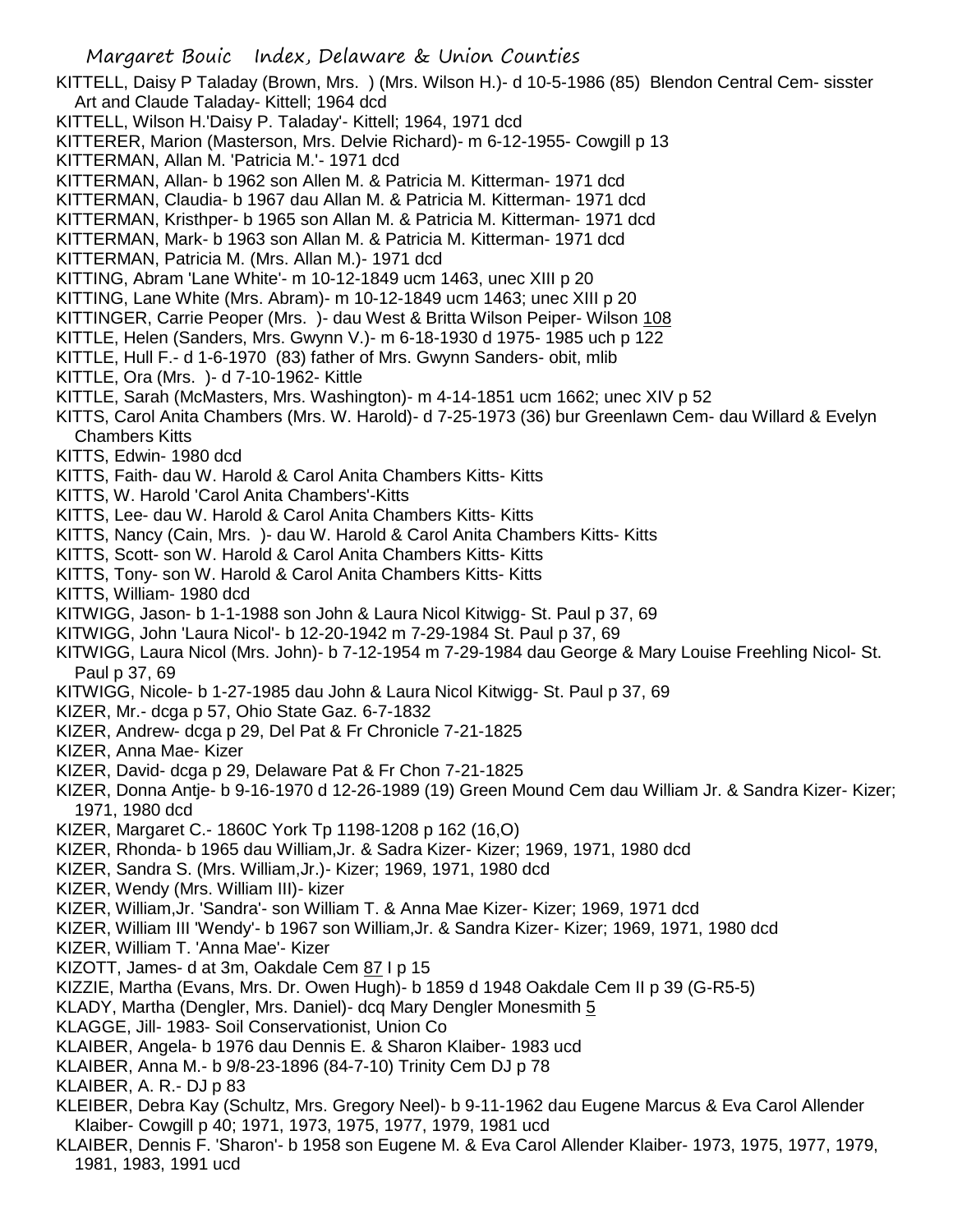KITTELL, Daisy P Taladay (Brown, Mrs. ) (Mrs. Wilson H.)- d 10-5-1986 (85) Blendon Central Cem- sisster Art and Claude Taladay- Kittell; 1964 dcd

KITTELL, Wilson H.'Daisy P. Taladay'- Kittell; 1964, 1971 dcd

KITTERER, Marion (Masterson, Mrs. Delvie Richard)- m 6-12-1955- Cowgill p 13

KITTERMAN, Allan M. 'Patricia M.'- 1971 dcd

KITTERMAN, Allan- b 1962 son Allen M. & Patricia M. Kitterman- 1971 dcd

KITTERMAN, Claudia- b 1967 dau Allan M. & Patricia M. Kitterman- 1971 dcd

KITTERMAN, Kristhper- b 1965 son Allan M. & Patricia M. Kitterman- 1971 dcd

KITTERMAN, Mark- b 1963 son Allan M. & Patricia M. Kitterman- 1971 dcd

KITTERMAN, Patricia M. (Mrs. Allan M.)- 1971 dcd

KITTING, Abram 'Lane White'- m 10-12-1849 ucm 1463, unec XIII p 20

KITTING, Lane White (Mrs. Abram)- m 10-12-1849 ucm 1463; unec XIII p 20

KITTINGER, Carrie Peoper (Mrs. )- dau West & Britta Wilson Peiper- Wilson 108

KITTLE, Helen (Sanders, Mrs. Gwynn V.)- m 6-18-1930 d 1975- 1985 uch p 122

KITTLE, Hull F.- d 1-6-1970 (83) father of Mrs. Gwynn Sanders- obit, mlib

KITTLE, Ora (Mrs. )- d 7-10-1962- Kittle

KITTLE, Sarah (McMasters, Mrs. Washington)- m 4-14-1851 ucm 1662; unec XIV p 52

KITTS, Carol Anita Chambers (Mrs. W. Harold)- d 7-25-1973 (36) bur Greenlawn Cem- dau Willard & Evelyn Chambers Kitts

KITTS, Edwin- 1980 dcd

KITTS, Faith- dau W. Harold & Carol Anita Chambers Kitts- Kitts

KITTS, W. Harold 'Carol Anita Chambers'-Kitts

KITTS, Lee- dau W. Harold & Carol Anita Chambers Kitts- Kitts

KITTS, Nancy (Cain, Mrs. )- dau W. Harold & Carol Anita Chambers Kitts- Kitts

KITTS, Scott- son W. Harold & Carol Anita Chambers Kitts- Kitts

KITTS, Tony- son W. Harold & Carol Anita Chambers Kitts- Kitts

KITTS, William- 1980 dcd

KITWIGG, Jason- b 1-1-1988 son John & Laura Nicol Kitwigg- St. Paul p 37, 69

KITWIGG, John 'Laura Nicol'- b 12-20-1942 m 7-29-1984 St. Paul p 37, 69

KITWIGG, Laura Nicol (Mrs. John)- b 7-12-1954 m 7-29-1984 dau George & Mary Louise Freehling Nicol- St. Paul p 37, 69

KITWIGG, Nicole- b 1-27-1985 dau John & Laura Nicol Kitwigg- St. Paul p 37, 69

KIZER, Mr.- dcga p 57, Ohio State Gaz. 6-7-1832

KIZER, Andrew- dcga p 29, Del Pat & Fr Chronicle 7-21-1825

KIZER, Anna Mae- Kizer

KIZER, David- dcga p 29, Delaware Pat & Fr Chon 7-21-1825

KIZER, Donna Antje- b 9-16-1970 d 12-26-1989 (19) Green Mound Cem dau William Jr. & Sandra Kizer- Kizer; 1971, 1980 dcd

KIZER, Margaret C.- 1860C York Tp 1198-1208 p 162 (16,O)

KIZER, Rhonda- b 1965 dau William,Jr. & Sadra Kizer- Kizer; 1969, 1971, 1980 dcd

KIZER, Sandra S. (Mrs. William,Jr.)- Kizer; 1969, 1971, 1980 dcd

KIZER, Wendy (Mrs. William III)- kizer

KIZER, William,Jr. 'Sandra'- son William T. & Anna Mae Kizer- Kizer; 1969, 1971 dcd

KIZER, William III 'Wendy'- b 1967 son William,Jr. & Sandra Kizer- Kizer; 1969, 1971, 1980 dcd

KIZER, William T. 'Anna Mae'- Kizer

KIZOTT, James- d at 3m, Oakdale Cem 87 I p 15

KIZZIE, Martha (Evans, Mrs. Dr. Owen Hugh)- b 1859 d 1948 Oakdale Cem II p 39 (G-R5-5)

KLADY, Martha (Dengler, Mrs. Daniel)- dcq Mary Dengler Monesmith 5

KLAGGE, Jill- 1983- Soil Conservationist, Union Co

KLAIBER, Angela- b 1976 dau Dennis E. & Sharon Klaiber- 1983 ucd

KLAIBER, Anna M.- b 9/8-23-1896 (84-7-10) Trinity Cem DJ p 78

KLAIBER, A. R.- DJ p 83

KLEIBER, Debra Kay (Schultz, Mrs. Gregory Neel)- b 9-11-1962 dau Eugene Marcus & Eva Carol Allender Klaiber- Cowgill p 40; 1971, 1973, 1975, 1977, 1979, 1981 ucd

KLAIBER, Dennis F. 'Sharon'- b 1958 son Eugene M. & Eva Carol Allender Klaiber- 1973, 1975, 1977, 1979, 1981, 1983, 1991 ucd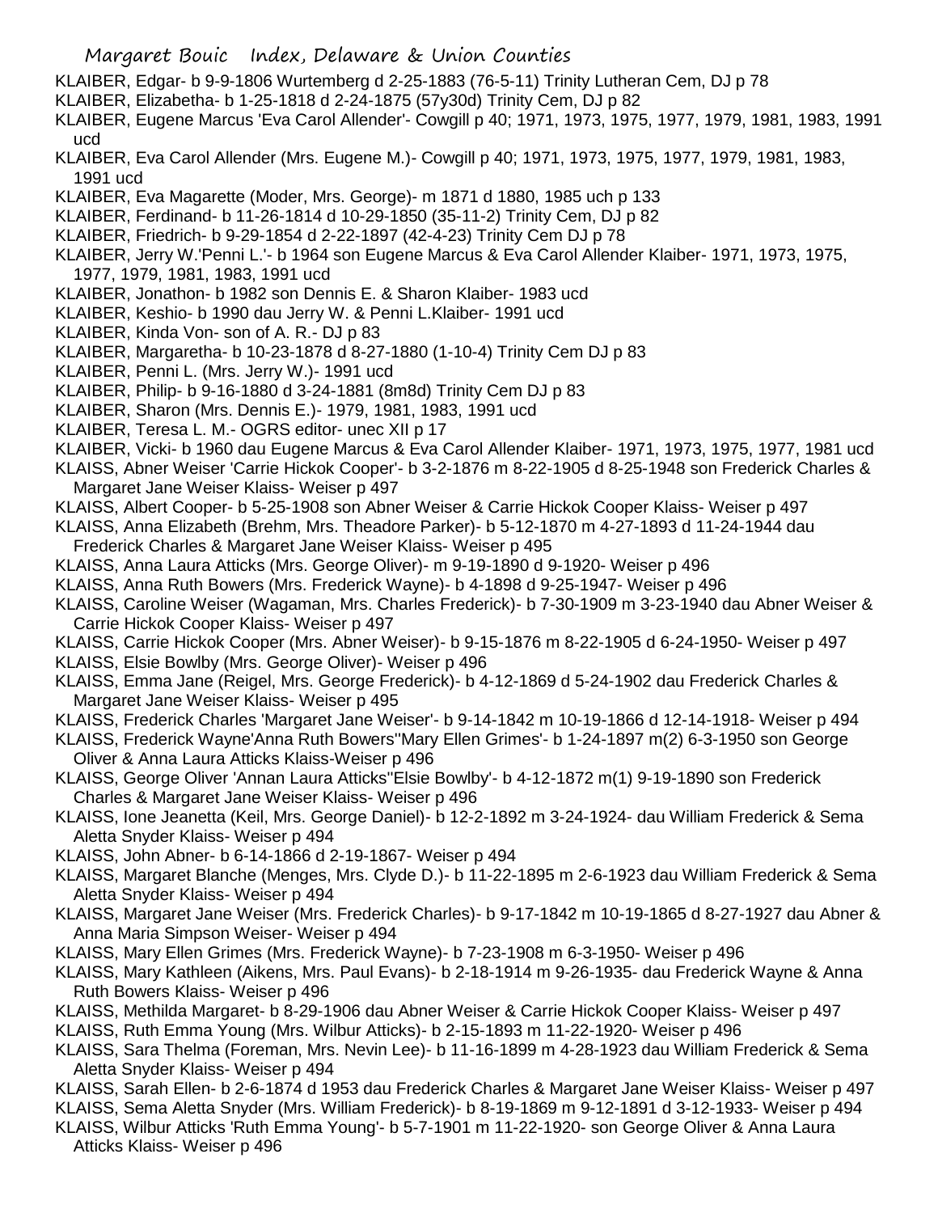KLAIBER, Edgar- b 9-9-1806 Wurtemberg d 2-25-1883 (76-5-11) Trinity Lutheran Cem, DJ p 78

KLAIBER, Elizabetha- b 1-25-1818 d 2-24-1875 (57y30d) Trinity Cem, DJ p 82

KLAIBER, Eugene Marcus 'Eva Carol Allender'- Cowgill p 40; 1971, 1973, 1975, 1977, 1979, 1981, 1983, 1991 ucd

KLAIBER, Eva Carol Allender (Mrs. Eugene M.)- Cowgill p 40; 1971, 1973, 1975, 1977, 1979, 1981, 1983, 1991 ucd

KLAIBER, Eva Magarette (Moder, Mrs. George)- m 1871 d 1880, 1985 uch p 133

KLAIBER, Ferdinand- b 11-26-1814 d 10-29-1850 (35-11-2) Trinity Cem, DJ p 82

KLAIBER, Friedrich- b 9-29-1854 d 2-22-1897 (42-4-23) Trinity Cem DJ p 78

KLAIBER, Jerry W.'Penni L.'- b 1964 son Eugene Marcus & Eva Carol Allender Klaiber- 1971, 1973, 1975, 1977, 1979, 1981, 1983, 1991 ucd

KLAIBER, Jonathon- b 1982 son Dennis E. & Sharon Klaiber- 1983 ucd

KLAIBER, Keshio- b 1990 dau Jerry W. & Penni L.Klaiber- 1991 ucd

KLAIBER, Kinda Von- son of A. R.- DJ p 83

KLAIBER, Margaretha- b 10-23-1878 d 8-27-1880 (1-10-4) Trinity Cem DJ p 83

KLAIBER, Penni L. (Mrs. Jerry W.)- 1991 ucd

KLAIBER, Philip- b 9-16-1880 d 3-24-1881 (8m8d) Trinity Cem DJ p 83

KLAIBER, Sharon (Mrs. Dennis E.)- 1979, 1981, 1983, 1991 ucd

KLAIBER, Teresa L. M.- OGRS editor- unec XII p 17

KLAIBER, Vicki- b 1960 dau Eugene Marcus & Eva Carol Allender Klaiber- 1971, 1973, 1975, 1977, 1981 ucd

KLAISS, Abner Weiser 'Carrie Hickok Cooper'- b 3-2-1876 m 8-22-1905 d 8-25-1948 son Frederick Charles & Margaret Jane Weiser Klaiss- Weiser p 497

KLAISS, Albert Cooper- b 5-25-1908 son Abner Weiser & Carrie Hickok Cooper Klaiss- Weiser p 497

KLAISS, Anna Elizabeth (Brehm, Mrs. Theadore Parker)- b 5-12-1870 m 4-27-1893 d 11-24-1944 dau Frederick Charles & Margaret Jane Weiser Klaiss- Weiser p 495

KLAISS, Anna Laura Atticks (Mrs. George Oliver)- m 9-19-1890 d 9-1920- Weiser p 496

KLAISS, Anna Ruth Bowers (Mrs. Frederick Wayne)- b 4-1898 d 9-25-1947- Weiser p 496

KLAISS, Caroline Weiser (Wagaman, Mrs. Charles Frederick)- b 7-30-1909 m 3-23-1940 dau Abner Weiser & Carrie Hickok Cooper Klaiss- Weiser p 497

KLAISS, Carrie Hickok Cooper (Mrs. Abner Weiser)- b 9-15-1876 m 8-22-1905 d 6-24-1950- Weiser p 497

KLAISS, Elsie Bowlby (Mrs. George Oliver)- Weiser p 496

KLAISS, Emma Jane (Reigel, Mrs. George Frederick)- b 4-12-1869 d 5-24-1902 dau Frederick Charles & Margaret Jane Weiser Klaiss- Weiser p 495

KLAISS, Frederick Charles 'Margaret Jane Weiser'- b 9-14-1842 m 10-19-1866 d 12-14-1918- Weiser p 494

KLAISS, Frederick Wayne'Anna Ruth Bowers''Mary Ellen Grimes'- b 1-24-1897 m(2) 6-3-1950 son George Oliver & Anna Laura Atticks Klaiss-Weiser p 496

KLAISS, George Oliver 'Annan Laura Atticks''Elsie Bowlby'- b 4-12-1872 m(1) 9-19-1890 son Frederick Charles & Margaret Jane Weiser Klaiss- Weiser p 496

KLAISS, Ione Jeanetta (Keil, Mrs. George Daniel)- b 12-2-1892 m 3-24-1924- dau William Frederick & Sema Aletta Snyder Klaiss- Weiser p 494

KLAISS, John Abner- b 6-14-1866 d 2-19-1867- Weiser p 494

KLAISS, Margaret Blanche (Menges, Mrs. Clyde D.)- b 11-22-1895 m 2-6-1923 dau William Frederick & Sema Aletta Snyder Klaiss- Weiser p 494

KLAISS, Margaret Jane Weiser (Mrs. Frederick Charles)- b 9-17-1842 m 10-19-1865 d 8-27-1927 dau Abner & Anna Maria Simpson Weiser- Weiser p 494

KLAISS, Mary Ellen Grimes (Mrs. Frederick Wayne)- b 7-23-1908 m 6-3-1950- Weiser p 496

KLAISS, Mary Kathleen (Aikens, Mrs. Paul Evans)- b 2-18-1914 m 9-26-1935- dau Frederick Wayne & Anna Ruth Bowers Klaiss- Weiser p 496

KLAISS, Methilda Margaret- b 8-29-1906 dau Abner Weiser & Carrie Hickok Cooper Klaiss- Weiser p 497

KLAISS, Ruth Emma Young (Mrs. Wilbur Atticks)- b 2-15-1893 m 11-22-1920- Weiser p 496

KLAISS, Sara Thelma (Foreman, Mrs. Nevin Lee)- b 11-16-1899 m 4-28-1923 dau William Frederick & Sema Aletta Snyder Klaiss- Weiser p 494

KLAISS, Sarah Ellen- b 2-6-1874 d 1953 dau Frederick Charles & Margaret Jane Weiser Klaiss- Weiser p 497

KLAISS, Sema Aletta Snyder (Mrs. William Frederick)- b 8-19-1869 m 9-12-1891 d 3-12-1933- Weiser p 494

KLAISS, Wilbur Atticks 'Ruth Emma Young'- b 5-7-1901 m 11-22-1920- son George Oliver & Anna Laura Atticks Klaiss- Weiser p 496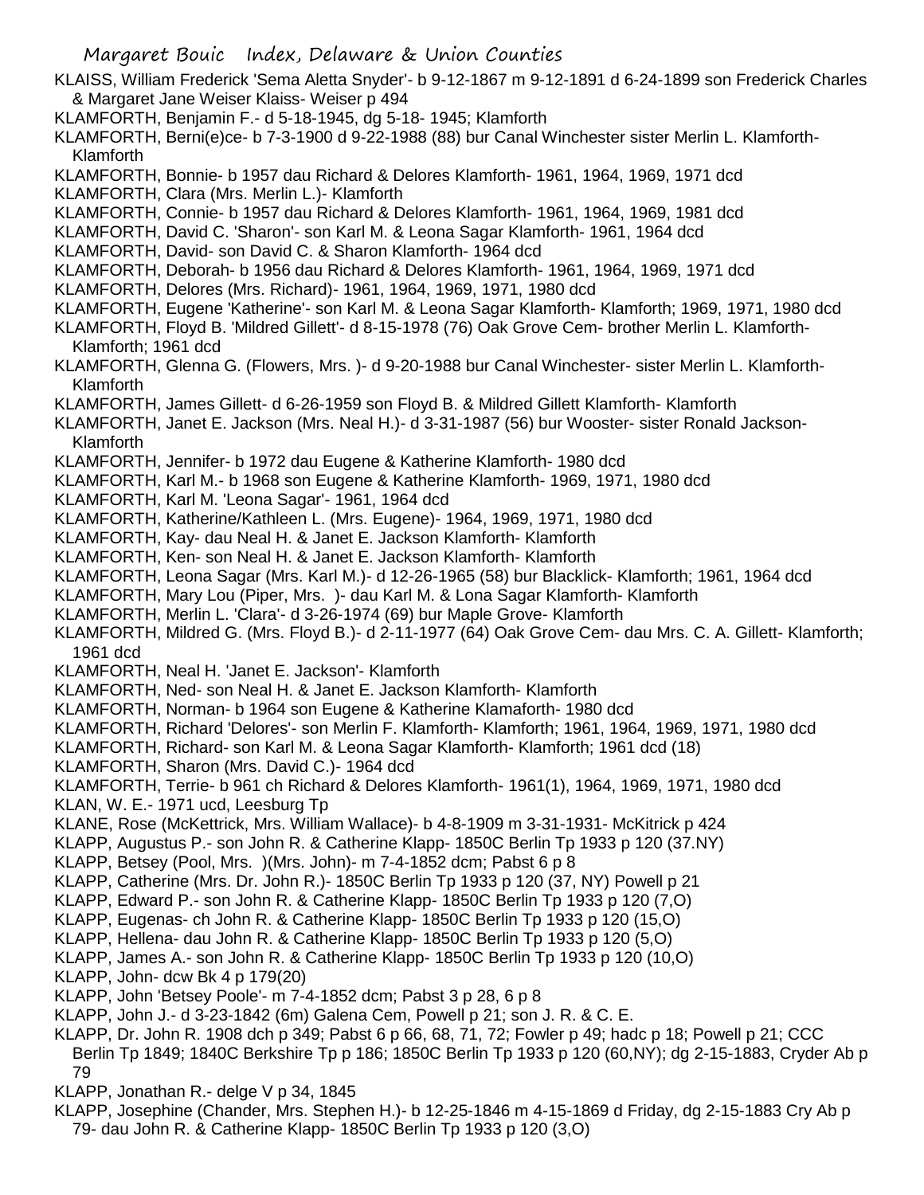KLAISS, William Frederick 'Sema Aletta Snyder'- b 9-12-1867 m 9-12-1891 d 6-24-1899 son Frederick Charles & Margaret Jane Weiser Klaiss- Weiser p 494

KLAMFORTH, Benjamin F.- d 5-18-1945, dg 5-18- 1945; Klamforth

KLAMFORTH, Berni(e)ce- b 7-3-1900 d 9-22-1988 (88) bur Canal Winchester sister Merlin L. Klamforth- Klamforth

KLAMFORTH, Bonnie- b 1957 dau Richard & Delores Klamforth- 1961, 1964, 1969, 1971 dcd

KLAMFORTH, Clara (Mrs. Merlin L.)- Klamforth

KLAMFORTH, Connie- b 1957 dau Richard & Delores Klamforth- 1961, 1964, 1969, 1981 dcd

KLAMFORTH, David C. 'Sharon'- son Karl M. & Leona Sagar Klamforth- 1961, 1964 dcd

KLAMFORTH, David- son David C. & Sharon Klamforth- 1964 dcd

KLAMFORTH, Deborah- b 1956 dau Richard & Delores Klamforth- 1961, 1964, 1969, 1971 dcd

KLAMFORTH, Delores (Mrs. Richard)- 1961, 1964, 1969, 1971, 1980 dcd

KLAMFORTH, Eugene 'Katherine'- son Karl M. & Leona Sagar Klamforth- Klamforth; 1969, 1971, 1980 dcd

KLAMFORTH, Floyd B. 'Mildred Gillett'- d 8-15-1978 (76) Oak Grove Cem- brother Merlin L. Klamforth- Klamforth; 1961 dcd

KLAMFORTH, Glenna G. (Flowers, Mrs. )- d 9-20-1988 bur Canal Winchester- sister Merlin L. Klamforth- Klamforth

KLAMFORTH, James Gillett- d 6-26-1959 son Floyd B. & Mildred Gillett Klamforth- Klamforth

KLAMFORTH, Janet E. Jackson (Mrs. Neal H.)- d 3-31-1987 (56) bur Wooster- sister Ronald Jackson- Klamforth

KLAMFORTH, Jennifer- b 1972 dau Eugene & Katherine Klamforth- 1980 dcd

KLAMFORTH, Karl M.- b 1968 son Eugene & Katherine Klamforth- 1969, 1971, 1980 dcd

KLAMFORTH, Karl M. 'Leona Sagar'- 1961, 1964 dcd

KLAMFORTH, Katherine/Kathleen L. (Mrs. Eugene)- 1964, 1969, 1971, 1980 dcd

KLAMFORTH, Kay- dau Neal H. & Janet E. Jackson Klamforth- Klamforth

KLAMFORTH, Ken- son Neal H. & Janet E. Jackson Klamforth- Klamforth

KLAMFORTH, Leona Sagar (Mrs. Karl M.)- d 12-26-1965 (58) bur Blacklick- Klamforth; 1961, 1964 dcd

KLAMFORTH, Mary Lou (Piper, Mrs. )- dau Karl M. & Lona Sagar Klamforth- Klamforth

KLAMFORTH, Merlin L. 'Clara'- d 3-26-1974 (69) bur Maple Grove- Klamforth

KLAMFORTH, Mildred G. (Mrs. Floyd B.)- d 2-11-1977 (64) Oak Grove Cem- dau Mrs. C. A. Gillett- Klamforth; 1961 dcd

KLAMFORTH, Neal H. 'Janet E. Jackson'- Klamforth

KLAMFORTH, Ned- son Neal H. & Janet E. Jackson Klamforth- Klamforth

KLAMFORTH, Norman- b 1964 son Eugene & Katherine Klamaforth- 1980 dcd

KLAMFORTH, Richard 'Delores'- son Merlin F. Klamforth- Klamforth; 1961, 1964, 1969, 1971, 1980 dcd

KLAMFORTH, Richard- son Karl M. & Leona Sagar Klamforth- Klamforth; 1961 dcd (18)

KLAMFORTH, Sharon (Mrs. David C.)- 1964 dcd

KLAMFORTH, Terrie- b 961 ch Richard & Delores Klamforth- 1961(1), 1964, 1969, 1971, 1980 dcd

KLAN, W. E.- 1971 ucd, Leesburg Tp

KLANE, Rose (McKettrick, Mrs. William Wallace)- b 4-8-1909 m 3-31-1931- McKitrick p 424

KLAPP, Augustus P.- son John R. & Catherine Klapp- 1850C Berlin Tp 1933 p 120 (37.NY)

KLAPP, Betsey (Pool, Mrs. )(Mrs. John)- m 7-4-1852 dcm; Pabst 6 p 8

KLAPP, Catherine (Mrs. Dr. John R.)- 1850C Berlin Tp 1933 p 120 (37, NY) Powell p 21

KLAPP, Edward P.- son John R. & Catherine Klapp- 1850C Berlin Tp 1933 p 120 (7,O)

KLAPP, Eugenas- ch John R. & Catherine Klapp- 1850C Berlin Tp 1933 p 120 (15,O)

KLAPP, Hellena- dau John R. & Catherine Klapp- 1850C Berlin Tp 1933 p 120 (5,O)

KLAPP, James A.- son John R. & Catherine Klapp- 1850C Berlin Tp 1933 p 120 (10,O)

KLAPP, John- dcw Bk 4 p 179(20)

KLAPP, John 'Betsey Poole'- m 7-4-1852 dcm; Pabst 3 p 28, 6 p 8

KLAPP, John J.- d 3-23-1842 (6m) Galena Cem, Powell p 21; son J. R. & C. E.

KLAPP, Dr. John R. 1908 dch p 349; Pabst 6 p 66, 68, 71, 72; Fowler p 49; hadc p 18; Powell p 21; CCC Berlin Tp 1849; 1840C Berkshire Tp p 186; 1850C Berlin Tp 1933 p 120 (60,NY); dg 2-15-1883, Cryder Ab p 79

KLAPP, Jonathan R.- delge V p 34, 1845

KLAPP, Josephine (Chander, Mrs. Stephen H.)- b 12-25-1846 m 4-15-1869 d Friday, dg 2-15-1883 Cry Ab p 79- dau John R. & Catherine Klapp- 1850C Berlin Tp 1933 p 120 (3,O)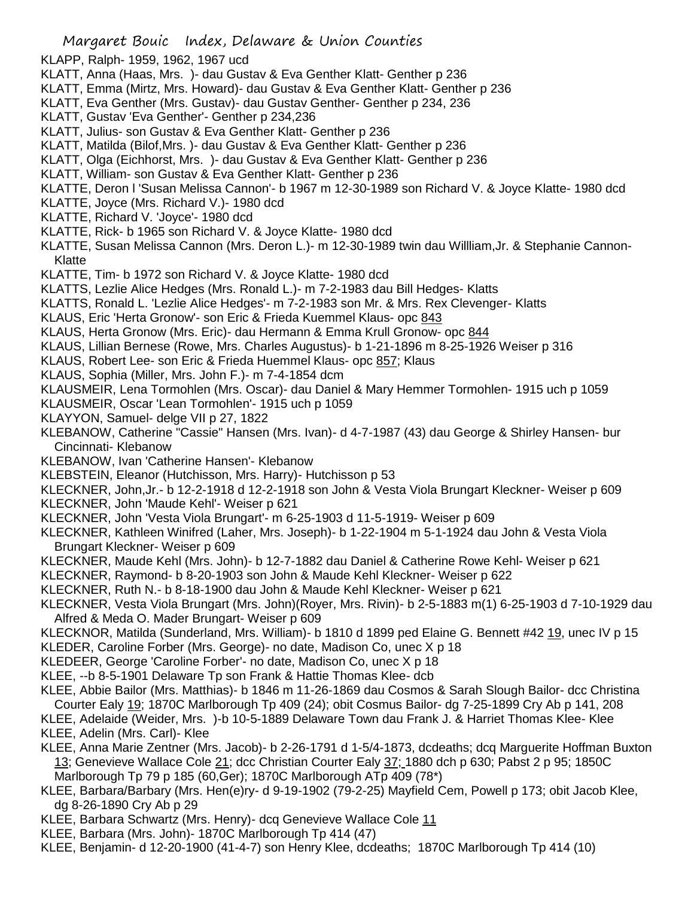KLAPP, Ralph- 1959, 1962, 1967 ucd

KLATT, Anna (Haas, Mrs. )- dau Gustav & Eva Genther Klatt- Genther p 236

KLATT, Emma (Mirtz, Mrs. Howard)- dau Gustav & Eva Genther Klatt- Genther p 236

KLATT, Eva Genther (Mrs. Gustav)- dau Gustav Genther- Genther p 234, 236

KLATT, Gustav 'Eva Genther'- Genther p 234,236

KLATT, Julius- son Gustav & Eva Genther Klatt- Genther p 236

KLATT, Matilda (Bilof,Mrs. )- dau Gustav & Eva Genther Klatt- Genther p 236

KLATT, Olga (Eichhorst, Mrs. )- dau Gustav & Eva Genther Klatt- Genther p 236

KLATT, William- son Gustav & Eva Genther Klatt- Genther p 236

KLATTE, Deron l 'Susan Melissa Cannon'- b 1967 m 12-30-1989 son Richard V. & Joyce Klatte- 1980 dcd

KLATTE, Joyce (Mrs. Richard V.)- 1980 dcd

KLATTE, Richard V. 'Joyce'- 1980 dcd

KLATTE, Rick- b 1965 son Richard V. & Joyce Klatte- 1980 dcd

KLATTE, Susan Melissa Cannon (Mrs. Deron L.)- m 12-30-1989 twin dau Willliam,Jr. & Stephanie Cannon- Klatte

KLATTE, Tim- b 1972 son Richard V. & Joyce Klatte- 1980 dcd

KLATTS, Lezlie Alice Hedges (Mrs. Ronald L.)- m 7-2-1983 dau Bill Hedges- Klatts

KLATTS, Ronald L. 'Lezlie Alice Hedges'- m 7-2-1983 son Mr. & Mrs. Rex Clevenger- Klatts

KLAUS, Eric 'Herta Gronow'- son Eric & Frieda Kuemmel Klaus- opc 843

KLAUS, Herta Gronow (Mrs. Eric)- dau Hermann & Emma Krull Gronow- opc 844

KLAUS, Lillian Bernese (Rowe, Mrs. Charles Augustus)- b 1-21-1896 m 8-25-1926 Weiser p 316

KLAUS, Robert Lee- son Eric & Frieda Huemmel Klaus- opc 857; Klaus

KLAUS, Sophia (Miller, Mrs. John F.)- m 7-4-1854 dcm

KLAUSMEIR, Lena Tormohlen (Mrs. Oscar)- dau Daniel & Mary Hemmer Tormohlen- 1915 uch p 1059

KLAUSMEIR, Oscar 'Lean Tormohlen'- 1915 uch p 1059

KLAYYON, Samuel- delge VII p 27, 1822

KLEBANOW, Catherine "Cassie" Hansen (Mrs. Ivan)- d 4-7-1987 (43) dau George & Shirley Hansen- bur Cincinnati- Klebanow

KLEBANOW, Ivan 'Catherine Hansen'- Klebanow

KLEBSTEIN, Eleanor (Hutchisson, Mrs. Harry)- Hutchisson p 53

KLECKNER, John,Jr.- b 12-2-1918 d 12-2-1918 son John & Vesta Viola Brungart Kleckner- Weiser p 609

KLECKNER, John 'Maude Kehl'- Weiser p 621

KLECKNER, John 'Vesta Viola Brungart'- m 6-25-1903 d 11-5-1919- Weiser p 609

KLECKNER, Kathleen Winifred (Laher, Mrs. Joseph)- b 1-22-1904 m 5-1-1924 dau John & Vesta Viola Brungart Kleckner- Weiser p 609

KLECKNER, Maude Kehl (Mrs. John)- b 12-7-1882 dau Daniel & Catherine Rowe Kehl- Weiser p 621

KLECKNER, Raymond- b 8-20-1903 son John & Maude Kehl Kleckner- Weiser p 622

KLECKNER, Ruth N.- b 8-18-1900 dau John & Maude Kehl Kleckner- Weiser p 621

KLECKNER, Vesta Viola Brungart (Mrs. John)(Royer, Mrs. Rivin)- b 2-5-1883 m(1) 6-25-1903 d 7-10-1929 dau Alfred & Meda O. Mader Brungart- Weiser p 609

KLECKNOR, Matilda (Sunderland, Mrs. William)- b 1810 d 1899 ped Elaine G. Bennett #42 19, unec IV p 15

KLEDER, Caroline Forber (Mrs. George)- no date, Madison Co, unec X p 18

KLEDEER, George 'Caroline Forber'- no date, Madison Co, unec X p 18

KLEE, --b 8-5-1901 Delaware Tp son Frank & Hattie Thomas Klee- dcb

KLEE, Abbie Bailor (Mrs. Matthias)- b 1846 m 11-26-1869 dau Cosmos & Sarah Slough Bailor- dcc Christina Courter Ealy 19; 1870C Marlborough Tp 409 (24); obit Cosmus Bailor- dg 7-25-1899 Cry Ab p 141, 208

KLEE, Adelaide (Weider, Mrs. )-b 10-5-1889 Delaware Town dau Frank J. & Harriet Thomas Klee- Klee

KLEE, Adelin (Mrs. Carl)- Klee

KLEE, Anna Marie Zentner (Mrs. Jacob)- b 2-26-1791 d 1-5/4-1873, dcdeaths; dcq Marguerite Hoffman Buxton 13; Genevieve Wallace Cole 21; dcc Christian Courter Ealy 37; 1880 dch p 630; Pabst 2 p 95; 1850C Marlborough Tp 79 p 185 (60,Ger); 1870C Marlborough ATp 409 (78*)

KLEE, Barbara/Barbary (Mrs. Hen(e)ry- d 9-19-1902 (79-2-25) Mayfield Cem, Powell p 173; obit Jacob Klee, dg 8-26-1890 Cry Ab p 29

KLEE, Barbara Schwartz (Mrs. Henry)- dcq Genevieve Wallace Cole 11

KLEE, Barbara (Mrs. John)- 1870C Marlborough Tp 414 (47)

KLEE, Benjamin- d 12-20-1900 (41-4-7) son Henry Klee, dcdeaths; 1870C Marlborough Tp 414 (10)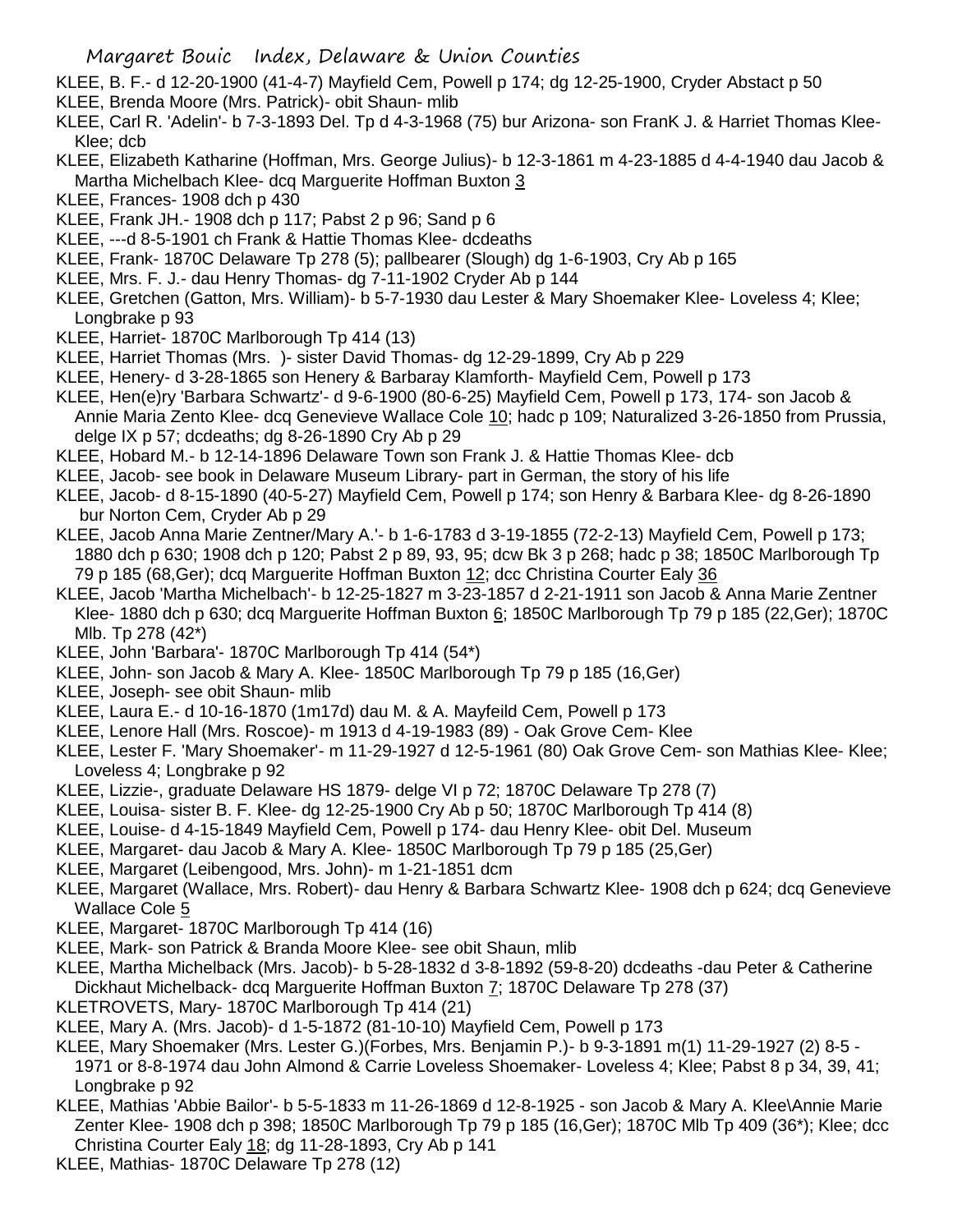KLEE, B. F.- d 12-20-1900 (41-4-7) Mayfield Cem, Powell p 174; dg 12-25-1900, Cryder Abstact p 50

KLEE, Brenda Moore (Mrs. Patrick)- obit Shaun- mlib

KLEE, Carl R. 'Adelin'- b 7-3-1893 Del. Tp d 4-3-1968 (75) bur Arizona- son FranK J. & Harriet Thomas Klee-Klee; dcb

KLEE, Elizabeth Katharine (Hoffman, Mrs. George Julius)- b 12-3-1861 m 4-23-1885 d 4-4-1940 dau Jacob & Martha Michelbach Klee- dcq Marguerite Hoffman Buxton 3

KLEE, Frances- 1908 dch p 430

KLEE, Frank JH.- 1908 dch p 117; Pabst 2 p 96; Sand p 6

KLEE, ---d 8-5-1901 ch Frank & Hattie Thomas Klee- dcdeaths

KLEE, Frank- 1870C Delaware Tp 278 (5); pallbearer (Slough) dg 1-6-1903, Cry Ab p 165

KLEE, Mrs. F. J.- dau Henry Thomas- dg 7-11-1902 Cryder Ab p 144

KLEE, Gretchen (Gatton, Mrs. William)- b 5-7-1930 dau Lester & Mary Shoemaker Klee- Loveless 4; Klee; Longbrake p 93

KLEE, Harriet- 1870C Marlborough Tp 414 (13)

KLEE, Harriet Thomas (Mrs. )- sister David Thomas- dg 12-29-1899, Cry Ab p 229

KLEE, Henery- d 3-28-1865 son Henery & Barbaray Klamforth- Mayfield Cem, Powell p 173

KLEE, Hen(e)ry 'Barbara Schwartz'- d 9-6-1900 (80-6-25) Mayfield Cem, Powell p 173, 174- son Jacob & Annie Maria Zento Klee- dcq Genevieve Wallace Cole 10; hadc p 109; Naturalized 3-26-1850 from Prussia, delge IX p 57; dcdeaths; dg 8-26-1890 Cry Ab p 29

KLEE, Hobard M.- b 12-14-1896 Delaware Town son Frank J. & Hattie Thomas Klee- dcb

KLEE, Jacob- see book in Delaware Museum Library- part in German, the story of his life

KLEE, Jacob- d 8-15-1890 (40-5-27) Mayfield Cem, Powell p 174; son Henry & Barbara Klee- dg 8-26-1890 bur Norton Cem, Cryder Ab p 29

KLEE, Jacob Anna Marie Zentner/Mary A.'- b 1-6-1783 d 3-19-1855 (72-2-13) Mayfield Cem, Powell p 173; 1880 dch p 630; 1908 dch p 120; Pabst 2 p 89, 93, 95; dcw Bk 3 p 268; hadc p 38; 1850C Marlborough Tp 79 p 185 (68,Ger); dcq Marguerite Hoffman Buxton 12; dcc Christina Courter Ealy 36

KLEE, Jacob 'Martha Michelbach'- b 12-25-1827 m 3-23-1857 d 2-21-1911 son Jacob & Anna Marie Zentner Klee- 1880 dch p 630; dcq Marguerite Hoffman Buxton 6; 1850C Marlborough Tp 79 p 185 (22,Ger); 1870C Mlb. Tp 278 (42*)

KLEE, John 'Barbara'- 1870C Marlborough Tp 414 (54*)

KLEE, John- son Jacob & Mary A. Klee- 1850C Marlborough Tp 79 p 185 (16,Ger)

KLEE, Joseph- see obit Shaun- mlib

KLEE, Laura E.- d 10-16-1870 (1m17d) dau M. & A. Mayfeild Cem, Powell p 173

KLEE, Lenore Hall (Mrs. Roscoe)- m 1913 d 4-19-1983 (89) - Oak Grove Cem- Klee

KLEE, Lester F. 'Mary Shoemaker'- m 11-29-1927 d 12-5-1961 (80) Oak Grove Cem- son Mathias Klee- Klee; Loveless 4; Longbrake p 92

KLEE, Lizzie-, graduate Delaware HS 1879- delge VI p 72; 1870C Delaware Tp 278 (7)

KLEE, Louisa- sister B. F. Klee- dg 12-25-1900 Cry Ab p 50; 1870C Marlborough Tp 414 (8)

KLEE, Louise- d 4-15-1849 Mayfield Cem, Powell p 174- dau Henry Klee- obit Del. Museum

KLEE, Margaret- dau Jacob & Mary A. Klee- 1850C Marlborough Tp 79 p 185 (25,Ger)

KLEE, Margaret (Leibengood, Mrs. John)- m 1-21-1851 dcm

KLEE, Margaret (Wallace, Mrs. Robert)- dau Henry & Barbara Schwartz Klee- 1908 dch p 624; dcq Genevieve Wallace Cole 5

KLEE, Margaret- 1870C Marlborough Tp 414 (16)

KLEE, Mark- son Patrick & Branda Moore Klee- see obit Shaun, mlib

KLEE, Martha Michelback (Mrs. Jacob)- b 5-28-1832 d 3-8-1892 (59-8-20) dcdeaths -dau Peter & Catherine Dickhaut Michelback- dcq Marguerite Hoffman Buxton 7; 1870C Delaware Tp 278 (37)

KLETROVETS, Mary- 1870C Marlborough Tp 414 (21)

KLEE, Mary A. (Mrs. Jacob)- d 1-5-1872 (81-10-10) Mayfield Cem, Powell p 173

KLEE, Mary Shoemaker (Mrs. Lester G.)(Forbes, Mrs. Benjamin P.)- b 9-3-1891 m(1) 11-29-1927 (2) 8-5 - 1971 or 8-8-1974 dau John Almond & Carrie Loveless Shoemaker- Loveless 4; Klee; Pabst 8 p 34, 39, 41; Longbrake p 92

KLEE, Mathias 'Abbie Bailor'- b 5-5-1833 m 11-26-1869 d 12-8-1925 - son Jacob & Mary A. Klee\Annie Marie Zenter Klee- 1908 dch p 398; 1850C Marlborough Tp 79 p 185 (16,Ger); 1870C Mlb Tp 409 (36*); Klee; dcc Christina Courter Ealy 18; dg 11-28-1893, Cry Ab p 141

KLEE, Mathias- 1870C Delaware Tp 278 (12)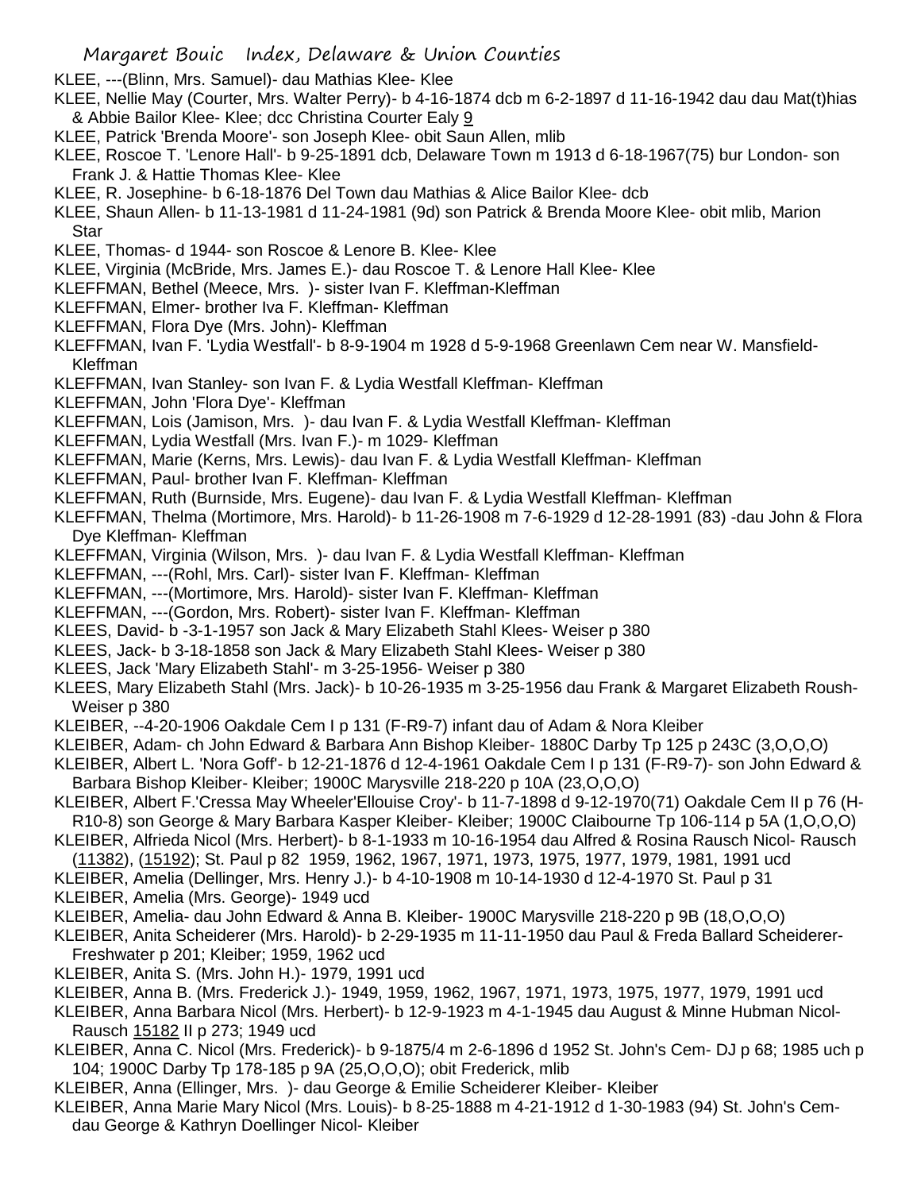KLEE, ---(Blinn, Mrs. Samuel)- dau Mathias Klee- Klee

KLEE, Nellie May (Courter, Mrs. Walter Perry)- b 4-16-1874 dcb m 6-2-1897 d 11-16-1942 dau dau Mat(t)hias & Abbie Bailor Klee- Klee; dcc Christina Courter Ealy 9

KLEE, Patrick 'Brenda Moore'- son Joseph Klee- obit Saun Allen, mlib

KLEE, Roscoe T. 'Lenore Hall'- b 9-25-1891 dcb, Delaware Town m 1913 d 6-18-1967(75) bur London- son Frank J. & Hattie Thomas Klee- Klee

KLEE, R. Josephine- b 6-18-1876 Del Town dau Mathias & Alice Bailor Klee- dcb

KLEE, Shaun Allen- b 11-13-1981 d 11-24-1981 (9d) son Patrick & Brenda Moore Klee- obit mlib, Marion Star

KLEE, Thomas- d 1944- son Roscoe & Lenore B. Klee- Klee

KLEE, Virginia (McBride, Mrs. James E.)- dau Roscoe T. & Lenore Hall Klee- Klee

KLEFFMAN, Bethel (Meece, Mrs. )- sister Ivan F. Kleffman-Kleffman

KLEFFMAN, Elmer- brother Iva F. Kleffman- Kleffman

KLEFFMAN, Flora Dye (Mrs. John)- Kleffman

KLEFFMAN, Ivan F. 'Lydia Westfall'- b 8-9-1904 m 1928 d 5-9-1968 Greenlawn Cem near W. Mansfield- Kleffman

KLEFFMAN, Ivan Stanley- son Ivan F. & Lydia Westfall Kleffman- Kleffman

KLEFFMAN, John 'Flora Dye'- Kleffman

KLEFFMAN, Lois (Jamison, Mrs. )- dau Ivan F. & Lydia Westfall Kleffman- Kleffman

KLEFFMAN, Lydia Westfall (Mrs. Ivan F.)- m 1029- Kleffman

KLEFFMAN, Marie (Kerns, Mrs. Lewis)- dau Ivan F. & Lydia Westfall Kleffman- Kleffman

KLEFFMAN, Paul- brother Ivan F. Kleffman- Kleffman

KLEFFMAN, Ruth (Burnside, Mrs. Eugene)- dau Ivan F. & Lydia Westfall Kleffman- Kleffman

KLEFFMAN, Thelma (Mortimore, Mrs. Harold)- b 11-26-1908 m 7-6-1929 d 12-28-1991 (83) -dau John & Flora Dye Kleffman- Kleffman

KLEFFMAN, Virginia (Wilson, Mrs. )- dau Ivan F. & Lydia Westfall Kleffman- Kleffman

KLEFFMAN, ---(Rohl, Mrs. Carl)- sister Ivan F. Kleffman- Kleffman

KLEFFMAN, ---(Mortimore, Mrs. Harold)- sister Ivan F. Kleffman- Kleffman

KLEFFMAN, ---(Gordon, Mrs. Robert)- sister Ivan F. Kleffman- Kleffman

KLEES, David- b -3-1-1957 son Jack & Mary Elizabeth Stahl Klees- Weiser p 380

KLEES, Jack- b 3-18-1858 son Jack & Mary Elizabeth Stahl Klees- Weiser p 380

KLEES, Jack 'Mary Elizabeth Stahl'- m 3-25-1956- Weiser p 380

KLEES, Mary Elizabeth Stahl (Mrs. Jack)- b 10-26-1935 m 3-25-1956 dau Frank & Margaret Elizabeth Roush- Weiser p 380

KLEIBER, --4-20-1906 Oakdale Cem I p 131 (F-R9-7) infant dau of Adam & Nora Kleiber

KLEIBER, Adam- ch John Edward & Barbara Ann Bishop Kleiber- 1880C Darby Tp 125 p 243C (3,O,O,O)

KLEIBER, Albert L. 'Nora Goff'- b 12-21-1876 d 12-4-1961 Oakdale Cem I p 131 (F-R9-7)- son John Edward & Barbara Bishop Kleiber- Kleiber; 1900C Marysville 218-220 p 10A (23,O,O,O)

KLEIBER, Albert F.'Cressa May Wheeler'Ellouise Croy'- b 11-7-1898 d 9-12-1970(71) Oakdale Cem II p 76 (H-R10-8) son George & Mary Barbara Kasper Kleiber- Kleiber; 1900C Claibourne Tp 106-114 p 5A (1,O,O,O)

KLEIBER, Alfrieda Nicol (Mrs. Herbert)- b 8-1-1933 m 10-16-1954 dau Alfred & Rosina Rausch Nicol- Rausch (11382), (15192); St. Paul p 82 1959, 1962, 1967, 1971, 1973, 1975, 1977, 1979, 1981, 1991 ucd

KLEIBER, Amelia (Dellinger, Mrs. Henry J.)- b 4-10-1908 m 10-14-1930 d 12-4-1970 St. Paul p 31

KLEIBER, Amelia (Mrs. George)- 1949 ucd

KLEIBER, Amelia- dau John Edward & Anna B. Kleiber- 1900C Marysville 218-220 p 9B (18,O,O,O)

KLEIBER, Anita Scheiderer (Mrs. Harold)- b 2-29-1935 m 11-11-1950 dau Paul & Freda Ballard Scheiderer- Freshwater p 201; Kleiber; 1959, 1962 ucd

KLEIBER, Anita S. (Mrs. John H.)- 1979, 1991 ucd

KLEIBER, Anna B. (Mrs. Frederick J.)- 1949, 1959, 1962, 1967, 1971, 1973, 1975, 1977, 1979, 1991 ucd

KLEIBER, Anna Barbara Nicol (Mrs. Herbert)- b 12-9-1923 m 4-1-1945 dau August & Minne Hubman Nicol- Rausch 15182 II p 273; 1949 ucd

KLEIBER, Anna C. Nicol (Mrs. Frederick)- b 9-1875/4 m 2-6-1896 d 1952 St. John's Cem- DJ p 68; 1985 uch p 104; 1900C Darby Tp 178-185 p 9A (25,O,O,O); obit Frederick, mlib

KLEIBER, Anna (Ellinger, Mrs. )- dau George & Emilie Scheiderer Kleiber- Kleiber

KLEIBER, Anna Marie Mary Nicol (Mrs. Louis)- b 8-25-1888 m 4-21-1912 d 1-30-1983 (94) St. John's Cem- dau George & Kathryn Doellinger Nicol- Kleiber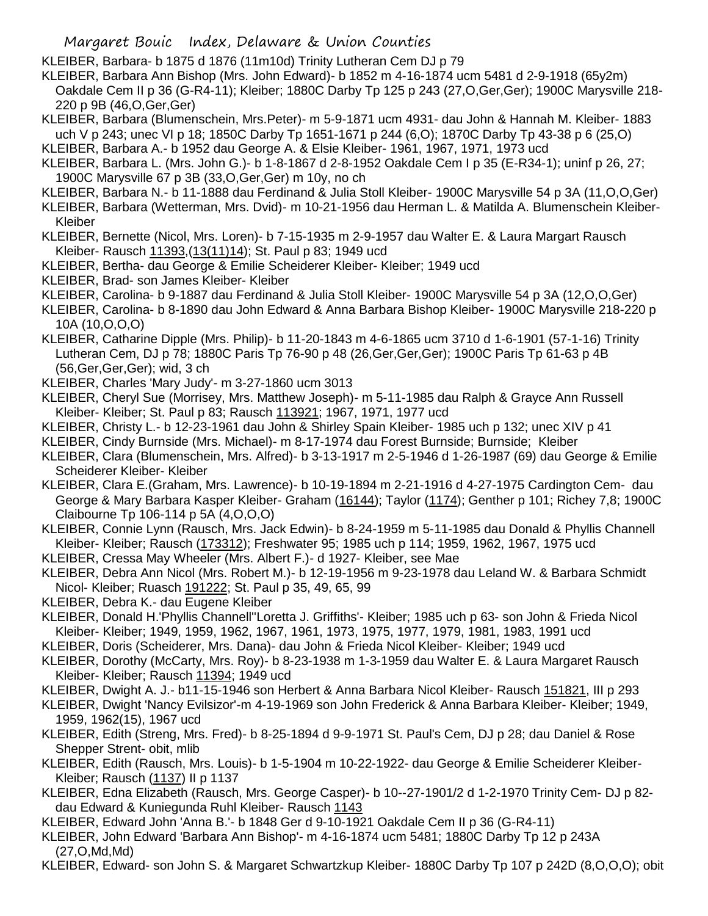KLEIBER, Barbara- b 1875 d 1876 (11m10d) Trinity Lutheran Cem DJ p 79

KLEIBER, Barbara Ann Bishop (Mrs. John Edward)- b 1852 m 4-16-1874 ucm 5481 d 2-9-1918 (65y2m) Oakdale Cem II p 36 (G-R4-11); Kleiber; 1880C Darby Tp 125 p 243 (27,O,Ger,Ger); 1900C Marysville 218-220 p 9B (46,O,Ger,Ger)

KLEIBER, Barbara (Blumenschein, Mrs.Peter)- m 5-9-1871 ucm 4931- dau John & Hannah M. Kleiber- 1883 uch V p 243; unec VI p 18; 1850C Darby Tp 1651-1671 p 244 (6,O); 1870C Darby Tp 43-38 p 6 (25,O)

KLEIBER, Barbara A.- b 1952 dau George A. & Elsie Kleiber- 1961, 1967, 1971, 1973 ucd

KLEIBER, Barbara L. (Mrs. John G.)- b 1-8-1867 d 2-8-1952 Oakdale Cem I p 35 (E-R34-1); uninf p 26, 27; 1900C Marysville 67 p 3B (33,O,Ger,Ger) m 10y, no ch

KLEIBER, Barbara N.- b 11-1888 dau Ferdinand & Julia Stoll Kleiber- 1900C Marysville 54 p 3A (11,O,O,Ger)

KLEIBER, Barbara (Wetterman, Mrs. Dvid)- m 10-21-1956 dau Herman L. & Matilda A. Blumenschein Kleiber- Kleiber

KLEIBER, Bernette (Nicol, Mrs. Loren)- b 7-15-1935 m 2-9-1957 dau Walter E. & Laura Margart Rausch Kleiber- Rausch 11393,(13(11)14); St. Paul p 83; 1949 ucd

KLEIBER, Bertha- dau George & Emilie Scheiderer Kleiber- Kleiber; 1949 ucd

KLEIBER, Brad- son James Kleiber- Kleiber

KLEIBER, Carolina- b 9-1887 dau Ferdinand & Julia Stoll Kleiber- 1900C Marysville 54 p 3A (12,O,O,Ger)

KLEIBER, Carolina- b 8-1890 dau John Edward & Anna Barbara Bishop Kleiber- 1900C Marysville 218-220 p 10A (10,O,O,O)

KLEIBER, Catharine Dipple (Mrs. Philip)- b 11-20-1843 m 4-6-1865 ucm 3710 d 1-6-1901 (57-1-16) Trinity Lutheran Cem, DJ p 78; 1880C Paris Tp 76-90 p 48 (26,Ger,Ger,Ger); 1900C Paris Tp 61-63 p 4B (56,Ger,Ger,Ger); wid, 3 ch

KLEIBER, Charles 'Mary Judy'- m 3-27-1860 ucm 3013

KLEIBER, Cheryl Sue (Morrisey, Mrs. Matthew Joseph)- m 5-11-1985 dau Ralph & Grayce Ann Russell Kleiber- Kleiber; St. Paul p 83; Rausch 113921; 1967, 1971, 1977 ucd

KLEIBER, Christy L.- b 12-23-1961 dau John & Shirley Spain Kleiber- 1985 uch p 132; unec XIV p 41

KLEIBER, Cindy Burnside (Mrs. Michael)- m 8-17-1974 dau Forest Burnside; Burnside; Kleiber

KLEIBER, Clara (Blumenschein, Mrs. Alfred)- b 3-13-1917 m 2-5-1946 d 1-26-1987 (69) dau George & Emilie Scheiderer Kleiber- Kleiber

KLEIBER, Clara E.(Graham, Mrs. Lawrence)- b 10-19-1894 m 2-21-1916 d 4-27-1975 Cardington Cem- dau George & Mary Barbara Kasper Kleiber- Graham (16144); Taylor (1174); Genther p 101; Richey 7,8; 1900C Claibourne Tp 106-114 p 5A (4,O,O,O)

KLEIBER, Connie Lynn (Rausch, Mrs. Jack Edwin)- b 8-24-1959 m 5-11-1985 dau Donald & Phyllis Channell Kleiber- Kleiber; Rausch (173312); Freshwater 95; 1985 uch p 114; 1959, 1962, 1967, 1975 ucd

KLEIBER, Cressa May Wheeler (Mrs. Albert F.)- d 1927- Kleiber, see Mae

KLEIBER, Debra Ann Nicol (Mrs. Robert M.)- b 12-19-1956 m 9-23-1978 dau Leland W. & Barbara Schmidt Nicol- Kleiber; Ruasch 191222; St. Paul p 35, 49, 65, 99

KLEIBER, Debra K.- dau Eugene Kleiber

KLEIBER, Donald H.'Phyllis Channell''Loretta J. Griffiths'- Kleiber; 1985 uch p 63- son John & Frieda Nicol Kleiber- Kleiber; 1949, 1959, 1962, 1967, 1961, 1973, 1975, 1977, 1979, 1981, 1983, 1991 ucd

KLEIBER, Doris (Scheiderer, Mrs. Dana)- dau John & Frieda Nicol Kleiber- Kleiber; 1949 ucd

KLEIBER, Dorothy (McCarty, Mrs. Roy)- b 8-23-1938 m 1-3-1959 dau Walter E. & Laura Margaret Rausch Kleiber- Kleiber; Rausch 11394; 1949 ucd

KLEIBER, Dwight A. J.- b11-15-1946 son Herbert & Anna Barbara Nicol Kleiber- Rausch 151821, III p 293

KLEIBER, Dwight 'Nancy Evilsizor'-m 4-19-1969 son John Frederick & Anna Barbara Kleiber- Kleiber; 1949, 1959, 1962(15), 1967 ucd

KLEIBER, Edith (Streng, Mrs. Fred)- b 8-25-1894 d 9-9-1971 St. Paul's Cem, DJ p 28; dau Daniel & Rose Shepper Strent- obit, mlib

KLEIBER, Edith (Rausch, Mrs. Louis)- b 1-5-1904 m 10-22-1922- dau George & Emilie Scheiderer Kleiber- Kleiber; Rausch (1137) II p 1137

KLEIBER, Edna Elizabeth (Rausch, Mrs. George Casper)- b 10--27-1901/2 d 1-2-1970 Trinity Cem- DJ p 82- dau Edward & Kuniegunda Ruhl Kleiber- Rausch 1143

KLEIBER, Edward John 'Anna B.'- b 1848 Ger d 9-10-1921 Oakdale Cem II p 36 (G-R4-11)

KLEIBER, John Edward 'Barbara Ann Bishop'- m 4-16-1874 ucm 5481; 1880C Darby Tp 12 p 243A (27,O,Md,Md)

KLEIBER, Edward- son John S. & Margaret Schwartzkup Kleiber- 1880C Darby Tp 107 p 242D (8,O,O,O); obit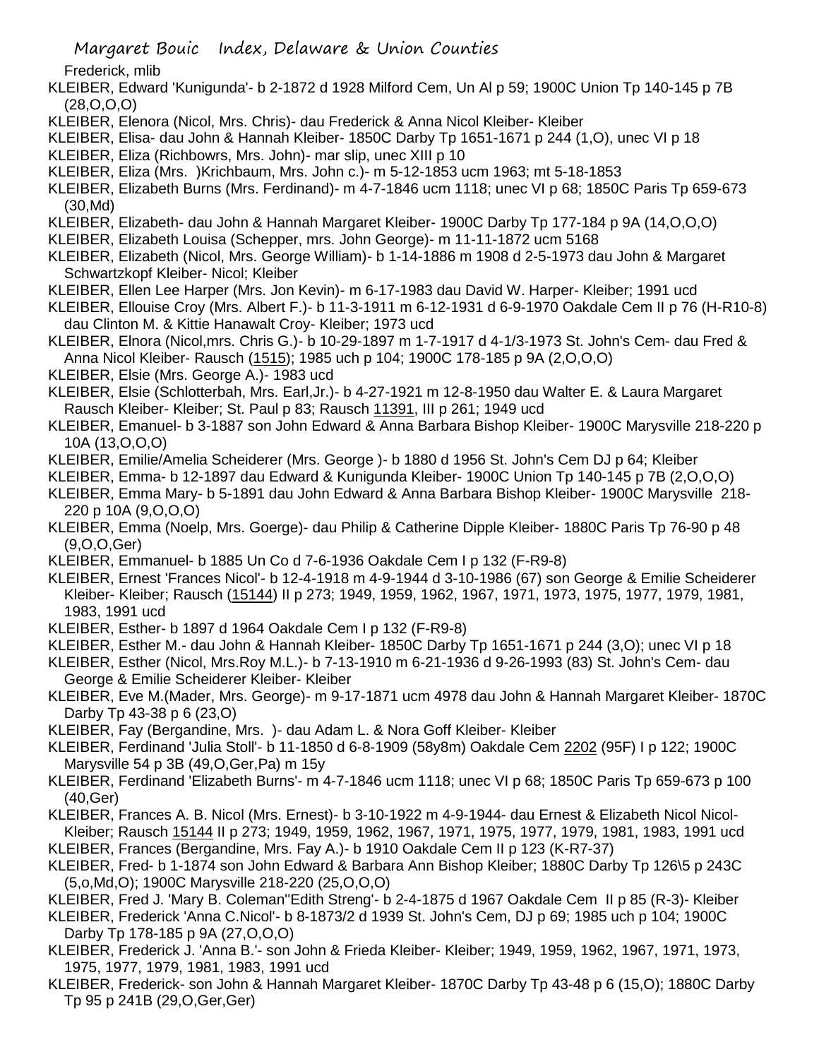Frederick, mlib

KLEIBER, Edward 'Kunigunda'- b 2-1872 d 1928 Milford Cem, Un Al p 59; 1900C Union Tp 140-145 p 7B (28,O,O,O)

KLEIBER, Elenora (Nicol, Mrs. Chris)- dau Frederick & Anna Nicol Kleiber- Kleiber

KLEIBER, Elisa- dau John & Hannah Kleiber- 1850C Darby Tp 1651-1671 p 244 (1,O), unec VI p 18

KLEIBER, Eliza (Richbowrs, Mrs. John)- mar slip, unec XIII p 10

KLEIBER, Eliza (Mrs. )Krichbaum, Mrs. John c.)- m 5-12-1853 ucm 1963; mt 5-18-1853

KLEIBER, Elizabeth Burns (Mrs. Ferdinand)- m 4-7-1846 ucm 1118; unec VI p 68; 1850C Paris Tp 659-673 (30,Md)

KLEIBER, Elizabeth- dau John & Hannah Margaret Kleiber- 1900C Darby Tp 177-184 p 9A (14,O,O,O)

KLEIBER, Elizabeth Louisa (Schepper, mrs. John George)- m 11-11-1872 ucm 5168

KLEIBER, Elizabeth (Nicol, Mrs. George William)- b 1-14-1886 m 1908 d 2-5-1973 dau John & Margaret Schwartzkopf Kleiber- Nicol; Kleiber

KLEIBER, Ellen Lee Harper (Mrs. Jon Kevin)- m 6-17-1983 dau David W. Harper- Kleiber; 1991 ucd

KLEIBER, Ellouise Croy (Mrs. Albert F.)- b 11-3-1911 m 6-12-1931 d 6-9-1970 Oakdale Cem II p 76 (H-R10-8) dau Clinton M. & Kittie Hanawalt Croy- Kleiber; 1973 ucd

KLEIBER, Elnora (Nicol,mrs. Chris G.)- b 10-29-1897 m 1-7-1917 d 4-1/3-1973 St. John's Cem- dau Fred & Anna Nicol Kleiber- Rausch (1515); 1985 uch p 104; 1900C 178-185 p 9A (2,O,O,O)

KLEIBER, Elsie (Mrs. George A.)- 1983 ucd

KLEIBER, Elsie (Schlotterbah, Mrs. Earl,Jr.)- b 4-27-1921 m 12-8-1950 dau Walter E. & Laura Margaret Rausch Kleiber- Kleiber; St. Paul p 83; Rausch 11391, III p 261; 1949 ucd

KLEIBER, Emanuel- b 3-1887 son John Edward & Anna Barbara Bishop Kleiber- 1900C Marysville 218-220 p 10A (13,O,O,O)

KLEIBER, Emilie/Amelia Scheiderer (Mrs. George )- b 1880 d 1956 St. John's Cem DJ p 64; Kleiber

KLEIBER, Emma- b 12-1897 dau Edward & Kunigunda Kleiber- 1900C Union Tp 140-145 p 7B (2,O,O,O)

KLEIBER, Emma Mary- b 5-1891 dau John Edward & Anna Barbara Bishop Kleiber- 1900C Marysville 218-220 p 10A (9,O,O,O)

KLEIBER, Emma (Noelp, Mrs. Goerge)- dau Philip & Catherine Dipple Kleiber- 1880C Paris Tp 76-90 p 48 (9,O,O,Ger)

KLEIBER, Emmanuel- b 1885 Un Co d 7-6-1936 Oakdale Cem I p 132 (F-R9-8)

KLEIBER, Ernest 'Frances Nicol'- b 12-4-1918 m 4-9-1944 d 3-10-1986 (67) son George & Emilie Scheiderer Kleiber- Kleiber; Rausch (15144) II p 273; 1949, 1959, 1962, 1967, 1971, 1973, 1975, 1977, 1979, 1981, 1983, 1991 ucd

KLEIBER, Esther- b 1897 d 1964 Oakdale Cem I p 132 (F-R9-8)

KLEIBER, Esther M.- dau John & Hannah Kleiber- 1850C Darby Tp 1651-1671 p 244 (3,O); unec VI p 18

KLEIBER, Esther (Nicol, Mrs.Roy M.L.)- b 7-13-1910 m 6-21-1936 d 9-26-1993 (83) St. John's Cem- dau George & Emilie Scheiderer Kleiber- Kleiber

KLEIBER, Eve M.(Mader, Mrs. George)- m 9-17-1871 ucm 4978 dau John & Hannah Margaret Kleiber- 1870C Darby Tp 43-38 p 6 (23,O)

KLEIBER, Fay (Bergandine, Mrs. )- dau Adam L. & Nora Goff Kleiber- Kleiber

KLEIBER, Ferdinand 'Julia Stoll'- b 11-1850 d 6-8-1909 (58y8m) Oakdale Cem 2202 (95F) I p 122; 1900C Marysville 54 p 3B (49,O,Ger,Pa) m 15y

KLEIBER, Ferdinand 'Elizabeth Burns'- m 4-7-1846 ucm 1118; unec VI p 68; 1850C Paris Tp 659-673 p 100 (40,Ger)

KLEIBER, Frances A. B. Nicol (Mrs. Ernest)- b 3-10-1922 m 4-9-1944- dau Ernest & Elizabeth Nicol Nicol- Kleiber; Rausch 15144 II p 273; 1949, 1959, 1962, 1967, 1971, 1975, 1977, 1979, 1981, 1983, 1991 ucd

KLEIBER, Frances (Bergandine, Mrs. Fay A.)- b 1910 Oakdale Cem II p 123 (K-R7-37)

KLEIBER, Fred- b 1-1874 son John Edward & Barbara Ann Bishop Kleiber; 1880C Darby Tp 126\5 p 243C (5,o,Md,O); 1900C Marysville 218-220 (25,O,O,O)

KLEIBER, Fred J. 'Mary B. Coleman''Edith Streng'- b 2-4-1875 d 1967 Oakdale Cem II p 85 (R-3)- Kleiber

KLEIBER, Frederick 'Anna C.Nicol'- b 8-1873/2 d 1939 St. John's Cem, DJ p 69; 1985 uch p 104; 1900C Darby Tp 178-185 p 9A (27,O,O,O)

KLEIBER, Frederick J. 'Anna B.'- son John & Frieda Kleiber- Kleiber; 1949, 1959, 1962, 1967, 1971, 1973, 1975, 1977, 1979, 1981, 1983, 1991 ucd

KLEIBER, Frederick- son John & Hannah Margaret Kleiber- 1870C Darby Tp 43-48 p 6 (15,O); 1880C Darby Tp 95 p 241B (29,O,Ger,Ger)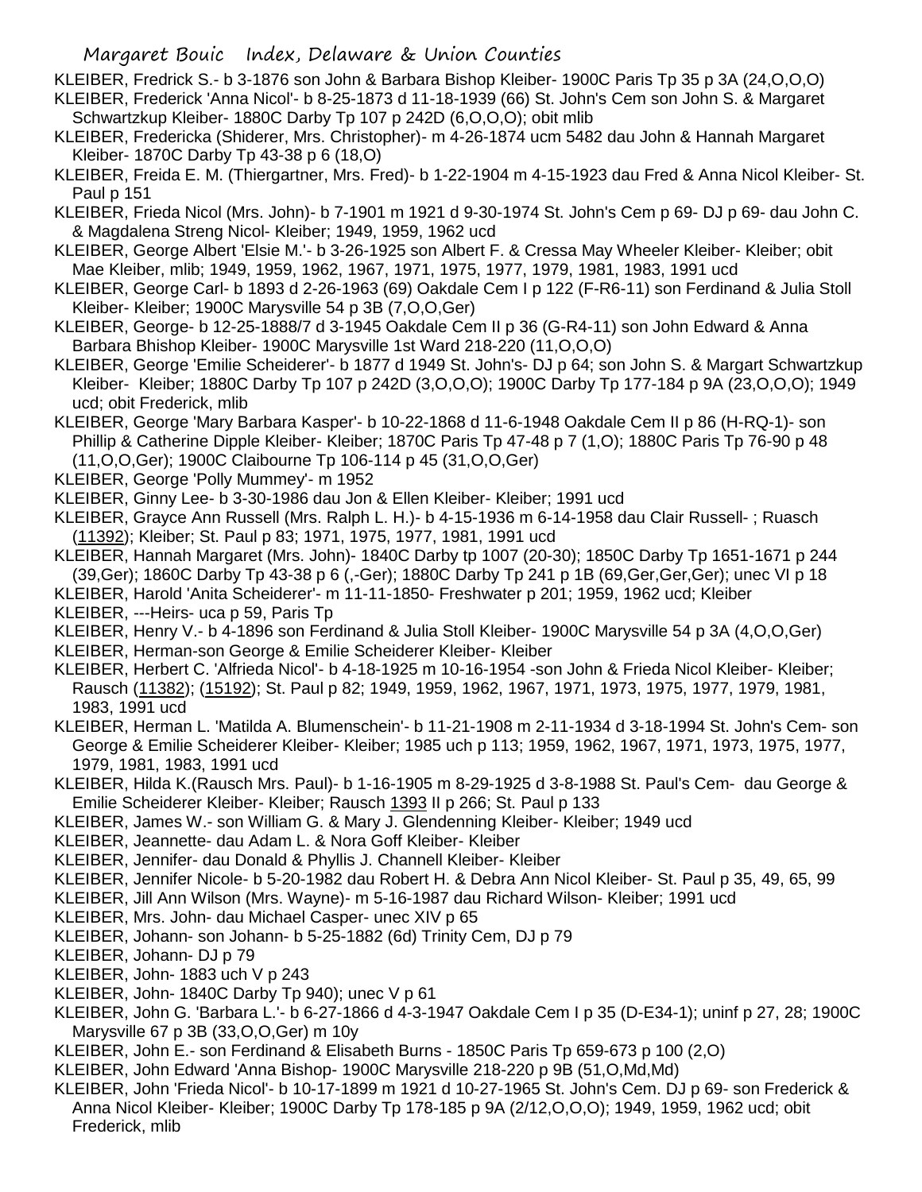KLEIBER, Fredrick S.- b 3-1876 son John & Barbara Bishop Kleiber- 1900C Paris Tp 35 p 3A (24,O,O,O)

KLEIBER, Frederick 'Anna Nicol'- b 8-25-1873 d 11-18-1939 (66) St. John's Cem son John S. & Margaret Schwartzkup Kleiber- 1880C Darby Tp 107 p 242D (6,O,O,O); obit mlib

KLEIBER, Fredericka (Shiderer, Mrs. Christopher)- m 4-26-1874 ucm 5482 dau John & Hannah Margaret Kleiber- 1870C Darby Tp 43-38 p 6 (18,O)

KLEIBER, Freida E. M. (Thiergartner, Mrs. Fred)- b 1-22-1904 m 4-15-1923 dau Fred & Anna Nicol Kleiber- St. Paul p 151

KLEIBER, Frieda Nicol (Mrs. John)- b 7-1901 m 1921 d 9-30-1974 St. John's Cem p 69- DJ p 69- dau John C. & Magdalena Streng Nicol- Kleiber; 1949, 1959, 1962 ucd

KLEIBER, George Albert 'Elsie M.'- b 3-26-1925 son Albert F. & Cressa May Wheeler Kleiber- Kleiber; obit Mae Kleiber, mlib; 1949, 1959, 1962, 1967, 1971, 1975, 1977, 1979, 1981, 1983, 1991 ucd

KLEIBER, George Carl- b 1893 d 2-26-1963 (69) Oakdale Cem I p 122 (F-R6-11) son Ferdinand & Julia Stoll Kleiber- Kleiber; 1900C Marysville 54 p 3B (7,O,O,Ger)

KLEIBER, George- b 12-25-1888/7 d 3-1945 Oakdale Cem II p 36 (G-R4-11) son John Edward & Anna Barbara Bhishop Kleiber- 1900C Marysville 1st Ward 218-220 (11,O,O,O)

KLEIBER, George 'Emilie Scheiderer'- b 1877 d 1949 St. John's- DJ p 64; son John S. & Margart Schwartzkup Kleiber- Kleiber; 1880C Darby Tp 107 p 242D (3,O,O,O); 1900C Darby Tp 177-184 p 9A (23,O,O,O); 1949 ucd; obit Frederick, mlib

KLEIBER, George 'Mary Barbara Kasper'- b 10-22-1868 d 11-6-1948 Oakdale Cem II p 86 (H-RQ-1)- son Phillip & Catherine Dipple Kleiber- Kleiber; 1870C Paris Tp 47-48 p 7 (1,O); 1880C Paris Tp 76-90 p 48 (11,O,O,Ger); 1900C Claibourne Tp 106-114 p 45 (31,O,O,Ger)

KLEIBER, George 'Polly Mummey'- m 1952

KLEIBER, Ginny Lee- b 3-30-1986 dau Jon & Ellen Kleiber- Kleiber; 1991 ucd

KLEIBER, Grayce Ann Russell (Mrs. Ralph L. H.)- b 4-15-1936 m 6-14-1958 dau Clair Russell- ; Ruasch (11392); Kleiber; St. Paul p 83; 1971, 1975, 1977, 1981, 1991 ucd

KLEIBER, Hannah Margaret (Mrs. John)- 1840C Darby tp 1007 (20-30); 1850C Darby Tp 1651-1671 p 244 (39,Ger); 1860C Darby Tp 43-38 p 6 (,-Ger); 1880C Darby Tp 241 p 1B (69,Ger,Ger,Ger); unec VI p 18

KLEIBER, Harold 'Anita Scheiderer'- m 11-11-1850- Freshwater p 201; 1959, 1962 ucd; Kleiber

KLEIBER, ---Heirs- uca p 59, Paris Tp

KLEIBER, Henry V.- b 4-1896 son Ferdinand & Julia Stoll Kleiber- 1900C Marysville 54 p 3A (4,O,O,Ger)

KLEIBER, Herman-son George & Emilie Scheiderer Kleiber- Kleiber

KLEIBER, Herbert C. 'Alfrieda Nicol'- b 4-18-1925 m 10-16-1954 -son John & Frieda Nicol Kleiber- Kleiber; Rausch (11382); (15192); St. Paul p 82; 1949, 1959, 1962, 1967, 1971, 1973, 1975, 1977, 1979, 1981, 1983, 1991 ucd

KLEIBER, Herman L. 'Matilda A. Blumenschein'- b 11-21-1908 m 2-11-1934 d 3-18-1994 St. John's Cem- son George & Emilie Scheiderer Kleiber- Kleiber; 1985 uch p 113; 1959, 1962, 1967, 1971, 1973, 1975, 1977, 1979, 1981, 1983, 1991 ucd

KLEIBER, Hilda K.(Rausch Mrs. Paul)- b 1-16-1905 m 8-29-1925 d 3-8-1988 St. Paul's Cem- dau George & Emilie Scheiderer Kleiber- Kleiber; Rausch 1393 II p 266; St. Paul p 133

KLEIBER, James W.- son William G. & Mary J. Glendenning Kleiber- Kleiber; 1949 ucd

KLEIBER, Jeannette- dau Adam L. & Nora Goff Kleiber- Kleiber

KLEIBER, Jennifer- dau Donald & Phyllis J. Channell Kleiber- Kleiber

KLEIBER, Jennifer Nicole- b 5-20-1982 dau Robert H. & Debra Ann Nicol Kleiber- St. Paul p 35, 49, 65, 99

KLEIBER, Jill Ann Wilson (Mrs. Wayne)- m 5-16-1987 dau Richard Wilson- Kleiber; 1991 ucd

KLEIBER, Mrs. John- dau Michael Casper- unec XIV p 65

KLEIBER, Johann- son Johann- b 5-25-1882 (6d) Trinity Cem, DJ p 79

KLEIBER, Johann- DJ p 79

KLEIBER, John- 1883 uch V p 243

KLEIBER, John- 1840C Darby Tp 940); unec V p 61

KLEIBER, John G. 'Barbara L.'- b 6-27-1866 d 4-3-1947 Oakdale Cem I p 35 (D-E34-1); uninf p 27, 28; 1900C Marysville 67 p 3B (33,O,O,Ger) m 10y

KLEIBER, John E.- son Ferdinand & Elisabeth Burns - 1850C Paris Tp 659-673 p 100 (2,O)

KLEIBER, John Edward 'Anna Bishop- 1900C Marysville 218-220 p 9B (51,O,Md,Md)

KLEIBER, John 'Frieda Nicol'- b 10-17-1899 m 1921 d 10-27-1965 St. John's Cem. DJ p 69- son Frederick & Anna Nicol Kleiber- Kleiber; 1900C Darby Tp 178-185 p 9A (2/12,O,O,O); 1949, 1959, 1962 ucd; obit Frederick, mlib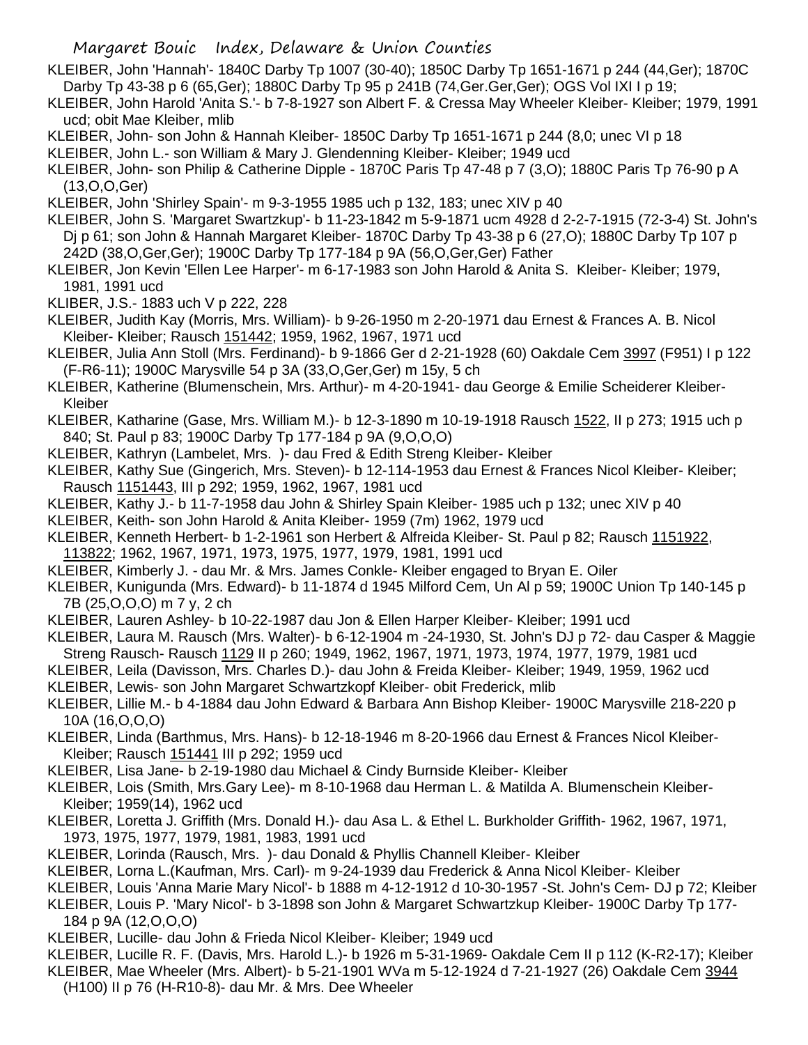KLEIBER, John 'Hannah'- 1840C Darby Tp 1007 (30-40); 1850C Darby Tp 1651-1671 p 244 (44,Ger); 1870C Darby Tp 43-38 p 6 (65,Ger); 1880C Darby Tp 95 p 241B (74,Ger.Ger,Ger); OGS Vol IXI I p 19;

KLEIBER, John Harold 'Anita S.'- b 7-8-1927 son Albert F. & Cressa May Wheeler Kleiber- Kleiber; 1979, 1991 ucd; obit Mae Kleiber, mlib

KLEIBER, John- son John & Hannah Kleiber- 1850C Darby Tp 1651-1671 p 244 (8,0; unec VI p 18

KLEIBER, John L.- son William & Mary J. Glendenning Kleiber- Kleiber; 1949 ucd

KLEIBER, John- son Philip & Catherine Dipple - 1870C Paris Tp 47-48 p 7 (3,O); 1880C Paris Tp 76-90 p A (13,O,O,Ger)

KLEIBER, John 'Shirley Spain'- m 9-3-1955 1985 uch p 132, 183; unec XIV p 40

KLEIBER, John S. 'Margaret Swartzkup'- b 11-23-1842 m 5-9-1871 ucm 4928 d 2-2-7-1915 (72-3-4) St. John's Dj p 61; son John & Hannah Margaret Kleiber- 1870C Darby Tp 43-38 p 6 (27,O); 1880C Darby Tp 107 p 242D (38,O,Ger,Ger); 1900C Darby Tp 177-184 p 9A (56,O,Ger,Ger) Father

KLEIBER, Jon Kevin 'Ellen Lee Harper'- m 6-17-1983 son John Harold & Anita S. Kleiber- Kleiber; 1979, 1981, 1991 ucd

KLIBER, J.S.- 1883 uch V p 222, 228

KLEIBER, Judith Kay (Morris, Mrs. William)- b 9-26-1950 m 2-20-1971 dau Ernest & Frances A. B. Nicol Kleiber- Kleiber; Rausch 151442; 1959, 1962, 1967, 1971 ucd

KLEIBER, Julia Ann Stoll (Mrs. Ferdinand)- b 9-1866 Ger d 2-21-1928 (60) Oakdale Cem 3997 (F951) I p 122 (F-R6-11); 1900C Marysville 54 p 3A (33,O,Ger,Ger) m 15y, 5 ch

KLEIBER, Katherine (Blumenschein, Mrs. Arthur)- m 4-20-1941- dau George & Emilie Scheiderer Kleiber- Kleiber

KLEIBER, Katharine (Gase, Mrs. William M.)- b 12-3-1890 m 10-19-1918 Rausch 1522, II p 273; 1915 uch p 840; St. Paul p 83; 1900C Darby Tp 177-184 p 9A (9,O,O,O)

KLEIBER, Kathryn (Lambelet, Mrs. )- dau Fred & Edith Streng Kleiber- Kleiber

KLEIBER, Kathy Sue (Gingerich, Mrs. Steven)- b 12-114-1953 dau Ernest & Frances Nicol Kleiber- Kleiber; Rausch 1151443, III p 292; 1959, 1962, 1967, 1981 ucd

KLEIBER, Kathy J.- b 11-7-1958 dau John & Shirley Spain Kleiber- 1985 uch p 132; unec XIV p 40

KLEIBER, Keith- son John Harold & Anita Kleiber- 1959 (7m) 1962, 1979 ucd

KLEIBER, Kenneth Herbert- b 1-2-1961 son Herbert & Alfreida Kleiber- St. Paul p 82; Rausch 1151922, 113822; 1962, 1967, 1971, 1973, 1975, 1977, 1979, 1981, 1991 ucd

KLEIBER, Kimberly J. - dau Mr. & Mrs. James Conkle- Kleiber engaged to Bryan E. Oiler

KLEIBER, Kunigunda (Mrs. Edward)- b 11-1874 d 1945 Milford Cem, Un Al p 59; 1900C Union Tp 140-145 p 7B (25,O,O,O) m 7 y, 2 ch

KLEIBER, Lauren Ashley- b 10-22-1987 dau Jon & Ellen Harper Kleiber- Kleiber; 1991 ucd

KLEIBER, Laura M. Rausch (Mrs. Walter)- b 6-12-1904 m -24-1930, St. John's DJ p 72- dau Casper & Maggie Streng Rausch- Rausch 1129 II p 260; 1949, 1962, 1967, 1971, 1973, 1974, 1977, 1979, 1981 ucd

KLEIBER, Leila (Davisson, Mrs. Charles D.)- dau John & Freida Kleiber- Kleiber; 1949, 1959, 1962 ucd

KLEIBER, Lewis- son John Margaret Schwartzkopf Kleiber- obit Frederick, mlib

KLEIBER, Lillie M.- b 4-1884 dau John Edward & Barbara Ann Bishop Kleiber- 1900C Marysville 218-220 p 10A (16,O,O,O)

KLEIBER, Linda (Barthmus, Mrs. Hans)- b 12-18-1946 m 8-20-1966 dau Ernest & Frances Nicol Kleiber- Kleiber; Rausch 151441 III p 292; 1959 ucd

KLEIBER, Lisa Jane- b 2-19-1980 dau Michael & Cindy Burnside Kleiber- Kleiber

KLEIBER, Lois (Smith, Mrs.Gary Lee)- m 8-10-1968 dau Herman L. & Matilda A. Blumenschein Kleiber- Kleiber; 1959(14), 1962 ucd

KLEIBER, Loretta J. Griffith (Mrs. Donald H.)- dau Asa L. & Ethel L. Burkholder Griffith- 1962, 1967, 1971, 1973, 1975, 1977, 1979, 1981, 1983, 1991 ucd

KLEIBER, Lorinda (Rausch, Mrs. )- dau Donald & Phyllis Channell Kleiber- Kleiber

KLEIBER, Lorna L.(Kaufman, Mrs. Carl)- m 9-24-1939 dau Frederick & Anna Nicol Kleiber- Kleiber

KLEIBER, Louis 'Anna Marie Mary Nicol'- b 1888 m 4-12-1912 d 10-30-1957 -St. John's Cem- DJ p 72; Kleiber

KLEIBER, Louis P. 'Mary Nicol'- b 3-1898 son John & Margaret Schwartzkup Kleiber- 1900C Darby Tp 177-184 p 9A (12,O,O,O)

KLEIBER, Lucille- dau John & Frieda Nicol Kleiber- Kleiber; 1949 ucd

KLEIBER, Lucille R. F. (Davis, Mrs. Harold L.)- b 1926 m 5-31-1969- Oakdale Cem II p 112 (K-R2-17); Kleiber

KLEIBER, Mae Wheeler (Mrs. Albert)- b 5-21-1901 WVa m 5-12-1924 d 7-21-1927 (26) Oakdale Cem 3944 (H100) II p 76 (H-R10-8)- dau Mr. & Mrs. Dee Wheeler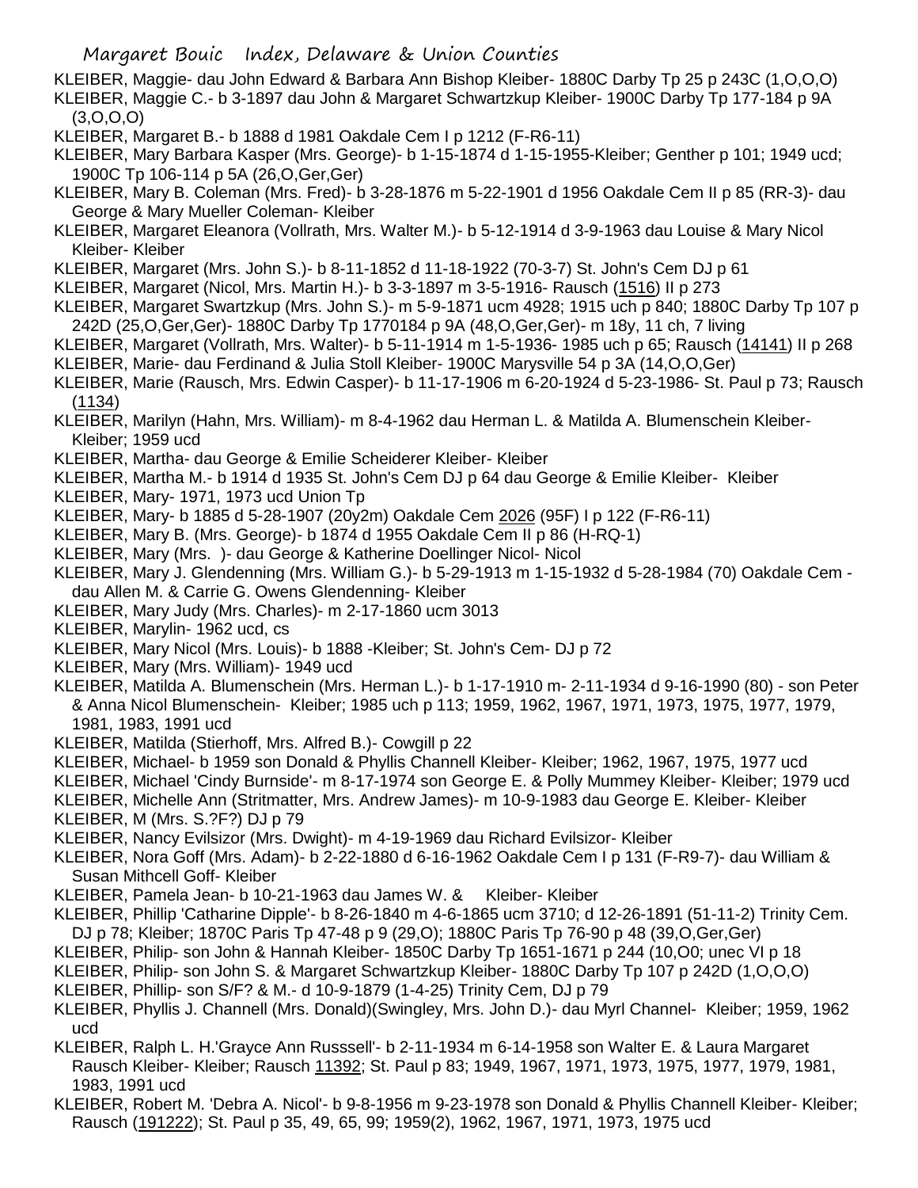KLEIBER, Maggie- dau John Edward & Barbara Ann Bishop Kleiber- 1880C Darby Tp 25 p 243C (1,O,O,O)

KLEIBER, Maggie C.- b 3-1897 dau John & Margaret Schwartzkup Kleiber- 1900C Darby Tp 177-184 p 9A (3,O,O,O)

KLEIBER, Margaret B.- b 1888 d 1981 Oakdale Cem I p 1212 (F-R6-11)

KLEIBER, Mary Barbara Kasper (Mrs. George)- b 1-15-1874 d 1-15-1955-Kleiber; Genther p 101; 1949 ucd; 1900C Tp 106-114 p 5A (26,O,Ger,Ger)

KLEIBER, Mary B. Coleman (Mrs. Fred)- b 3-28-1876 m 5-22-1901 d 1956 Oakdale Cem II p 85 (RR-3)- dau George & Mary Mueller Coleman- Kleiber

KLEIBER, Margaret Eleanora (Vollrath, Mrs. Walter M.)- b 5-12-1914 d 3-9-1963 dau Louise & Mary Nicol Kleiber- Kleiber

KLEIBER, Margaret (Mrs. John S.)- b 8-11-1852 d 11-18-1922 (70-3-7) St. John's Cem DJ p 61

KLEIBER, Margaret (Nicol, Mrs. Martin H.)- b 3-3-1897 m 3-5-1916- Rausch (1516) II p 273

KLEIBER, Margaret Swartzkup (Mrs. John S.)- m 5-9-1871 ucm 4928; 1915 uch p 840; 1880C Darby Tp 107 p 242D (25,O,Ger,Ger)- 1880C Darby Tp 1770184 p 9A (48,O,Ger,Ger)- m 18y, 11 ch, 7 living

KLEIBER, Margaret (Vollrath, Mrs. Walter)- b 5-11-1914 m 1-5-1936- 1985 uch p 65; Rausch (14141) II p 268

KLEIBER, Marie- dau Ferdinand & Julia Stoll Kleiber- 1900C Marysville 54 p 3A (14,O,O,Ger)

KLEIBER, Marie (Rausch, Mrs. Edwin Casper)- b 11-17-1906 m 6-20-1924 d 5-23-1986- St. Paul p 73; Rausch (1134)

KLEIBER, Marilyn (Hahn, Mrs. William)- m 8-4-1962 dau Herman L. & Matilda A. Blumenschein Kleiber- Kleiber; 1959 ucd

KLEIBER, Martha- dau George & Emilie Scheiderer Kleiber- Kleiber

KLEIBER, Martha M.- b 1914 d 1935 St. John's Cem DJ p 64 dau George & Emilie Kleiber- Kleiber

KLEIBER, Mary- 1971, 1973 ucd Union Tp

KLEIBER, Mary- b 1885 d 5-28-1907 (20y2m) Oakdale Cem 2026 (95F) I p 122 (F-R6-11)

KLEIBER, Mary B. (Mrs. George)- b 1874 d 1955 Oakdale Cem II p 86 (H-RQ-1)

KLEIBER, Mary (Mrs. )- dau George & Katherine Doellinger Nicol- Nicol

KLEIBER, Mary J. Glendenning (Mrs. William G.)- b 5-29-1913 m 1-15-1932 d 5-28-1984 (70) Oakdale Cem - dau Allen M. & Carrie G. Owens Glendenning- Kleiber

KLEIBER, Mary Judy (Mrs. Charles)- m 2-17-1860 ucm 3013

KLEIBER, Marylin- 1962 ucd, cs

KLEIBER, Mary Nicol (Mrs. Louis)- b 1888 -Kleiber; St. John's Cem- DJ p 72

KLEIBER, Mary (Mrs. William)- 1949 ucd

KLEIBER, Matilda A. Blumenschein (Mrs. Herman L.)- b 1-17-1910 m- 2-11-1934 d 9-16-1990 (80) - son Peter & Anna Nicol Blumenschein- Kleiber; 1985 uch p 113; 1959, 1962, 1967, 1971, 1973, 1975, 1977, 1979, 1981, 1983, 1991 ucd

KLEIBER, Matilda (Stierhoff, Mrs. Alfred B.)- Cowgill p 22

KLEIBER, Michael- b 1959 son Donald & Phyllis Channell Kleiber- Kleiber; 1962, 1967, 1975, 1977 ucd

KLEIBER, Michael 'Cindy Burnside'- m 8-17-1974 son George E. & Polly Mummey Kleiber- Kleiber; 1979 ucd

KLEIBER, Michelle Ann (Stritmatter, Mrs. Andrew James)- m 10-9-1983 dau George E. Kleiber- Kleiber

KLEIBER, M (Mrs. S.?F?) DJ p 79

KLEIBER, Nancy Evilsizor (Mrs. Dwight)- m 4-19-1969 dau Richard Evilsizor- Kleiber

KLEIBER, Nora Goff (Mrs. Adam)- b 2-22-1880 d 6-16-1962 Oakdale Cem I p 131 (F-R9-7)- dau William & Susan Mithcell Goff- Kleiber

KLEIBER, Pamela Jean- b 10-21-1963 dau James W. & Kleiber- Kleiber

KLEIBER, Phillip 'Catharine Dipple'- b 8-26-1840 m 4-6-1865 ucm 3710; d 12-26-1891 (51-11-2) Trinity Cem. DJ p 78; Kleiber; 1870C Paris Tp 47-48 p 9 (29,O); 1880C Paris Tp 76-90 p 48 (39,O,Ger,Ger)

KLEIBER, Philip- son John & Hannah Kleiber- 1850C Darby Tp 1651-1671 p 244 (10,O0; unec VI p 18

KLEIBER, Philip- son John S. & Margaret Schwartzkup Kleiber- 1880C Darby Tp 107 p 242D (1,O,O,O)

KLEIBER, Phillip- son S/F? & M.- d 10-9-1879 (1-4-25) Trinity Cem, DJ p 79

KLEIBER, Phyllis J. Channell (Mrs. Donald)(Swingley, Mrs. John D.)- dau Myrl Channel- Kleiber; 1959, 1962 ucd

KLEIBER, Ralph L. H.'Grayce Ann Russsell'- b 2-11-1934 m 6-14-1958 son Walter E. & Laura Margaret Rausch Kleiber- Kleiber; Rausch 11392; St. Paul p 83; 1949, 1967, 1971, 1973, 1975, 1977, 1979, 1981, 1983, 1991 ucd

KLEIBER, Robert M. 'Debra A. Nicol'- b 9-8-1956 m 9-23-1978 son Donald & Phyllis Channell Kleiber- Kleiber; Rausch (191222); St. Paul p 35, 49, 65, 99; 1959(2), 1962, 1967, 1971, 1973, 1975 ucd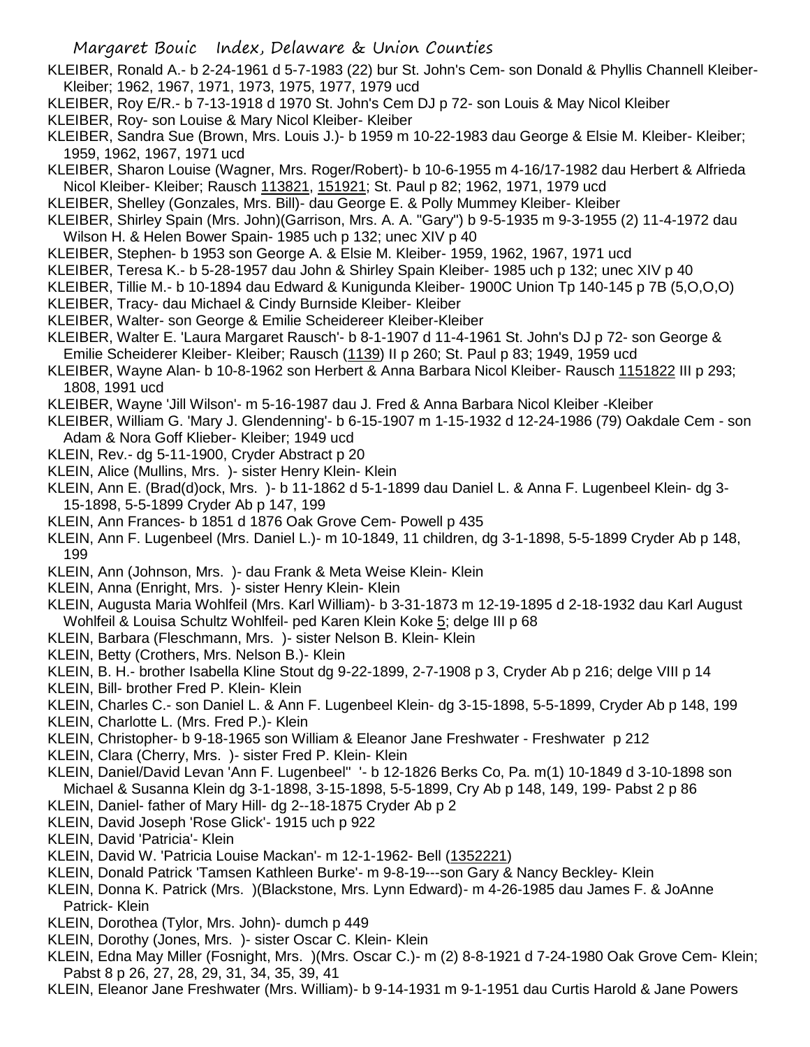KLEIBER, Ronald A.- b 2-24-1961 d 5-7-1983 (22) bur St. John's Cem- son Donald & Phyllis Channell Kleiber-Kleiber; 1962, 1967, 1971, 1973, 1975, 1977, 1979 ucd

KLEIBER, Roy E/R.- b 7-13-1918 d 1970 St. John's Cem DJ p 72- son Louis & May Nicol Kleiber

KLEIBER, Roy- son Louise & Mary Nicol Kleiber- Kleiber

KLEIBER, Sandra Sue (Brown, Mrs. Louis J.)- b 1959 m 10-22-1983 dau George & Elsie M. Kleiber- Kleiber; 1959, 1962, 1967, 1971 ucd

KLEIBER, Sharon Louise (Wagner, Mrs. Roger/Robert)- b 10-6-1955 m 4-16/17-1982 dau Herbert & Alfrieda Nicol Kleiber- Kleiber; Rausch 113821, 151921; St. Paul p 82; 1962, 1971, 1979 ucd

KLEIBER, Shelley (Gonzales, Mrs. Bill)- dau George E. & Polly Mummey Kleiber- Kleiber

KLEIBER, Shirley Spain (Mrs. John)(Garrison, Mrs. A. A. "Gary") b 9-5-1935 m 9-3-1955 (2) 11-4-1972 dau Wilson H. & Helen Bower Spain- 1985 uch p 132; unec XIV p 40

KLEIBER, Stephen- b 1953 son George A. & Elsie M. Kleiber- 1959, 1962, 1967, 1971 ucd

KLEIBER, Teresa K.- b 5-28-1957 dau John & Shirley Spain Kleiber- 1985 uch p 132; unec XIV p 40

KLEIBER, Tillie M.- b 10-1894 dau Edward & Kunigunda Kleiber- 1900C Union Tp 140-145 p 7B (5,O,O,O)

KLEIBER, Tracy- dau Michael & Cindy Burnside Kleiber- Kleiber

KLEIBER, Walter- son George & Emilie Scheidereer Kleiber-Kleiber

KLEIBER, Walter E. 'Laura Margaret Rausch'- b 8-1-1907 d 11-4-1961 St. John's DJ p 72- son George & Emilie Scheiderer Kleiber- Kleiber; Rausch (1139) II p 260; St. Paul p 83; 1949, 1959 ucd

KLEIBER, Wayne Alan- b 10-8-1962 son Herbert & Anna Barbara Nicol Kleiber- Rausch 1151822 III p 293; 1808, 1991 ucd

KLEIBER, Wayne 'Jill Wilson'- m 5-16-1987 dau J. Fred & Anna Barbara Nicol Kleiber -Kleiber

KLEIBER, William G. 'Mary J. Glendenning'- b 6-15-1907 m 1-15-1932 d 12-24-1986 (79) Oakdale Cem - son Adam & Nora Goff Klieber- Kleiber; 1949 ucd

KLEIN, Rev.- dg 5-11-1900, Cryder Abstract p 20

KLEIN, Alice (Mullins, Mrs. )- sister Henry Klein- Klein

KLEIN, Ann E. (Brad(d)ock, Mrs. )- b 11-1862 d 5-1-1899 dau Daniel L. & Anna F. Lugenbeel Klein- dg 3-15-1898, 5-5-1899 Cryder Ab p 147, 199

KLEIN, Ann Frances- b 1851 d 1876 Oak Grove Cem- Powell p 435

KLEIN, Ann F. Lugenbeel (Mrs. Daniel L.)- m 10-1849, 11 children, dg 3-1-1898, 5-5-1899 Cryder Ab p 148, 199

KLEIN, Ann (Johnson, Mrs. )- dau Frank & Meta Weise Klein- Klein

KLEIN, Anna (Enright, Mrs. )- sister Henry Klein- Klein

KLEIN, Augusta Maria Wohlfeil (Mrs. Karl William)- b 3-31-1873 m 12-19-1895 d 2-18-1932 dau Karl August Wohlfeil & Louisa Schultz Wohlfeil- ped Karen Klein Koke 5; delge III p 68

KLEIN, Barbara (Fleschmann, Mrs. )- sister Nelson B. Klein- Klein

KLEIN, Betty (Crothers, Mrs. Nelson B.)- Klein

KLEIN, B. H.- brother Isabella Kline Stout dg 9-22-1899, 2-7-1908 p 3, Cryder Ab p 216; delge VIII p 14

KLEIN, Bill- brother Fred P. Klein- Klein

KLEIN, Charles C.- son Daniel L. & Ann F. Lugenbeel Klein- dg 3-15-1898, 5-5-1899, Cryder Ab p 148, 199

KLEIN, Charlotte L. (Mrs. Fred P.)- Klein

KLEIN, Christopher- b 9-18-1965 son William & Eleanor Jane Freshwater - Freshwater p 212

KLEIN, Clara (Cherry, Mrs. )- sister Fred P. Klein- Klein

KLEIN, Daniel/David Levan 'Ann F. Lugenbeel'' '- b 12-1826 Berks Co, Pa. m(1) 10-1849 d 3-10-1898 son Michael & Susanna Klein dg 3-1-1898, 3-15-1898, 5-5-1899, Cry Ab p 148, 149, 199- Pabst 2 p 86

KLEIN, Daniel- father of Mary Hill- dg 2--18-1875 Cryder Ab p 2

KLEIN, David Joseph 'Rose Glick'- 1915 uch p 922

KLEIN, David 'Patricia'- Klein

KLEIN, David W. 'Patricia Louise Mackan'- m 12-1-1962- Bell (1352221)

KLEIN, Donald Patrick 'Tamsen Kathleen Burke'- m 9-8-19---son Gary & Nancy Beckley- Klein

KLEIN, Donna K. Patrick (Mrs. )(Blackstone, Mrs. Lynn Edward)- m 4-26-1985 dau James F. & JoAnne Patrick- Klein

KLEIN, Dorothea (Tylor, Mrs. John)- dumch p 449

KLEIN, Dorothy (Jones, Mrs. )- sister Oscar C. Klein- Klein

KLEIN, Edna May Miller (Fosnight, Mrs. )(Mrs. Oscar C.)- m (2) 8-8-1921 d 7-24-1980 Oak Grove Cem- Klein; Pabst 8 p 26, 27, 28, 29, 31, 34, 35, 39, 41

KLEIN, Eleanor Jane Freshwater (Mrs. William)- b 9-14-1931 m 9-1-1951 dau Curtis Harold & Jane Powers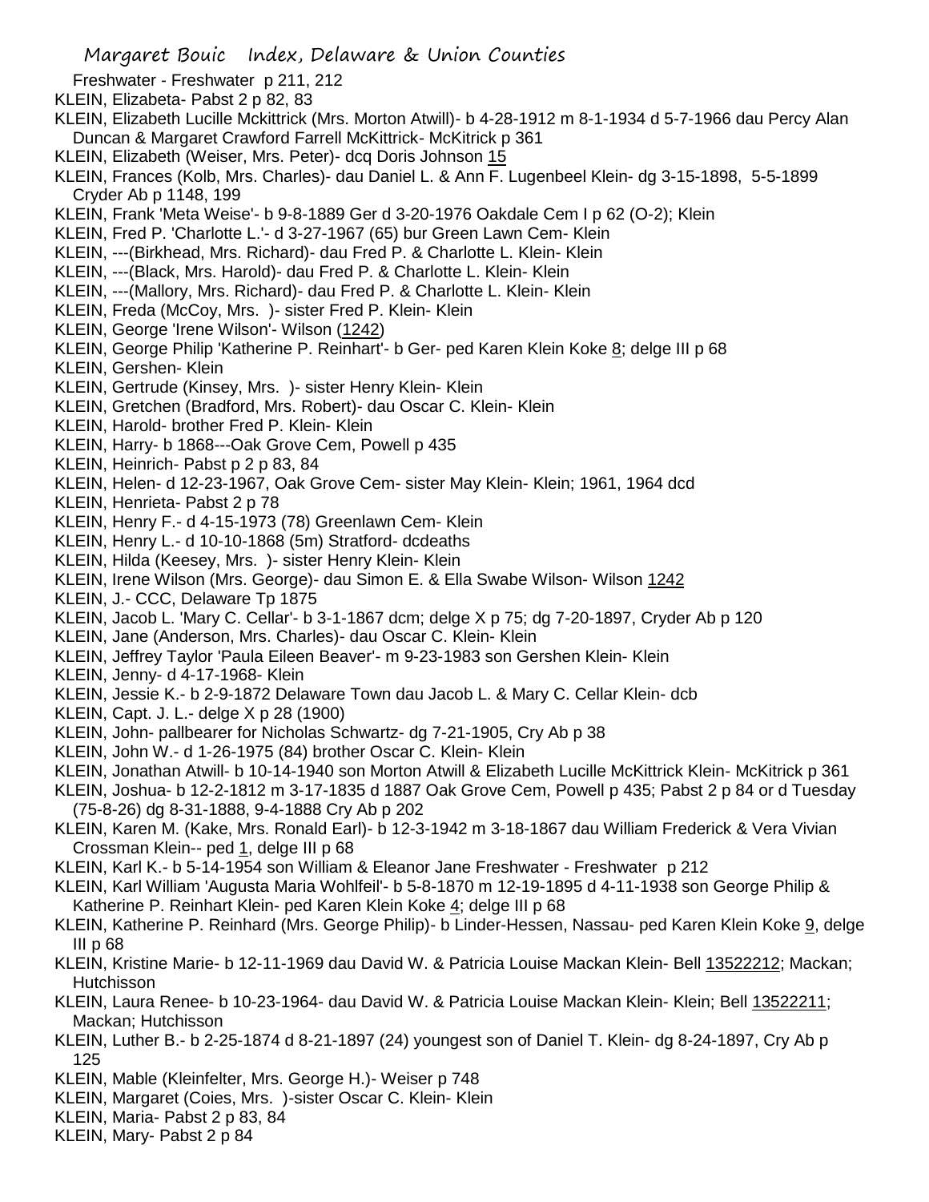Freshwater - Freshwater p 211, 212

KLEIN, Elizabeta- Pabst 2 p 82, 83

KLEIN, Elizabeth Lucille Mckittrick (Mrs. Morton Atwill)- b 4-28-1912 m 8-1-1934 d 5-7-1966 dau Percy Alan Duncan & Margaret Crawford Farrell McKittrick- McKitrick p 361

KLEIN, Elizabeth (Weiser, Mrs. Peter)- dcq Doris Johnson 15

KLEIN, Frances (Kolb, Mrs. Charles)- dau Daniel L. & Ann F. Lugenbeel Klein- dg 3-15-1898, 5-5-1899 Cryder Ab p 1148, 199

KLEIN, Frank 'Meta Weise'- b 9-8-1889 Ger d 3-20-1976 Oakdale Cem I p 62 (O-2); Klein

KLEIN, Fred P. 'Charlotte L.'- d 3-27-1967 (65) bur Green Lawn Cem- Klein

KLEIN, ---(Birkhead, Mrs. Richard)- dau Fred P. & Charlotte L. Klein- Klein

KLEIN, ---(Black, Mrs. Harold)- dau Fred P. & Charlotte L. Klein- Klein

KLEIN, ---(Mallory, Mrs. Richard)- dau Fred P. & Charlotte L. Klein- Klein

KLEIN, Freda (McCoy, Mrs. )- sister Fred P. Klein- Klein

KLEIN, George 'Irene Wilson'- Wilson (1242)

KLEIN, George Philip 'Katherine P. Reinhart'- b Ger- ped Karen Klein Koke 8; delge III p 68

KLEIN, Gershen- Klein

KLEIN, Gertrude (Kinsey, Mrs. )- sister Henry Klein- Klein

KLEIN, Gretchen (Bradford, Mrs. Robert)- dau Oscar C. Klein- Klein

KLEIN, Harold- brother Fred P. Klein- Klein

KLEIN, Harry- b 1868---Oak Grove Cem, Powell p 435

KLEIN, Heinrich- Pabst p 2 p 83, 84

KLEIN, Helen- d 12-23-1967, Oak Grove Cem- sister May Klein- Klein; 1961, 1964 dcd

KLEIN, Henrieta- Pabst 2 p 78

KLEIN, Henry F.- d 4-15-1973 (78) Greenlawn Cem- Klein

KLEIN, Henry L.- d 10-10-1868 (5m) Stratford- dcdeaths

KLEIN, Hilda (Keesey, Mrs. )- sister Henry Klein- Klein

KLEIN, Irene Wilson (Mrs. George)- dau Simon E. & Ella Swabe Wilson- Wilson 1242

KLEIN, J.- CCC, Delaware Tp 1875

KLEIN, Jacob L. 'Mary C. Cellar'- b 3-1-1867 dcm; delge X p 75; dg 7-20-1897, Cryder Ab p 120

KLEIN, Jane (Anderson, Mrs. Charles)- dau Oscar C. Klein- Klein

KLEIN, Jeffrey Taylor 'Paula Eileen Beaver'- m 9-23-1983 son Gershen Klein- Klein

KLEIN, Jenny- d 4-17-1968- Klein

KLEIN, Jessie K.- b 2-9-1872 Delaware Town dau Jacob L. & Mary C. Cellar Klein- dcb

KLEIN, Capt. J. L.- delge X p 28 (1900)

KLEIN, John- pallbearer for Nicholas Schwartz- dg 7-21-1905, Cry Ab p 38

KLEIN, John W.- d 1-26-1975 (84) brother Oscar C. Klein- Klein

KLEIN, Jonathan Atwill- b 10-14-1940 son Morton Atwill & Elizabeth Lucille McKittrick Klein- McKitrick p 361

KLEIN, Joshua- b 12-2-1812 m 3-17-1835 d 1887 Oak Grove Cem, Powell p 435; Pabst 2 p 84 or d Tuesday (75-8-26) dg 8-31-1888, 9-4-1888 Cry Ab p 202

KLEIN, Karen M. (Kake, Mrs. Ronald Earl)- b 12-3-1942 m 3-18-1867 dau William Frederick & Vera Vivian Crossman Klein-- ped 1, delge III p 68

KLEIN, Karl K.- b 5-14-1954 son William & Eleanor Jane Freshwater - Freshwater p 212

KLEIN, Karl William 'Augusta Maria Wohlfeil'- b 5-8-1870 m 12-19-1895 d 4-11-1938 son George Philip & Katherine P. Reinhart Klein- ped Karen Klein Koke 4; delge III p 68

KLEIN, Katherine P. Reinhard (Mrs. George Philip)- b Linder-Hessen, Nassau- ped Karen Klein Koke 9, delge III p 68

KLEIN, Kristine Marie- b 12-11-1969 dau David W. & Patricia Louise Mackan Klein- Bell 13522212; Mackan; Hutchisson

KLEIN, Laura Renee- b 10-23-1964- dau David W. & Patricia Louise Mackan Klein- Klein; Bell 13522211; Mackan; Hutchisson

KLEIN, Luther B.- b 2-25-1874 d 8-21-1897 (24) youngest son of Daniel T. Klein- dg 8-24-1897, Cry Ab p 125

KLEIN, Mable (Kleinfelter, Mrs. George H.)- Weiser p 748

KLEIN, Margaret (Coies, Mrs. )-sister Oscar C. Klein- Klein

KLEIN, Maria- Pabst 2 p 83, 84

KLEIN, Mary- Pabst 2 p 84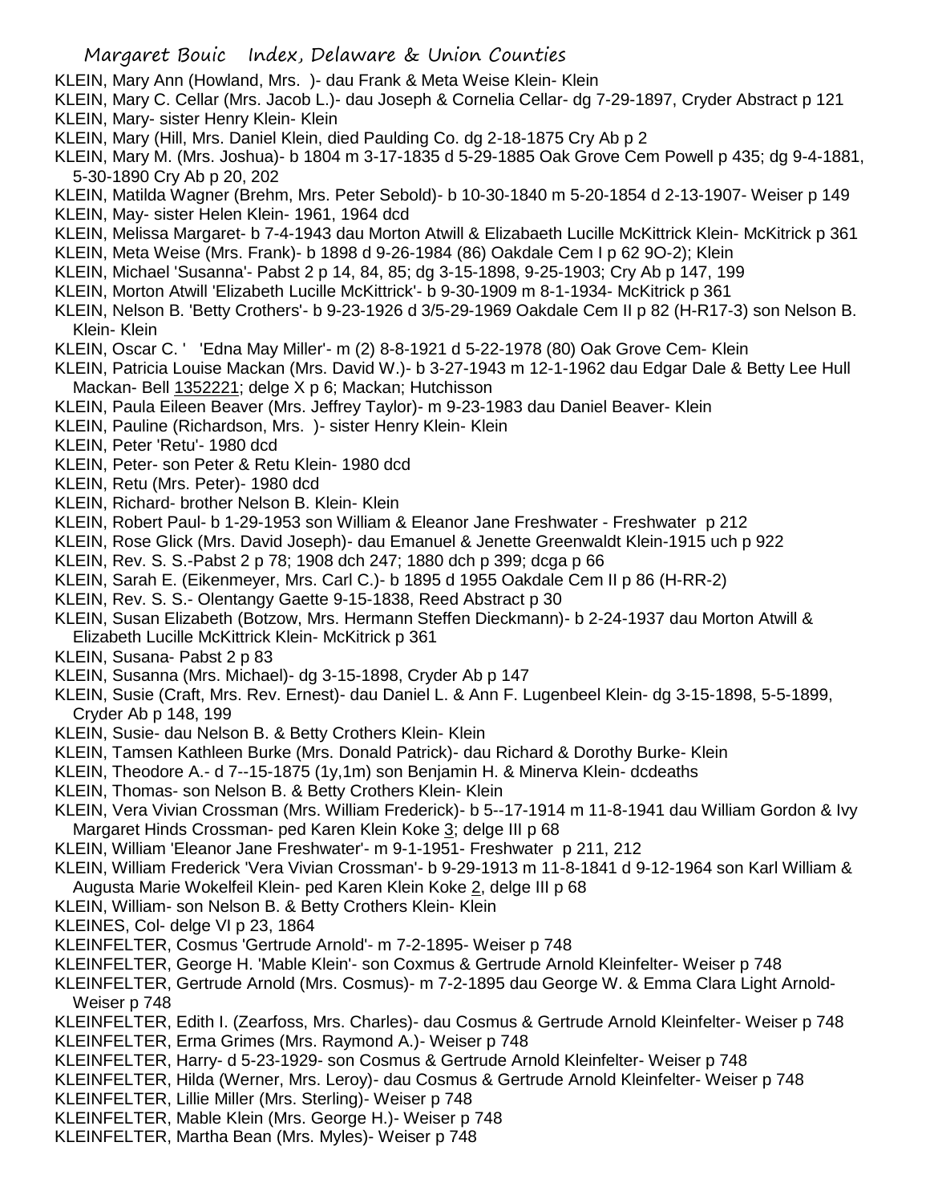KLEIN, Mary Ann (Howland, Mrs. )- dau Frank & Meta Weise Klein- Klein
KLEIN, Mary C. Cellar (Mrs. Jacob L.)- dau Joseph & Cornelia Cellar- dg 7-29-1897, Cryder Abstract p 121
KLEIN, Mary- sister Henry Klein- Klein
KLEIN, Mary (Hill, Mrs. Daniel Klein, died Paulding Co. dg 2-18-1875 Cry Ab p 2
KLEIN, Mary M. (Mrs. Joshua)- b 1804 m 3-17-1835 d 5-29-1885 Oak Grove Cem Powell p 435; dg 9-4-1881, 5-30-1890 Cry Ab p 20, 202
KLEIN, Matilda Wagner (Brehm, Mrs. Peter Sebold)- b 10-30-1840 m 5-20-1854 d 2-13-1907- Weiser p 149
KLEIN, May- sister Helen Klein- 1961, 1964 dcd
KLEIN, Melissa Margaret- b 7-4-1943 dau Morton Atwill & Elizabaeth Lucille McKittrick Klein- McKitrick p 361
KLEIN, Meta Weise (Mrs. Frank)- b 1898 d 9-26-1984 (86) Oakdale Cem I p 62 9O-2); Klein
KLEIN, Michael 'Susanna'- Pabst 2 p 14, 84, 85; dg 3-15-1898, 9-25-1903; Cry Ab p 147, 199
KLEIN, Morton Atwill 'Elizabeth Lucille McKittrick'- b 9-30-1909 m 8-1-1934- McKitrick p 361
KLEIN, Nelson B. 'Betty Crothers'- b 9-23-1926 d 3/5-29-1969 Oakdale Cem II p 82 (H-R17-3) son Nelson B. Klein- Klein
KLEIN, Oscar C. ' 'Edna May Miller'- m (2) 8-8-1921 d 5-22-1978 (80) Oak Grove Cem- Klein
KLEIN, Patricia Louise Mackan (Mrs. David W.)- b 3-27-1943 m 12-1-1962 dau Edgar Dale & Betty Lee Hull Mackan- Bell 1352221; delge X p 6; Mackan; Hutchisson
KLEIN, Paula Eileen Beaver (Mrs. Jeffrey Taylor)- m 9-23-1983 dau Daniel Beaver- Klein
KLEIN, Pauline (Richardson, Mrs. )- sister Henry Klein- Klein
KLEIN, Peter 'Retu'- 1980 dcd
KLEIN, Peter- son Peter & Retu Klein- 1980 dcd
KLEIN, Retu (Mrs. Peter)- 1980 dcd
KLEIN, Richard- brother Nelson B. Klein- Klein
KLEIN, Robert Paul- b 1-29-1953 son William & Eleanor Jane Freshwater - Freshwater p 212
KLEIN, Rose Glick (Mrs. David Joseph)- dau Emanuel & Jenette Greenwaldt Klein-1915 uch p 922
KLEIN, Rev. S. S.-Pabst 2 p 78; 1908 dch 247; 1880 dch p 399; dcga p 66
KLEIN, Sarah E. (Eikenmeyer, Mrs. Carl C.)- b 1895 d 1955 Oakdale Cem II p 86 (H-RR-2)
KLEIN, Rev. S. S.- Olentangy Gaette 9-15-1838, Reed Abstract p 30
KLEIN, Susan Elizabeth (Botzow, Mrs. Hermann Steffen Dieckmann)- b 2-24-1937 dau Morton Atwill & Elizabeth Lucille McKittrick Klein- McKitrick p 361
KLEIN, Susana- Pabst 2 p 83
KLEIN, Susanna (Mrs. Michael)- dg 3-15-1898, Cryder Ab p 147
KLEIN, Susie (Craft, Mrs. Rev. Ernest)- dau Daniel L. & Ann F. Lugenbeel Klein- dg 3-15-1898, 5-5-1899, Cryder Ab p 148, 199
KLEIN, Susie- dau Nelson B. & Betty Crothers Klein- Klein
KLEIN, Tamsen Kathleen Burke (Mrs. Donald Patrick)- dau Richard & Dorothy Burke- Klein
KLEIN, Theodore A.- d 7--15-1875 (1y,1m) son Benjamin H. & Minerva Klein- dcdeaths
KLEIN, Thomas- son Nelson B. & Betty Crothers Klein- Klein
KLEIN, Vera Vivian Crossman (Mrs. William Frederick)- b 5--17-1914 m 11-8-1941 dau William Gordon & Ivy Margaret Hinds Crossman- ped Karen Klein Koke 3; delge III p 68
KLEIN, William 'Eleanor Jane Freshwater'- m 9-1-1951- Freshwater p 211, 212
KLEIN, William Frederick 'Vera Vivian Crossman'- b 9-29-1913 m 11-8-1841 d 9-12-1964 son Karl William & Augusta Marie Wokelfeil Klein- ped Karen Klein Koke 2, delge III p 68
KLEIN, William- son Nelson B. & Betty Crothers Klein- Klein
KLEINES, Col- delge VI p 23, 1864
KLEINFELTER, Cosmus 'Gertrude Arnold'- m 7-2-1895- Weiser p 748
KLEINFELTER, George H. 'Mable Klein'- son Coxmus & Gertrude Arnold Kleinfelter- Weiser p 748
KLEINFELTER, Gertrude Arnold (Mrs. Cosmus)- m 7-2-1895 dau George W. & Emma Clara Light Arnold- Weiser p 748
KLEINFELTER, Edith I. (Zearfoss, Mrs. Charles)- dau Cosmus & Gertrude Arnold Kleinfelter- Weiser p 748
KLEINFELTER, Erma Grimes (Mrs. Raymond A.)- Weiser p 748
KLEINFELTER, Harry- d 5-23-1929- son Cosmus & Gertrude Arnold Kleinfelter- Weiser p 748
KLEINFELTER, Hilda (Werner, Mrs. Leroy)- dau Cosmus & Gertrude Arnold Kleinfelter- Weiser p 748
KLEINFELTER, Lillie Miller (Mrs. Sterling)- Weiser p 748
KLEINFELTER, Mable Klein (Mrs. George H.)- Weiser p 748
KLEINFELTER, Martha Bean (Mrs. Myles)- Weiser p 748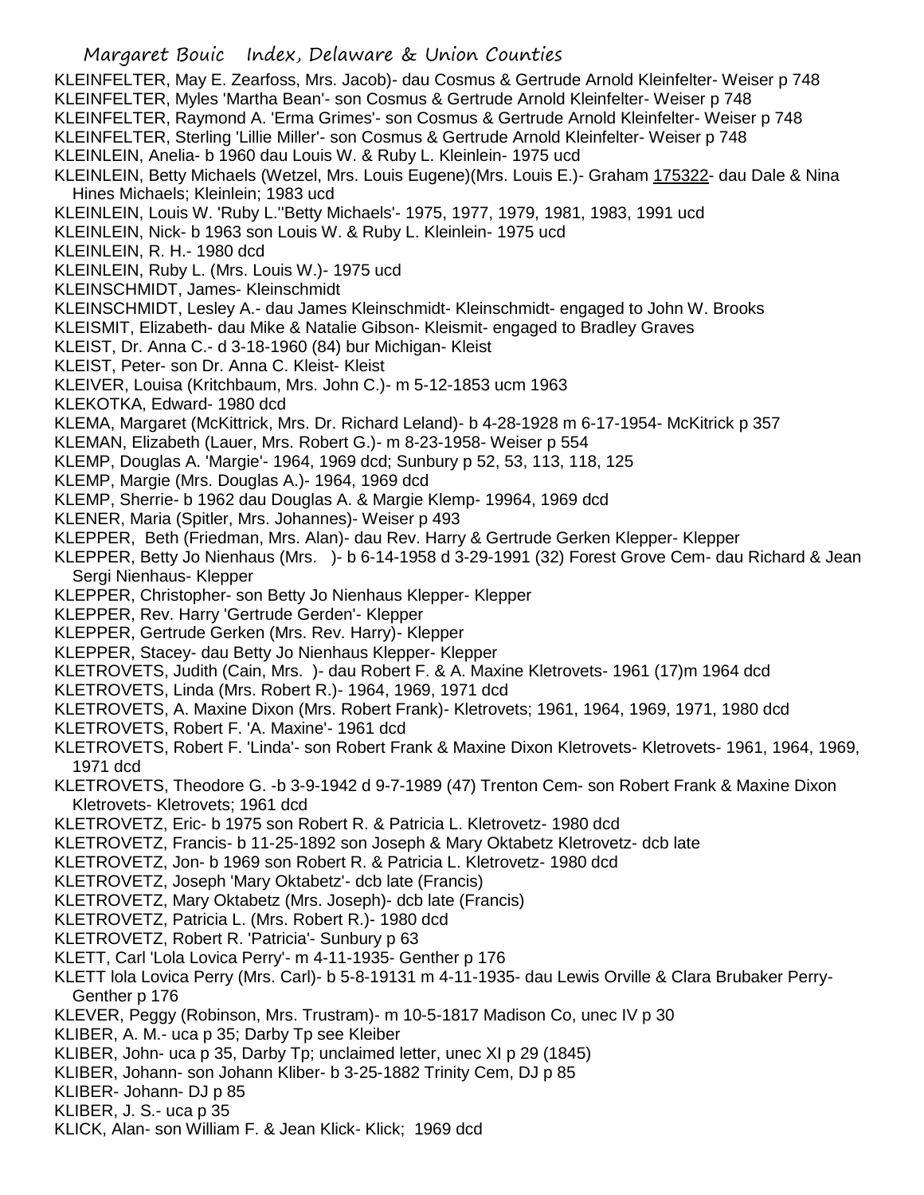KLEINFELTER, May E. Zearfoss, Mrs. Jacob)- dau Cosmus & Gertrude Arnold Kleinfelter- Weiser p 748
KLEINFELTER, Myles 'Martha Bean'- son Cosmus & Gertrude Arnold Kleinfelter- Weiser p 748
KLEINFELTER, Raymond A. 'Erma Grimes'- son Cosmus & Gertrude Arnold Kleinfelter- Weiser p 748
KLEINFELTER, Sterling 'Lillie Miller'- son Cosmus & Gertrude Arnold Kleinfelter- Weiser p 748
KLEINLEIN, Anelia- b 1960 dau Louis W. & Ruby L. Kleinlein- 1975 ucd
KLEINLEIN, Betty Michaels (Wetzel, Mrs. Louis Eugene)(Mrs. Louis E.)- Graham 175322- dau Dale & Nina Hines Michaels; Kleinlein; 1983 ucd
KLEINLEIN, Louis W. 'Ruby L.''Betty Michaels'- 1975, 1977, 1979, 1981, 1983, 1991 ucd
KLEINLEIN, Nick- b 1963 son Louis W. & Ruby L. Kleinlein- 1975 ucd
KLEINLEIN, R. H.- 1980 dcd
KLEINLEIN, Ruby L. (Mrs. Louis W.)- 1975 ucd
KLEINSCHMIDT, James- Kleinschmidt
KLEINSCHMIDT, Lesley A.- dau James Kleinschmidt- Kleinschmidt- engaged to John W. Brooks
KLEISMIT, Elizabeth- dau Mike & Natalie Gibson- Kleismit- engaged to Bradley Graves
KLEIST, Dr. Anna C.- d 3-18-1960 (84) bur Michigan- Kleist
KLEIST, Peter- son Dr. Anna C. Kleist- Kleist
KLEIVER, Louisa (Kritchbaum, Mrs. John C.)- m 5-12-1853 ucm 1963
KLEKOTKA, Edward- 1980 dcd
KLEMA, Margaret (McKittrick, Mrs. Dr. Richard Leland)- b 4-28-1928 m 6-17-1954- McKitrick p 357
KLEMAN, Elizabeth (Lauer, Mrs. Robert G.)- m 8-23-1958- Weiser p 554
KLEMP, Douglas A. 'Margie'- 1964, 1969 dcd; Sunbury p 52, 53, 113, 118, 125
KLEMP, Margie (Mrs. Douglas A.)- 1964, 1969 dcd
KLEMP, Sherrie- b 1962 dau Douglas A. & Margie Klemp- 19964, 1969 dcd
KLENER, Maria (Spitler, Mrs. Johannes)- Weiser p 493
KLEPPER, Beth (Friedman, Mrs. Alan)- dau Rev. Harry & Gertrude Gerken Klepper- Klepper
KLEPPER, Betty Jo Nienhaus (Mrs. )- b 6-14-1958 d 3-29-1991 (32) Forest Grove Cem- dau Richard & Jean Sergi Nienhaus- Klepper
KLEPPER, Christopher- son Betty Jo Nienhaus Klepper- Klepper
KLEPPER, Rev. Harry 'Gertrude Gerden'- Klepper
KLEPPER, Gertrude Gerken (Mrs. Rev. Harry)- Klepper
KLEPPER, Stacey- dau Betty Jo Nienhaus Klepper- Klepper
KLETROVETS, Judith (Cain, Mrs. )- dau Robert F. & A. Maxine Kletrovets- 1961 (17)m 1964 dcd
KLETROVETS, Linda (Mrs. Robert R.)- 1964, 1969, 1971 dcd
KLETROVETS, A. Maxine Dixon (Mrs. Robert Frank)- Kletrovets; 1961, 1964, 1969, 1971, 1980 dcd
KLETROVETS, Robert F. 'A. Maxine'- 1961 dcd
KLETROVETS, Robert F. 'Linda'- son Robert Frank & Maxine Dixon Kletrovets- Kletrovets- 1961, 1964, 1969, 1971 dcd
KLETROVETS, Theodore G. -b 3-9-1942 d 9-7-1989 (47) Trenton Cem- son Robert Frank & Maxine Dixon Kletrovets- Kletrovets; 1961 dcd
KLETROVETZ, Eric- b 1975 son Robert R. & Patricia L. Kletrovetz- 1980 dcd
KLETROVETZ, Francis- b 11-25-1892 son Joseph & Mary Oktabetz Kletrovetz- dcb late
KLETROVETZ, Jon- b 1969 son Robert R. & Patricia L. Kletrovetz- 1980 dcd
KLETROVETZ, Joseph 'Mary Oktabetz'- dcb late (Francis)
KLETROVETZ, Mary Oktabetz (Mrs. Joseph)- dcb late (Francis)
KLETROVETZ, Patricia L. (Mrs. Robert R.)- 1980 dcd
KLETROVETZ, Robert R. 'Patricia'- Sunbury p 63
KLETT, Carl 'Lola Lovica Perry'- m 4-11-1935- Genther p 176
KLETT lola Lovica Perry (Mrs. Carl)- b 5-8-19131 m 4-11-1935- dau Lewis Orville & Clara Brubaker Perry- Genther p 176
KLEVER, Peggy (Robinson, Mrs. Trustram)- m 10-5-1817 Madison Co, unec IV p 30
KLIBER, A. M.- uca p 35; Darby Tp see Kleiber
KLIBER, John- uca p 35, Darby Tp; unclaimed letter, unec XI p 29 (1845)
KLIBER, Johann- son Johann Kliber- b 3-25-1882 Trinity Cem, DJ p 85
KLIBER- Johann- DJ p 85
KLIBER, J. S.- uca p 35
KLICK, Alan- son William F. & Jean Klick- Klick; 1969 dcd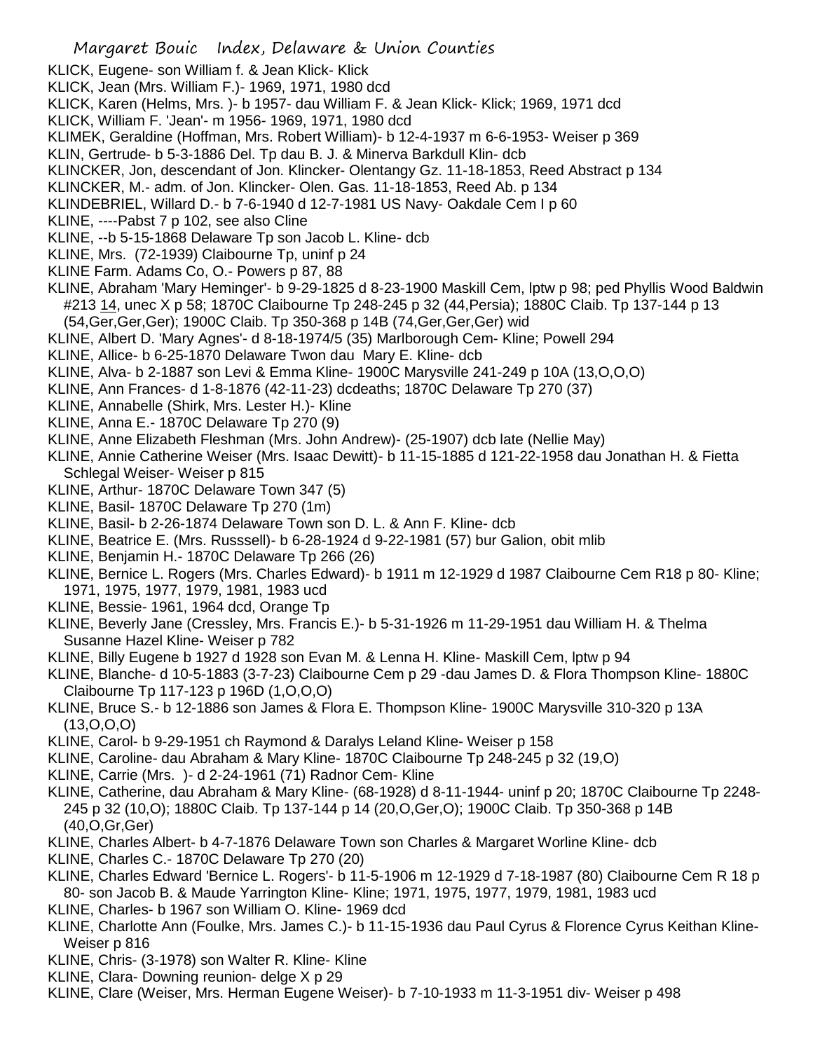KLICK, Eugene- son William f. & Jean Klick- Klick
KLICK, Jean (Mrs. William F.)- 1969, 1971, 1980 dcd
KLICK, Karen (Helms, Mrs. )- b 1957- dau William F. & Jean Klick- Klick; 1969, 1971 dcd
KLICK, William F. 'Jean'- m 1956- 1969, 1971, 1980 dcd
KLIMEK, Geraldine (Hoffman, Mrs. Robert William)- b 12-4-1937 m 6-6-1953- Weiser p 369
KLIN, Gertrude- b 5-3-1886 Del. Tp dau B. J. & Minerva Barkdull Klin- dcb
KLINCKER, Jon, descendant of Jon. Klincker- Olentangy Gz. 11-18-1853, Reed Abstract p 134
KLINCKER, M.- adm. of Jon. Klincker- Olen. Gas. 11-18-1853, Reed Ab. p 134
KLINDEBRIEL, Willard D.- b 7-6-1940 d 12-7-1981 US Navy- Oakdale Cem I p 60
KLINE, ----Pabst 7 p 102, see also Cline
KLINE, --b 5-15-1868 Delaware Tp son Jacob L. Kline- dcb
KLINE, Mrs. (72-1939) Claibourne Tp, uninf p 24
KLINE Farm. Adams Co, O.- Powers p 87, 88
KLINE, Abraham 'Mary Heminger'- b 9-29-1825 d 8-23-1900 Maskill Cem, lptw p 98; ped Phyllis Wood Baldwin #213 14, unec X p 58; 1870C Claibourne Tp 248-245 p 32 (44,Persia); 1880C Claib. Tp 137-144 p 13 (54,Ger,Ger,Ger); 1900C Claib. Tp 350-368 p 14B (74,Ger,Ger,Ger) wid
KLINE, Albert D. 'Mary Agnes'- d 8-18-1974/5 (35) Marlborough Cem- Kline; Powell 294
KLINE, Allice- b 6-25-1870 Delaware Twon dau Mary E. Kline- dcb
KLINE, Alva- b 2-1887 son Levi & Emma Kline- 1900C Marysville 241-249 p 10A (13,O,O,O)
KLINE, Ann Frances- d 1-8-1876 (42-11-23) dcdeaths; 1870C Delaware Tp 270 (37)
KLINE, Annabelle (Shirk, Mrs. Lester H.)- Kline
KLINE, Anna E.- 1870C Delaware Tp 270 (9)
KLINE, Anne Elizabeth Fleshman (Mrs. John Andrew)- (25-1907) dcb late (Nellie May)
KLINE, Annie Catherine Weiser (Mrs. Isaac Dewitt)- b 11-15-1885 d 121-22-1958 dau Jonathan H. & Fietta Schlegal Weiser- Weiser p 815
KLINE, Arthur- 1870C Delaware Town 347 (5)
KLINE, Basil- 1870C Delaware Tp 270 (1m)
KLINE, Basil- b 2-26-1874 Delaware Town son D. L. & Ann F. Kline- dcb
KLINE, Beatrice E. (Mrs. Russsell)- b 6-28-1924 d 9-22-1981 (57) bur Galion, obit mlib
KLINE, Benjamin H.- 1870C Delaware Tp 266 (26)
KLINE, Bernice L. Rogers (Mrs. Charles Edward)- b 1911 m 12-1929 d 1987 Claibourne Cem R18 p 80- Kline; 1971, 1975, 1977, 1979, 1981, 1983 ucd
KLINE, Bessie- 1961, 1964 dcd, Orange Tp
KLINE, Beverly Jane (Cressley, Mrs. Francis E.)- b 5-31-1926 m 11-29-1951 dau William H. & Thelma Susanne Hazel Kline- Weiser p 782
KLINE, Billy Eugene b 1927 d 1928 son Evan M. & Lenna H. Kline- Maskill Cem, lptw p 94
KLINE, Blanche- d 10-5-1883 (3-7-23) Claibourne Cem p 29 -dau James D. & Flora Thompson Kline- 1880C Claibourne Tp 117-123 p 196D (1,O,O,O)
KLINE, Bruce S.- b 12-1886 son James & Flora E. Thompson Kline- 1900C Marysville 310-320 p 13A (13,O,O,O)
KLINE, Carol- b 9-29-1951 ch Raymond & Daralys Leland Kline- Weiser p 158
KLINE, Caroline- dau Abraham & Mary Kline- 1870C Claibourne Tp 248-245 p 32 (19,O)
KLINE, Carrie (Mrs. )- d 2-24-1961 (71) Radnor Cem- Kline
KLINE, Catherine, dau Abraham & Mary Kline- (68-1928) d 8-11-1944- uninf p 20; 1870C Claibourne Tp 2248-245 p 32 (10,O); 1880C Claib. Tp 137-144 p 14 (20,O,Ger,O); 1900C Claib. Tp 350-368 p 14B (40,O,Gr,Ger)
KLINE, Charles Albert- b 4-7-1876 Delaware Town son Charles & Margaret Worline Kline- dcb
KLINE, Charles C.- 1870C Delaware Tp 270 (20)
KLINE, Charles Edward 'Bernice L. Rogers'- b 11-5-1906 m 12-1929 d 7-18-1987 (80) Claibourne Cem R 18 p 80- son Jacob B. & Maude Yarrington Kline- Kline; 1971, 1975, 1977, 1979, 1981, 1983 ucd
KLINE, Charles- b 1967 son William O. Kline- 1969 dcd
KLINE, Charlotte Ann (Foulke, Mrs. James C.)- b 11-15-1936 dau Paul Cyrus & Florence Cyrus Keithan Kline- Weiser p 816
KLINE, Chris- (3-1978) son Walter R. Kline- Kline
KLINE, Clara- Downing reunion- delge X p 29
KLINE, Clare (Weiser, Mrs. Herman Eugene Weiser)- b 7-10-1933 m 11-3-1951 div- Weiser p 498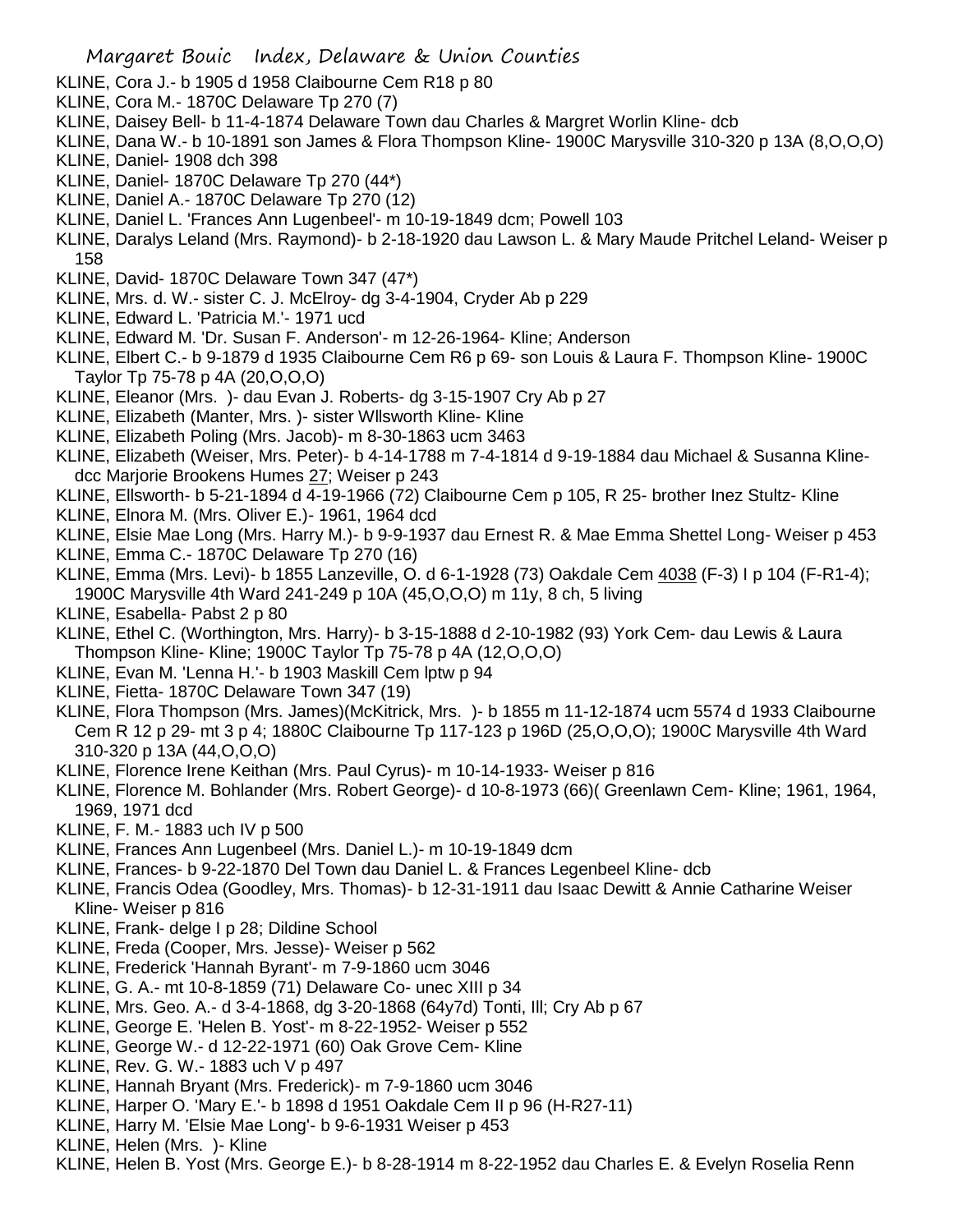KLINE, Cora J.- b 1905 d 1958 Claibourne Cem R18 p 80
KLINE, Cora M.- 1870C Delaware Tp 270 (7)
KLINE, Daisey Bell- b 11-4-1874 Delaware Town dau Charles & Margret Worlin Kline- dcb
KLINE, Dana W.- b 10-1891 son James & Flora Thompson Kline- 1900C Marysville 310-320 p 13A (8,O,O,O)
KLINE, Daniel- 1908 dch 398
KLINE, Daniel- 1870C Delaware Tp 270 (44*)
KLINE, Daniel A.- 1870C Delaware Tp 270 (12)
KLINE, Daniel L. 'Frances Ann Lugenbeel'- m 10-19-1849 dcm; Powell 103
KLINE, Daralys Leland (Mrs. Raymond)- b 2-18-1920 dau Lawson L. & Mary Maude Pritchel Leland- Weiser p 158
KLINE, David- 1870C Delaware Town 347 (47*)
KLINE, Mrs. d. W.- sister C. J. McElroy- dg 3-4-1904, Cryder Ab p 229
KLINE, Edward L. 'Patricia M.'- 1971 ucd
KLINE, Edward M. 'Dr. Susan F. Anderson'- m 12-26-1964- Kline; Anderson
KLINE, Elbert C.- b 9-1879 d 1935 Claibourne Cem R6 p 69- son Louis & Laura F. Thompson Kline- 1900C Taylor Tp 75-78 p 4A (20,O,O,O)
KLINE, Eleanor (Mrs. )- dau Evan J. Roberts- dg 3-15-1907 Cry Ab p 27
KLINE, Elizabeth (Manter, Mrs. )- sister Wllsworth Kline- Kline
KLINE, Elizabeth Poling (Mrs. Jacob)- m 8-30-1863 ucm 3463
KLINE, Elizabeth (Weiser, Mrs. Peter)- b 4-14-1788 m 7-4-1814 d 9-19-1884 dau Michael & Susanna Kline- dcc Marjorie Brookens Humes 27; Weiser p 243
KLINE, Ellsworth- b 5-21-1894 d 4-19-1966 (72) Claibourne Cem p 105, R 25- brother Inez Stultz- Kline
KLINE, Elnora M. (Mrs. Oliver E.)- 1961, 1964 dcd
KLINE, Elsie Mae Long (Mrs. Harry M.)- b 9-9-1937 dau Ernest R. & Mae Emma Shettel Long- Weiser p 453
KLINE, Emma C.- 1870C Delaware Tp 270 (16)
KLINE, Emma (Mrs. Levi)- b 1855 Lanzeville, O. d 6-1-1928 (73) Oakdale Cem 4038 (F-3) I p 104 (F-R1-4); 1900C Marysville 4th Ward 241-249 p 10A (45,O,O,O) m 11y, 8 ch, 5 living
KLINE, Esabella- Pabst 2 p 80
KLINE, Ethel C. (Worthington, Mrs. Harry)- b 3-15-1888 d 2-10-1982 (93) York Cem- dau Lewis & Laura Thompson Kline- Kline; 1900C Taylor Tp 75-78 p 4A (12,O,O,O)
KLINE, Evan M. 'Lenna H.'- b 1903 Maskill Cem lptw p 94
KLINE, Fietta- 1870C Delaware Town 347 (19)
KLINE, Flora Thompson (Mrs. James)(McKitrick, Mrs. )- b 1855 m 11-12-1874 ucm 5574 d 1933 Claibourne Cem R 12 p 29- mt 3 p 4; 1880C Claibourne Tp 117-123 p 196D (25,O,O,O); 1900C Marysville 4th Ward 310-320 p 13A (44,O,O,O)
KLINE, Florence Irene Keithan (Mrs. Paul Cyrus)- m 10-14-1933- Weiser p 816
KLINE, Florence M. Bohlander (Mrs. Robert George)- d 10-8-1973 (66)( Greenlawn Cem- Kline; 1961, 1964, 1969, 1971 dcd
KLINE, F. M.- 1883 uch IV p 500
KLINE, Frances Ann Lugenbeel (Mrs. Daniel L.)- m 10-19-1849 dcm
KLINE, Frances- b 9-22-1870 Del Town dau Daniel L. & Frances Legenbeel Kline- dcb
KLINE, Francis Odea (Goodley, Mrs. Thomas)- b 12-31-1911 dau Isaac Dewitt & Annie Catharine Weiser Kline- Weiser p 816
KLINE, Frank- delge I p 28; Dildine School
KLINE, Freda (Cooper, Mrs. Jesse)- Weiser p 562
KLINE, Frederick 'Hannah Byrant'- m 7-9-1860 ucm 3046
KLINE, G. A.- mt 10-8-1859 (71) Delaware Co- unec XIII p 34
KLINE, Mrs. Geo. A.- d 3-4-1868, dg 3-20-1868 (64y7d) Tonti, Ill; Cry Ab p 67
KLINE, George E. 'Helen B. Yost'- m 8-22-1952- Weiser p 552
KLINE, George W.- d 12-22-1971 (60) Oak Grove Cem- Kline
KLINE, Rev. G. W.- 1883 uch V p 497
KLINE, Hannah Bryant (Mrs. Frederick)- m 7-9-1860 ucm 3046
KLINE, Harper O. 'Mary E.'- b 1898 d 1951 Oakdale Cem II p 96 (H-R27-11)
KLINE, Harry M. 'Elsie Mae Long'- b 9-6-1931 Weiser p 453
KLINE, Helen (Mrs. )- Kline
KLINE, Helen B. Yost (Mrs. George E.)- b 8-28-1914 m 8-22-1952 dau Charles E. & Evelyn Roselia Renn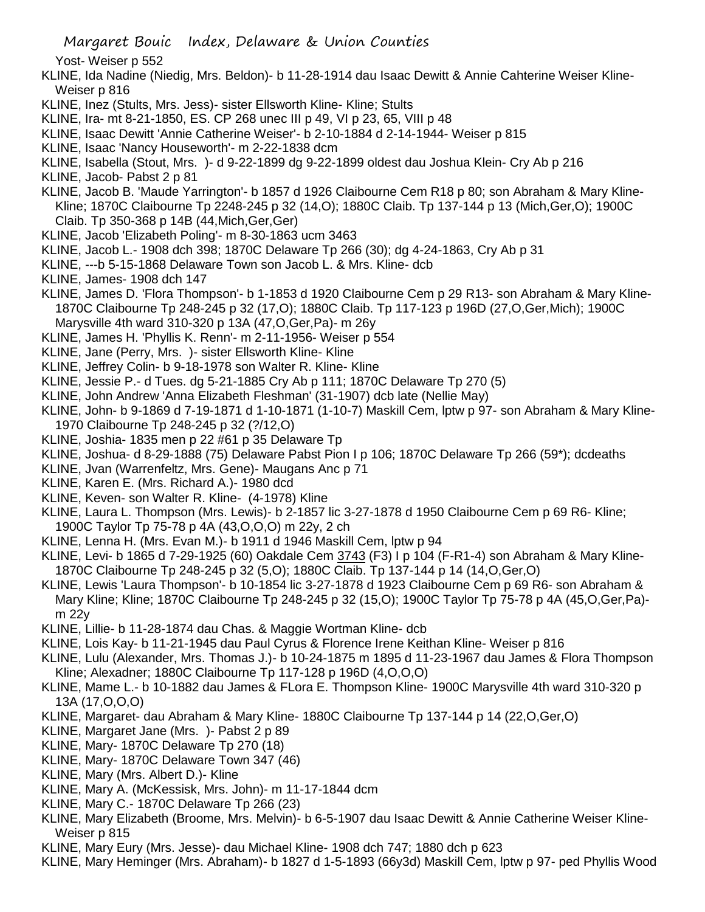Yost- Weiser p 552

KLINE, Ida Nadine (Niedig, Mrs. Beldon)- b 11-28-1914 dau Isaac Dewitt & Annie Cahterine Weiser Kline- Weiser p 816

KLINE, Inez (Stults, Mrs. Jess)- sister Ellsworth Kline- Kline; Stults

KLINE, Ira- mt 8-21-1850, ES. CP 268 unec III p 49, VI p 23, 65, VIII p 48

KLINE, Isaac Dewitt 'Annie Catherine Weiser'- b 2-10-1884 d 2-14-1944- Weiser p 815

KLINE, Isaac 'Nancy Houseworth'- m 2-22-1838 dcm

KLINE, Isabella (Stout, Mrs. )- d 9-22-1899 dg 9-22-1899 oldest dau Joshua Klein- Cry Ab p 216

KLINE, Jacob- Pabst 2 p 81

KLINE, Jacob B. 'Maude Yarrington'- b 1857 d 1926 Claibourne Cem R18 p 80; son Abraham & Mary Kline- Kline; 1870C Claibourne Tp 2248-245 p 32 (14,O); 1880C Claib. Tp 137-144 p 13 (Mich,Ger,O); 1900C Claib. Tp 350-368 p 14B (44,Mich,Ger,Ger)

KLINE, Jacob 'Elizabeth Poling'- m 8-30-1863 ucm 3463

KLINE, Jacob L.- 1908 dch 398; 1870C Delaware Tp 266 (30); dg 4-24-1863, Cry Ab p 31

KLINE, ---b 5-15-1868 Delaware Town son Jacob L. & Mrs. Kline- dcb

KLINE, James- 1908 dch 147

KLINE, James D. 'Flora Thompson'- b 1-1853 d 1920 Claibourne Cem p 29 R13- son Abraham & Mary Kline- 1870C Claibourne Tp 248-245 p 32 (17,O); 1880C Claib. Tp 117-123 p 196D (27,O,Ger,Mich); 1900C Marysville 4th ward 310-320 p 13A (47,O,Ger,Pa)- m 26y

KLINE, James H. 'Phyllis K. Renn'- m 2-11-1956- Weiser p 554

KLINE, Jane (Perry, Mrs. )- sister Ellsworth Kline- Kline

KLINE, Jeffrey Colin- b 9-18-1978 son Walter R. Kline- Kline

KLINE, Jessie P.- d Tues. dg 5-21-1885 Cry Ab p 111; 1870C Delaware Tp 270 (5)

KLINE, John Andrew 'Anna Elizabeth Fleshman' (31-1907) dcb late (Nellie May)

KLINE, John- b 9-1869 d 7-19-1871 d 1-10-1871 (1-10-7) Maskill Cem, lptw p 97- son Abraham & Mary Kline- 1970 Claibourne Tp 248-245 p 32 (?/12,O)

KLINE, Joshia- 1835 men p 22 #61 p 35 Delaware Tp

KLINE, Joshua- d 8-29-1888 (75) Delaware Pabst Pion I p 106; 1870C Delaware Tp 266 (59*); dcdeaths

KLINE, Jvan (Warrenfeltz, Mrs. Gene)- Maugans Anc p 71

KLINE, Karen E. (Mrs. Richard A.)- 1980 dcd

KLINE, Keven- son Walter R. Kline- (4-1978) Kline

KLINE, Laura L. Thompson (Mrs. Lewis)- b 2-1857 lic 3-27-1878 d 1950 Claibourne Cem p 69 R6- Kline; 1900C Taylor Tp 75-78 p 4A (43,O,O,O) m 22y, 2 ch

KLINE, Lenna H. (Mrs. Evan M.)- b 1911 d 1946 Maskill Cem, lptw p 94

KLINE, Levi- b 1865 d 7-29-1925 (60) Oakdale Cem 3743 (F3) I p 104 (F-R1-4) son Abraham & Mary Kline- 1870C Claibourne Tp 248-245 p 32 (5,O); 1880C Claib. Tp 137-144 p 14 (14,O,Ger,O)

KLINE, Lewis 'Laura Thompson'- b 10-1854 lic 3-27-1878 d 1923 Claibourne Cem p 69 R6- son Abraham & Mary Kline; Kline; 1870C Claibourne Tp 248-245 p 32 (15,O); 1900C Taylor Tp 75-78 p 4A (45,O,Ger,Pa)- m 22y

KLINE, Lillie- b 11-28-1874 dau Chas. & Maggie Wortman Kline- dcb

KLINE, Lois Kay- b 11-21-1945 dau Paul Cyrus & Florence Irene Keithan Kline- Weiser p 816

KLINE, Lulu (Alexander, Mrs. Thomas J.)- b 10-24-1875 m 1895 d 11-23-1967 dau James & Flora Thompson Kline; Alexadner; 1880C Claibourne Tp 117-128 p 196D (4,O,O,O)

KLINE, Mame L.- b 10-1882 dau James & FLora E. Thompson Kline- 1900C Marysville 4th ward 310-320 p 13A (17,O,O,O)

KLINE, Margaret- dau Abraham & Mary Kline- 1880C Claibourne Tp 137-144 p 14 (22,O,Ger,O)

KLINE, Margaret Jane (Mrs. )- Pabst 2 p 89

KLINE, Mary- 1870C Delaware Tp 270 (18)

KLINE, Mary- 1870C Delaware Town 347 (46)

KLINE, Mary (Mrs. Albert D.)- Kline

KLINE, Mary A. (McKessisk, Mrs. John)- m 11-17-1844 dcm

KLINE, Mary C.- 1870C Delaware Tp 266 (23)

KLINE, Mary Elizabeth (Broome, Mrs. Melvin)- b 6-5-1907 dau Isaac Dewitt & Annie Catherine Weiser Kline- Weiser p 815

KLINE, Mary Eury (Mrs. Jesse)- dau Michael Kline- 1908 dch 747; 1880 dch p 623

KLINE, Mary Heminger (Mrs. Abraham)- b 1827 d 1-5-1893 (66y3d) Maskill Cem, lptw p 97- ped Phyllis Wood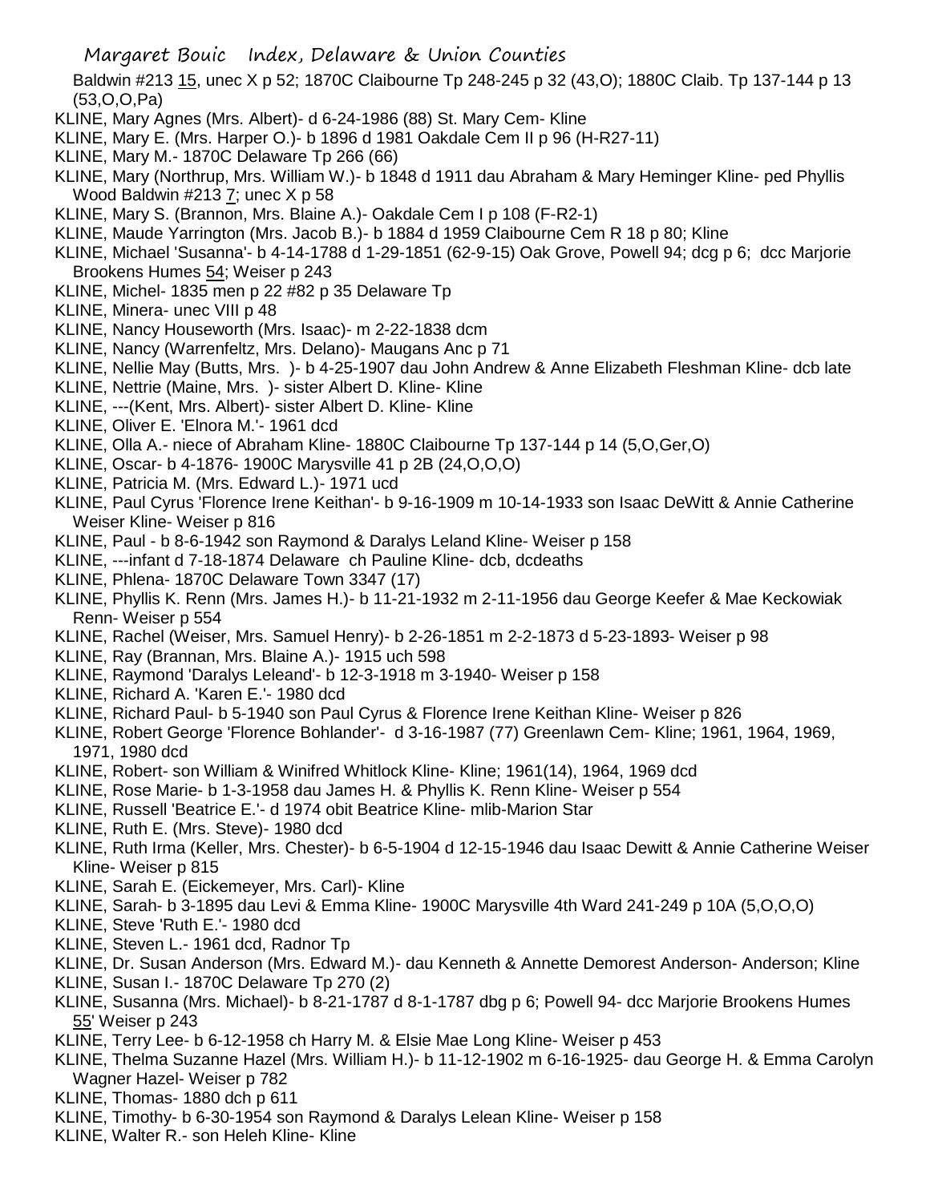Baldwin #213 15, unec X p 52; 1870C Claibourne Tp 248-245 p 32 (43,O); 1880C Claib. Tp 137-144 p 13 (53,O,O,Pa)

KLINE, Mary Agnes (Mrs. Albert)- d 6-24-1986 (88) St. Mary Cem- Kline

KLINE, Mary E. (Mrs. Harper O.)- b 1896 d 1981 Oakdale Cem II p 96 (H-R27-11)

KLINE, Mary M.- 1870C Delaware Tp 266 (66)

KLINE, Mary (Northrup, Mrs. William W.)- b 1848 d 1911 dau Abraham & Mary Heminger Kline- ped Phyllis Wood Baldwin #213 7; unec X p 58

KLINE, Mary S. (Brannon, Mrs. Blaine A.)- Oakdale Cem I p 108 (F-R2-1)

KLINE, Maude Yarrington (Mrs. Jacob B.)- b 1884 d 1959 Claibourne Cem R 18 p 80; Kline

KLINE, Michael 'Susanna'- b 4-14-1788 d 1-29-1851 (62-9-15) Oak Grove, Powell 94; dcg p 6; dcc Marjorie Brookens Humes 54; Weiser p 243

KLINE, Michel- 1835 men p 22 #82 p 35 Delaware Tp

KLINE, Minera- unec VIII p 48

KLINE, Nancy Houseworth (Mrs. Isaac)- m 2-22-1838 dcm

KLINE, Nancy (Warrenfeltz, Mrs. Delano)- Maugans Anc p 71

KLINE, Nellie May (Butts, Mrs. )- b 4-25-1907 dau John Andrew & Anne Elizabeth Fleshman Kline- dcb late

KLINE, Nettrie (Maine, Mrs. )- sister Albert D. Kline- Kline

KLINE, ---(Kent, Mrs. Albert)- sister Albert D. Kline- Kline

KLINE, Oliver E. 'Elnora M.'- 1961 dcd

KLINE, Olla A.- niece of Abraham Kline- 1880C Claibourne Tp 137-144 p 14 (5,O,Ger,O)

KLINE, Oscar- b 4-1876- 1900C Marysville 41 p 2B (24,O,O,O)

KLINE, Patricia M. (Mrs. Edward L.)- 1971 ucd

KLINE, Paul Cyrus 'Florence Irene Keithan'- b 9-16-1909 m 10-14-1933 son Isaac DeWitt & Annie Catherine Weiser Kline- Weiser p 816

KLINE, Paul - b 8-6-1942 son Raymond & Daralys Leland Kline- Weiser p 158

KLINE, ---infant d 7-18-1874 Delaware ch Pauline Kline- dcb, dcdeaths

KLINE, Phlena- 1870C Delaware Town 3347 (17)

KLINE, Phyllis K. Renn (Mrs. James H.)- b 11-21-1932 m 2-11-1956 dau George Keefer & Mae Keckowiak Renn- Weiser p 554

KLINE, Rachel (Weiser, Mrs. Samuel Henry)- b 2-26-1851 m 2-2-1873 d 5-23-1893- Weiser p 98

KLINE, Ray (Brannan, Mrs. Blaine A.)- 1915 uch 598

KLINE, Raymond 'Daralys Leleand'- b 12-3-1918 m 3-1940- Weiser p 158

KLINE, Richard A. 'Karen E.'- 1980 dcd

KLINE, Richard Paul- b 5-1940 son Paul Cyrus & Florence Irene Keithan Kline- Weiser p 826

KLINE, Robert George 'Florence Bohlander'- d 3-16-1987 (77) Greenlawn Cem- Kline; 1961, 1964, 1969, 1971, 1980 dcd

KLINE, Robert- son William & Winifred Whitlock Kline- Kline; 1961(14), 1964, 1969 dcd

KLINE, Rose Marie- b 1-3-1958 dau James H. & Phyllis K. Renn Kline- Weiser p 554

KLINE, Russell 'Beatrice E.'- d 1974 obit Beatrice Kline- mlib-Marion Star

KLINE, Ruth E. (Mrs. Steve)- 1980 dcd

KLINE, Ruth Irma (Keller, Mrs. Chester)- b 6-5-1904 d 12-15-1946 dau Isaac Dewitt & Annie Catherine Weiser Kline- Weiser p 815

KLINE, Sarah E. (Eickemeyer, Mrs. Carl)- Kline

KLINE, Sarah- b 3-1895 dau Levi & Emma Kline- 1900C Marysville 4th Ward 241-249 p 10A (5,O,O,O)

KLINE, Steve 'Ruth E.'- 1980 dcd

KLINE, Steven L.- 1961 dcd, Radnor Tp

KLINE, Dr. Susan Anderson (Mrs. Edward M.)- dau Kenneth & Annette Demorest Anderson- Anderson; Kline

KLINE, Susan I.- 1870C Delaware Tp 270 (2)

KLINE, Susanna (Mrs. Michael)- b 8-21-1787 d 8-1-1787 dbg p 6; Powell 94- dcc Marjorie Brookens Humes 55' Weiser p 243

KLINE, Terry Lee- b 6-12-1958 ch Harry M. & Elsie Mae Long Kline- Weiser p 453

KLINE, Thelma Suzanne Hazel (Mrs. William H.)- b 11-12-1902 m 6-16-1925- dau George H. & Emma Carolyn Wagner Hazel- Weiser p 782

KLINE, Thomas- 1880 dch p 611

KLINE, Timothy- b 6-30-1954 son Raymond & Daralys Lelean Kline- Weiser p 158

KLINE, Walter R.- son Heleh Kline- Kline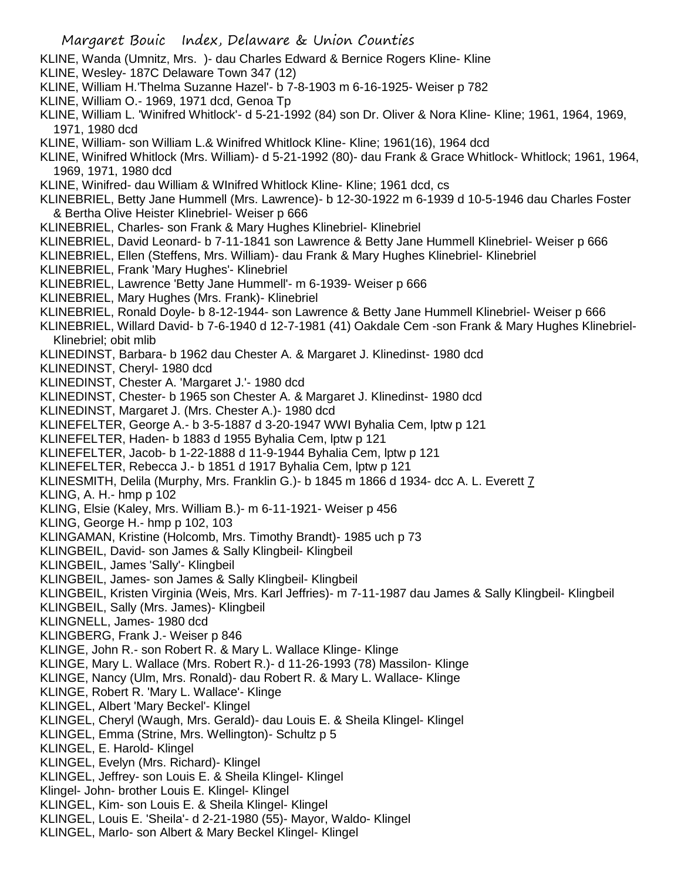KLINE, Wanda (Umnitz, Mrs. )- dau Charles Edward & Bernice Rogers Kline- Kline
KLINE, Wesley- 187C Delaware Town 347 (12)
KLINE, William H.'Thelma Suzanne Hazel'- b 7-8-1903 m 6-16-1925- Weiser p 782
KLINE, William O.- 1969, 1971 dcd, Genoa Tp
KLINE, William L. 'Winifred Whitlock'- d 5-21-1992 (84) son Dr. Oliver & Nora Kline- Kline; 1961, 1964, 1969, 1971, 1980 dcd
KLINE, William- son William L.& Winifred Whitlock Kline- Kline; 1961(16), 1964 dcd
KLINE, Winifred Whitlock (Mrs. William)- d 5-21-1992 (80)- dau Frank & Grace Whitlock- Whitlock; 1961, 1964, 1969, 1971, 1980 dcd
KLINE, Winifred- dau William & WInifred Whitlock Kline- Kline; 1961 dcd, cs
KLINEBRIEL, Betty Jane Hummell (Mrs. Lawrence)- b 12-30-1922 m 6-1939 d 10-5-1946 dau Charles Foster & Bertha Olive Heister Klinebriel- Weiser p 666
KLINEBRIEL, Charles- son Frank & Mary Hughes Klinebriel- Klinebriel
KLINEBRIEL, David Leonard- b 7-11-1841 son Lawrence & Betty Jane Hummell Klinebriel- Weiser p 666
KLINEBRIEL, Ellen (Steffens, Mrs. William)- dau Frank & Mary Hughes Klinebriel- Klinebriel
KLINEBRIEL, Frank 'Mary Hughes'- Klinebriel
KLINEBRIEL, Lawrence 'Betty Jane Hummell'- m 6-1939- Weiser p 666
KLINEBRIEL, Mary Hughes (Mrs. Frank)- Klinebriel
KLINEBRIEL, Ronald Doyle- b 8-12-1944- son Lawrence & Betty Jane Hummell Klinebriel- Weiser p 666
KLINEBRIEL, Willard David- b 7-6-1940 d 12-7-1981 (41) Oakdale Cem -son Frank & Mary Hughes Klinebriel- Klinebriel; obit mlib
KLINEDINST, Barbara- b 1962 dau Chester A. & Margaret J. Klinedinst- 1980 dcd
KLINEDINST, Cheryl- 1980 dcd
KLINEDINST, Chester A. 'Margaret J.'- 1980 dcd
KLINEDINST, Chester- b 1965 son Chester A. & Margaret J. Klinedinst- 1980 dcd
KLINEDINST, Margaret J. (Mrs. Chester A.)- 1980 dcd
KLINEFELTER, George A.- b 3-5-1887 d 3-20-1947 WWI Byhalia Cem, lptw p 121
KLINEFELTER, Haden- b 1883 d 1955 Byhalia Cem, lptw p 121
KLINEFELTER, Jacob- b 1-22-1888 d 11-9-1944 Byhalia Cem, lptw p 121
KLINEFELTER, Rebecca J.- b 1851 d 1917 Byhalia Cem, lptw p 121
KLINESMITH, Delila (Murphy, Mrs. Franklin G.)- b 1845 m 1866 d 1934- dcc A. L. Everett 7
KLING, A. H.- hmp p 102
KLING, Elsie (Kaley, Mrs. William B.)- m 6-11-1921- Weiser p 456
KLING, George H.- hmp p 102, 103
KLINGAMAN, Kristine (Holcomb, Mrs. Timothy Brandt)- 1985 uch p 73
KLINGBEIL, David- son James & Sally Klingbeil- Klingbeil
KLINGBEIL, James 'Sally'- Klingbeil
KLINGBEIL, James- son James & Sally Klingbeil- Klingbeil
KLINGBEIL, Kristen Virginia (Weis, Mrs. Karl Jeffries)- m 7-11-1987 dau James & Sally Klingbeil- Klingbeil
KLINGBEIL, Sally (Mrs. James)- Klingbeil
KLINGNELL, James- 1980 dcd
KLINGBERG, Frank J.- Weiser p 846
KLINGE, John R.- son Robert R. & Mary L. Wallace Klinge- Klinge
KLINGE, Mary L. Wallace (Mrs. Robert R.)- d 11-26-1993 (78) Massilon- Klinge
KLINGE, Nancy (Ulm, Mrs. Ronald)- dau Robert R. & Mary L. Wallace- Klinge
KLINGE, Robert R. 'Mary L. Wallace'- Klinge
KLINGEL, Albert 'Mary Beckel'- Klingel
KLINGEL, Cheryl (Waugh, Mrs. Gerald)- dau Louis E. & Sheila Klingel- Klingel
KLINGEL, Emma (Strine, Mrs. Wellington)- Schultz p 5
KLINGEL, E. Harold- Klingel
KLINGEL, Evelyn (Mrs. Richard)- Klingel
KLINGEL, Jeffrey- son Louis E. & Sheila Klingel- Klingel
Klingel- John- brother Louis E. Klingel- Klingel
KLINGEL, Kim- son Louis E. & Sheila Klingel- Klingel
KLINGEL, Louis E. 'Sheila'- d 2-21-1980 (55)- Mayor, Waldo- Klingel
KLINGEL, Marlo- son Albert & Mary Beckel Klingel- Klingel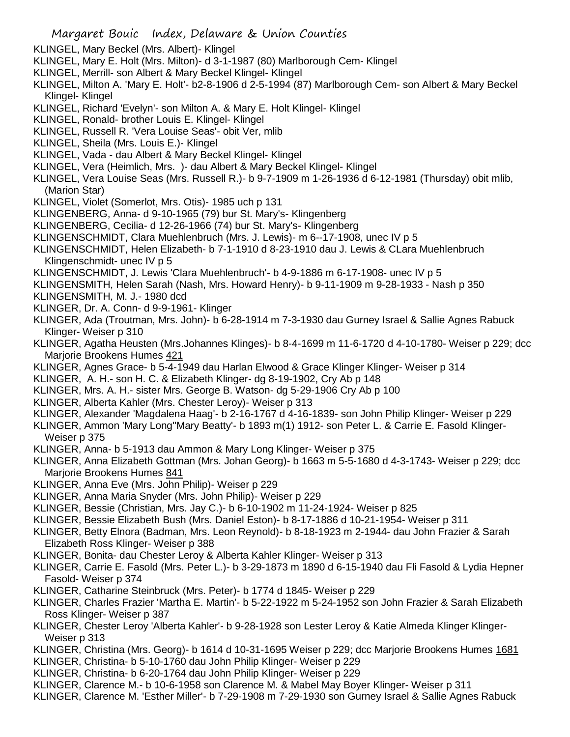KLINGEL, Mary Beckel (Mrs. Albert)- Klingel
KLINGEL, Mary E. Holt (Mrs. Milton)- d 3-1-1987 (80) Marlborough Cem- Klingel
KLINGEL, Merrill- son Albert & Mary Beckel Klingel- Klingel
KLINGEL, Milton A. 'Mary E. Holt'- b2-8-1906 d 2-5-1994 (87) Marlborough Cem- son Albert & Mary Beckel Klingel- Klingel
KLINGEL, Richard 'Evelyn'- son Milton A. & Mary E. Holt Klingel- Klingel
KLINGEL, Ronald- brother Louis E. Klingel- Klingel
KLINGEL, Russell R. 'Vera Louise Seas'- obit Ver, mlib
KLINGEL, Sheila (Mrs. Louis E.)- Klingel
KLINGEL, Vada - dau Albert & Mary Beckel Klingel- Klingel
KLINGEL, Vera (Heimlich, Mrs. )- dau Albert & Mary Beckel Klingel- Klingel
KLINGEL, Vera Louise Seas (Mrs. Russell R.)- b 9-7-1909 m 1-26-1936 d 6-12-1981 (Thursday) obit mlib, (Marion Star)
KLINGEL, Violet (Somerlot, Mrs. Otis)- 1985 uch p 131
KLINGENBERG, Anna- d 9-10-1965 (79) bur St. Mary's- Klingenberg
KLINGENBERG, Cecilia- d 12-26-1966 (74) bur St. Mary's- Klingenberg
KLINGENSCHMIDT, Clara Muehlenbruch (Mrs. J. Lewis)- m 6--17-1908, unec IV p 5
KLINGENSCHMIDT, Helen Elizabeth- b 7-1-1910 d 8-23-1910 dau J. Lewis & CLara Muehlenbruch Klingenschmidt- unec IV p 5
KLINGENSCHMIDT, J. Lewis 'Clara Muehlenbruch'- b 4-9-1886 m 6-17-1908- unec IV p 5
KLINGENSMITH, Helen Sarah (Nash, Mrs. Howard Henry)- b 9-11-1909 m 9-28-1933 - Nash p 350
KLINGENSMITH, M. J.- 1980 dcd
KLINGER, Dr. A. Conn- d 9-9-1961- Klinger
KLINGER, Ada (Troutman, Mrs. John)- b 6-28-1914 m 7-3-1930 dau Gurney Israel & Sallie Agnes Rabuck Klinger- Weiser p 310
KLINGER, Agatha Heusten (Mrs.Johannes Klinges)- b 8-4-1699 m 11-6-1720 d 4-10-1780- Weiser p 229; dcc Marjorie Brookens Humes 421
KLINGER, Agnes Grace- b 5-4-1949 dau Harlan Elwood & Grace Klinger Klinger- Weiser p 314
KLINGER, A. H.- son H. C. & Elizabeth Klinger- dg 8-19-1902, Cry Ab p 148
KLINGER, Mrs. A. H.- sister Mrs. George B. Watson- dg 5-29-1906 Cry Ab p 100
KLINGER, Alberta Kahler (Mrs. Chester Leroy)- Weiser p 313
KLINGER, Alexander 'Magdalena Haag'- b 2-16-1767 d 4-16-1839- son John Philip Klinger- Weiser p 229
KLINGER, Ammon 'Mary Long''Mary Beatty'- b 1893 m(1) 1912- son Peter L. & Carrie E. Fasold Klinger- Weiser p 375
KLINGER, Anna- b 5-1913 dau Ammon & Mary Long Klinger- Weiser p 375
KLINGER, Anna Elizabeth Gottman (Mrs. Johan Georg)- b 1663 m 5-5-1680 d 4-3-1743- Weiser p 229; dcc Marjorie Brookens Humes 841
KLINGER, Anna Eve (Mrs. John Philip)- Weiser p 229
KLINGER, Anna Maria Snyder (Mrs. John Philip)- Weiser p 229
KLINGER, Bessie (Christian, Mrs. Jay C.)- b 6-10-1902 m 11-24-1924- Weiser p 825
KLINGER, Bessie Elizabeth Bush (Mrs. Daniel Eston)- b 8-17-1886 d 10-21-1954- Weiser p 311
KLINGER, Betty Elnora (Badman, Mrs. Leon Reynold)- b 8-18-1923 m 2-1944- dau John Frazier & Sarah Elizabeth Ross Klinger- Weiser p 388
KLINGER, Bonita- dau Chester Leroy & Alberta Kahler Klinger- Weiser p 313
KLINGER, Carrie E. Fasold (Mrs. Peter L.)- b 3-29-1873 m 1890 d 6-15-1940 dau Fli Fasold & Lydia Hepner Fasold- Weiser p 374
KLINGER, Catharine Steinbruck (Mrs. Peter)- b 1774 d 1845- Weiser p 229
KLINGER, Charles Frazier 'Martha E. Martin'- b 5-22-1922 m 5-24-1952 son John Frazier & Sarah Elizabeth Ross Klinger- Weiser p 387
KLINGER, Chester Leroy 'Alberta Kahler'- b 9-28-1928 son Lester Leroy & Katie Almeda Klinger Klinger- Weiser p 313
KLINGER, Christina (Mrs. Georg)- b 1614 d 10-31-1695 Weiser p 229; dcc Marjorie Brookens Humes 1681
KLINGER, Christina- b 5-10-1760 dau John Philip Klinger- Weiser p 229
KLINGER, Christina- b 6-20-1764 dau John Philip Klinger- Weiser p 229
KLINGER, Clarence M.- b 10-6-1958 son Clarence M. & Mabel May Boyer Klinger- Weiser p 311
KLINGER, Clarence M. 'Esther Miller'- b 7-29-1908 m 7-29-1930 son Gurney Israel & Sallie Agnes Rabuck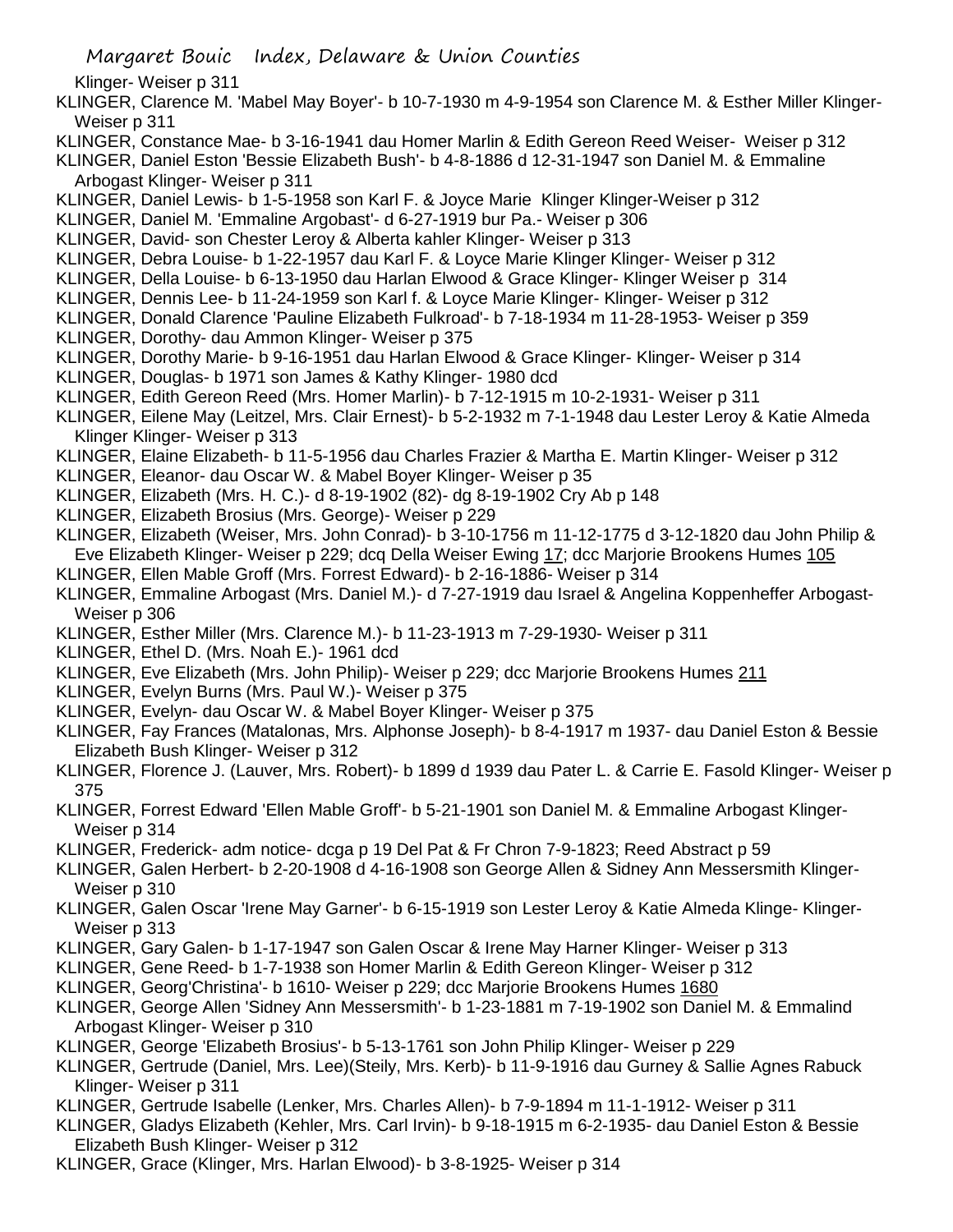Klinger- Weiser p 311

KLINGER, Clarence M. 'Mabel May Boyer'- b 10-7-1930 m 4-9-1954 son Clarence M. & Esther Miller Klinger- Weiser p 311

KLINGER, Constance Mae- b 3-16-1941 dau Homer Marlin & Edith Gereon Reed Weiser- Weiser p 312

KLINGER, Daniel Eston 'Bessie Elizabeth Bush'- b 4-8-1886 d 12-31-1947 son Daniel M. & Emmaline Arbogast Klinger- Weiser p 311

KLINGER, Daniel Lewis- b 1-5-1958 son Karl F. & Joyce Marie Klinger Klinger-Weiser p 312

KLINGER, Daniel M. 'Emmaline Argobast'- d 6-27-1919 bur Pa.- Weiser p 306

KLINGER, David- son Chester Leroy & Alberta kahler Klinger- Weiser p 313

KLINGER, Debra Louise- b 1-22-1957 dau Karl F. & Loyce Marie Klinger Klinger- Weiser p 312

KLINGER, Della Louise- b 6-13-1950 dau Harlan Elwood & Grace Klinger- Klinger Weiser p 314

KLINGER, Dennis Lee- b 11-24-1959 son Karl f. & Loyce Marie Klinger- Klinger- Weiser p 312

KLINGER, Donald Clarence 'Pauline Elizabeth Fulkroad'- b 7-18-1934 m 11-28-1953- Weiser p 359

KLINGER, Dorothy- dau Ammon Klinger- Weiser p 375

KLINGER, Dorothy Marie- b 9-16-1951 dau Harlan Elwood & Grace Klinger- Klinger- Weiser p 314

KLINGER, Douglas- b 1971 son James & Kathy Klinger- 1980 dcd

KLINGER, Edith Gereon Reed (Mrs. Homer Marlin)- b 7-12-1915 m 10-2-1931- Weiser p 311

KLINGER, Eilene May (Leitzel, Mrs. Clair Ernest)- b 5-2-1932 m 7-1-1948 dau Lester Leroy & Katie Almeda Klinger Klinger- Weiser p 313

KLINGER, Elaine Elizabeth- b 11-5-1956 dau Charles Frazier & Martha E. Martin Klinger- Weiser p 312

KLINGER, Eleanor- dau Oscar W. & Mabel Boyer Klinger- Weiser p 35

KLINGER, Elizabeth (Mrs. H. C.)- d 8-19-1902 (82)- dg 8-19-1902 Cry Ab p 148

KLINGER, Elizabeth Brosius (Mrs. George)- Weiser p 229

KLINGER, Elizabeth (Weiser, Mrs. John Conrad)- b 3-10-1756 m 11-12-1775 d 3-12-1820 dau John Philip & Eve Elizabeth Klinger- Weiser p 229; dcq Della Weiser Ewing 17; dcc Marjorie Brookens Humes 105

KLINGER, Ellen Mable Groff (Mrs. Forrest Edward)- b 2-16-1886- Weiser p 314

KLINGER, Emmaline Arbogast (Mrs. Daniel M.)- d 7-27-1919 dau Israel & Angelina Koppenheffer Arbogast- Weiser p 306

KLINGER, Esther Miller (Mrs. Clarence M.)- b 11-23-1913 m 7-29-1930- Weiser p 311

KLINGER, Ethel D. (Mrs. Noah E.)- 1961 dcd

KLINGER, Eve Elizabeth (Mrs. John Philip)- Weiser p 229; dcc Marjorie Brookens Humes 211

KLINGER, Evelyn Burns (Mrs. Paul W.)- Weiser p 375

KLINGER, Evelyn- dau Oscar W. & Mabel Boyer Klinger- Weiser p 375

KLINGER, Fay Frances (Matalonas, Mrs. Alphonse Joseph)- b 8-4-1917 m 1937- dau Daniel Eston & Bessie Elizabeth Bush Klinger- Weiser p 312

KLINGER, Florence J. (Lauver, Mrs. Robert)- b 1899 d 1939 dau Pater L. & Carrie E. Fasold Klinger- Weiser p 375

KLINGER, Forrest Edward 'Ellen Mable Groff'- b 5-21-1901 son Daniel M. & Emmaline Arbogast Klinger- Weiser p 314

KLINGER, Frederick- adm notice- dcga p 19 Del Pat & Fr Chron 7-9-1823; Reed Abstract p 59

KLINGER, Galen Herbert- b 2-20-1908 d 4-16-1908 son George Allen & Sidney Ann Messersmith Klinger- Weiser p 310

KLINGER, Galen Oscar 'Irene May Garner'- b 6-15-1919 son Lester Leroy & Katie Almeda Klinge- Klinger- Weiser p 313

KLINGER, Gary Galen- b 1-17-1947 son Galen Oscar & Irene May Harner Klinger- Weiser p 313

KLINGER, Gene Reed- b 1-7-1938 son Homer Marlin & Edith Gereon Klinger- Weiser p 312

KLINGER, Georg'Christina'- b 1610- Weiser p 229; dcc Marjorie Brookens Humes 1680

KLINGER, George Allen 'Sidney Ann Messersmith'- b 1-23-1881 m 7-19-1902 son Daniel M. & Emmalind Arbogast Klinger- Weiser p 310

KLINGER, George 'Elizabeth Brosius'- b 5-13-1761 son John Philip Klinger- Weiser p 229

KLINGER, Gertrude (Daniel, Mrs. Lee)(Steily, Mrs. Kerb)- b 11-9-1916 dau Gurney & Sallie Agnes Rabuck Klinger- Weiser p 311

KLINGER, Gertrude Isabelle (Lenker, Mrs. Charles Allen)- b 7-9-1894 m 11-1-1912- Weiser p 311

KLINGER, Gladys Elizabeth (Kehler, Mrs. Carl Irvin)- b 9-18-1915 m 6-2-1935- dau Daniel Eston & Bessie Elizabeth Bush Klinger- Weiser p 312

KLINGER, Grace (Klinger, Mrs. Harlan Elwood)- b 3-8-1925- Weiser p 314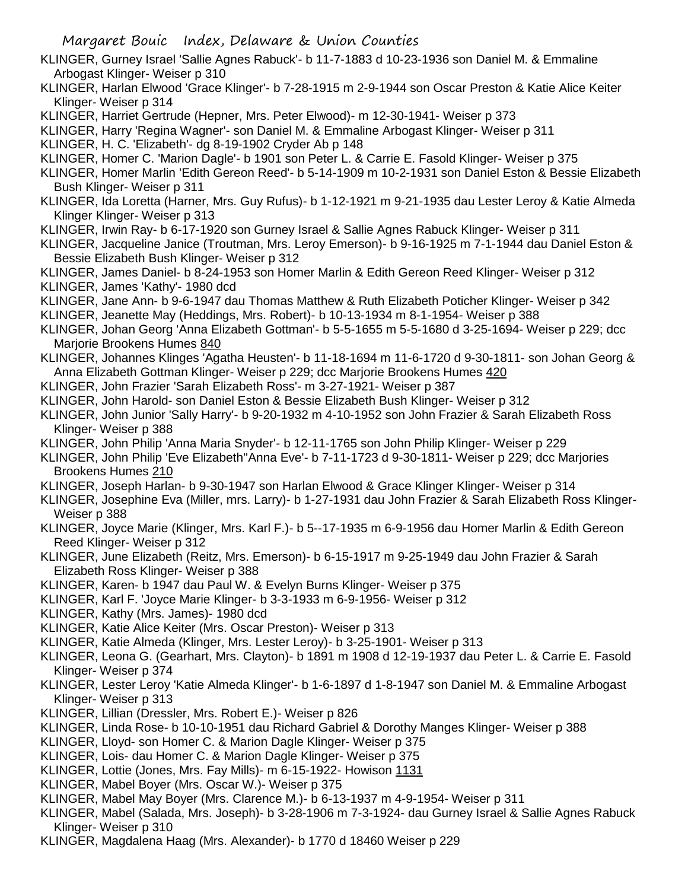KLINGER, Gurney Israel 'Sallie Agnes Rabuck'- b 11-7-1883 d 10-23-1936 son Daniel M. & Emmaline Arbogast Klinger- Weiser p 310

KLINGER, Harlan Elwood 'Grace Klinger'- b 7-28-1915 m 2-9-1944 son Oscar Preston & Katie Alice Keiter Klinger- Weiser p 314

KLINGER, Harriet Gertrude (Hepner, Mrs. Peter Elwood)- m 12-30-1941- Weiser p 373

KLINGER, Harry 'Regina Wagner'- son Daniel M. & Emmaline Arbogast Klinger- Weiser p 311

KLINGER, H. C. 'Elizabeth'- dg 8-19-1902 Cryder Ab p 148

KLINGER, Homer C. 'Marion Dagle'- b 1901 son Peter L. & Carrie E. Fasold Klinger- Weiser p 375

KLINGER, Homer Marlin 'Edith Gereon Reed'- b 5-14-1909 m 10-2-1931 son Daniel Eston & Bessie Elizabeth Bush Klinger- Weiser p 311

KLINGER, Ida Loretta (Harner, Mrs. Guy Rufus)- b 1-12-1921 m 9-21-1935 dau Lester Leroy & Katie Almeda Klinger Klinger- Weiser p 313

KLINGER, Irwin Ray- b 6-17-1920 son Gurney Israel & Sallie Agnes Rabuck Klinger- Weiser p 311

KLINGER, Jacqueline Janice (Troutman, Mrs. Leroy Emerson)- b 9-16-1925 m 7-1-1944 dau Daniel Eston & Bessie Elizabeth Bush Klinger- Weiser p 312

KLINGER, James Daniel- b 8-24-1953 son Homer Marlin & Edith Gereon Reed Klinger- Weiser p 312

KLINGER, James 'Kathy'- 1980 dcd

KLINGER, Jane Ann- b 9-6-1947 dau Thomas Matthew & Ruth Elizabeth Poticher Klinger- Weiser p 342

KLINGER, Jeanette May (Heddings, Mrs. Robert)- b 10-13-1934 m 8-1-1954- Weiser p 388

KLINGER, Johan Georg 'Anna Elizabeth Gottman'- b 5-5-1655 m 5-5-1680 d 3-25-1694- Weiser p 229; dcc Marjorie Brookens Humes 840

KLINGER, Johannes Klinges 'Agatha Heusten'- b 11-18-1694 m 11-6-1720 d 9-30-1811- son Johan Georg & Anna Elizabeth Gottman Klinger- Weiser p 229; dcc Marjorie Brookens Humes 420

KLINGER, John Frazier 'Sarah Elizabeth Ross'- m 3-27-1921- Weiser p 387

KLINGER, John Harold- son Daniel Eston & Bessie Elizabeth Bush Klinger- Weiser p 312

KLINGER, John Junior 'Sally Harry'- b 9-20-1932 m 4-10-1952 son John Frazier & Sarah Elizabeth Ross Klinger- Weiser p 388

KLINGER, John Philip 'Anna Maria Snyder'- b 12-11-1765 son John Philip Klinger- Weiser p 229

KLINGER, John Philip 'Eve Elizabeth''Anna Eve'- b 7-11-1723 d 9-30-1811- Weiser p 229; dcc Marjories Brookens Humes 210

KLINGER, Joseph Harlan- b 9-30-1947 son Harlan Elwood & Grace Klinger Klinger- Weiser p 314

KLINGER, Josephine Eva (Miller, mrs. Larry)- b 1-27-1931 dau John Frazier & Sarah Elizabeth Ross Klinger- Weiser p 388

KLINGER, Joyce Marie (Klinger, Mrs. Karl F.)- b 5--17-1935 m 6-9-1956 dau Homer Marlin & Edith Gereon Reed Klinger- Weiser p 312

KLINGER, June Elizabeth (Reitz, Mrs. Emerson)- b 6-15-1917 m 9-25-1949 dau John Frazier & Sarah Elizabeth Ross Klinger- Weiser p 388

KLINGER, Karen- b 1947 dau Paul W. & Evelyn Burns Klinger- Weiser p 375

KLINGER, Karl F. 'Joyce Marie Klinger- b 3-3-1933 m 6-9-1956- Weiser p 312

KLINGER, Kathy (Mrs. James)- 1980 dcd

KLINGER, Katie Alice Keiter (Mrs. Oscar Preston)- Weiser p 313

KLINGER, Katie Almeda (Klinger, Mrs. Lester Leroy)- b 3-25-1901- Weiser p 313

KLINGER, Leona G. (Gearhart, Mrs. Clayton)- b 1891 m 1908 d 12-19-1937 dau Peter L. & Carrie E. Fasold Klinger- Weiser p 374

KLINGER, Lester Leroy 'Katie Almeda Klinger'- b 1-6-1897 d 1-8-1947 son Daniel M. & Emmaline Arbogast Klinger- Weiser p 313

KLINGER, Lillian (Dressler, Mrs. Robert E.)- Weiser p 826

KLINGER, Linda Rose- b 10-10-1951 dau Richard Gabriel & Dorothy Manges Klinger- Weiser p 388

KLINGER, Lloyd- son Homer C. & Marion Dagle Klinger- Weiser p 375

KLINGER, Lois- dau Homer C. & Marion Dagle Klinger- Weiser p 375

KLINGER, Lottie (Jones, Mrs. Fay Mills)- m 6-15-1922- Howison 1131

KLINGER, Mabel Boyer (Mrs. Oscar W.)- Weiser p 375

KLINGER, Mabel May Boyer (Mrs. Clarence M.)- b 6-13-1937 m 4-9-1954- Weiser p 311

KLINGER, Mabel (Salada, Mrs. Joseph)- b 3-28-1906 m 7-3-1924- dau Gurney Israel & Sallie Agnes Rabuck Klinger- Weiser p 310

KLINGER, Magdalena Haag (Mrs. Alexander)- b 1770 d 18460 Weiser p 229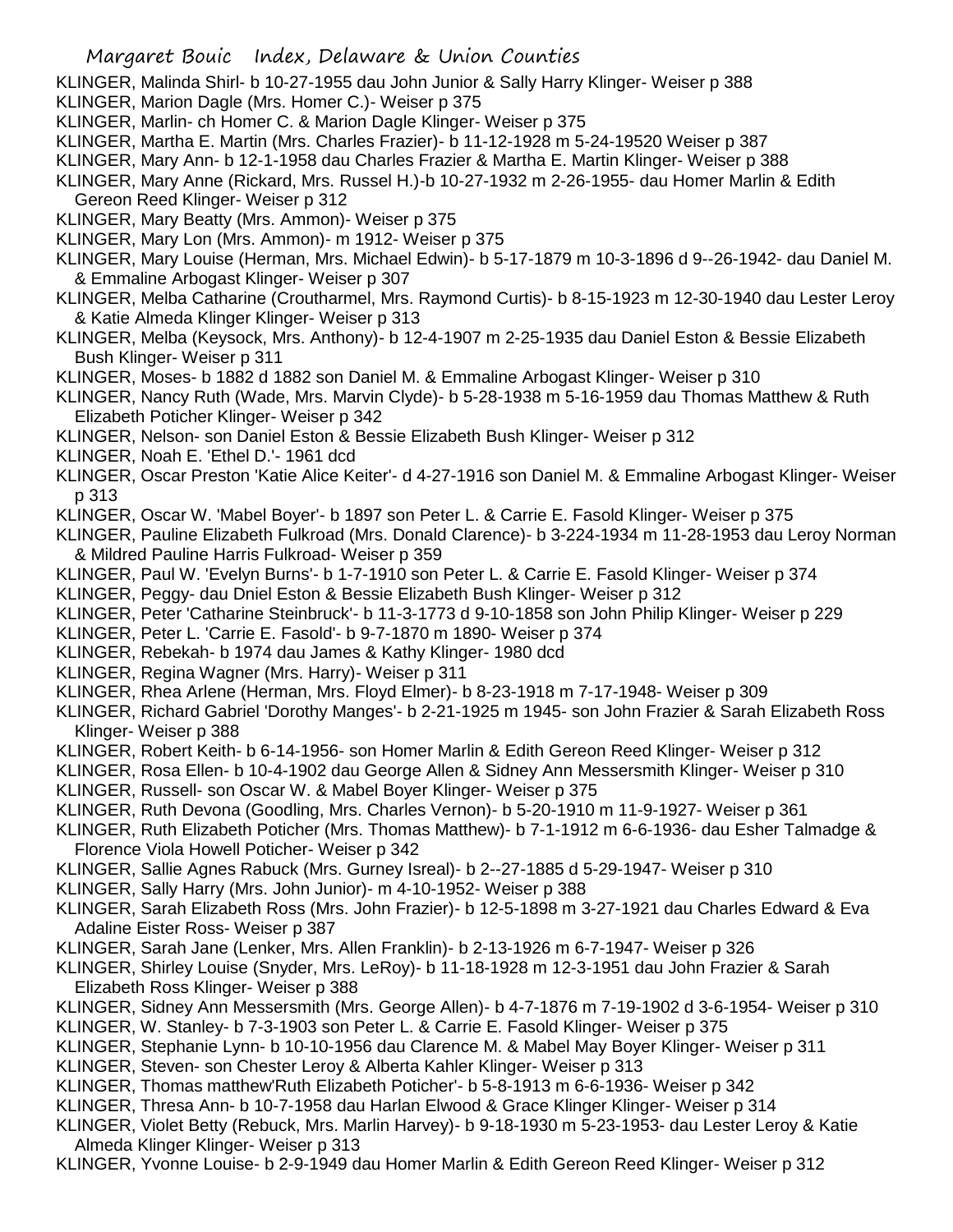KLINGER, Malinda Shirl- b 10-27-1955 dau John Junior & Sally Harry Klinger- Weiser p 388

KLINGER, Marion Dagle (Mrs. Homer C.)- Weiser p 375

KLINGER, Marlin- ch Homer C. & Marion Dagle Klinger- Weiser p 375

KLINGER, Martha E. Martin (Mrs. Charles Frazier)- b 11-12-1928 m 5-24-19520 Weiser p 387

KLINGER, Mary Ann- b 12-1-1958 dau Charles Frazier & Martha E. Martin Klinger- Weiser p 388

KLINGER, Mary Anne (Rickard, Mrs. Russel H.)-b 10-27-1932 m 2-26-1955- dau Homer Marlin & Edith Gereon Reed Klinger- Weiser p 312

KLINGER, Mary Beatty (Mrs. Ammon)- Weiser p 375

KLINGER, Mary Lon (Mrs. Ammon)- m 1912- Weiser p 375

KLINGER, Mary Louise (Herman, Mrs. Michael Edwin)- b 5-17-1879 m 10-3-1896 d 9--26-1942- dau Daniel M. & Emmaline Arbogast Klinger- Weiser p 307

KLINGER, Melba Catharine (Crouthamel, Mrs. Raymond Curtis)- b 8-15-1923 m 12-30-1940 dau Lester Leroy & Katie Almeda Klinger Klinger- Weiser p 313

KLINGER, Melba (Keysock, Mrs. Anthony)- b 12-4-1907 m 2-25-1935 dau Daniel Eston & Bessie Elizabeth Bush Klinger- Weiser p 311

KLINGER, Moses- b 1882 d 1882 son Daniel M. & Emmaline Arbogast Klinger- Weiser p 310

KLINGER, Nancy Ruth (Wade, Mrs. Marvin Clyde)- b 5-28-1938 m 5-16-1959 dau Thomas Matthew & Ruth Elizabeth Poticher Klinger- Weiser p 342

KLINGER, Nelson- son Daniel Eston & Bessie Elizabeth Bush Klinger- Weiser p 312

KLINGER, Noah E. 'Ethel D.'- 1961 dcd

KLINGER, Oscar Preston 'Katie Alice Keiter'- d 4-27-1916 son Daniel M. & Emmaline Arbogast Klinger- Weiser p 313

KLINGER, Oscar W. 'Mabel Boyer'- b 1897 son Peter L. & Carrie E. Fasold Klinger- Weiser p 375

KLINGER, Pauline Elizabeth Fulkroad (Mrs. Donald Clarence)- b 3-224-1934 m 11-28-1953 dau Leroy Norman & Mildred Pauline Harris Fulkroad- Weiser p 359

KLINGER, Paul W. 'Evelyn Burns'- b 1-7-1910 son Peter L. & Carrie E. Fasold Klinger- Weiser p 374

KLINGER, Peggy- dau Dniel Eston & Bessie Elizabeth Bush Klinger- Weiser p 312

KLINGER, Peter 'Catharine Steinbruck'- b 11-3-1773 d 9-10-1858 son John Philip Klinger- Weiser p 229

KLINGER, Peter L. 'Carrie E. Fasold'- b 9-7-1870 m 1890- Weiser p 374

KLINGER, Rebekah- b 1974 dau James & Kathy Klinger- 1980 dcd

KLINGER, Regina Wagner (Mrs. Harry)- Weiser p 311

KLINGER, Rhea Arlene (Herman, Mrs. Floyd Elmer)- b 8-23-1918 m 7-17-1948- Weiser p 309

KLINGER, Richard Gabriel 'Dorothy Manges'- b 2-21-1925 m 1945- son John Frazier & Sarah Elizabeth Ross Klinger- Weiser p 388

KLINGER, Robert Keith- b 6-14-1956- son Homer Marlin & Edith Gereon Reed Klinger- Weiser p 312

KLINGER, Rosa Ellen- b 10-4-1902 dau George Allen & Sidney Ann Messersmith Klinger- Weiser p 310

KLINGER, Russell- son Oscar W. & Mabel Boyer Klinger- Weiser p 375

KLINGER, Ruth Devona (Goodling, Mrs. Charles Vernon)- b 5-20-1910 m 11-9-1927- Weiser p 361

KLINGER, Ruth Elizabeth Poticher (Mrs. Thomas Matthew)- b 7-1-1912 m 6-6-1936- dau Esher Talmadge & Florence Viola Howell Poticher- Weiser p 342

KLINGER, Sallie Agnes Rabuck (Mrs. Gurney Isreal)- b 2--27-1885 d 5-29-1947- Weiser p 310

KLINGER, Sally Harry (Mrs. John Junior)- m 4-10-1952- Weiser p 388

KLINGER, Sarah Elizabeth Ross (Mrs. John Frazier)- b 12-5-1898 m 3-27-1921 dau Charles Edward & Eva Adaline Eister Ross- Weiser p 387

KLINGER, Sarah Jane (Lenker, Mrs. Allen Franklin)- b 2-13-1926 m 6-7-1947- Weiser p 326

KLINGER, Shirley Louise (Snyder, Mrs. LeRoy)- b 11-18-1928 m 12-3-1951 dau John Frazier & Sarah Elizabeth Ross Klinger- Weiser p 388

KLINGER, Sidney Ann Messersmith (Mrs. George Allen)- b 4-7-1876 m 7-19-1902 d 3-6-1954- Weiser p 310

KLINGER, W. Stanley- b 7-3-1903 son Peter L. & Carrie E. Fasold Klinger- Weiser p 375

KLINGER, Stephanie Lynn- b 10-10-1956 dau Clarence M. & Mabel May Boyer Klinger- Weiser p 311

KLINGER, Steven- son Chester Leroy & Alberta Kahler Klinger- Weiser p 313

KLINGER, Thomas matthew'Ruth Elizabeth Poticher'- b 5-8-1913 m 6-6-1936- Weiser p 342

KLINGER, Thresa Ann- b 10-7-1958 dau Harlan Elwood & Grace Klinger Klinger- Weiser p 314

KLINGER, Violet Betty (Rebuck, Mrs. Marlin Harvey)- b 9-18-1930 m 5-23-1953- dau Lester Leroy & Katie Almeda Klinger Klinger- Weiser p 313

KLINGER, Yvonne Louise- b 2-9-1949 dau Homer Marlin & Edith Gereon Reed Klinger- Weiser p 312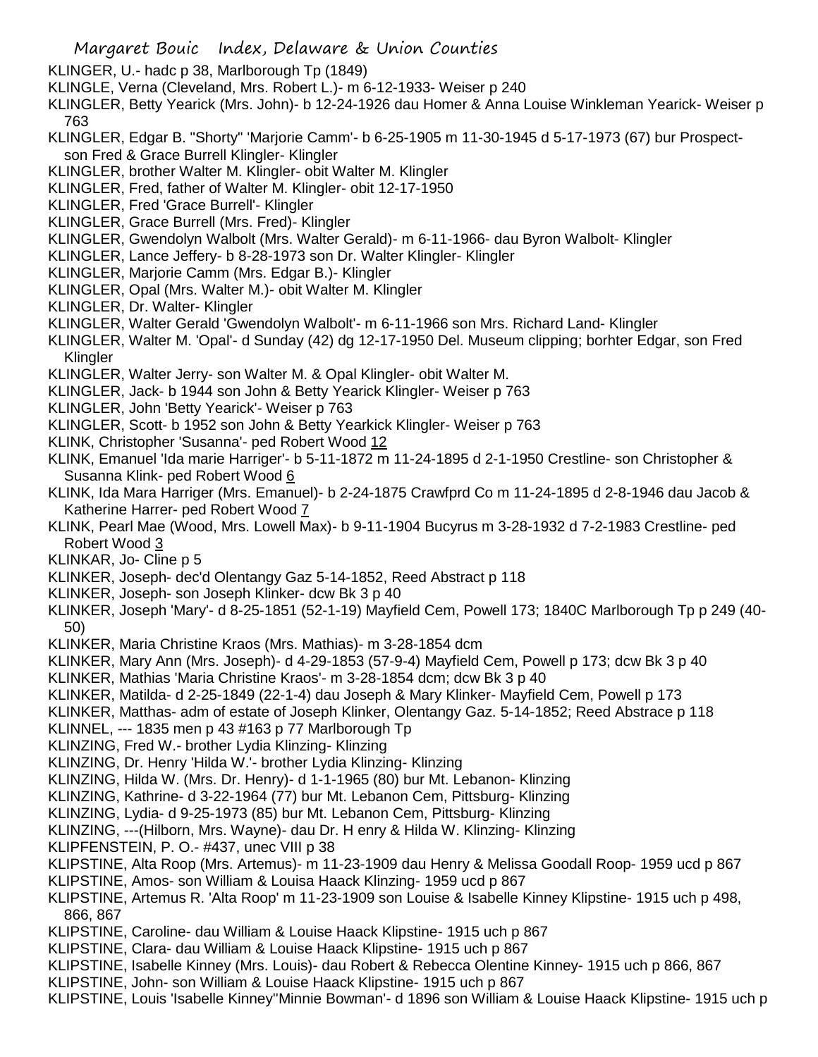KLINGER, U.- hadc p 38, Marlborough Tp (1849)

KLINGLE, Verna (Cleveland, Mrs. Robert L.)- m 6-12-1933- Weiser p 240

KLINGLER, Betty Yearick (Mrs. John)- b 12-24-1926 dau Homer & Anna Louise Winkleman Yearick- Weiser p 763

KLINGLER, Edgar B. "Shorty" 'Marjorie Camm'- b 6-25-1905 m 11-30-1945 d 5-17-1973 (67) bur Prospect- son Fred & Grace Burrell Klingler- Klingler

KLINGLER, brother Walter M. Klingler- obit Walter M. Klingler

KLINGLER, Fred, father of Walter M. Klingler- obit 12-17-1950

KLINGLER, Fred 'Grace Burrell'- Klingler

KLINGLER, Grace Burrell (Mrs. Fred)- Klingler

KLINGLER, Gwendolyn Walbolt (Mrs. Walter Gerald)- m 6-11-1966- dau Byron Walbolt- Klingler

KLINGLER, Lance Jeffery- b 8-28-1973 son Dr. Walter Klingler- Klingler

KLINGLER, Marjorie Camm (Mrs. Edgar B.)- Klingler

KLINGLER, Opal (Mrs. Walter M.)- obit Walter M. Klingler

KLINGLER, Dr. Walter- Klingler

KLINGLER, Walter Gerald 'Gwendolyn Walbolt'- m 6-11-1966 son Mrs. Richard Land- Klingler

KLINGLER, Walter M. 'Opal'- d Sunday (42) dg 12-17-1950 Del. Museum clipping; borhter Edgar, son Fred Klingler

KLINGLER, Walter Jerry- son Walter M. & Opal Klingler- obit Walter M.

KLINGLER, Jack- b 1944 son John & Betty Yearick Klingler- Weiser p 763

KLINGLER, John 'Betty Yearick'- Weiser p 763

KLINGLER, Scott- b 1952 son John & Betty Yearkick Klingler- Weiser p 763

KLINK, Christopher 'Susanna'- ped Robert Wood 12

KLINK, Emanuel 'Ida marie Harriger'- b 5-11-1872 m 11-24-1895 d 2-1-1950 Crestline- son Christopher & Susanna Klink- ped Robert Wood 6

KLINK, Ida Mara Harriger (Mrs. Emanuel)- b 2-24-1875 Crawfprd Co m 11-24-1895 d 2-8-1946 dau Jacob & Katherine Harrer- ped Robert Wood 7

KLINK, Pearl Mae (Wood, Mrs. Lowell Max)- b 9-11-1904 Bucyrus m 3-28-1932 d 7-2-1983 Crestline- ped Robert Wood 3

KLINKAR, Jo- Cline p 5

KLINKER, Joseph- dec'd Olentangy Gaz 5-14-1852, Reed Abstract p 118

KLINKER, Joseph- son Joseph Klinker- dcw Bk 3 p 40

KLINKER, Joseph 'Mary'- d 8-25-1851 (52-1-19) Mayfield Cem, Powell 173; 1840C Marlborough Tp p 249 (40-50)

KLINKER, Maria Christine Kraos (Mrs. Mathias)- m 3-28-1854 dcm

KLINKER, Mary Ann (Mrs. Joseph)- d 4-29-1853 (57-9-4) Mayfield Cem, Powell p 173; dcw Bk 3 p 40

KLINKER, Mathias 'Maria Christine Kraos'- m 3-28-1854 dcm; dcw Bk 3 p 40

KLINKER, Matilda- d 2-25-1849 (22-1-4) dau Joseph & Mary Klinker- Mayfield Cem, Powell p 173

KLINKER, Matthas- adm of estate of Joseph Klinker, Olentangy Gaz. 5-14-1852; Reed Abstrace p 118

KLINNEL, --- 1835 men p 43 #163 p 77 Marlborough Tp

KLINZING, Fred W.- brother Lydia Klinzing- Klinzing

KLINZING, Dr. Henry 'Hilda W.'- brother Lydia Klinzing- Klinzing

KLINZING, Hilda W. (Mrs. Dr. Henry)- d 1-1-1965 (80) bur Mt. Lebanon- Klinzing

KLINZING, Kathrine- d 3-22-1964 (77) bur Mt. Lebanon Cem, Pittsburg- Klinzing

KLINZING, Lydia- d 9-25-1973 (85) bur Mt. Lebanon Cem, Pittsburg- Klinzing

KLINZING, ---(Hilborn, Mrs. Wayne)- dau Dr. H enry & Hilda W. Klinzing- Klinzing

KLIPFENSTEIN, P. O.- #437, unec VIII p 38

KLIPSTINE, Alta Roop (Mrs. Artemus)- m 11-23-1909 dau Henry & Melissa Goodall Roop- 1959 ucd p 867

KLIPSTINE, Amos- son William & Louisa Haack Klinzing- 1959 ucd p 867

KLIPSTINE, Artemus R. 'Alta Roop' m 11-23-1909 son Louise & Isabelle Kinney Klipstine- 1915 uch p 498, 866, 867

KLIPSTINE, Caroline- dau William & Louise Haack Klipstine- 1915 uch p 867

KLIPSTINE, Clara- dau William & Louise Haack Klipstine- 1915 uch p 867

KLIPSTINE, Isabelle Kinney (Mrs. Louis)- dau Robert & Rebecca Olentine Kinney- 1915 uch p 866, 867

KLIPSTINE, John- son William & Louise Haack Klipstine- 1915 uch p 867

KLIPSTINE, Louis 'Isabelle Kinney''Minnie Bowman'- d 1896 son William & Louise Haack Klipstine- 1915 uch p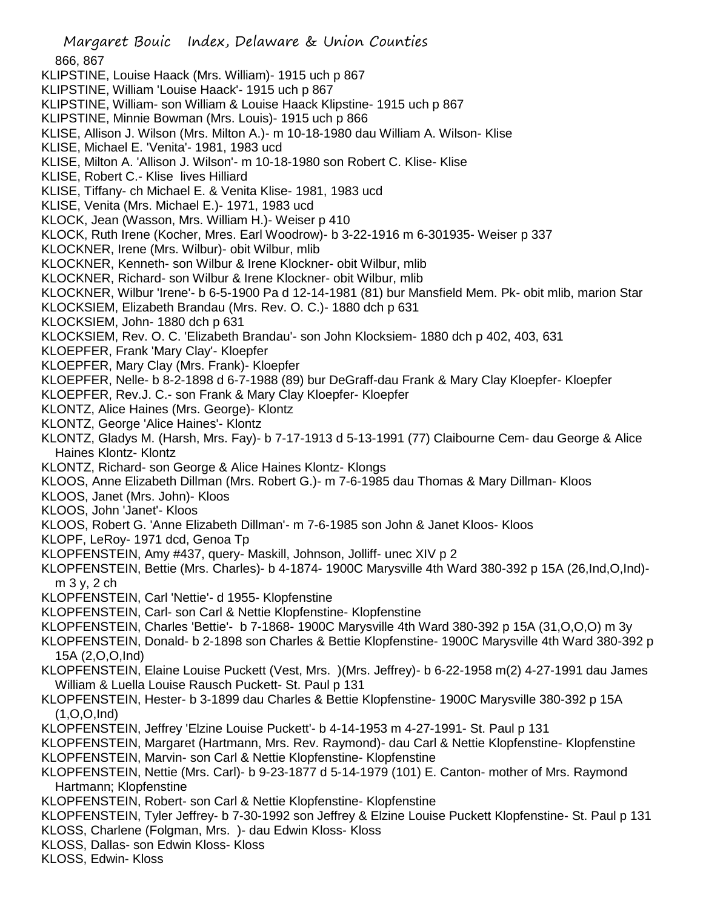866, 867

KLIPSTINE, Louise Haack (Mrs. William)- 1915 uch p 867

KLIPSTINE, William 'Louise Haack'- 1915 uch p 867

KLIPSTINE, William- son William & Louise Haack Klipstine- 1915 uch p 867

KLIPSTINE, Minnie Bowman (Mrs. Louis)- 1915 uch p 866

KLISE, Allison J. Wilson (Mrs. Milton A.)- m 10-18-1980 dau William A. Wilson- Klise

KLISE, Michael E. 'Venita'- 1981, 1983 ucd

KLISE, Milton A. 'Allison J. Wilson'- m 10-18-1980 son Robert C. Klise- Klise

KLISE, Robert C.- Klise lives Hilliard

KLISE, Tiffany- ch Michael E. & Venita Klise- 1981, 1983 ucd

KLISE, Venita (Mrs. Michael E.)- 1971, 1983 ucd

KLOCK, Jean (Wasson, Mrs. William H.)- Weiser p 410

KLOCK, Ruth Irene (Kocher, Mres. Earl Woodrow)- b 3-22-1916 m 6-301935- Weiser p 337

KLOCKNER, Irene (Mrs. Wilbur)- obit Wilbur, mlib

KLOCKNER, Kenneth- son Wilbur & Irene Klockner- obit Wilbur, mlib

KLOCKNER, Richard- son Wilbur & Irene Klockner- obit Wilbur, mlib

KLOCKNER, Wilbur 'Irene'- b 6-5-1900 Pa d 12-14-1981 (81) bur Mansfield Mem. Pk- obit mlib, marion Star

KLOCKSIEM, Elizabeth Brandau (Mrs. Rev. O. C.)- 1880 dch p 631

KLOCKSIEM, John- 1880 dch p 631

KLOCKSIEM, Rev. O. C. 'Elizabeth Brandau'- son John Klocksiem- 1880 dch p 402, 403, 631

KLOEPFER, Frank 'Mary Clay'- Kloepfer

KLOEPFER, Mary Clay (Mrs. Frank)- Kloepfer

KLOEPFER, Nelle- b 8-2-1898 d 6-7-1988 (89) bur DeGraff-dau Frank & Mary Clay Kloepfer- Kloepfer

KLOEPFER, Rev.J. C.- son Frank & Mary Clay Kloepfer- Kloepfer

KLONTZ, Alice Haines (Mrs. George)- Klontz

KLONTZ, George 'Alice Haines'- Klontz

KLONTZ, Gladys M. (Harsh, Mrs. Fay)- b 7-17-1913 d 5-13-1991 (77) Claibourne Cem- dau George & Alice Haines Klontz- Klontz

KLONTZ, Richard- son George & Alice Haines Klontz- Klongs

KLOOS, Anne Elizabeth Dillman (Mrs. Robert G.)- m 7-6-1985 dau Thomas & Mary Dillman- Kloos

KLOOS, Janet (Mrs. John)- Kloos

KLOOS, John 'Janet'- Kloos

KLOOS, Robert G. 'Anne Elizabeth Dillman'- m 7-6-1985 son John & Janet Kloos- Kloos

KLOPF, LeRoy- 1971 dcd, Genoa Tp

KLOPFENSTEIN, Amy #437, query- Maskill, Johnson, Jolliff- unec XIV p 2

KLOPFENSTEIN, Bettie (Mrs. Charles)- b 4-1874- 1900C Marysville 4th Ward 380-392 p 15A (26,Ind,O,Ind)- m 3 y, 2 ch

KLOPFENSTEIN, Carl 'Nettie'- d 1955- Klopfenstine

KLOPFENSTEIN, Carl- son Carl & Nettie Klopfenstine- Klopfenstine

KLOPFENSTEIN, Charles 'Bettie'- b 7-1868- 1900C Marysville 4th Ward 380-392 p 15A (31,O,O,O) m 3y

KLOPFENSTEIN, Donald- b 2-1898 son Charles & Bettie Klopfenstine- 1900C Marysville 4th Ward 380-392 p 15A (2,O,O,Ind)

KLOPFENSTEIN, Elaine Louise Puckett (Vest, Mrs. )(Mrs. Jeffrey)- b 6-22-1958 m(2) 4-27-1991 dau James William & Luella Louise Rausch Puckett- St. Paul p 131

KLOPFENSTEIN, Hester- b 3-1899 dau Charles & Bettie Klopfenstine- 1900C Marysville 380-392 p 15A (1,O,O,Ind)

KLOPFENSTEIN, Jeffrey 'Elzine Louise Puckett'- b 4-14-1953 m 4-27-1991- St. Paul p 131

KLOPFENSTEIN, Margaret (Hartmann, Mrs. Rev. Raymond)- dau Carl & Nettie Klopfenstine- Klopfenstine

KLOPFENSTEIN, Marvin- son Carl & Nettie Klopfenstine- Klopfenstine

KLOPFENSTEIN, Nettie (Mrs. Carl)- b 9-23-1877 d 5-14-1979 (101) E. Canton- mother of Mrs. Raymond Hartmann; Klopfenstine

KLOPFENSTEIN, Robert- son Carl & Nettie Klopfenstine- Klopfenstine

KLOPFENSTEIN, Tyler Jeffrey- b 7-30-1992 son Jeffrey & Elzine Louise Puckett Klopfenstine- St. Paul p 131

KLOSS, Charlene (Folgman, Mrs. )- dau Edwin Kloss- Kloss

KLOSS, Dallas- son Edwin Kloss- Kloss

KLOSS, Edwin- Kloss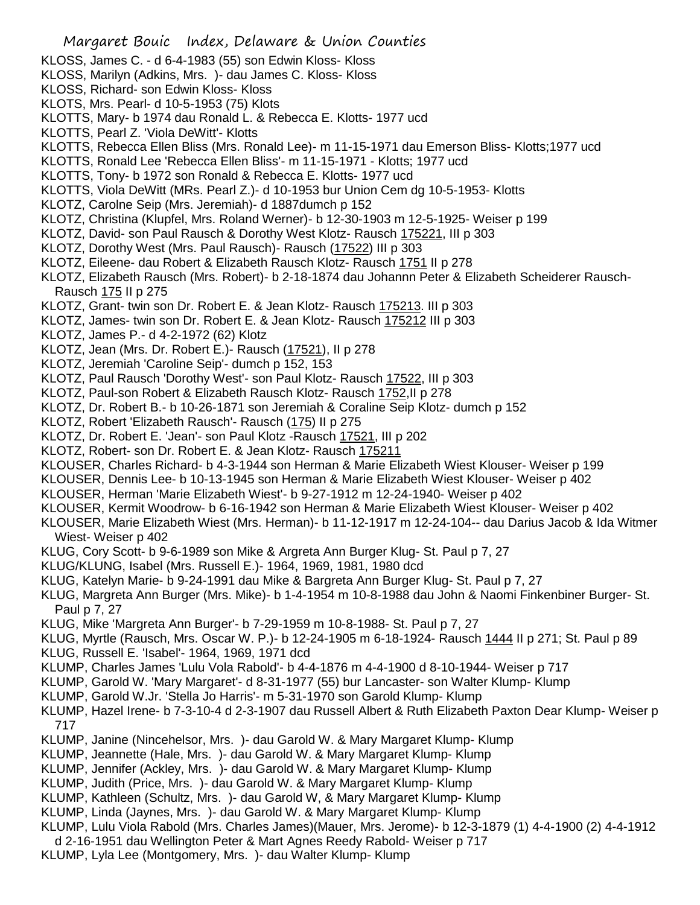KLOSS, James C. - d 6-4-1983 (55) son Edwin Kloss- Kloss
KLOSS, Marilyn (Adkins, Mrs. )- dau James C. Kloss- Kloss
KLOSS, Richard- son Edwin Kloss- Kloss
KLOTS, Mrs. Pearl- d 10-5-1953 (75) Klots
KLOTTS, Mary- b 1974 dau Ronald L. & Rebecca E. Klotts- 1977 ucd
KLOTTS, Pearl Z. 'Viola DeWitt'- Klotts
KLOTTS, Rebecca Ellen Bliss (Mrs. Ronald Lee)- m 11-15-1971 dau Emerson Bliss- Klotts;1977 ucd
KLOTTS, Ronald Lee 'Rebecca Ellen Bliss'- m 11-15-1971 - Klotts; 1977 ucd
KLOTTS, Tony- b 1972 son Ronald & Rebecca E. Klotts- 1977 ucd
KLOTTS, Viola DeWitt (MRs. Pearl Z.)- d 10-1953 bur Union Cem dg 10-5-1953- Klotts
KLOTZ, Carolne Seip (Mrs. Jeremiah)- d 1887dumch p 152
KLOTZ, Christina (Klupfel, Mrs. Roland Werner)- b 12-30-1903 m 12-5-1925- Weiser p 199
KLOTZ, David- son Paul Rausch & Dorothy West Klotz- Rausch 175221, III p 303
KLOTZ, Dorothy West (Mrs. Paul Rausch)- Rausch (17522) III p 303
KLOTZ, Eileene- dau Robert & Elizabeth Rausch Klotz- Rausch 1751 II p 278
KLOTZ, Elizabeth Rausch (Mrs. Robert)- b 2-18-1874 dau Johannn Peter & Elizabeth Scheiderer Rausch- Rausch 175 II p 275
KLOTZ, Grant- twin son Dr. Robert E. & Jean Klotz- Rausch 175213. III p 303
KLOTZ, James- twin son Dr. Robert E. & Jean Klotz- Rausch 175212 III p 303
KLOTZ, James P.- d 4-2-1972 (62) Klotz
KLOTZ, Jean (Mrs. Dr. Robert E.)- Rausch (17521), II p 278
KLOTZ, Jeremiah 'Caroline Seip'- dumch p 152, 153
KLOTZ, Paul Rausch 'Dorothy West'- son Paul Klotz- Rausch 17522, III p 303
KLOTZ, Paul-son Robert & Elizabeth Rausch Klotz- Rausch 1752,II p 278
KLOTZ, Dr. Robert B.- b 10-26-1871 son Jeremiah & Coraline Seip Klotz- dumch p 152
KLOTZ, Robert 'Elizabeth Rausch'- Rausch (175) II p 275
KLOTZ, Dr. Robert E. 'Jean'- son Paul Klotz -Rausch 17521, III p 202
KLOTZ, Robert- son Dr. Robert E. & Jean Klotz- Rausch 175211
KLOUSER, Charles Richard- b 4-3-1944 son Herman & Marie Elizabeth Wiest Klouser- Weiser p 199
KLOUSER, Dennis Lee- b 10-13-1945 son Herman & Marie Elizabeth Wiest Klouser- Weiser p 402
KLOUSER, Herman 'Marie Elizabeth Wiest'- b 9-27-1912 m 12-24-1940- Weiser p 402
KLOUSER, Kermit Woodrow- b 6-16-1942 son Herman & Marie Elizabeth Wiest Klouser- Weiser p 402
KLOUSER, Marie Elizabeth Wiest (Mrs. Herman)- b 11-12-1917 m 12-24-104-- dau Darius Jacob & Ida Witmer Wiest- Weiser p 402
KLUG, Cory Scott- b 9-6-1989 son Mike & Argreta Ann Burger Klug- St. Paul p 7, 27
KLUG/KLUNG, Isabel (Mrs. Russell E.)- 1964, 1969, 1981, 1980 dcd
KLUG, Katelyn Marie- b 9-24-1991 dau Mike & Bargreta Ann Burger Klug- St. Paul p 7, 27
KLUG, Margreta Ann Burger (Mrs. Mike)- b 1-4-1954 m 10-8-1988 dau John & Naomi Finkenbiner Burger- St. Paul p 7, 27
KLUG, Mike 'Margreta Ann Burger'- b 7-29-1959 m 10-8-1988- St. Paul p 7, 27
KLUG, Myrtle (Rausch, Mrs. Oscar W. P.)- b 12-24-1905 m 6-18-1924- Rausch 1444 II p 271; St. Paul p 89
KLUG, Russell E. 'Isabel'- 1964, 1969, 1971 dcd
KLUMP, Charles James 'Lulu Vola Rabold'- b 4-4-1876 m 4-4-1900 d 8-10-1944- Weiser p 717
KLUMP, Garold W. 'Mary Margaret'- d 8-31-1977 (55) bur Lancaster- son Walter Klump- Klump
KLUMP, Garold W.Jr. 'Stella Jo Harris'- m 5-31-1970 son Garold Klump- Klump
KLUMP, Hazel Irene- b 7-3-10-4 d 2-3-1907 dau Russell Albert & Ruth Elizabeth Paxton Dear Klump- Weiser p 717
KLUMP, Janine (Nincehelsor, Mrs. )- dau Garold W. & Mary Margaret Klump- Klump
KLUMP, Jeannette (Hale, Mrs. )- dau Garold W. & Mary Margaret Klump- Klump
KLUMP, Jennifer (Ackley, Mrs. )- dau Garold W. & Mary Margaret Klump- Klump
KLUMP, Judith (Price, Mrs. )- dau Garold W. & Mary Margaret Klump- Klump
KLUMP, Kathleen (Schultz, Mrs. )- dau Garold W, & Mary Margaret Klump- Klump
KLUMP, Linda (Jaynes, Mrs. )- dau Garold W. & Mary Margaret Klump- Klump
KLUMP, Lulu Viola Rabold (Mrs. Charles James)(Mauer, Mrs. Jerome)- b 12-3-1879 (1) 4-4-1900 (2) 4-4-1912 d 2-16-1951 dau Wellington Peter & Mart Agnes Reedy Rabold- Weiser p 717
KLUMP, Lyla Lee (Montgomery, Mrs. )- dau Walter Klump- Klump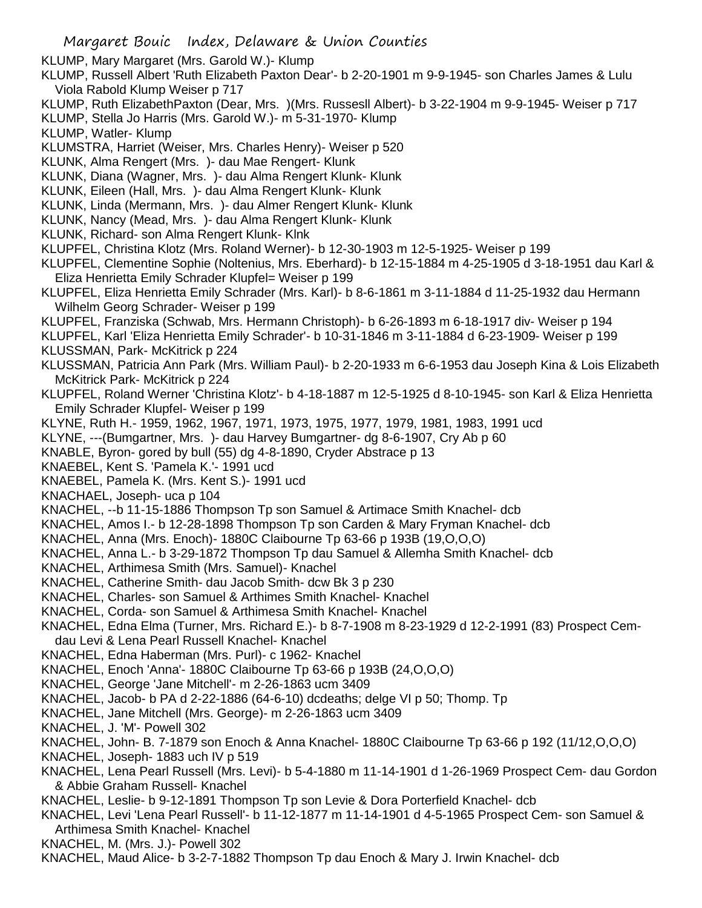KLUMP, Mary Margaret (Mrs. Garold W.)- Klump
KLUMP, Russell Albert 'Ruth Elizabeth Paxton Dear'- b 2-20-1901 m 9-9-1945- son Charles James & Lulu Viola Rabold Klump Weiser p 717
KLUMP, Ruth ElizabethPaxton (Dear, Mrs. )(Mrs. Russesll Albert)- b 3-22-1904 m 9-9-1945- Weiser p 717
KLUMP, Stella Jo Harris (Mrs. Garold W.)- m 5-31-1970- Klump
KLUMP, Watler- Klump
KLUMSTRA, Harriet (Weiser, Mrs. Charles Henry)- Weiser p 520
KLUNK, Alma Rengert (Mrs. )- dau Mae Rengert- Klunk
KLUNK, Diana (Wagner, Mrs. )- dau Alma Rengert Klunk- Klunk
KLUNK, Eileen (Hall, Mrs. )- dau Alma Rengert Klunk- Klunk
KLUNK, Linda (Mermann, Mrs. )- dau Almer Rengert Klunk- Klunk
KLUNK, Nancy (Mead, Mrs. )- dau Alma Rengert Klunk- Klunk
KLUNK, Richard- son Alma Rengert Klunk- Klnk
KLUPFEL, Christina Klotz (Mrs. Roland Werner)- b 12-30-1903 m 12-5-1925- Weiser p 199
KLUPFEL, Clementine Sophie (Noltenius, Mrs. Eberhard)- b 12-15-1884 m 4-25-1905 d 3-18-1951 dau Karl & Eliza Henrietta Emily Schrader Klupfel= Weiser p 199
KLUPFEL, Eliza Henrietta Emily Schrader (Mrs. Karl)- b 8-6-1861 m 3-11-1884 d 11-25-1932 dau Hermann Wilhelm Georg Schrader- Weiser p 199
KLUPFEL, Franziska (Schwab, Mrs. Hermann Christoph)- b 6-26-1893 m 6-18-1917 div- Weiser p 194
KLUPFEL, Karl 'Eliza Henrietta Emily Schrader'- b 10-31-1846 m 3-11-1884 d 6-23-1909- Weiser p 199
KLUSSMAN, Park- McKitrick p 224
KLUSSMAN, Patricia Ann Park (Mrs. William Paul)- b 2-20-1933 m 6-6-1953 dau Joseph Kina & Lois Elizabeth McKitrick Park- McKitrick p 224
KLUPFEL, Roland Werner 'Christina Klotz'- b 4-18-1887 m 12-5-1925 d 8-10-1945- son Karl & Eliza Henrietta Emily Schrader Klupfel- Weiser p 199
KLYNE, Ruth H.- 1959, 1962, 1967, 1971, 1973, 1975, 1977, 1979, 1981, 1983, 1991 ucd
KLYNE, ---(Bumgartner, Mrs. )- dau Harvey Bumgartner- dg 8-6-1907, Cry Ab p 60
KNABLE, Byron- gored by bull (55) dg 4-8-1890, Cryder Abstrace p 13
KNAEBEL, Kent S. 'Pamela K.'- 1991 ucd
KNAEBEL, Pamela K. (Mrs. Kent S.)- 1991 ucd
KNACHAEL, Joseph- uca p 104
KNACHEL, --b 11-15-1886 Thompson Tp son Samuel & Artimace Smith Knachel- dcb
KNACHEL, Amos I.- b 12-28-1898 Thompson Tp son Carden & Mary Fryman Knachel- dcb
KNACHEL, Anna (Mrs. Enoch)- 1880C Claibourne Tp 63-66 p 193B (19,O,O,O)
KNACHEL, Anna L.- b 3-29-1872 Thompson Tp dau Samuel & Allemha Smith Knachel- dcb
KNACHEL, Arthimesa Smith (Mrs. Samuel)- Knachel
KNACHEL, Catherine Smith- dau Jacob Smith- dcw Bk 3 p 230
KNACHEL, Charles- son Samuel & Arthimes Smith Knachel- Knachel
KNACHEL, Corda- son Samuel & Arthimesa Smith Knachel- Knachel
KNACHEL, Edna Elma (Turner, Mrs. Richard E.)- b 8-7-1908 m 8-23-1929 d 12-2-1991 (83) Prospect Cem- dau Levi & Lena Pearl Russell Knachel- Knachel
KNACHEL, Edna Haberman (Mrs. Purl)- c 1962- Knachel
KNACHEL, Enoch 'Anna'- 1880C Claibourne Tp 63-66 p 193B (24,O,O,O)
KNACHEL, George 'Jane Mitchell'- m 2-26-1863 ucm 3409
KNACHEL, Jacob- b PA d 2-22-1886 (64-6-10) dcdeaths; delge VI p 50; Thomp. Tp
KNACHEL, Jane Mitchell (Mrs. George)- m 2-26-1863 ucm 3409
KNACHEL, J. 'M'- Powell 302
KNACHEL, John- B. 7-1879 son Enoch & Anna Knachel- 1880C Claibourne Tp 63-66 p 192 (11/12,O,O,O)
KNACHEL, Joseph- 1883 uch IV p 519
KNACHEL, Lena Pearl Russell (Mrs. Levi)- b 5-4-1880 m 11-14-1901 d 1-26-1969 Prospect Cem- dau Gordon & Abbie Graham Russell- Knachel
KNACHEL, Leslie- b 9-12-1891 Thompson Tp son Levie & Dora Porterfield Knachel- dcb
KNACHEL, Levi 'Lena Pearl Russell'- b 11-12-1877 m 11-14-1901 d 4-5-1965 Prospect Cem- son Samuel & Arthimesa Smith Knachel- Knachel
KNACHEL, M. (Mrs. J.)- Powell 302
KNACHEL, Maud Alice- b 3-2-7-1882 Thompson Tp dau Enoch & Mary J. Irwin Knachel- dcb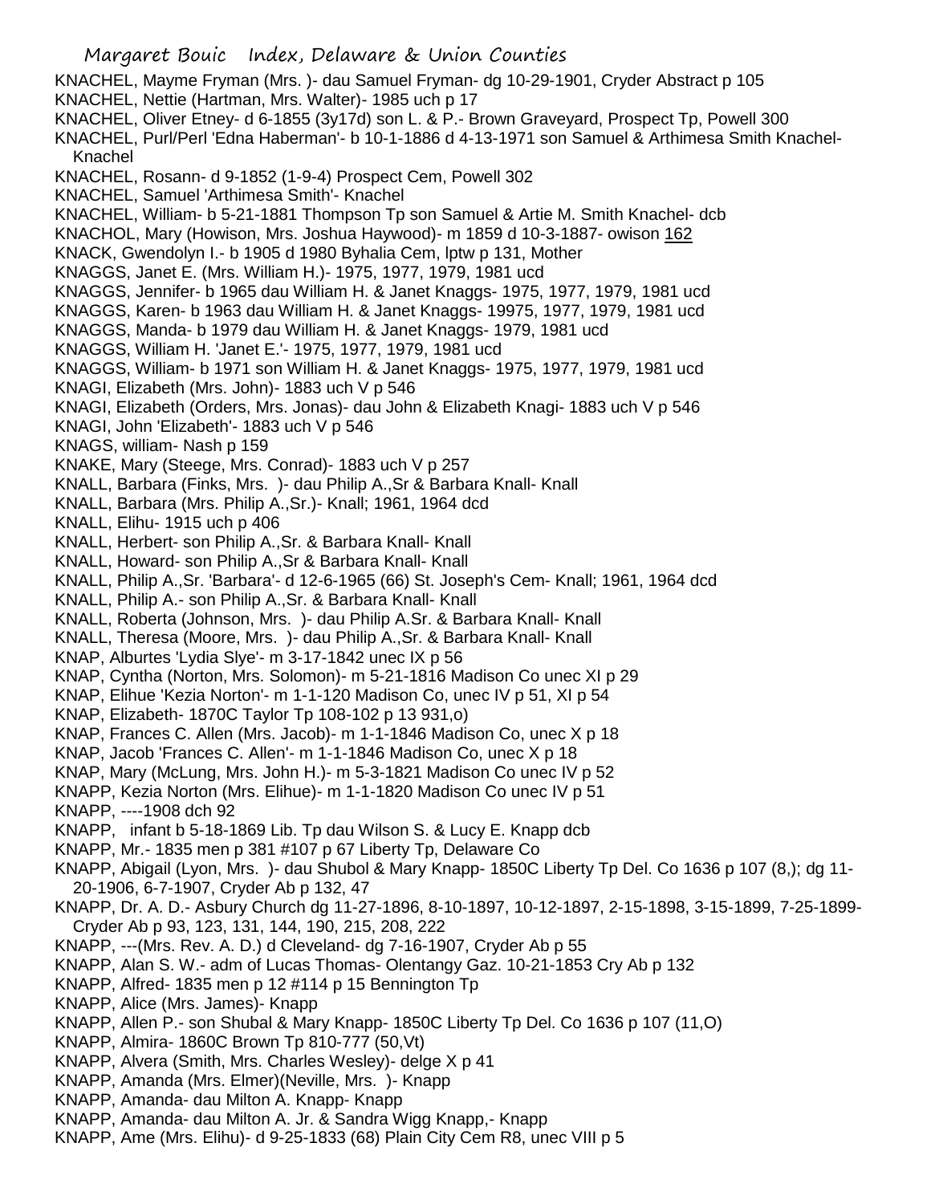KNACHEL, Mayme Fryman (Mrs. )- dau Samuel Fryman- dg 10-29-1901, Cryder Abstract p 105
KNACHEL, Nettie (Hartman, Mrs. Walter)- 1985 uch p 17
KNACHEL, Oliver Etney- d 6-1855 (3y17d) son L. & P.- Brown Graveyard, Prospect Tp, Powell 300
KNACHEL, Purl/Perl 'Edna Haberman'- b 10-1-1886 d 4-13-1971 son Samuel & Arthimesa Smith Knachel-Knachel
KNACHEL, Rosann- d 9-1852 (1-9-4) Prospect Cem, Powell 302
KNACHEL, Samuel 'Arthimesa Smith'- Knachel
KNACHEL, William- b 5-21-1881 Thompson Tp son Samuel & Artie M. Smith Knachel- dcb
KNACHOL, Mary (Howison, Mrs. Joshua Haywood)- m 1859 d 10-3-1887- owison 162
KNACK, Gwendolyn I.- b 1905 d 1980 Byhalia Cem, lptw p 131, Mother
KNAGGS, Janet E. (Mrs. William H.)- 1975, 1977, 1979, 1981 ucd
KNAGGS, Jennifer- b 1965 dau William H. & Janet Knaggs- 1975, 1977, 1979, 1981 ucd
KNAGGS, Karen- b 1963 dau William H. & Janet Knaggs- 19975, 1977, 1979, 1981 ucd
KNAGGS, Manda- b 1979 dau William H. & Janet Knaggs- 1979, 1981 ucd
KNAGGS, William H. 'Janet E.'- 1975, 1977, 1979, 1981 ucd
KNAGGS, William- b 1971 son William H. & Janet Knaggs- 1975, 1977, 1979, 1981 ucd
KNAGI, Elizabeth (Mrs. John)- 1883 uch V p 546
KNAGI, Elizabeth (Orders, Mrs. Jonas)- dau John & Elizabeth Knagi- 1883 uch V p 546
KNAGI, John 'Elizabeth'- 1883 uch V p 546
KNAGS, william- Nash p 159
KNAKE, Mary (Steege, Mrs. Conrad)- 1883 uch V p 257
KNALL, Barbara (Finks, Mrs. )- dau Philip A.,Sr & Barbara Knall- Knall
KNALL, Barbara (Mrs. Philip A.,Sr.)- Knall; 1961, 1964 dcd
KNALL, Elihu- 1915 uch p 406
KNALL, Herbert- son Philip A.,Sr. & Barbara Knall- Knall
KNALL, Howard- son Philip A.,Sr & Barbara Knall- Knall
KNALL, Philip A.,Sr. 'Barbara'- d 12-6-1965 (66) St. Joseph's Cem- Knall; 1961, 1964 dcd
KNALL, Philip A.- son Philip A.,Sr. & Barbara Knall- Knall
KNALL, Roberta (Johnson, Mrs. )- dau Philip A.Sr. & Barbara Knall- Knall
KNALL, Theresa (Moore, Mrs. )- dau Philip A.,Sr. & Barbara Knall- Knall
KNAP, Alburtes 'Lydia Slye'- m 3-17-1842 unec IX p 56
KNAP, Cyntha (Norton, Mrs. Solomon)- m 5-21-1816 Madison Co unec XI p 29
KNAP, Elihue 'Kezia Norton'- m 1-1-120 Madison Co, unec IV p 51, XI p 54
KNAP, Elizabeth- 1870C Taylor Tp 108-102 p 13 931,o)
KNAP, Frances C. Allen (Mrs. Jacob)- m 1-1-1846 Madison Co, unec X p 18
KNAP, Jacob 'Frances C. Allen'- m 1-1-1846 Madison Co, unec X p 18
KNAP, Mary (McLung, Mrs. John H.)- m 5-3-1821 Madison Co unec IV p 52
KNAPP, Kezia Norton (Mrs. Elihue)- m 1-1-1820 Madison Co unec IV p 51
KNAPP, ----1908 dch 92
KNAPP, infant b 5-18-1869 Lib. Tp dau Wilson S. & Lucy E. Knapp dcb
KNAPP, Mr.- 1835 men p 381 #107 p 67 Liberty Tp, Delaware Co
KNAPP, Abigail (Lyon, Mrs. )- dau Shubol & Mary Knapp- 1850C Liberty Tp Del. Co 1636 p 107 (8,); dg 11-20-1906, 6-7-1907, Cryder Ab p 132, 47
KNAPP, Dr. A. D.- Asbury Church dg 11-27-1896, 8-10-1897, 10-12-1897, 2-15-1898, 3-15-1899, 7-25-1899- Cryder Ab p 93, 123, 131, 144, 190, 215, 208, 222
KNAPP, ---(Mrs. Rev. A. D.) d Cleveland- dg 7-16-1907, Cryder Ab p 55
KNAPP, Alan S. W.- adm of Lucas Thomas- Olentangy Gaz. 10-21-1853 Cry Ab p 132
KNAPP, Alfred- 1835 men p 12 #114 p 15 Bennington Tp
KNAPP, Alice (Mrs. James)- Knapp
KNAPP, Allen P.- son Shubal & Mary Knapp- 1850C Liberty Tp Del. Co 1636 p 107 (11,O)
KNAPP, Almira- 1860C Brown Tp 810-777 (50,Vt)
KNAPP, Alvera (Smith, Mrs. Charles Wesley)- delge X p 41
KNAPP, Amanda (Mrs. Elmer)(Neville, Mrs. )- Knapp
KNAPP, Amanda- dau Milton A. Knapp- Knapp
KNAPP, Amanda- dau Milton A. Jr. & Sandra Wigg Knapp,- Knapp
KNAPP, Ame (Mrs. Elihu)- d 9-25-1833 (68) Plain City Cem R8, unec VIII p 5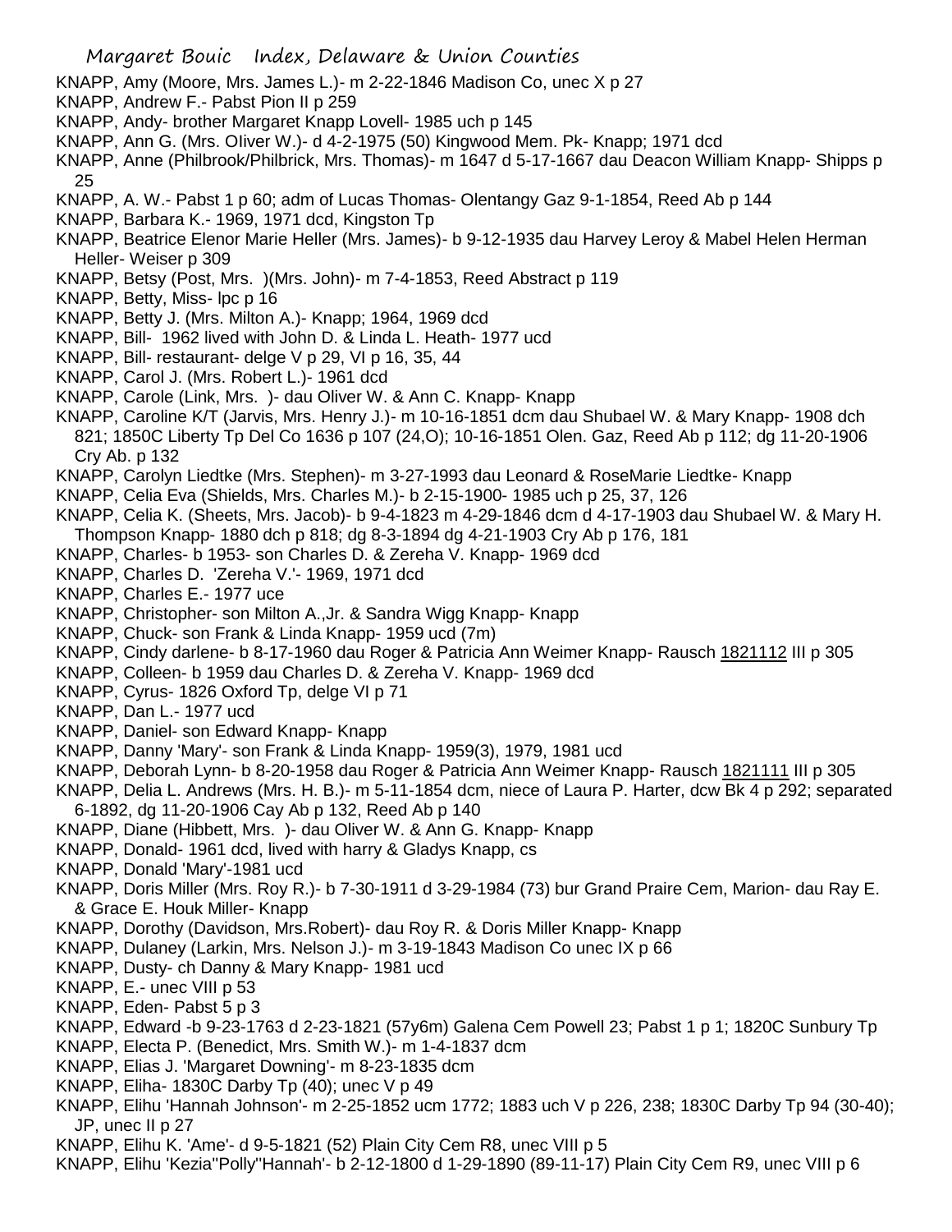KNAPP, Amy (Moore, Mrs. James L.)- m 2-22-1846 Madison Co, unec X p 27
KNAPP, Andrew F.- Pabst Pion II p 259
KNAPP, Andy- brother Margaret Knapp Lovell- 1985 uch p 145
KNAPP, Ann G. (Mrs. OIiver W.)- d 4-2-1975 (50) Kingwood Mem. Pk- Knapp; 1971 dcd
KNAPP, Anne (Philbrook/Philbrick, Mrs. Thomas)- m 1647 d 5-17-1667 dau Deacon William Knapp- Shipps p 25
KNAPP, A. W.- Pabst 1 p 60; adm of Lucas Thomas- Olentangy Gaz 9-1-1854, Reed Ab p 144
KNAPP, Barbara K.- 1969, 1971 dcd, Kingston Tp
KNAPP, Beatrice Elenor Marie Heller (Mrs. James)- b 9-12-1935 dau Harvey Leroy & Mabel Helen Herman Heller- Weiser p 309
KNAPP, Betsy (Post, Mrs. )(Mrs. John)- m 7-4-1853, Reed Abstract p 119
KNAPP, Betty, Miss- lpc p 16
KNAPP, Betty J. (Mrs. Milton A.)- Knapp; 1964, 1969 dcd
KNAPP, Bill- 1962 lived with John D. & Linda L. Heath- 1977 ucd
KNAPP, Bill- restaurant- delge V p 29, VI p 16, 35, 44
KNAPP, Carol J. (Mrs. Robert L.)- 1961 dcd
KNAPP, Carole (Link, Mrs. )- dau Oliver W. & Ann C. Knapp- Knapp
KNAPP, Caroline K/T (Jarvis, Mrs. Henry J.)- m 10-16-1851 dcm dau Shubael W. & Mary Knapp- 1908 dch 821; 1850C Liberty Tp Del Co 1636 p 107 (24,O); 10-16-1851 Olen. Gaz, Reed Ab p 112; dg 11-20-1906 Cry Ab. p 132
KNAPP, Carolyn Liedtke (Mrs. Stephen)- m 3-27-1993 dau Leonard & RoseMarie Liedtke- Knapp
KNAPP, Celia Eva (Shields, Mrs. Charles M.)- b 2-15-1900- 1985 uch p 25, 37, 126
KNAPP, Celia K. (Sheets, Mrs. Jacob)- b 9-4-1823 m 4-29-1846 dcm d 4-17-1903 dau Shubael W. & Mary H. Thompson Knapp- 1880 dch p 818; dg 8-3-1894 dg 4-21-1903 Cry Ab p 176, 181
KNAPP, Charles- b 1953- son Charles D. & Zereha V. Knapp- 1969 dcd
KNAPP, Charles D. 'Zereha V.'- 1969, 1971 dcd
KNAPP, Charles E.- 1977 uce
KNAPP, Christopher- son Milton A.,Jr. & Sandra Wigg Knapp- Knapp
KNAPP, Chuck- son Frank & Linda Knapp- 1959 ucd (7m)
KNAPP, Cindy darlene- b 8-17-1960 dau Roger & Patricia Ann Weimer Knapp- Rausch 1821112 III p 305
KNAPP, Colleen- b 1959 dau Charles D. & Zereha V. Knapp- 1969 dcd
KNAPP, Cyrus- 1826 Oxford Tp, delge VI p 71
KNAPP, Dan L.- 1977 ucd
KNAPP, Daniel- son Edward Knapp- Knapp
KNAPP, Danny 'Mary'- son Frank & Linda Knapp- 1959(3), 1979, 1981 ucd
KNAPP, Deborah Lynn- b 8-20-1958 dau Roger & Patricia Ann Weimer Knapp- Rausch 1821111 III p 305
KNAPP, Delia L. Andrews (Mrs. H. B.)- m 5-11-1854 dcm, niece of Laura P. Harter, dcw Bk 4 p 292; separated 6-1892, dg 11-20-1906 Cay Ab p 132, Reed Ab p 140
KNAPP, Diane (Hibbett, Mrs. )- dau Oliver W. & Ann G. Knapp- Knapp
KNAPP, Donald- 1961 dcd, lived with harry & Gladys Knapp, cs
KNAPP, Donald 'Mary'-1981 ucd
KNAPP, Doris Miller (Mrs. Roy R.)- b 7-30-1911 d 3-29-1984 (73) bur Grand Praire Cem, Marion- dau Ray E. & Grace E. Houk Miller- Knapp
KNAPP, Dorothy (Davidson, Mrs.Robert)- dau Roy R. & Doris Miller Knapp- Knapp
KNAPP, Dulaney (Larkin, Mrs. Nelson J.)- m 3-19-1843 Madison Co unec IX p 66
KNAPP, Dusty- ch Danny & Mary Knapp- 1981 ucd
KNAPP, E.- unec VIII p 53
KNAPP, Eden- Pabst 5 p 3
KNAPP, Edward -b 9-23-1763 d 2-23-1821 (57y6m) Galena Cem Powell 23; Pabst 1 p 1; 1820C Sunbury Tp
KNAPP, Electa P. (Benedict, Mrs. Smith W.)- m 1-4-1837 dcm
KNAPP, Elias J. 'Margaret Downing'- m 8-23-1835 dcm
KNAPP, Eliha- 1830C Darby Tp (40); unec V p 49
KNAPP, Elihu 'Hannah Johnson'- m 2-25-1852 ucm 1772; 1883 uch V p 226, 238; 1830C Darby Tp 94 (30-40); JP, unec II p 27
KNAPP, Elihu K. 'Ame'- d 9-5-1821 (52) Plain City Cem R8, unec VIII p 5
KNAPP, Elihu 'Kezia''Polly''Hannah'- b 2-12-1800 d 1-29-1890 (89-11-17) Plain City Cem R9, unec VIII p 6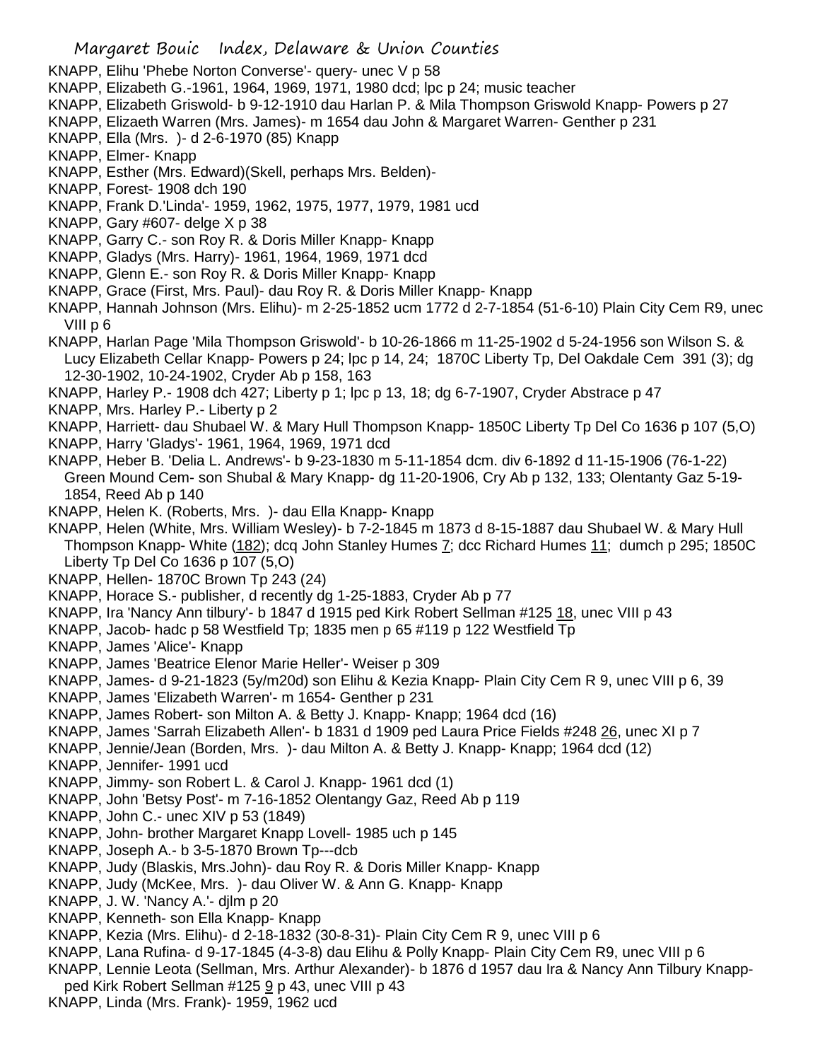KNAPP, Elihu 'Phebe Norton Converse'- query- unec V p 58
KNAPP, Elizabeth G.-1961, 1964, 1969, 1971, 1980 dcd; lpc p 24; music teacher
KNAPP, Elizabeth Griswold- b 9-12-1910 dau Harlan P. & Mila Thompson Griswold Knapp- Powers p 27
KNAPP, Elizaeth Warren (Mrs. James)- m 1654 dau John & Margaret Warren- Genther p 231
KNAPP, Ella (Mrs. )- d 2-6-1970 (85) Knapp
KNAPP, Elmer- Knapp
KNAPP, Esther (Mrs. Edward)(Skell, perhaps Mrs. Belden)-
KNAPP, Forest- 1908 dch 190
KNAPP, Frank D.'Linda'- 1959, 1962, 1975, 1977, 1979, 1981 ucd
KNAPP, Gary #607- delge X p 38
KNAPP, Garry C.- son Roy R. & Doris Miller Knapp- Knapp
KNAPP, Gladys (Mrs. Harry)- 1961, 1964, 1969, 1971 dcd
KNAPP, Glenn E.- son Roy R. & Doris Miller Knapp- Knapp
KNAPP, Grace (First, Mrs. Paul)- dau Roy R. & Doris Miller Knapp- Knapp
KNAPP, Hannah Johnson (Mrs. Elihu)- m 2-25-1852 ucm 1772 d 2-7-1854 (51-6-10) Plain City Cem R9, unec VIII p 6
KNAPP, Harlan Page 'Mila Thompson Griswold'- b 10-26-1866 m 11-25-1902 d 5-24-1956 son Wilson S. & Lucy Elizabeth Cellar Knapp- Powers p 24; lpc p 14, 24; 1870C Liberty Tp, Del Oakdale Cem 391 (3); dg 12-30-1902, 10-24-1902, Cryder Ab p 158, 163
KNAPP, Harley P.- 1908 dch 427; Liberty p 1; lpc p 13, 18; dg 6-7-1907, Cryder Abstrace p 47
KNAPP, Mrs. Harley P.- Liberty p 2
KNAPP, Harriett- dau Shubael W. & Mary Hull Thompson Knapp- 1850C Liberty Tp Del Co 1636 p 107 (5,O)
KNAPP, Harry 'Gladys'- 1961, 1964, 1969, 1971 dcd
KNAPP, Heber B. 'Delia L. Andrews'- b 9-23-1830 m 5-11-1854 dcm. div 6-1892 d 11-15-1906 (76-1-22) Green Mound Cem- son Shubal & Mary Knapp- dg 11-20-1906, Cry Ab p 132, 133; Olentanty Gaz 5-19-1854, Reed Ab p 140
KNAPP, Helen K. (Roberts, Mrs. )- dau Ella Knapp- Knapp
KNAPP, Helen (White, Mrs. William Wesley)- b 7-2-1845 m 1873 d 8-15-1887 dau Shubael W. & Mary Hull Thompson Knapp- White (182); dcq John Stanley Humes 7; dcc Richard Humes 11; dumch p 295; 1850C Liberty Tp Del Co 1636 p 107 (5,O)
KNAPP, Hellen- 1870C Brown Tp 243 (24)
KNAPP, Horace S.- publisher, d recently dg 1-25-1883, Cryder Ab p 77
KNAPP, Ira 'Nancy Ann tilbury'- b 1847 d 1915 ped Kirk Robert Sellman #125 18, unec VIII p 43
KNAPP, Jacob- hadc p 58 Westfield Tp; 1835 men p 65 #119 p 122 Westfield Tp
KNAPP, James 'Alice'- Knapp
KNAPP, James 'Beatrice Elenor Marie Heller'- Weiser p 309
KNAPP, James- d 9-21-1823 (5y/m20d) son Elihu & Kezia Knapp- Plain City Cem R 9, unec VIII p 6, 39
KNAPP, James 'Elizabeth Warren'- m 1654- Genther p 231
KNAPP, James Robert- son Milton A. & Betty J. Knapp- Knapp; 1964 dcd (16)
KNAPP, James 'Sarrah Elizabeth Allen'- b 1831 d 1909 ped Laura Price Fields #248 26, unec XI p 7
KNAPP, Jennie/Jean (Borden, Mrs. )- dau Milton A. & Betty J. Knapp- Knapp; 1964 dcd (12)
KNAPP, Jennifer- 1991 ucd
KNAPP, Jimmy- son Robert L. & Carol J. Knapp- 1961 dcd (1)
KNAPP, John 'Betsy Post'- m 7-16-1852 Olentangy Gaz, Reed Ab p 119
KNAPP, John C.- unec XIV p 53 (1849)
KNAPP, John- brother Margaret Knapp Lovell- 1985 uch p 145
KNAPP, Joseph A.- b 3-5-1870 Brown Tp---dcb
KNAPP, Judy (Blaskis, Mrs.John)- dau Roy R. & Doris Miller Knapp- Knapp
KNAPP, Judy (McKee, Mrs. )- dau Oliver W. & Ann G. Knapp- Knapp
KNAPP, J. W. 'Nancy A.'- djlm p 20
KNAPP, Kenneth- son Ella Knapp- Knapp
KNAPP, Kezia (Mrs. Elihu)- d 2-18-1832 (30-8-31)- Plain City Cem R 9, unec VIII p 6
KNAPP, Lana Rufina- d 9-17-1845 (4-3-8) dau Elihu & Polly Knapp- Plain City Cem R9, unec VIII p 6
KNAPP, Lennie Leota (Sellman, Mrs. Arthur Alexander)- b 1876 d 1957 dau Ira & Nancy Ann Tilbury Knapp- ped Kirk Robert Sellman #125 9 p 43, unec VIII p 43
KNAPP, Linda (Mrs. Frank)- 1959, 1962 ucd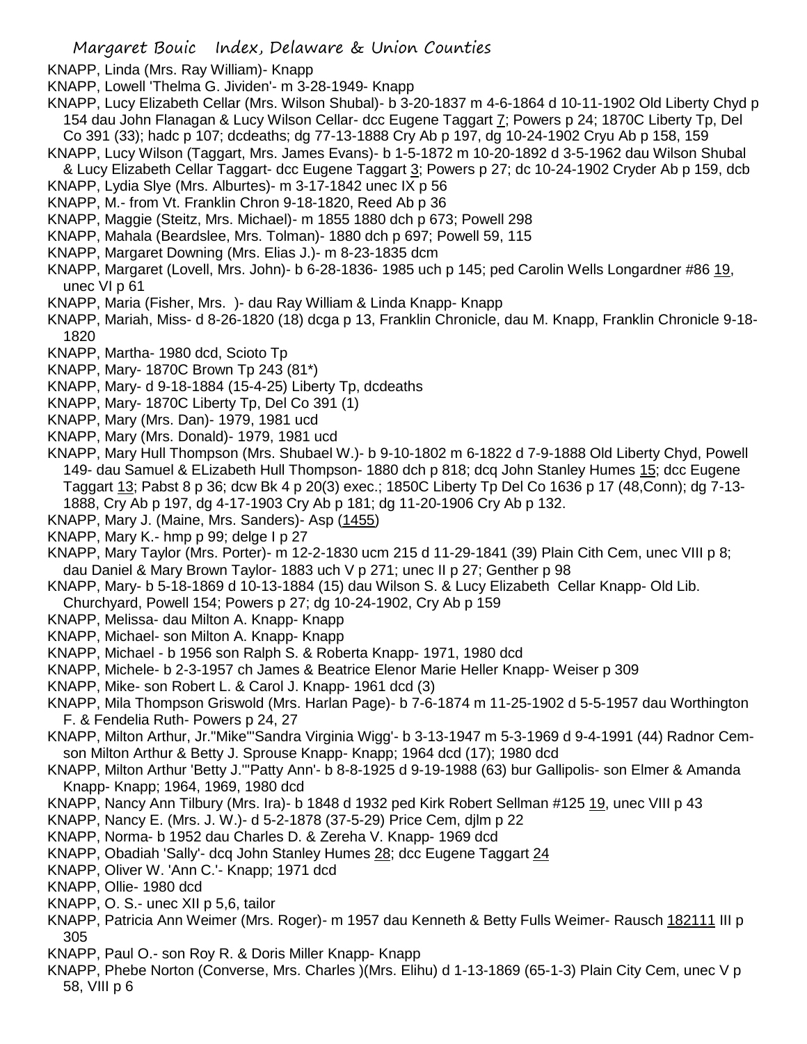KNAPP, Linda (Mrs. Ray William)- Knapp

KNAPP, Lowell 'Thelma G. Jividen'- m 3-28-1949- Knapp

KNAPP, Lucy Elizabeth Cellar (Mrs. Wilson Shubal)- b 3-20-1837 m 4-6-1864 d 10-11-1902 Old Liberty Chyd p 154 dau John Flanagan & Lucy Wilson Cellar- dcc Eugene Taggart 7; Powers p 24; 1870C Liberty Tp, Del Co 391 (33); hadc p 107; dcdeaths; dg 77-13-1888 Cry Ab p 197, dg 10-24-1902 Cryu Ab p 158, 159

KNAPP, Lucy Wilson (Taggart, Mrs. James Evans)- b 1-5-1872 m 10-20-1892 d 3-5-1962 dau Wilson Shubal & Lucy Elizabeth Cellar Taggart- dcc Eugene Taggart 3; Powers p 27; dc 10-24-1902 Cryder Ab p 159, dcb

KNAPP, Lydia Slye (Mrs. Alburtes)- m 3-17-1842 unec IX p 56

KNAPP, M.- from Vt. Franklin Chron 9-18-1820, Reed Ab p 36

KNAPP, Maggie (Steitz, Mrs. Michael)- m 1855 1880 dch p 673; Powell 298

KNAPP, Mahala (Beardslee, Mrs. Tolman)- 1880 dch p 697; Powell 59, 115

KNAPP, Margaret Downing (Mrs. Elias J.)- m 8-23-1835 dcm

KNAPP, Margaret (Lovell, Mrs. John)- b 6-28-1836- 1985 uch p 145; ped Carolin Wells Longardner #86 19, unec VI p 61

KNAPP, Maria (Fisher, Mrs. )- dau Ray William & Linda Knapp- Knapp

KNAPP, Mariah, Miss- d 8-26-1820 (18) dcga p 13, Franklin Chronicle, dau M. Knapp, Franklin Chronicle 9-18-1820

KNAPP, Martha- 1980 dcd, Scioto Tp

KNAPP, Mary- 1870C Brown Tp 243 (81*)

KNAPP, Mary- d 9-18-1884 (15-4-25) Liberty Tp, dcdeaths

KNAPP, Mary- 1870C Liberty Tp, Del Co 391 (1)

KNAPP, Mary (Mrs. Dan)- 1979, 1981 ucd

KNAPP, Mary (Mrs. Donald)- 1979, 1981 ucd

KNAPP, Mary Hull Thompson (Mrs. Shubael W.)- b 9-10-1802 m 6-1822 d 7-9-1888 Old Liberty Chyd, Powell 149- dau Samuel & ELizabeth Hull Thompson- 1880 dch p 818; dcq John Stanley Humes 15; dcc Eugene Taggart 13; Pabst 8 p 36; dcw Bk 4 p 20(3) exec.; 1850C Liberty Tp Del Co 1636 p 17 (48,Conn); dg 7-13-1888, Cry Ab p 197, dg 4-17-1903 Cry Ab p 181; dg 11-20-1906 Cry Ab p 132.

KNAPP, Mary J. (Maine, Mrs. Sanders)- Asp (1455)

KNAPP, Mary K.- hmp p 99; delge I p 27

KNAPP, Mary Taylor (Mrs. Porter)- m 12-2-1830 ucm 215 d 11-29-1841 (39) Plain Cith Cem, unec VIII p 8; dau Daniel & Mary Brown Taylor- 1883 uch V p 271; unec II p 27; Genther p 98

KNAPP, Mary- b 5-18-1869 d 10-13-1884 (15) dau Wilson S. & Lucy Elizabeth Cellar Knapp- Old Lib. Churchyard, Powell 154; Powers p 27; dg 10-24-1902, Cry Ab p 159

KNAPP, Melissa- dau Milton A. Knapp- Knapp

KNAPP, Michael- son Milton A. Knapp- Knapp

KNAPP, Michael - b 1956 son Ralph S. & Roberta Knapp- 1971, 1980 dcd

KNAPP, Michele- b 2-3-1957 ch James & Beatrice Elenor Marie Heller Knapp- Weiser p 309

KNAPP, Mike- son Robert L. & Carol J. Knapp- 1961 dcd (3)

KNAPP, Mila Thompson Griswold (Mrs. Harlan Page)- b 7-6-1874 m 11-25-1902 d 5-5-1957 dau Worthington F. & Fendelia Ruth- Powers p 24, 27

KNAPP, Milton Arthur, Jr."Mike"'Sandra Virginia Wigg'- b 3-13-1947 m 5-3-1969 d 9-4-1991 (44) Radnor Cem-son Milton Arthur & Betty J. Sprouse Knapp- Knapp; 1964 dcd (17); 1980 dcd

KNAPP, Milton Arthur 'Betty J.'"Patty Ann'- b 8-8-1925 d 9-19-1988 (63) bur Gallipolis- son Elmer & Amanda Knapp- Knapp; 1964, 1969, 1980 dcd

KNAPP, Nancy Ann Tilbury (Mrs. Ira)- b 1848 d 1932 ped Kirk Robert Sellman #125 19, unec VIII p 43

KNAPP, Nancy E. (Mrs. J. W.)- d 5-2-1878 (37-5-29) Price Cem, djlm p 22

KNAPP, Norma- b 1952 dau Charles D. & Zereha V. Knapp- 1969 dcd

KNAPP, Obadiah 'Sally'- dcq John Stanley Humes 28; dcc Eugene Taggart 24

KNAPP, Oliver W. 'Ann C.'- Knapp; 1971 dcd

KNAPP, Ollie- 1980 dcd

KNAPP, O. S.- unec XII p 5,6, tailor

KNAPP, Patricia Ann Weimer (Mrs. Roger)- m 1957 dau Kenneth & Betty Fulls Weimer- Rausch 182111 III p 305

KNAPP, Paul O.- son Roy R. & Doris Miller Knapp- Knapp

KNAPP, Phebe Norton (Converse, Mrs. Charles )(Mrs. Elihu) d 1-13-1869 (65-1-3) Plain City Cem, unec V p 58, VIII p 6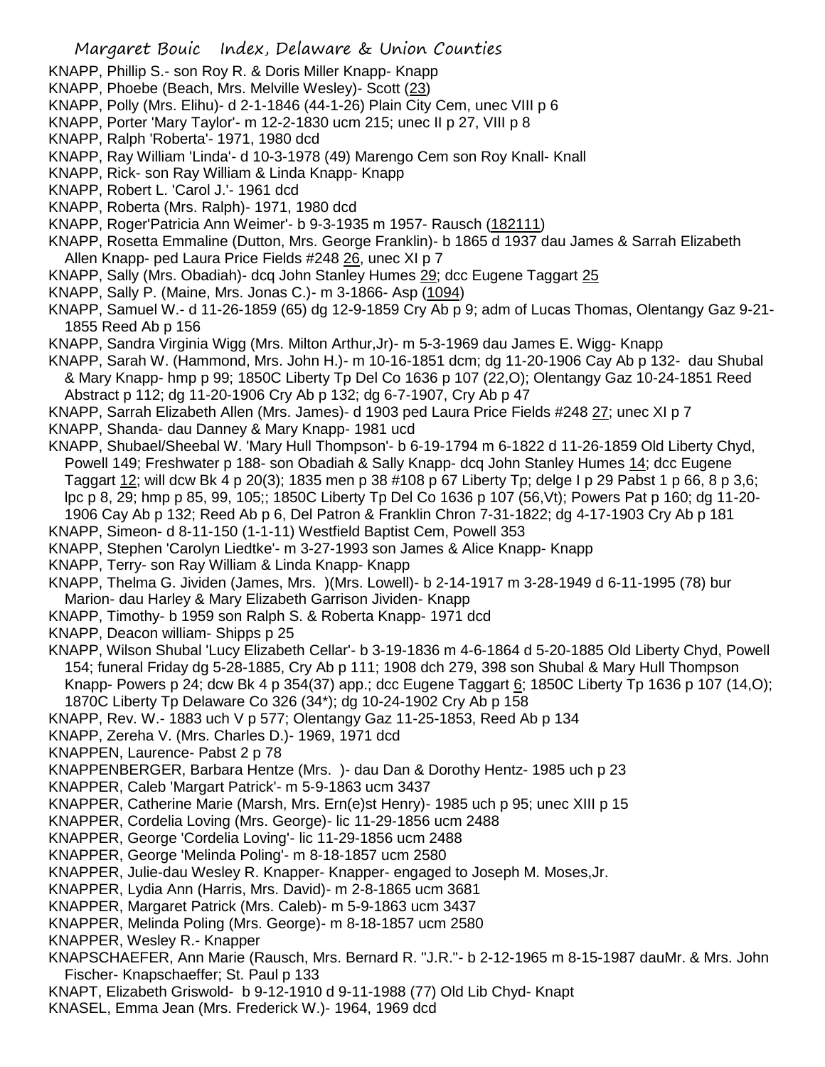KNAPP, Phillip S.- son Roy R. & Doris Miller Knapp- Knapp
KNAPP, Phoebe (Beach, Mrs. Melville Wesley)- Scott (23)
KNAPP, Polly (Mrs. Elihu)- d 2-1-1846 (44-1-26) Plain City Cem, unec VIII p 6
KNAPP, Porter 'Mary Taylor'- m 12-2-1830 ucm 215; unec II p 27, VIII p 8
KNAPP, Ralph 'Roberta'- 1971, 1980 dcd
KNAPP, Ray William 'Linda'- d 10-3-1978 (49) Marengo Cem son Roy Knall- Knall
KNAPP, Rick- son Ray William & Linda Knapp- Knapp
KNAPP, Robert L. 'Carol J.'- 1961 dcd
KNAPP, Roberta (Mrs. Ralph)- 1971, 1980 dcd
KNAPP, Roger'Patricia Ann Weimer'- b 9-3-1935 m 1957- Rausch (182111)
KNAPP, Rosetta Emmaline (Dutton, Mrs. George Franklin)- b 1865 d 1937 dau James & Sarrah Elizabeth Allen Knapp- ped Laura Price Fields #248 26, unec XI p 7
KNAPP, Sally (Mrs. Obadiah)- dcq John Stanley Humes 29; dcc Eugene Taggart 25
KNAPP, Sally P. (Maine, Mrs. Jonas C.)- m 3-1866- Asp (1094)
KNAPP, Samuel W.- d 11-26-1859 (65) dg 12-9-1859 Cry Ab p 9; adm of Lucas Thomas, Olentangy Gaz 9-21-1855 Reed Ab p 156
KNAPP, Sandra Virginia Wigg (Mrs. Milton Arthur,Jr)- m 5-3-1969 dau James E. Wigg- Knapp
KNAPP, Sarah W. (Hammond, Mrs. John H.)- m 10-16-1851 dcm; dg 11-20-1906 Cay Ab p 132- dau Shubal & Mary Knapp- hmp p 99; 1850C Liberty Tp Del Co 1636 p 107 (22,O); Olentangy Gaz 10-24-1851 Reed Abstract p 112; dg 11-20-1906 Cry Ab p 132; dg 6-7-1907, Cry Ab p 47
KNAPP, Sarrah Elizabeth Allen (Mrs. James)- d 1903 ped Laura Price Fields #248 27; unec XI p 7
KNAPP, Shanda- dau Danney & Mary Knapp- 1981 ucd
KNAPP, Shubael/Sheebal W. 'Mary Hull Thompson'- b 6-19-1794 m 6-1822 d 11-26-1859 Old Liberty Chyd, Powell 149; Freshwater p 188- son Obadiah & Sally Knapp- dcq John Stanley Humes 14; dcc Eugene Taggart 12; will dcw Bk 4 p 20(3); 1835 men p 38 #108 p 67 Liberty Tp; delge I p 29 Pabst 1 p 66, 8 p 3,6; lpc p 8, 29; hmp p 85, 99, 105;; 1850C Liberty Tp Del Co 1636 p 107 (56,Vt); Powers Pat p 160; dg 11-20-1906 Cay Ab p 132; Reed Ab p 6, Del Patron & Franklin Chron 7-31-1822; dg 4-17-1903 Cry Ab p 181
KNAPP, Simeon- d 8-11-150 (1-1-11) Westfield Baptist Cem, Powell 353
KNAPP, Stephen 'Carolyn Liedtke'- m 3-27-1993 son James & Alice Knapp- Knapp
KNAPP, Terry- son Ray William & Linda Knapp- Knapp
KNAPP, Thelma G. Jividen (James, Mrs. )(Mrs. Lowell)- b 2-14-1917 m 3-28-1949 d 6-11-1995 (78) bur Marion- dau Harley & Mary Elizabeth Garrison Jividen- Knapp
KNAPP, Timothy- b 1959 son Ralph S. & Roberta Knapp- 1971 dcd
KNAPP, Deacon william- Shipps p 25
KNAPP, Wilson Shubal 'Lucy Elizabeth Cellar'- b 3-19-1836 m 4-6-1864 d 5-20-1885 Old Liberty Chyd, Powell 154; funeral Friday dg 5-28-1885, Cry Ab p 111; 1908 dch 279, 398 son Shubal & Mary Hull Thompson Knapp- Powers p 24; dcw Bk 4 p 354(37) app.; dcc Eugene Taggart 6; 1850C Liberty Tp 1636 p 107 (14,O); 1870C Liberty Tp Delaware Co 326 (34*); dg 10-24-1902 Cry Ab p 158
KNAPP, Rev. W.- 1883 uch V p 577; Olentangy Gaz 11-25-1853, Reed Ab p 134
KNAPP, Zereha V. (Mrs. Charles D.)- 1969, 1971 dcd
KNAPPEN, Laurence- Pabst 2 p 78
KNAPPENBERGER, Barbara Hentze (Mrs. )- dau Dan & Dorothy Hentz- 1985 uch p 23
KNAPPER, Caleb 'Margart Patrick'- m 5-9-1863 ucm 3437
KNAPPER, Catherine Marie (Marsh, Mrs. Ern(e)st Henry)- 1985 uch p 95; unec XIII p 15
KNAPPER, Cordelia Loving (Mrs. George)- lic 11-29-1856 ucm 2488
KNAPPER, George 'Cordelia Loving'- lic 11-29-1856 ucm 2488
KNAPPER, George 'Melinda Poling'- m 8-18-1857 ucm 2580
KNAPPER, Julie-dau Wesley R. Knapper- Knapper- engaged to Joseph M. Moses,Jr.
KNAPPER, Lydia Ann (Harris, Mrs. David)- m 2-8-1865 ucm 3681
KNAPPER, Margaret Patrick (Mrs. Caleb)- m 5-9-1863 ucm 3437
KNAPPER, Melinda Poling (Mrs. George)- m 8-18-1857 ucm 2580
KNAPPER, Wesley R.- Knapper
KNAPSCHAEFER, Ann Marie (Rausch, Mrs. Bernard R. "J.R."- b 2-12-1965 m 8-15-1987 dauMr. & Mrs. John Fischer- Knapschaeffer; St. Paul p 133
KNAPT, Elizabeth Griswold- b 9-12-1910 d 9-11-1988 (77) Old Lib Chyd- Knapt
KNASEL, Emma Jean (Mrs. Frederick W.)- 1964, 1969 dcd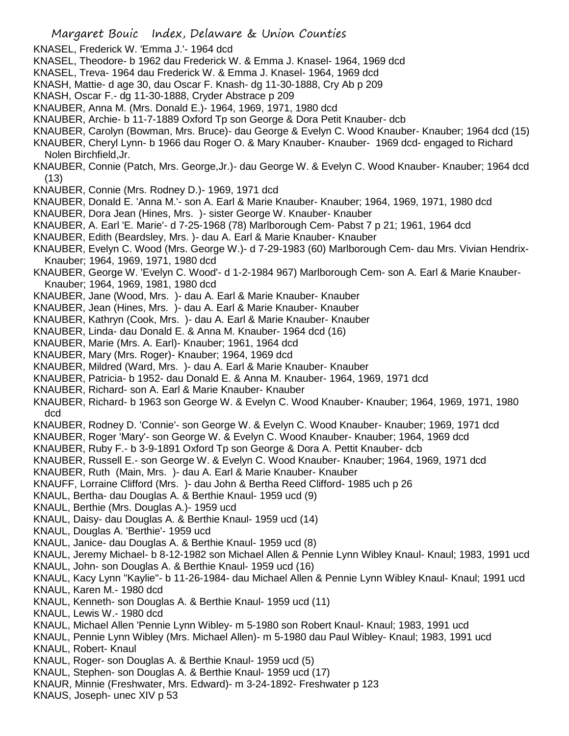KNASEL, Frederick W. 'Emma J.'- 1964 dcd
KNASEL, Theodore- b 1962 dau Frederick W. & Emma J. Knasel- 1964, 1969 dcd
KNASEL, Treva- 1964 dau Frederick W. & Emma J. Knasel- 1964, 1969 dcd
KNASH, Mattie- d age 30, dau Oscar F. Knash- dg 11-30-1888, Cry Ab p 209
KNASH, Oscar F.- dg 11-30-1888, Cryder Abstrace p 209
KNAUBER, Anna M. (Mrs. Donald E.)- 1964, 1969, 1971, 1980 dcd
KNAUBER, Archie- b 11-7-1889 Oxford Tp son George & Dora Petit Knauber- dcb
KNAUBER, Carolyn (Bowman, Mrs. Bruce)- dau George & Evelyn C. Wood Knauber- Knauber; 1964 dcd (15)
KNAUBER, Cheryl Lynn- b 1966 dau Roger O. & Mary Knauber- Knauber- 1969 dcd- engaged to Richard Nolen Birchfield,Jr.
KNAUBER, Connie (Patch, Mrs. George,Jr.)- dau George W. & Evelyn C. Wood Knauber- Knauber; 1964 dcd (13)
KNAUBER, Connie (Mrs. Rodney D.)- 1969, 1971 dcd
KNAUBER, Donald E. 'Anna M.'- son A. Earl & Marie Knauber- Knauber; 1964, 1969, 1971, 1980 dcd
KNAUBER, Dora Jean (Hines, Mrs. )- sister George W. Knauber- Knauber
KNAUBER, A. Earl 'E. Marie'- d 7-25-1968 (78) Marlborough Cem- Pabst 7 p 21; 1961, 1964 dcd
KNAUBER, Edith (Beardsley, Mrs. )- dau A. Earl & Marie Knauber- Knauber
KNAUBER, Evelyn C. Wood (Mrs. George W.)- d 7-29-1983 (60) Marlborough Cem- dau Mrs. Vivian Hendrix- Knauber; 1964, 1969, 1971, 1980 dcd
KNAUBER, George W. 'Evelyn C. Wood'- d 1-2-1984 967) Marlborough Cem- son A. Earl & Marie Knauber- Knauber; 1964, 1969, 1981, 1980 dcd
KNAUBER, Jane (Wood, Mrs. )- dau A. Earl & Marie Knauber- Knauber
KNAUBER, Jean (Hines, Mrs. )- dau A. Earl & Marie Knauber- Knauber
KNAUBER, Kathryn (Cook, Mrs. )- dau A. Earl & Marie Knauber- Knauber
KNAUBER, Linda- dau Donald E. & Anna M. Knauber- 1964 dcd (16)
KNAUBER, Marie (Mrs. A. Earl)- Knauber; 1961, 1964 dcd
KNAUBER, Mary (Mrs. Roger)- Knauber; 1964, 1969 dcd
KNAUBER, Mildred (Ward, Mrs. )- dau A. Earl & Marie Knauber- Knauber
KNAUBER, Patricia- b 1952- dau Donald E. & Anna M. Knauber- 1964, 1969, 1971 dcd
KNAUBER, Richard- son A. Earl & Marie Knauber- Knauber
KNAUBER, Richard- b 1963 son George W. & Evelyn C. Wood Knauber- Knauber; 1964, 1969, 1971, 1980 dcd
KNAUBER, Rodney D. 'Connie'- son George W. & Evelyn C. Wood Knauber- Knauber; 1969, 1971 dcd
KNAUBER, Roger 'Mary'- son George W. & Evelyn C. Wood Knauber- Knauber; 1964, 1969 dcd
KNAUBER, Ruby F.- b 3-9-1891 Oxford Tp son George & Dora A. Pettit Knauber- dcb
KNAUBER, Russell E.- son George W. & Evelyn C. Wood Knauber- Knauber; 1964, 1969, 1971 dcd
KNAUBER, Ruth (Main, Mrs. )- dau A. Earl & Marie Knauber- Knauber
KNAUFF, Lorraine Clifford (Mrs. )- dau John & Bertha Reed Clifford- 1985 uch p 26
KNAUL, Bertha- dau Douglas A. & Berthie Knaul- 1959 ucd (9)
KNAUL, Berthie (Mrs. Douglas A.)- 1959 ucd
KNAUL, Daisy- dau Douglas A. & Berthie Knaul- 1959 ucd (14)
KNAUL, Douglas A. 'Berthie'- 1959 ucd
KNAUL, Janice- dau Douglas A. & Berthie Knaul- 1959 ucd (8)
KNAUL, Jeremy Michael- b 8-12-1982 son Michael Allen & Pennie Lynn Wibley Knaul- Knaul; 1983, 1991 ucd
KNAUL, John- son Douglas A. & Berthie Knaul- 1959 ucd (16)
KNAUL, Kacy Lynn "Kaylie"- b 11-26-1984- dau Michael Allen & Pennie Lynn Wibley Knaul- Knaul; 1991 ucd
KNAUL, Karen M.- 1980 dcd
KNAUL, Kenneth- son Douglas A. & Berthie Knaul- 1959 ucd (11)
KNAUL, Lewis W.- 1980 dcd
KNAUL, Michael Allen 'Pennie Lynn Wibley- m 5-1980 son Robert Knaul- Knaul; 1983, 1991 ucd
KNAUL, Pennie Lynn Wibley (Mrs. Michael Allen)- m 5-1980 dau Paul Wibley- Knaul; 1983, 1991 ucd
KNAUL, Robert- Knaul
KNAUL, Roger- son Douglas A. & Berthie Knaul- 1959 ucd (5)
KNAUL, Stephen- son Douglas A. & Berthie Knaul- 1959 ucd (17)
KNAUR, Minnie (Freshwater, Mrs. Edward)- m 3-24-1892- Freshwater p 123
KNAUS, Joseph- unec XIV p 53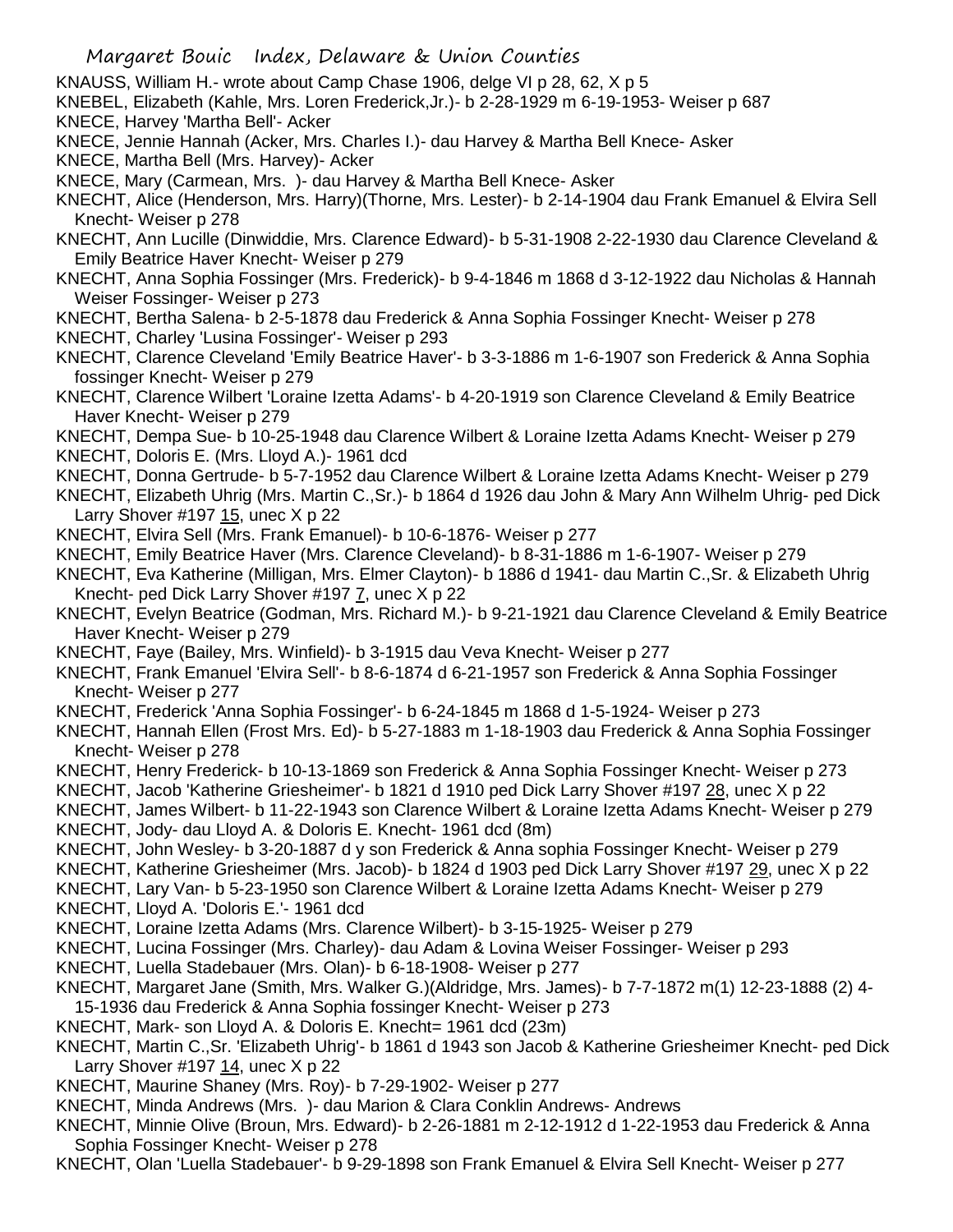KNAUSS, William H.- wrote about Camp Chase 1906, delge VI p 28, 62, X p 5

KNEBEL, Elizabeth (Kahle, Mrs. Loren Frederick,Jr.)- b 2-28-1929 m 6-19-1953- Weiser p 687

KNECE, Harvey 'Martha Bell'- Acker

KNECE, Jennie Hannah (Acker, Mrs. Charles I.)- dau Harvey & Martha Bell Knece- Asker

KNECE, Martha Bell (Mrs. Harvey)- Acker

KNECE, Mary (Carmean, Mrs. )- dau Harvey & Martha Bell Knece- Asker

KNECHT, Alice (Henderson, Mrs. Harry)(Thorne, Mrs. Lester)- b 2-14-1904 dau Frank Emanuel & Elvira Sell Knecht- Weiser p 278

KNECHT, Ann Lucille (Dinwiddie, Mrs. Clarence Edward)- b 5-31-1908 2-22-1930 dau Clarence Cleveland & Emily Beatrice Haver Knecht- Weiser p 279

KNECHT, Anna Sophia Fossinger (Mrs. Frederick)- b 9-4-1846 m 1868 d 3-12-1922 dau Nicholas & Hannah Weiser Fossinger- Weiser p 273

KNECHT, Bertha Salena- b 2-5-1878 dau Frederick & Anna Sophia Fossinger Knecht- Weiser p 278

KNECHT, Charley 'Lusina Fossinger'- Weiser p 293

KNECHT, Clarence Cleveland 'Emily Beatrice Haver'- b 3-3-1886 m 1-6-1907 son Frederick & Anna Sophia fossinger Knecht- Weiser p 279

KNECHT, Clarence Wilbert 'Loraine Izetta Adams'- b 4-20-1919 son Clarence Cleveland & Emily Beatrice Haver Knecht- Weiser p 279

KNECHT, Dempa Sue- b 10-25-1948 dau Clarence Wilbert & Loraine Izetta Adams Knecht- Weiser p 279

KNECHT, Doloris E. (Mrs. Lloyd A.)- 1961 dcd

KNECHT, Donna Gertrude- b 5-7-1952 dau Clarence Wilbert & Loraine Izetta Adams Knecht- Weiser p 279

KNECHT, Elizabeth Uhrig (Mrs. Martin C.,Sr.)- b 1864 d 1926 dau John & Mary Ann Wilhelm Uhrig- ped Dick Larry Shover #197 15, unec X p 22

KNECHT, Elvira Sell (Mrs. Frank Emanuel)- b 10-6-1876- Weiser p 277

KNECHT, Emily Beatrice Haver (Mrs. Clarence Cleveland)- b 8-31-1886 m 1-6-1907- Weiser p 279

KNECHT, Eva Katherine (Milligan, Mrs. Elmer Clayton)- b 1886 d 1941- dau Martin C.,Sr. & Elizabeth Uhrig Knecht- ped Dick Larry Shover #197 7, unec X p 22

KNECHT, Evelyn Beatrice (Godman, Mrs. Richard M.)- b 9-21-1921 dau Clarence Cleveland & Emily Beatrice Haver Knecht- Weiser p 279

KNECHT, Faye (Bailey, Mrs. Winfield)- b 3-1915 dau Veva Knecht- Weiser p 277

KNECHT, Frank Emanuel 'Elvira Sell'- b 8-6-1874 d 6-21-1957 son Frederick & Anna Sophia Fossinger Knecht- Weiser p 277

KNECHT, Frederick 'Anna Sophia Fossinger'- b 6-24-1845 m 1868 d 1-5-1924- Weiser p 273

KNECHT, Hannah Ellen (Frost Mrs. Ed)- b 5-27-1883 m 1-18-1903 dau Frederick & Anna Sophia Fossinger Knecht- Weiser p 278

KNECHT, Henry Frederick- b 10-13-1869 son Frederick & Anna Sophia Fossinger Knecht- Weiser p 273

KNECHT, Jacob 'Katherine Griesheimer'- b 1821 d 1910 ped Dick Larry Shover #197 28, unec X p 22

KNECHT, James Wilbert- b 11-22-1943 son Clarence Wilbert & Loraine Izetta Adams Knecht- Weiser p 279

KNECHT, Jody- dau Lloyd A. & Doloris E. Knecht- 1961 dcd (8m)

KNECHT, John Wesley- b 3-20-1887 d y son Frederick & Anna sophia Fossinger Knecht- Weiser p 279

KNECHT, Katherine Griesheimer (Mrs. Jacob)- b 1824 d 1903 ped Dick Larry Shover #197 29, unec X p 22

KNECHT, Lary Van- b 5-23-1950 son Clarence Wilbert & Loraine Izetta Adams Knecht- Weiser p 279

KNECHT, Lloyd A. 'Doloris E.'- 1961 dcd

KNECHT, Loraine Izetta Adams (Mrs. Clarence Wilbert)- b 3-15-1925- Weiser p 279

KNECHT, Lucina Fossinger (Mrs. Charley)- dau Adam & Lovina Weiser Fossinger- Weiser p 293

KNECHT, Luella Stadebauer (Mrs. Olan)- b 6-18-1908- Weiser p 277

KNECHT, Margaret Jane (Smith, Mrs. Walker G.)(Aldridge, Mrs. James)- b 7-7-1872 m(1) 12-23-1888 (2) 4-15-1936 dau Frederick & Anna Sophia fossinger Knecht- Weiser p 273

KNECHT, Mark- son Lloyd A. & Doloris E. Knecht= 1961 dcd (23m)

KNECHT, Martin C.,Sr. 'Elizabeth Uhrig'- b 1861 d 1943 son Jacob & Katherine Griesheimer Knecht- ped Dick Larry Shover #197 14, unec X p 22

KNECHT, Maurine Shaney (Mrs. Roy)- b 7-29-1902- Weiser p 277

KNECHT, Minda Andrews (Mrs. )- dau Marion & Clara Conklin Andrews- Andrews

KNECHT, Minnie Olive (Broun, Mrs. Edward)- b 2-26-1881 m 2-12-1912 d 1-22-1953 dau Frederick & Anna Sophia Fossinger Knecht- Weiser p 278

KNECHT, Olan 'Luella Stadebauer'- b 9-29-1898 son Frank Emanuel & Elvira Sell Knecht- Weiser p 277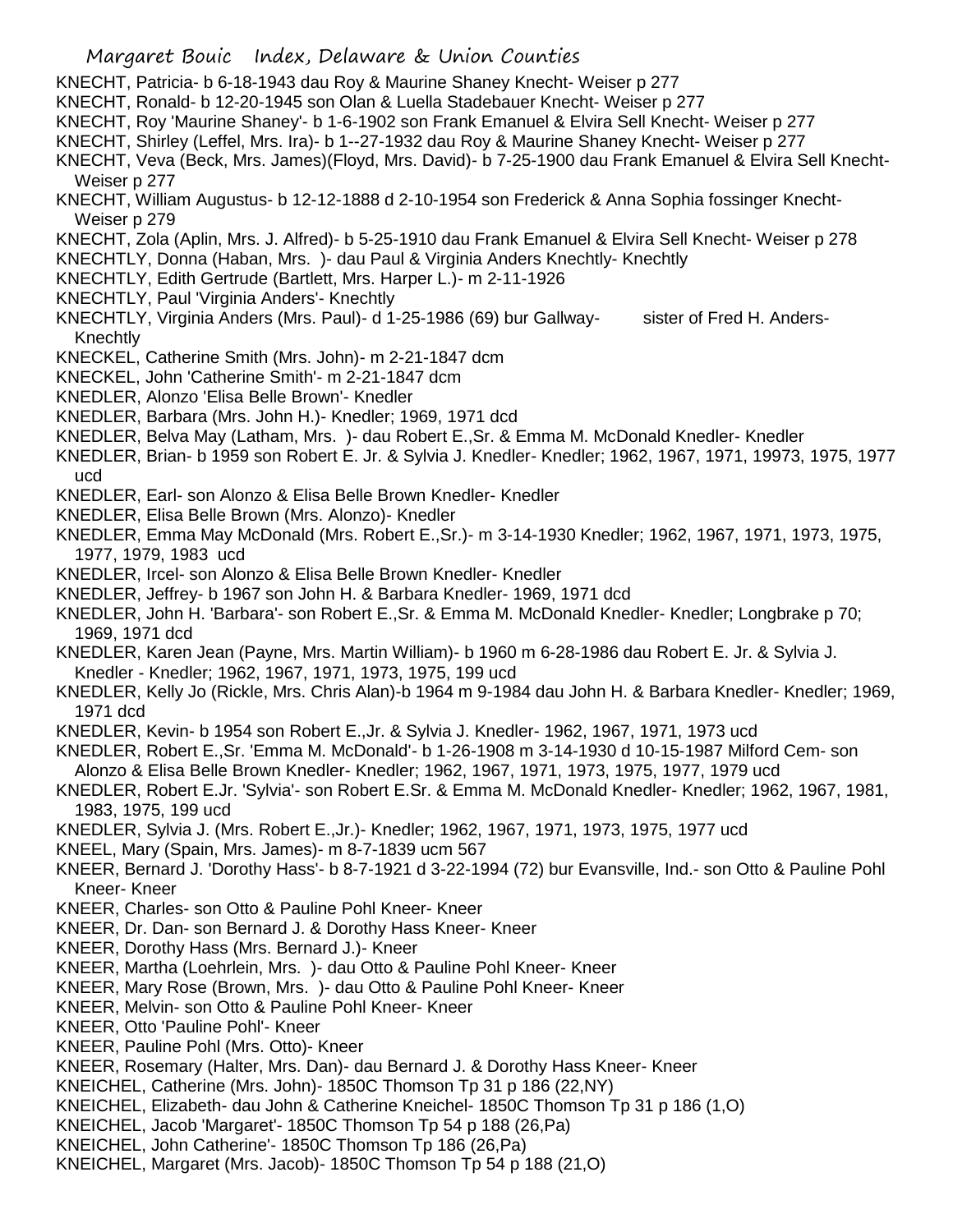KNECHT, Patricia- b 6-18-1943 dau Roy & Maurine Shaney Knecht- Weiser p 277
KNECHT, Ronald- b 12-20-1945 son Olan & Luella Stadebauer Knecht- Weiser p 277
KNECHT, Roy 'Maurine Shaney'- b 1-6-1902 son Frank Emanuel & Elvira Sell Knecht- Weiser p 277
KNECHT, Shirley (Leffel, Mrs. Ira)- b 1--27-1932 dau Roy & Maurine Shaney Knecht- Weiser p 277
KNECHT, Veva (Beck, Mrs. James)(Floyd, Mrs. David)- b 7-25-1900 dau Frank Emanuel & Elvira Sell Knecht- Weiser p 277
KNECHT, William Augustus- b 12-12-1888 d 2-10-1954 son Frederick & Anna Sophia fossinger Knecht- Weiser p 279
KNECHT, Zola (Aplin, Mrs. J. Alfred)- b 5-25-1910 dau Frank Emanuel & Elvira Sell Knecht- Weiser p 278
KNECHTLY, Donna (Haban, Mrs. )- dau Paul & Virginia Anders Knechtly- Knechtly
KNECHTLY, Edith Gertrude (Bartlett, Mrs. Harper L.)- m 2-11-1926
KNECHTLY, Paul 'Virginia Anders'- Knechtly
KNECHTLY, Virginia Anders (Mrs. Paul)- d 1-25-1986 (69) bur Gallway- sister of Fred H. Anders- Knechtly
KNECKEL, Catherine Smith (Mrs. John)- m 2-21-1847 dcm
KNECKEL, John 'Catherine Smith'- m 2-21-1847 dcm
KNEDLER, Alonzo 'Elisa Belle Brown'- Knedler
KNEDLER, Barbara (Mrs. John H.)- Knedler; 1969, 1971 dcd
KNEDLER, Belva May (Latham, Mrs. )- dau Robert E.,Sr. & Emma M. McDonald Knedler- Knedler
KNEDLER, Brian- b 1959 son Robert E. Jr. & Sylvia J. Knedler- Knedler; 1962, 1967, 1971, 19973, 1975, 1977 ucd
KNEDLER, Earl- son Alonzo & Elisa Belle Brown Knedler- Knedler
KNEDLER, Elisa Belle Brown (Mrs. Alonzo)- Knedler
KNEDLER, Emma May McDonald (Mrs. Robert E.,Sr.)- m 3-14-1930 Knedler; 1962, 1967, 1971, 1973, 1975, 1977, 1979, 1983 ucd
KNEDLER, Ircel- son Alonzo & Elisa Belle Brown Knedler- Knedler
KNEDLER, Jeffrey- b 1967 son John H. & Barbara Knedler- 1969, 1971 dcd
KNEDLER, John H. 'Barbara'- son Robert E.,Sr. & Emma M. McDonald Knedler- Knedler; Longbrake p 70; 1969, 1971 dcd
KNEDLER, Karen Jean (Payne, Mrs. Martin William)- b 1960 m 6-28-1986 dau Robert E. Jr. & Sylvia J. Knedler - Knedler; 1962, 1967, 1971, 1973, 1975, 199 ucd
KNEDLER, Kelly Jo (Rickle, Mrs. Chris Alan)-b 1964 m 9-1984 dau John H. & Barbara Knedler- Knedler; 1969, 1971 dcd
KNEDLER, Kevin- b 1954 son Robert E.,Jr. & Sylvia J. Knedler- 1962, 1967, 1971, 1973 ucd
KNEDLER, Robert E.,Sr. 'Emma M. McDonald'- b 1-26-1908 m 3-14-1930 d 10-15-1987 Milford Cem- son Alonzo & Elisa Belle Brown Knedler- Knedler; 1962, 1967, 1971, 1973, 1975, 1977, 1979 ucd
KNEDLER, Robert E.Jr. 'Sylvia'- son Robert E.Sr. & Emma M. McDonald Knedler- Knedler; 1962, 1967, 1981, 1983, 1975, 199 ucd
KNEDLER, Sylvia J. (Mrs. Robert E.,Jr.)- Knedler; 1962, 1967, 1971, 1973, 1975, 1977 ucd
KNEEL, Mary (Spain, Mrs. James)- m 8-7-1839 ucm 567
KNEER, Bernard J. 'Dorothy Hass'- b 8-7-1921 d 3-22-1994 (72) bur Evansville, Ind.- son Otto & Pauline Pohl Kneer- Kneer
KNEER, Charles- son Otto & Pauline Pohl Kneer- Kneer
KNEER, Dr. Dan- son Bernard J. & Dorothy Hass Kneer- Kneer
KNEER, Dorothy Hass (Mrs. Bernard J.)- Kneer
KNEER, Martha (Loehrlein, Mrs. )- dau Otto & Pauline Pohl Kneer- Kneer
KNEER, Mary Rose (Brown, Mrs. )- dau Otto & Pauline Pohl Kneer- Kneer
KNEER, Melvin- son Otto & Pauline Pohl Kneer- Kneer
KNEER, Otto 'Pauline Pohl'- Kneer
KNEER, Pauline Pohl (Mrs. Otto)- Kneer
KNEER, Rosemary (Halter, Mrs. Dan)- dau Bernard J. & Dorothy Hass Kneer- Kneer
KNEICHEL, Catherine (Mrs. John)- 1850C Thomson Tp 31 p 186 (22,NY)
KNEICHEL, Elizabeth- dau John & Catherine Kneichel- 1850C Thomson Tp 31 p 186 (1,O)
KNEICHEL, Jacob 'Margaret'- 1850C Thomson Tp 54 p 188 (26,Pa)
KNEICHEL, John Catherine'- 1850C Thomson Tp 186 (26,Pa)
KNEICHEL, Margaret (Mrs. Jacob)- 1850C Thomson Tp 54 p 188 (21,O)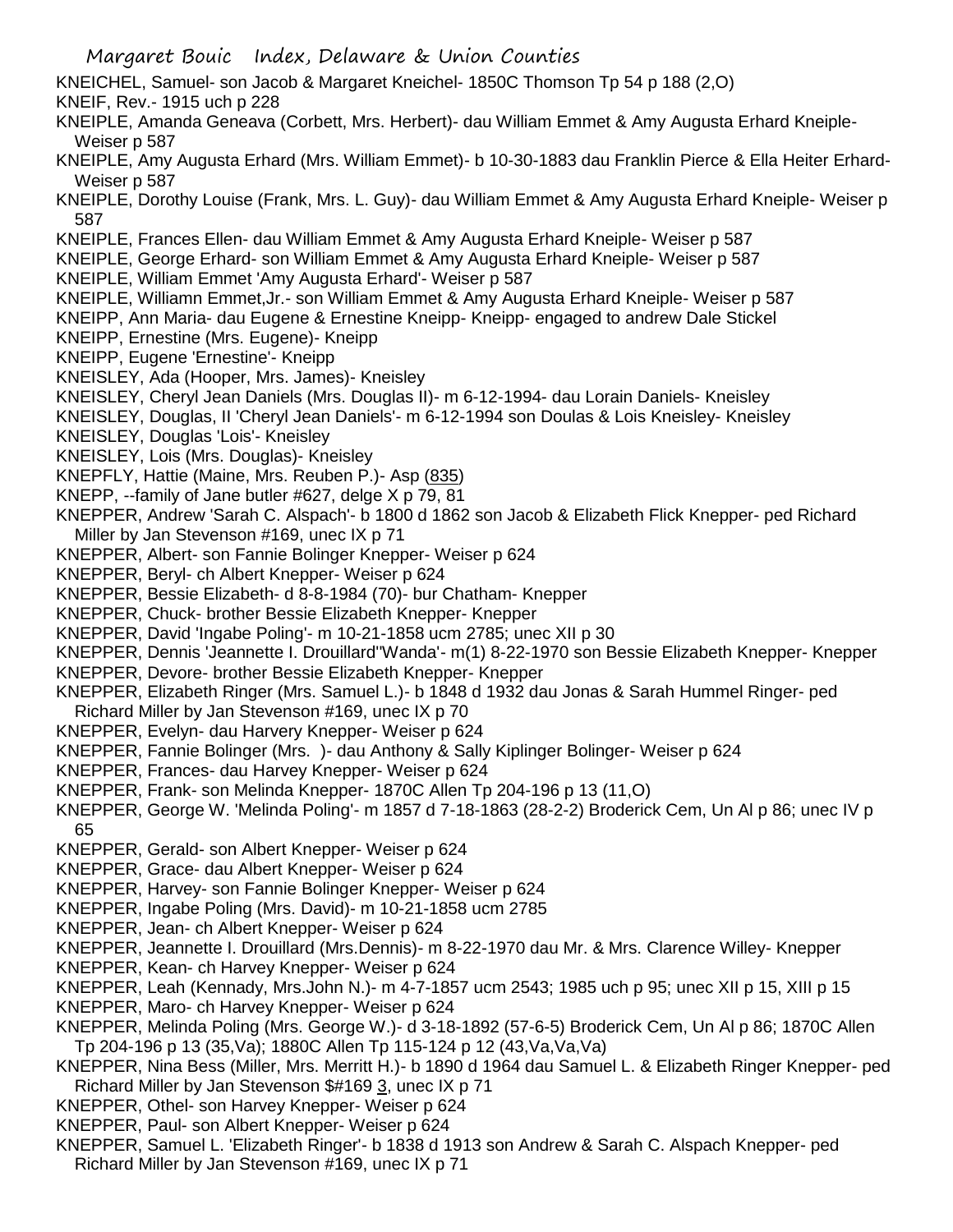KNEICHEL, Samuel- son Jacob & Margaret Kneichel- 1850C Thomson Tp 54 p 188 (2,O)

KNEIF, Rev.- 1915 uch p 228

KNEIPLE, Amanda Geneava (Corbett, Mrs. Herbert)- dau William Emmet & Amy Augusta Erhard Kneiple- Weiser p 587

KNEIPLE, Amy Augusta Erhard (Mrs. William Emmet)- b 10-30-1883 dau Franklin Pierce & Ella Heiter Erhard- Weiser p 587

KNEIPLE, Dorothy Louise (Frank, Mrs. L. Guy)- dau William Emmet & Amy Augusta Erhard Kneiple- Weiser p 587

KNEIPLE, Frances Ellen- dau William Emmet & Amy Augusta Erhard Kneiple- Weiser p 587

KNEIPLE, George Erhard- son William Emmet & Amy Augusta Erhard Kneiple- Weiser p 587

KNEIPLE, William Emmet 'Amy Augusta Erhard'- Weiser p 587

KNEIPLE, Williamn Emmet,Jr.- son William Emmet & Amy Augusta Erhard Kneiple- Weiser p 587

KNEIPP, Ann Maria- dau Eugene & Ernestine Kneipp- Kneipp- engaged to andrew Dale Stickel

KNEIPP, Ernestine (Mrs. Eugene)- Kneipp

KNEIPP, Eugene 'Ernestine'- Kneipp

KNEISLEY, Ada (Hooper, Mrs. James)- Kneisley

KNEISLEY, Cheryl Jean Daniels (Mrs. Douglas II)- m 6-12-1994- dau Lorain Daniels- Kneisley

KNEISLEY, Douglas, II 'Cheryl Jean Daniels'- m 6-12-1994 son Doulas & Lois Kneisley- Kneisley

KNEISLEY, Douglas 'Lois'- Kneisley

KNEISLEY, Lois (Mrs. Douglas)- Kneisley

KNEPFLY, Hattie (Maine, Mrs. Reuben P.)- Asp (835)

KNEPP, --family of Jane butler #627, delge X p 79, 81

KNEPPER, Andrew 'Sarah C. Alspach'- b 1800 d 1862 son Jacob & Elizabeth Flick Knepper- ped Richard Miller by Jan Stevenson #169, unec IX p 71

KNEPPER, Albert- son Fannie Bolinger Knepper- Weiser p 624

KNEPPER, Beryl- ch Albert Knepper- Weiser p 624

KNEPPER, Bessie Elizabeth- d 8-8-1984 (70)- bur Chatham- Knepper

KNEPPER, Chuck- brother Bessie Elizabeth Knepper- Knepper

KNEPPER, David 'Ingabe Poling'- m 10-21-1858 ucm 2785; unec XII p 30

KNEPPER, Dennis 'Jeannette I. Drouillard''Wanda'- m(1) 8-22-1970 son Bessie Elizabeth Knepper- Knepper

KNEPPER, Devore- brother Bessie Elizabeth Knepper- Knepper

KNEPPER, Elizabeth Ringer (Mrs. Samuel L.)- b 1848 d 1932 dau Jonas & Sarah Hummel Ringer- ped Richard Miller by Jan Stevenson #169, unec IX p 70

KNEPPER, Evelyn- dau Harvery Knepper- Weiser p 624

KNEPPER, Fannie Bolinger (Mrs. )- dau Anthony & Sally Kiplinger Bolinger- Weiser p 624

KNEPPER, Frances- dau Harvey Knepper- Weiser p 624

KNEPPER, Frank- son Melinda Knepper- 1870C Allen Tp 204-196 p 13 (11,O)

KNEPPER, George W. 'Melinda Poling'- m 1857 d 7-18-1863 (28-2-2) Broderick Cem, Un Al p 86; unec IV p 65

KNEPPER, Gerald- son Albert Knepper- Weiser p 624

KNEPPER, Grace- dau Albert Knepper- Weiser p 624

KNEPPER, Harvey- son Fannie Bolinger Knepper- Weiser p 624

KNEPPER, Ingabe Poling (Mrs. David)- m 10-21-1858 ucm 2785

KNEPPER, Jean- ch Albert Knepper- Weiser p 624

KNEPPER, Jeannette I. Drouillard (Mrs.Dennis)- m 8-22-1970 dau Mr. & Mrs. Clarence Willey- Knepper

KNEPPER, Kean- ch Harvey Knepper- Weiser p 624

KNEPPER, Leah (Kennady, Mrs.John N.)- m 4-7-1857 ucm 2543; 1985 uch p 95; unec XII p 15, XIII p 15

KNEPPER, Maro- ch Harvey Knepper- Weiser p 624

KNEPPER, Melinda Poling (Mrs. George W.)- d 3-18-1892 (57-6-5) Broderick Cem, Un Al p 86; 1870C Allen Tp 204-196 p 13 (35,Va); 1880C Allen Tp 115-124 p 12 (43,Va,Va,Va)

KNEPPER, Nina Bess (Miller, Mrs. Merritt H.)- b 1890 d 1964 dau Samuel L. & Elizabeth Ringer Knepper- ped Richard Miller by Jan Stevenson $#169 3, unec IX p 71

KNEPPER, Othel- son Harvey Knepper- Weiser p 624

KNEPPER, Paul- son Albert Knepper- Weiser p 624

KNEPPER, Samuel L. 'Elizabeth Ringer'- b 1838 d 1913 son Andrew & Sarah C. Alspach Knepper- ped Richard Miller by Jan Stevenson #169, unec IX p 71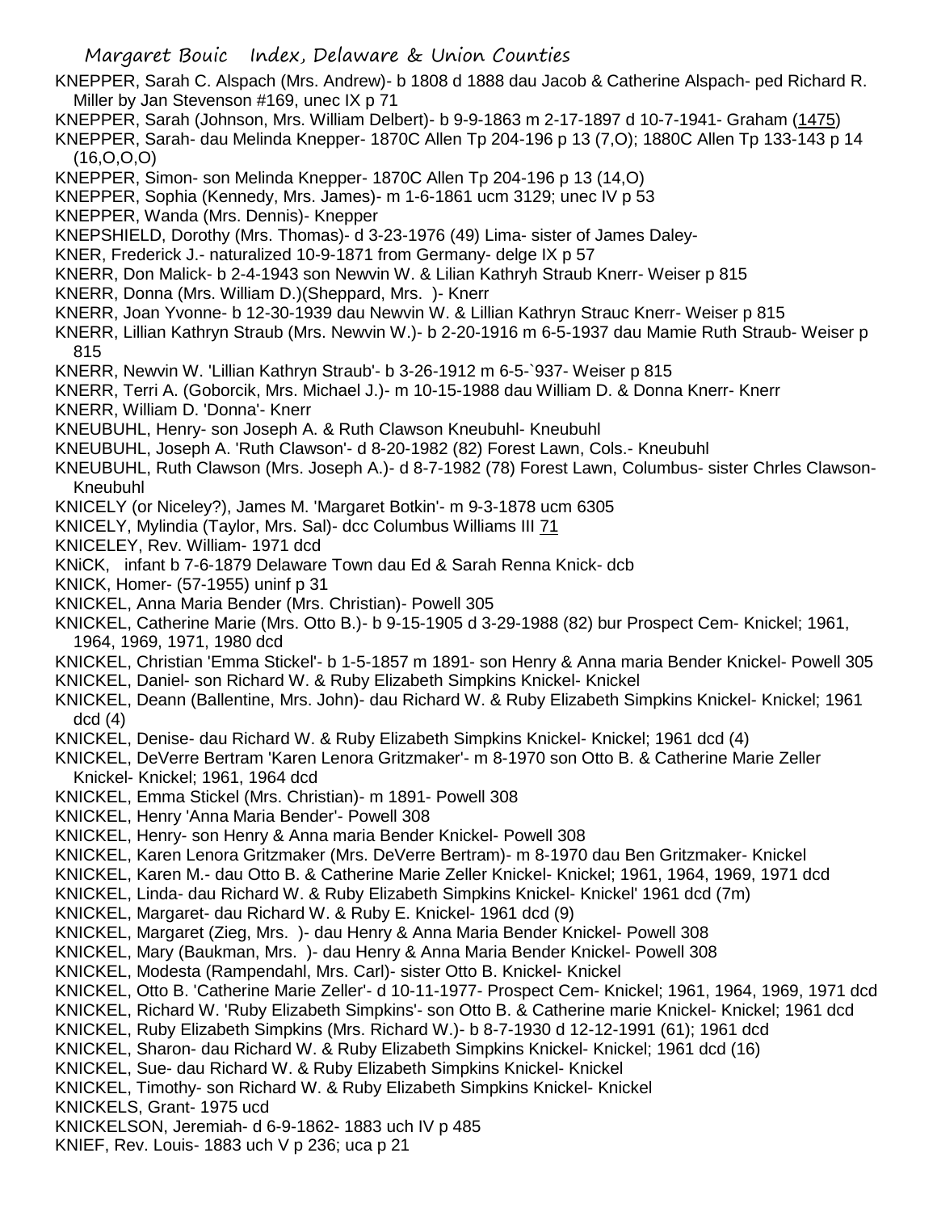KNEPPER, Sarah C. Alspach (Mrs. Andrew)- b 1808 d 1888 dau Jacob & Catherine Alspach- ped Richard R. Miller by Jan Stevenson #169, unec IX p 71

KNEPPER, Sarah (Johnson, Mrs. William Delbert)- b 9-9-1863 m 2-17-1897 d 10-7-1941- Graham (1475)

KNEPPER, Sarah- dau Melinda Knepper- 1870C Allen Tp 204-196 p 13 (7,O); 1880C Allen Tp 133-143 p 14 (16,O,O,O)

KNEPPER, Simon- son Melinda Knepper- 1870C Allen Tp 204-196 p 13 (14,O)

KNEPPER, Sophia (Kennedy, Mrs. James)- m 1-6-1861 ucm 3129; unec IV p 53

KNEPPER, Wanda (Mrs. Dennis)- Knepper

KNEPSHIELD, Dorothy (Mrs. Thomas)- d 3-23-1976 (49) Lima- sister of James Daley-

KNER, Frederick J.- naturalized 10-9-1871 from Germany- delge IX p 57

KNERR, Don Malick- b 2-4-1943 son Newvin W. & Lilian Kathryh Straub Knerr- Weiser p 815

KNERR, Donna (Mrs. William D.)(Sheppard, Mrs. )- Knerr

KNERR, Joan Yvonne- b 12-30-1939 dau Newvin W. & Lillian Kathryn Strauc Knerr- Weiser p 815

KNERR, Lillian Kathryn Straub (Mrs. Newvin W.)- b 2-20-1916 m 6-5-1937 dau Mamie Ruth Straub- Weiser p 815

KNERR, Newvin W. 'Lillian Kathryn Straub'- b 3-26-1912 m 6-5-`937- Weiser p 815

KNERR, Terri A. (Goborcik, Mrs. Michael J.)- m 10-15-1988 dau William D. & Donna Knerr- Knerr

KNERR, William D. 'Donna'- Knerr

KNEUBUHL, Henry- son Joseph A. & Ruth Clawson Kneubuhl- Kneubuhl

KNEUBUHL, Joseph A. 'Ruth Clawson'- d 8-20-1982 (82) Forest Lawn, Cols.- Kneubuhl

KNEUBUHL, Ruth Clawson (Mrs. Joseph A.)- d 8-7-1982 (78) Forest Lawn, Columbus- sister Chrles Clawson- Kneubuhl

KNICELY (or Niceley?), James M. 'Margaret Botkin'- m 9-3-1878 ucm 6305

KNICELY, Mylindia (Taylor, Mrs. Sal)- dcc Columbus Williams III 71

KNICELEY, Rev. William- 1971 dcd

KNiCK, infant b 7-6-1879 Delaware Town dau Ed & Sarah Renna Knick- dcb

KNICK, Homer- (57-1955) uninf p 31

KNICKEL, Anna Maria Bender (Mrs. Christian)- Powell 305

KNICKEL, Catherine Marie (Mrs. Otto B.)- b 9-15-1905 d 3-29-1988 (82) bur Prospect Cem- Knickel; 1961, 1964, 1969, 1971, 1980 dcd

KNICKEL, Christian 'Emma Stickel'- b 1-5-1857 m 1891- son Henry & Anna maria Bender Knickel- Powell 305

KNICKEL, Daniel- son Richard W. & Ruby Elizabeth Simpkins Knickel- Knickel

KNICKEL, Deann (Ballentine, Mrs. John)- dau Richard W. & Ruby Elizabeth Simpkins Knickel- Knickel; 1961 dcd (4)

KNICKEL, Denise- dau Richard W. & Ruby Elizabeth Simpkins Knickel- Knickel; 1961 dcd (4)

KNICKEL, DeVerre Bertram 'Karen Lenora Gritzmaker'- m 8-1970 son Otto B. & Catherine Marie Zeller Knickel- Knickel; 1961, 1964 dcd

KNICKEL, Emma Stickel (Mrs. Christian)- m 1891- Powell 308

KNICKEL, Henry 'Anna Maria Bender'- Powell 308

KNICKEL, Henry- son Henry & Anna maria Bender Knickel- Powell 308

KNICKEL, Karen Lenora Gritzmaker (Mrs. DeVerre Bertram)- m 8-1970 dau Ben Gritzmaker- Knickel

KNICKEL, Karen M.- dau Otto B. & Catherine Marie Zeller Knickel- Knickel; 1961, 1964, 1969, 1971 dcd

KNICKEL, Linda- dau Richard W. & Ruby Elizabeth Simpkins Knickel- Knickel' 1961 dcd (7m)

KNICKEL, Margaret- dau Richard W. & Ruby E. Knickel- 1961 dcd (9)

KNICKEL, Margaret (Zieg, Mrs. )- dau Henry & Anna Maria Bender Knickel- Powell 308

KNICKEL, Mary (Baukman, Mrs. )- dau Henry & Anna Maria Bender Knickel- Powell 308

KNICKEL, Modesta (Rampendahl, Mrs. Carl)- sister Otto B. Knickel- Knickel

KNICKEL, Otto B. 'Catherine Marie Zeller'- d 10-11-1977- Prospect Cem- Knickel; 1961, 1964, 1969, 1971 dcd

KNICKEL, Richard W. 'Ruby Elizabeth Simpkins'- son Otto B. & Catherine marie Knickel- Knickel; 1961 dcd

KNICKEL, Ruby Elizabeth Simpkins (Mrs. Richard W.)- b 8-7-1930 d 12-12-1991 (61); 1961 dcd

KNICKEL, Sharon- dau Richard W. & Ruby Elizabeth Simpkins Knickel- Knickel; 1961 dcd (16)

KNICKEL, Sue- dau Richard W. & Ruby Elizabeth Simpkins Knickel- Knickel

KNICKEL, Timothy- son Richard W. & Ruby Elizabeth Simpkins Knickel- Knickel

KNICKELS, Grant- 1975 ucd

KNICKELSON, Jeremiah- d 6-9-1862- 1883 uch IV p 485

KNIEF, Rev. Louis- 1883 uch V p 236; uca p 21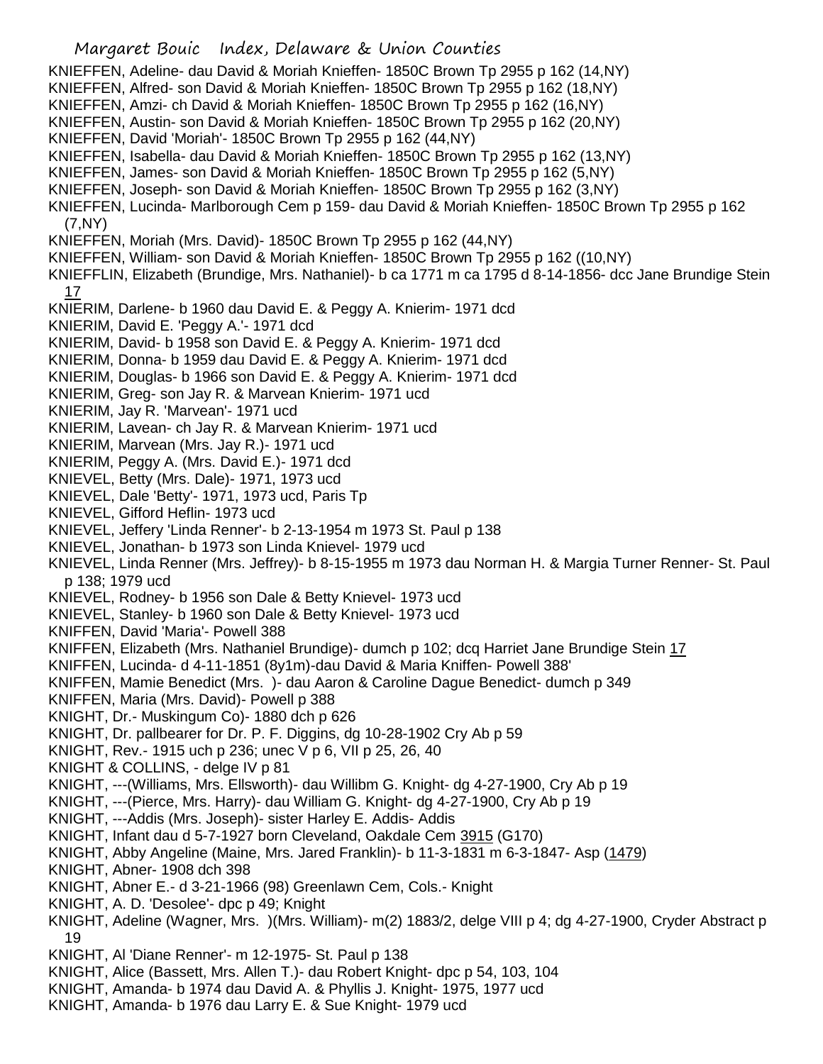KNIEFFEN, Adeline- dau David & Moriah Knieffen- 1850C Brown Tp 2955 p 162 (14,NY)
KNIEFFEN, Alfred- son David & Moriah Knieffen- 1850C Brown Tp 2955 p 162 (18,NY)
KNIEFFEN, Amzi- ch David & Moriah Knieffen- 1850C Brown Tp 2955 p 162 (16,NY)
KNIEFFEN, Austin- son David & Moriah Knieffen- 1850C Brown Tp 2955 p 162 (20,NY)
KNIEFFEN, David 'Moriah'- 1850C Brown Tp 2955 p 162 (44,NY)
KNIEFFEN, Isabella- dau David & Moriah Knieffen- 1850C Brown Tp 2955 p 162 (13,NY)
KNIEFFEN, James- son David & Moriah Knieffen- 1850C Brown Tp 2955 p 162 (5,NY)
KNIEFFEN, Joseph- son David & Moriah Knieffen- 1850C Brown Tp 2955 p 162 (3,NY)
KNIEFFEN, Lucinda- Marlborough Cem p 159- dau David & Moriah Knieffen- 1850C Brown Tp 2955 p 162 (7,NY)
KNIEFFEN, Moriah (Mrs. David)- 1850C Brown Tp 2955 p 162 (44,NY)
KNIEFFEN, William- son David & Moriah Knieffen- 1850C Brown Tp 2955 p 162 ((10,NY)
KNIEFFLIN, Elizabeth (Brundige, Mrs. Nathaniel)- b ca 1771 m ca 1795 d 8-14-1856- dcc Jane Brundige Stein 17
KNIERIM, Darlene- b 1960 dau David E. & Peggy A. Knierim- 1971 dcd
KNIERIM, David E. 'Peggy A.'- 1971 dcd
KNIERIM, David- b 1958 son David E. & Peggy A. Knierim- 1971 dcd
KNIERIM, Donna- b 1959 dau David E. & Peggy A. Knierim- 1971 dcd
KNIERIM, Douglas- b 1966 son David E. & Peggy A. Knierim- 1971 dcd
KNIERIM, Greg- son Jay R. & Marvean Knierim- 1971 ucd
KNIERIM, Jay R. 'Marvean'- 1971 ucd
KNIERIM, Lavean- ch Jay R. & Marvean Knierim- 1971 ucd
KNIERIM, Marvean (Mrs. Jay R.)- 1971 ucd
KNIERIM, Peggy A. (Mrs. David E.)- 1971 dcd
KNIEVEL, Betty (Mrs. Dale)- 1971, 1973 ucd
KNIEVEL, Dale 'Betty'- 1971, 1973 ucd, Paris Tp
KNIEVEL, Gifford Heflin- 1973 ucd
KNIEVEL, Jeffery 'Linda Renner'- b 2-13-1954 m 1973 St. Paul p 138
KNIEVEL, Jonathan- b 1973 son Linda Knievel- 1979 ucd
KNIEVEL, Linda Renner (Mrs. Jeffrey)- b 8-15-1955 m 1973 dau Norman H. & Margia Turner Renner- St. Paul p 138; 1979 ucd
KNIEVEL, Rodney- b 1956 son Dale & Betty Knievel- 1973 ucd
KNIEVEL, Stanley- b 1960 son Dale & Betty Knievel- 1973 ucd
KNIFFEN, David 'Maria'- Powell 388
KNIFFEN, Elizabeth (Mrs. Nathaniel Brundige)- dumch p 102; dcq Harriet Jane Brundige Stein 17
KNIFFEN, Lucinda- d 4-11-1851 (8y1m)-dau David & Maria Kniffen- Powell 388'
KNIFFEN, Mamie Benedict (Mrs. )- dau Aaron & Caroline Dague Benedict- dumch p 349
KNIFFEN, Maria (Mrs. David)- Powell p 388
KNIGHT, Dr.- Muskingum Co)- 1880 dch p 626
KNIGHT, Dr. pallbearer for Dr. P. F. Diggins, dg 10-28-1902 Cry Ab p 59
KNIGHT, Rev.- 1915 uch p 236; unec V p 6, VII p 25, 26, 40
KNIGHT & COLLINS, - delge IV p 81
KNIGHT, ---(Williams, Mrs. Ellsworth)- dau Willibm G. Knight- dg 4-27-1900, Cry Ab p 19
KNIGHT, ---(Pierce, Mrs. Harry)- dau William G. Knight- dg 4-27-1900, Cry Ab p 19
KNIGHT, ---Addis (Mrs. Joseph)- sister Harley E. Addis- Addis
KNIGHT, Infant dau d 5-7-1927 born Cleveland, Oakdale Cem 3915 (G170)
KNIGHT, Abby Angeline (Maine, Mrs. Jared Franklin)- b 11-3-1831 m 6-3-1847- Asp (1479)
KNIGHT, Abner- 1908 dch 398
KNIGHT, Abner E.- d 3-21-1966 (98) Greenlawn Cem, Cols.- Knight
KNIGHT, A. D. 'Desolee'- dpc p 49; Knight
KNIGHT, Adeline (Wagner, Mrs. )(Mrs. William)- m(2) 1883/2, delge VIII p 4; dg 4-27-1900, Cryder Abstract p 19
KNIGHT, Al 'Diane Renner'- m 12-1975- St. Paul p 138
KNIGHT, Alice (Bassett, Mrs. Allen T.)- dau Robert Knight- dpc p 54, 103, 104
KNIGHT, Amanda- b 1974 dau David A. & Phyllis J. Knight- 1975, 1977 ucd
KNIGHT, Amanda- b 1976 dau Larry E. & Sue Knight- 1979 ucd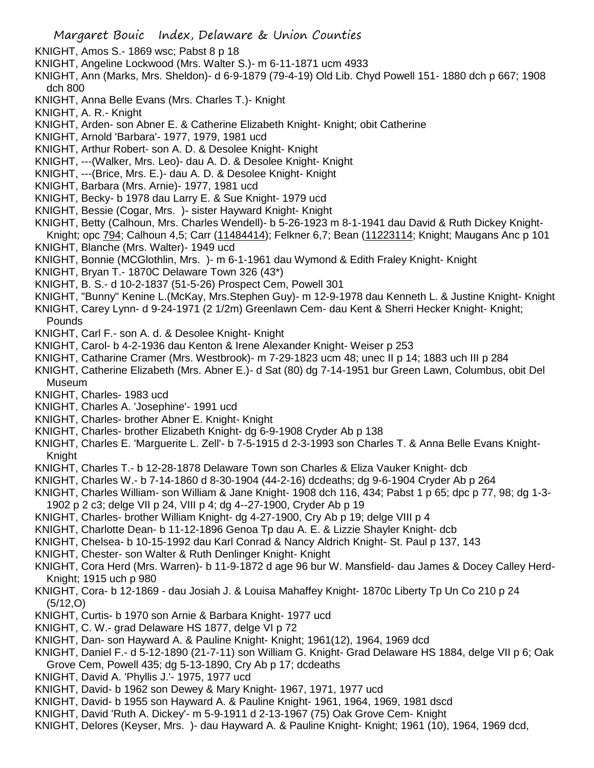KNIGHT, Amos S.- 1869 wsc; Pabst 8 p 18

KNIGHT, Angeline Lockwood (Mrs. Walter S.)- m 6-11-1871 ucm 4933

KNIGHT, Ann (Marks, Mrs. Sheldon)- d 6-9-1879 (79-4-19) Old Lib. Chyd Powell 151- 1880 dch p 667; 1908 dch 800

KNIGHT, Anna Belle Evans (Mrs. Charles T.)- Knight

KNIGHT, A. R.- Knight

KNIGHT, Arden- son Abner E. & Catherine Elizabeth Knight- Knight; obit Catherine

KNIGHT, Arnold 'Barbara'- 1977, 1979, 1981 ucd

KNIGHT, Arthur Robert- son A. D. & Desolee Knight- Knight

KNIGHT, ---(Walker, Mrs. Leo)- dau A. D. & Desolee Knight- Knight

KNIGHT, ---(Brice, Mrs. E.)- dau A. D. & Desolee Knight- Knight

KNIGHT, Barbara (Mrs. Arnie)- 1977, 1981 ucd

KNIGHT, Becky- b 1978 dau Larry E. & Sue Knight- 1979 ucd

KNIGHT, Bessie (Cogar, Mrs. )- sister Hayward Knight- Knight

KNIGHT, Betty (Calhoun, Mrs. Charles Wendell)- b 5-26-1923 m 8-1-1941 dau David & Ruth Dickey Knight- Knight; opc 794; Calhoun 4,5; Carr (11484414); Felkner 6,7; Bean (11223114; Knight; Maugans Anc p 101

KNIGHT, Blanche (Mrs. Walter)- 1949 ucd

KNIGHT, Bonnie (MCGlothlin, Mrs. )- m 6-1-1961 dau Wymond & Edith Fraley Knight- Knight

KNIGHT, Bryan T.- 1870C Delaware Town 326 (43*)

KNIGHT, B. S.- d 10-2-1837 (51-5-26) Prospect Cem, Powell 301

KNIGHT, "Bunny" Kenine L.(McKay, Mrs.Stephen Guy)- m 12-9-1978 dau Kenneth L. & Justine Knight- Knight

KNIGHT, Carey Lynn- d 9-24-1971 (2 1/2m) Greenlawn Cem- dau Kent & Sherri Hecker Knight- Knight; Pounds

KNIGHT, Carl F.- son A. d. & Desolee Knight- Knight

KNIGHT, Carol- b 4-2-1936 dau Kenton & Irene Alexander Knight- Weiser p 253

KNIGHT, Catharine Cramer (Mrs. Westbrook)- m 7-29-1823 ucm 48; unec II p 14; 1883 uch III p 284

KNIGHT, Catherine Elizabeth (Mrs. Abner E.)- d Sat (80) dg 7-14-1951 bur Green Lawn, Columbus, obit Del Museum

KNIGHT, Charles- 1983 ucd

KNIGHT, Charles A. 'Josephine'- 1991 ucd

KNIGHT, Charles- brother Abner E. Knight- Knight

KNIGHT, Charles- brother Elizabeth Knight- dg 6-9-1908 Cryder Ab p 138

KNIGHT, Charles E. 'Marguerite L. Zell'- b 7-5-1915 d 2-3-1993 son Charles T. & Anna Belle Evans Knight- Knight

KNIGHT, Charles T.- b 12-28-1878 Delaware Town son Charles & Eliza Vauker Knight- dcb

KNIGHT, Charles W.- b 7-14-1860 d 8-30-1904 (44-2-16) dcdeaths; dg 9-6-1904 Cryder Ab p 264

KNIGHT, Charles William- son William & Jane Knight- 1908 dch 116, 434; Pabst 1 p 65; dpc p 77, 98; dg 1-3-1902 p 2 c3; delge VII p 24, VIII p 4; dg 4--27-1900, Cryder Ab p 19

KNIGHT, Charles- brother William Knight- dg 4-27-1900, Cry Ab p 19; delge VIII p 4

KNIGHT, Charlotte Dean- b 11-12-1896 Genoa Tp dau A. E. & Lizzie Shayler Knight- dcb

KNIGHT, Chelsea- b 10-15-1992 dau Karl Conrad & Nancy Aldrich Knight- St. Paul p 137, 143

KNIGHT, Chester- son Walter & Ruth Denlinger Knight- Knight

KNIGHT, Cora Herd (Mrs. Warren)- b 11-9-1872 d age 96 bur W. Mansfield- dau James & Docey Calley Herd- Knight; 1915 uch p 980

KNIGHT, Cora- b 12-1869 - dau Josiah J. & Louisa Mahaffey Knight- 1870c Liberty Tp Un Co 210 p 24 (5/12,O)

KNIGHT, Curtis- b 1970 son Arnie & Barbara Knight- 1977 ucd

KNIGHT, C. W.- grad Delaware HS 1877, delge VI p 72

KNIGHT, Dan- son Hayward A. & Pauline Knight- Knight; 1961(12), 1964, 1969 dcd

KNIGHT, Daniel F.- d 5-12-1890 (21-7-11) son William G. Knight- Grad Delaware HS 1884, delge VII p 6; Oak Grove Cem, Powell 435; dg 5-13-1890, Cry Ab p 17; dcdeaths

KNIGHT, David A. 'Phyllis J.'- 1975, 1977 ucd

KNIGHT, David- b 1962 son Dewey & Mary Knight- 1967, 1971, 1977 ucd

KNIGHT, David- b 1955 son Hayward A. & Pauline Knight- 1961, 1964, 1969, 1981 dscd

KNIGHT, David 'Ruth A. Dickey'- m 5-9-1911 d 2-13-1967 (75) Oak Grove Cem- Knight

KNIGHT, Delores (Keyser, Mrs. )- dau Hayward A. & Pauline Knight- Knight; 1961 (10), 1964, 1969 dcd,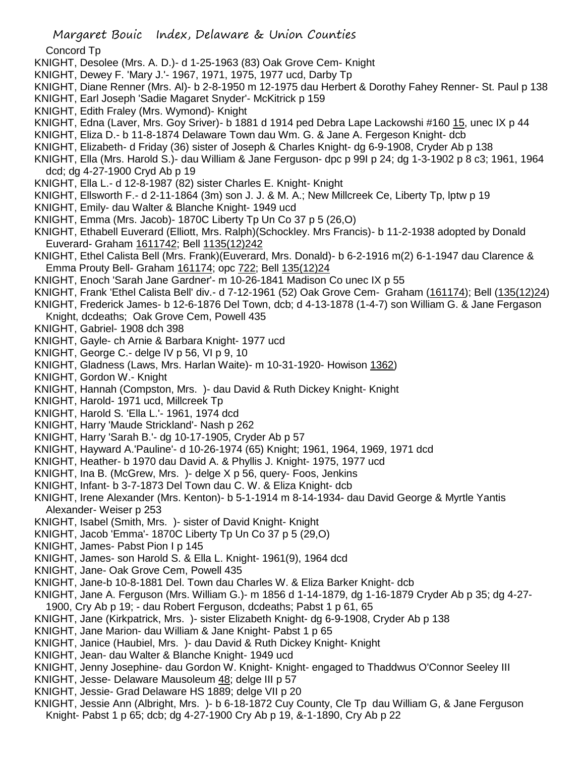Concord Tp

KNIGHT, Desolee (Mrs. A. D.)- d 1-25-1963 (83) Oak Grove Cem- Knight
KNIGHT, Dewey F. 'Mary J.'- 1967, 1971, 1975, 1977 ucd, Darby Tp
KNIGHT, Diane Renner (Mrs. Al)- b 2-8-1950 m 12-1975 dau Herbert & Dorothy Fahey Renner- St. Paul p 138
KNIGHT, Earl Joseph 'Sadie Magaret Snyder'- McKitrick p 159
KNIGHT, Edith Fraley (Mrs. Wymond)- Knight
KNIGHT, Edna (Laver, Mrs. Goy Sriver)- b 1881 d 1914 ped Debra Lape Lackowshi #160 15, unec IX p 44
KNIGHT, Eliza D.- b 11-8-1874 Delaware Town dau Wm. G. & Jane A. Fergeson Knight- dcb
KNIGHT, Elizabeth- d Friday (36) sister of Joseph & Charles Knight- dg 6-9-1908, Cryder Ab p 138
KNIGHT, Ella (Mrs. Harold S.)- dau William & Jane Ferguson- dpc p 99I p 24; dg 1-3-1902 p 8 c3; 1961, 1964 dcd; dg 4-27-1900 Cryd Ab p 19
KNIGHT, Ella L.- d 12-8-1987 (82) sister Charles E. Knight- Knight
KNIGHT, Ellsworth F.- d 2-11-1864 (3m) son J. J. & M. A.; New Millcreek Ce, Liberty Tp, lptw p 19
KNIGHT, Emily- dau Walter & Blanche Knight- 1949 ucd
KNIGHT, Emma (Mrs. Jacob)- 1870C Liberty Tp Un Co 37 p 5 (26,O)
KNIGHT, Ethabell Euverard (Elliott, Mrs. Ralph)(Schockley. Mrs Francis)- b 11-2-1938 adopted by Donald Euverard- Graham 1611742; Bell 1135(12)242
KNIGHT, Ethel Calista Bell (Mrs. Frank)(Euverard, Mrs. Donald)- b 6-2-1916 m(2) 6-1-1947 dau Clarence & Emma Prouty Bell- Graham 161174; opc 722; Bell 135(12)24
KNIGHT, Enoch 'Sarah Jane Gardner'- m 10-26-1841 Madison Co unec IX p 55
KNIGHT, Frank 'Ethel Calista Bell' div.- d 7-12-1961 (52) Oak Grove Cem- Graham (161174); Bell (135(12)24)
KNIGHT, Frederick James- b 12-6-1876 Del Town, dcb; d 4-13-1878 (1-4-7) son William G. & Jane Fergason Knight, dcdeaths; Oak Grove Cem, Powell 435
KNIGHT, Gabriel- 1908 dch 398
KNIGHT, Gayle- ch Arnie & Barbara Knight- 1977 ucd
KNIGHT, George C.- delge IV p 56, VI p 9, 10
KNIGHT, Gladness (Laws, Mrs. Harlan Waite)- m 10-31-1920- Howison 1362)
KNIGHT, Gordon W.- Knight
KNIGHT, Hannah (Compston, Mrs. )- dau David & Ruth Dickey Knight- Knight
KNIGHT, Harold- 1971 ucd, Millcreek Tp
KNIGHT, Harold S. 'Ella L.'- 1961, 1974 dcd
KNIGHT, Harry 'Maude Strickland'- Nash p 262
KNIGHT, Harry 'Sarah B.'- dg 10-17-1905, Cryder Ab p 57
KNIGHT, Hayward A.'Pauline'- d 10-26-1974 (65) Knight; 1961, 1964, 1969, 1971 dcd
KNIGHT, Heather- b 1970 dau David A. & Phyllis J. Knight- 1975, 1977 ucd
KNIGHT, Ina B. (McGrew, Mrs. )- delge X p 56, query- Foos, Jenkins
KNIGHT, Infant- b 3-7-1873 Del Town dau C. W. & Eliza Knight- dcb
KNIGHT, Irene Alexander (Mrs. Kenton)- b 5-1-1914 m 8-14-1934- dau David George & Myrtle Yantis Alexander- Weiser p 253
KNIGHT, Isabel (Smith, Mrs. )- sister of David Knight- Knight
KNIGHT, Jacob 'Emma'- 1870C Liberty Tp Un Co 37 p 5 (29,O)
KNIGHT, James- Pabst Pion I p 145
KNIGHT, James- son Harold S. & Ella L. Knight- 1961(9), 1964 dcd
KNIGHT, Jane- Oak Grove Cem, Powell 435
KNIGHT, Jane-b 10-8-1881 Del. Town dau Charles W. & Eliza Barker Knight- dcb
KNIGHT, Jane A. Ferguson (Mrs. William G.)- m 1856 d 1-14-1879, dg 1-16-1879 Cryder Ab p 35; dg 4-27-1900, Cry Ab p 19; - dau Robert Ferguson, dcdeaths; Pabst 1 p 61, 65
KNIGHT, Jane (Kirkpatrick, Mrs. )- sister Elizabeth Knight- dg 6-9-1908, Cryder Ab p 138
KNIGHT, Jane Marion- dau William & Jane Knight- Pabst 1 p 65
KNIGHT, Janice (Haubiel, Mrs. )- dau David & Ruth Dickey Knight- Knight
KNIGHT, Jean- dau Walter & Blanche Knight- 1949 ucd
KNIGHT, Jenny Josephine- dau Gordon W. Knight- Knight- engaged to Thaddwus O'Connor Seeley III
KNIGHT, Jesse- Delaware Mausoleum 48; delge III p 57
KNIGHT, Jessie- Grad Delaware HS 1889; delge VII p 20
KNIGHT, Jessie Ann (Albright, Mrs. )- b 6-18-1872 Cuy County, Cle Tp dau William G, & Jane Ferguson Knight- Pabst 1 p 65; dcb; dg 4-27-1900 Cry Ab p 19, &-1-1890, Cry Ab p 22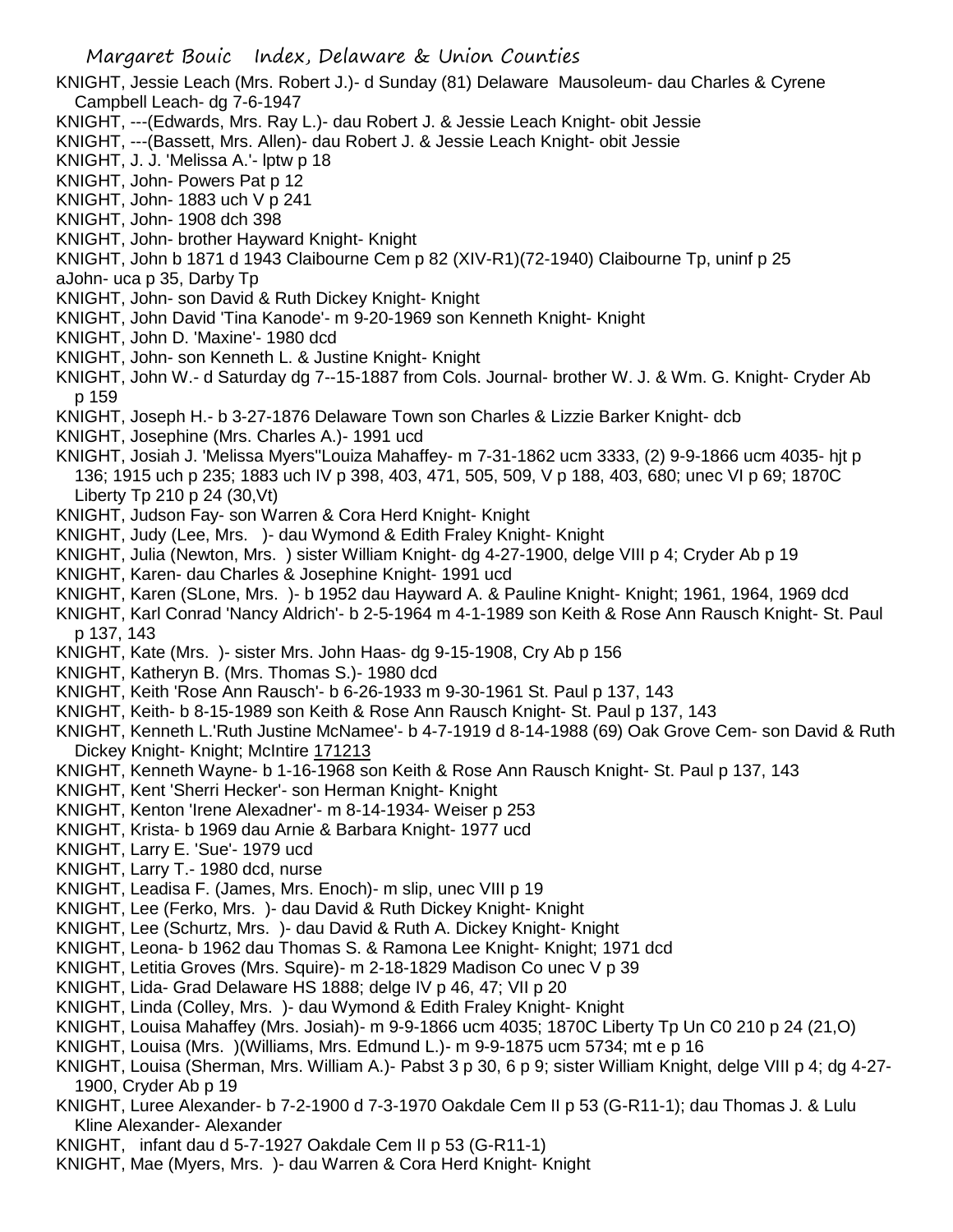KNIGHT, Jessie Leach (Mrs. Robert J.)- d Sunday (81) Delaware Mausoleum- dau Charles & Cyrene Campbell Leach- dg 7-6-1947

KNIGHT, ---(Edwards, Mrs. Ray L.)- dau Robert J. & Jessie Leach Knight- obit Jessie

KNIGHT, ---(Bassett, Mrs. Allen)- dau Robert J. & Jessie Leach Knight- obit Jessie

KNIGHT, J. J. 'Melissa A.'- lptw p 18

KNIGHT, John- Powers Pat p 12

KNIGHT, John- 1883 uch V p 241

KNIGHT, John- 1908 dch 398

KNIGHT, John- brother Hayward Knight- Knight

KNIGHT, John b 1871 d 1943 Claibourne Cem p 82 (XIV-R1)(72-1940) Claibourne Tp, uninf p 25

aJohn- uca p 35, Darby Tp

KNIGHT, John- son David & Ruth Dickey Knight- Knight

KNIGHT, John David 'Tina Kanode'- m 9-20-1969 son Kenneth Knight- Knight

KNIGHT, John D. 'Maxine'- 1980 dcd

KNIGHT, John- son Kenneth L. & Justine Knight- Knight

KNIGHT, John W.- d Saturday dg 7--15-1887 from Cols. Journal- brother W. J. & Wm. G. Knight- Cryder Ab p 159

KNIGHT, Joseph H.- b 3-27-1876 Delaware Town son Charles & Lizzie Barker Knight- dcb

KNIGHT, Josephine (Mrs. Charles A.)- 1991 ucd

KNIGHT, Josiah J. 'Melissa Myers''Louiza Mahaffey- m 7-31-1862 ucm 3333, (2) 9-9-1866 ucm 4035- hjt p 136; 1915 uch p 235; 1883 uch IV p 398, 403, 471, 505, 509, V p 188, 403, 680; unec VI p 69; 1870C Liberty Tp 210 p 24 (30,Vt)

KNIGHT, Judson Fay- son Warren & Cora Herd Knight- Knight

KNIGHT, Judy (Lee, Mrs. )- dau Wymond & Edith Fraley Knight- Knight

KNIGHT, Julia (Newton, Mrs. ) sister William Knight- dg 4-27-1900, delge VIII p 4; Cryder Ab p 19

KNIGHT, Karen- dau Charles & Josephine Knight- 1991 ucd

KNIGHT, Karen (SLone, Mrs. )- b 1952 dau Hayward A. & Pauline Knight- Knight; 1961, 1964, 1969 dcd

KNIGHT, Karl Conrad 'Nancy Aldrich'- b 2-5-1964 m 4-1-1989 son Keith & Rose Ann Rausch Knight- St. Paul p 137, 143

KNIGHT, Kate (Mrs. )- sister Mrs. John Haas- dg 9-15-1908, Cry Ab p 156

KNIGHT, Katheryn B. (Mrs. Thomas S.)- 1980 dcd

KNIGHT, Keith 'Rose Ann Rausch'- b 6-26-1933 m 9-30-1961 St. Paul p 137, 143

KNIGHT, Keith- b 8-15-1989 son Keith & Rose Ann Rausch Knight- St. Paul p 137, 143

KNIGHT, Kenneth L.'Ruth Justine McNamee'- b 4-7-1919 d 8-14-1988 (69) Oak Grove Cem- son David & Ruth Dickey Knight- Knight; McIntire 171213

KNIGHT, Kenneth Wayne- b 1-16-1968 son Keith & Rose Ann Rausch Knight- St. Paul p 137, 143

KNIGHT, Kent 'Sherri Hecker'- son Herman Knight- Knight

KNIGHT, Kenton 'Irene Alexadner'- m 8-14-1934- Weiser p 253

KNIGHT, Krista- b 1969 dau Arnie & Barbara Knight- 1977 ucd

KNIGHT, Larry E. 'Sue'- 1979 ucd

KNIGHT, Larry T.- 1980 dcd, nurse

KNIGHT, Leadisa F. (James, Mrs. Enoch)- m slip, unec VIII p 19

KNIGHT, Lee (Ferko, Mrs. )- dau David & Ruth Dickey Knight- Knight

KNIGHT, Lee (Schurtz, Mrs. )- dau David & Ruth A. Dickey Knight- Knight

KNIGHT, Leona- b 1962 dau Thomas S. & Ramona Lee Knight- Knight; 1971 dcd

KNIGHT, Letitia Groves (Mrs. Squire)- m 2-18-1829 Madison Co unec V p 39

KNIGHT, Lida- Grad Delaware HS 1888; delge IV p 46, 47; VII p 20

KNIGHT, Linda (Colley, Mrs. )- dau Wymond & Edith Fraley Knight- Knight

KNIGHT, Louisa Mahaffey (Mrs. Josiah)- m 9-9-1866 ucm 4035; 1870C Liberty Tp Un C0 210 p 24 (21,O)

KNIGHT, Louisa (Mrs. )(Williams, Mrs. Edmund L.)- m 9-9-1875 ucm 5734; mt e p 16

KNIGHT, Louisa (Sherman, Mrs. William A.)- Pabst 3 p 30, 6 p 9; sister William Knight, delge VIII p 4; dg 4-27-1900, Cryder Ab p 19

KNIGHT, Luree Alexander- b 7-2-1900 d 7-3-1970 Oakdale Cem II p 53 (G-R11-1); dau Thomas J. & Lulu Kline Alexander- Alexander

KNIGHT, infant dau d 5-7-1927 Oakdale Cem II p 53 (G-R11-1)

KNIGHT, Mae (Myers, Mrs. )- dau Warren & Cora Herd Knight- Knight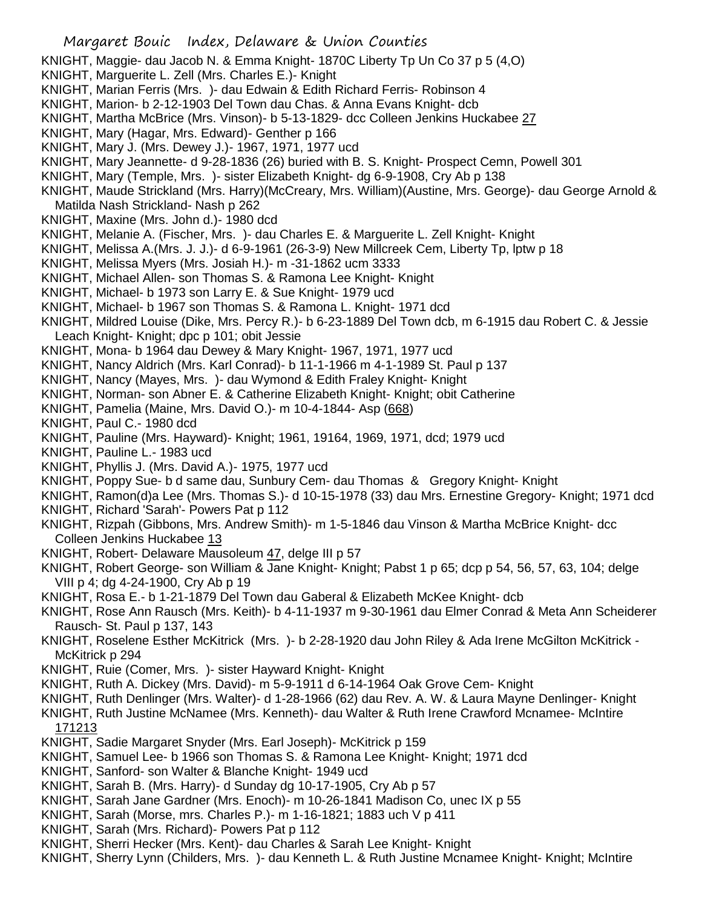KNIGHT, Maggie- dau Jacob N. & Emma Knight- 1870C Liberty Tp Un Co 37 p 5 (4,O)
KNIGHT, Marguerite L. Zell (Mrs. Charles E.)- Knight
KNIGHT, Marian Ferris (Mrs. )- dau Edwain & Edith Richard Ferris- Robinson 4
KNIGHT, Marion- b 2-12-1903 Del Town dau Chas. & Anna Evans Knight- dcb
KNIGHT, Martha McBrice (Mrs. Vinson)- b 5-13-1829- dcc Colleen Jenkins Huckabee 27
KNIGHT, Mary (Hagar, Mrs. Edward)- Genther p 166
KNIGHT, Mary J. (Mrs. Dewey J.)- 1967, 1971, 1977 ucd
KNIGHT, Mary Jeannette- d 9-28-1836 (26) buried with B. S. Knight- Prospect Cemn, Powell 301
KNIGHT, Mary (Temple, Mrs. )- sister Elizabeth Knight- dg 6-9-1908, Cry Ab p 138
KNIGHT, Maude Strickland (Mrs. Harry)(McCreary, Mrs. William)(Austine, Mrs. George)- dau George Arnold & Matilda Nash Strickland- Nash p 262
KNIGHT, Maxine (Mrs. John d.)- 1980 dcd
KNIGHT, Melanie A. (Fischer, Mrs. )- dau Charles E. & Marguerite L. Zell Knight- Knight
KNIGHT, Melissa A.(Mrs. J. J.)- d 6-9-1961 (26-3-9) New Millcreek Cem, Liberty Tp, lptw p 18
KNIGHT, Melissa Myers (Mrs. Josiah H.)- m -31-1862 ucm 3333
KNIGHT, Michael Allen- son Thomas S. & Ramona Lee Knight- Knight
KNIGHT, Michael- b 1973 son Larry E. & Sue Knight- 1979 ucd
KNIGHT, Michael- b 1967 son Thomas S. & Ramona L. Knight- 1971 dcd
KNIGHT, Mildred Louise (Dike, Mrs. Percy R.)- b 6-23-1889 Del Town dcb, m 6-1915 dau Robert C. & Jessie Leach Knight- Knight; dpc p 101; obit Jessie
KNIGHT, Mona- b 1964 dau Dewey & Mary Knight- 1967, 1971, 1977 ucd
KNIGHT, Nancy Aldrich (Mrs. Karl Conrad)- b 11-1-1966 m 4-1-1989 St. Paul p 137
KNIGHT, Nancy (Mayes, Mrs. )- dau Wymond & Edith Fraley Knight- Knight
KNIGHT, Norman- son Abner E. & Catherine Elizabeth Knight- Knight; obit Catherine
KNIGHT, Pamelia (Maine, Mrs. David O.)- m 10-4-1844- Asp (668)
KNIGHT, Paul C.- 1980 dcd
KNIGHT, Pauline (Mrs. Hayward)- Knight; 1961, 19164, 1969, 1971, dcd; 1979 ucd
KNIGHT, Pauline L.- 1983 ucd
KNIGHT, Phyllis J. (Mrs. David A.)- 1975, 1977 ucd
KNIGHT, Poppy Sue- b d same dau, Sunbury Cem- dau Thomas & Gregory Knight- Knight
KNIGHT, Ramon(d)a Lee (Mrs. Thomas S.)- d 10-15-1978 (33) dau Mrs. Ernestine Gregory- Knight; 1971 dcd
KNIGHT, Richard 'Sarah'- Powers Pat p 112
KNIGHT, Rizpah (Gibbons, Mrs. Andrew Smith)- m 1-5-1846 dau Vinson & Martha McBrice Knight- dcc Colleen Jenkins Huckabee 13
KNIGHT, Robert- Delaware Mausoleum 47, delge III p 57
KNIGHT, Robert George- son William & Jane Knight- Knight; Pabst 1 p 65; dcp p 54, 56, 57, 63, 104; delge VIII p 4; dg 4-24-1900, Cry Ab p 19
KNIGHT, Rosa E.- b 1-21-1879 Del Town dau Gaberal & Elizabeth McKee Knight- dcb
KNIGHT, Rose Ann Rausch (Mrs. Keith)- b 4-11-1937 m 9-30-1961 dau Elmer Conrad & Meta Ann Scheiderer Rausch- St. Paul p 137, 143
KNIGHT, Roselene Esther McKitrick (Mrs. )- b 2-28-1920 dau John Riley & Ada Irene McGilton McKitrick - McKitrick p 294
KNIGHT, Ruie (Comer, Mrs. )- sister Hayward Knight- Knight
KNIGHT, Ruth A. Dickey (Mrs. David)- m 5-9-1911 d 6-14-1964 Oak Grove Cem- Knight
KNIGHT, Ruth Denlinger (Mrs. Walter)- d 1-28-1966 (62) dau Rev. A. W. & Laura Mayne Denlinger- Knight
KNIGHT, Ruth Justine McNamee (Mrs. Kenneth)- dau Walter & Ruth Irene Crawford Mcnamee- McIntire 171213
KNIGHT, Sadie Margaret Snyder (Mrs. Earl Joseph)- McKitrick p 159
KNIGHT, Samuel Lee- b 1966 son Thomas S. & Ramona Lee Knight- Knight; 1971 dcd
KNIGHT, Sanford- son Walter & Blanche Knight- 1949 ucd
KNIGHT, Sarah B. (Mrs. Harry)- d Sunday dg 10-17-1905, Cry Ab p 57
KNIGHT, Sarah Jane Gardner (Mrs. Enoch)- m 10-26-1841 Madison Co, unec IX p 55
KNIGHT, Sarah (Morse, mrs. Charles P.)- m 1-16-1821; 1883 uch V p 411
KNIGHT, Sarah (Mrs. Richard)- Powers Pat p 112
KNIGHT, Sherri Hecker (Mrs. Kent)- dau Charles & Sarah Lee Knight- Knight
KNIGHT, Sherry Lynn (Childers, Mrs. )- dau Kenneth L. & Ruth Justine Mcnamee Knight- Knight; McIntire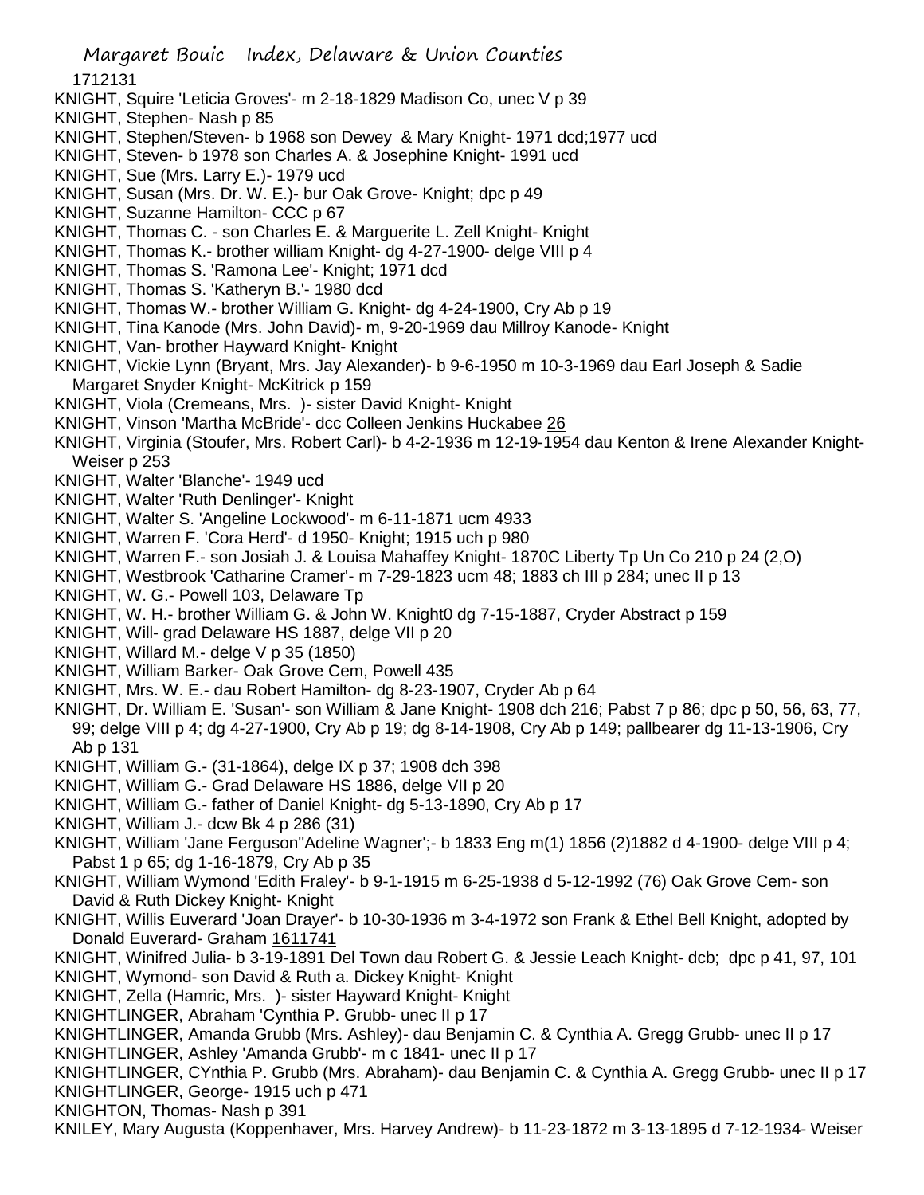1712131

KNIGHT, Squire 'Leticia Groves'- m 2-18-1829 Madison Co, unec V p 39
KNIGHT, Stephen- Nash p 85
KNIGHT, Stephen/Steven- b 1968 son Dewey & Mary Knight- 1971 dcd;1977 ucd
KNIGHT, Steven- b 1978 son Charles A. & Josephine Knight- 1991 ucd
KNIGHT, Sue (Mrs. Larry E.)- 1979 ucd
KNIGHT, Susan (Mrs. Dr. W. E.)- bur Oak Grove- Knight; dpc p 49
KNIGHT, Suzanne Hamilton- CCC p 67
KNIGHT, Thomas C. - son Charles E. & Marguerite L. Zell Knight- Knight
KNIGHT, Thomas K.- brother william Knight- dg 4-27-1900- delge VIII p 4
KNIGHT, Thomas S. 'Ramona Lee'- Knight; 1971 dcd
KNIGHT, Thomas S. 'Katheryn B.'- 1980 dcd
KNIGHT, Thomas W.- brother William G. Knight- dg 4-24-1900, Cry Ab p 19
KNIGHT, Tina Kanode (Mrs. John David)- m, 9-20-1969 dau Millroy Kanode- Knight
KNIGHT, Van- brother Hayward Knight- Knight
KNIGHT, Vickie Lynn (Bryant, Mrs. Jay Alexander)- b 9-6-1950 m 10-3-1969 dau Earl Joseph & Sadie Margaret Snyder Knight- McKitrick p 159
KNIGHT, Viola (Cremeans, Mrs. )- sister David Knight- Knight
KNIGHT, Vinson 'Martha McBride'- dcc Colleen Jenkins Huckabee 26
KNIGHT, Virginia (Stoufer, Mrs. Robert Carl)- b 4-2-1936 m 12-19-1954 dau Kenton & Irene Alexander Knight- Weiser p 253
KNIGHT, Walter 'Blanche'- 1949 ucd
KNIGHT, Walter 'Ruth Denlinger'- Knight
KNIGHT, Walter S. 'Angeline Lockwood'- m 6-11-1871 ucm 4933
KNIGHT, Warren F. 'Cora Herd'- d 1950- Knight; 1915 uch p 980
KNIGHT, Warren F.- son Josiah J. & Louisa Mahaffey Knight- 1870C Liberty Tp Un Co 210 p 24 (2,O)
KNIGHT, Westbrook 'Catharine Cramer'- m 7-29-1823 ucm 48; 1883 ch III p 284; unec II p 13
KNIGHT, W. G.- Powell 103, Delaware Tp
KNIGHT, W. H.- brother William G. & John W. Knight0 dg 7-15-1887, Cryder Abstract p 159
KNIGHT, Will- grad Delaware HS 1887, delge VII p 20
KNIGHT, Willard M.- delge V p 35 (1850)
KNIGHT, William Barker- Oak Grove Cem, Powell 435
KNIGHT, Mrs. W. E.- dau Robert Hamilton- dg 8-23-1907, Cryder Ab p 64
KNIGHT, Dr. William E. 'Susan'- son William & Jane Knight- 1908 dch 216; Pabst 7 p 86; dpc p 50, 56, 63, 77, 99; delge VIII p 4; dg 4-27-1900, Cry Ab p 19; dg 8-14-1908, Cry Ab p 149; pallbearer dg 11-13-1906, Cry Ab p 131
KNIGHT, William G.- (31-1864), delge IX p 37; 1908 dch 398
KNIGHT, William G.- Grad Delaware HS 1886, delge VII p 20
KNIGHT, William G.- father of Daniel Knight- dg 5-13-1890, Cry Ab p 17
KNIGHT, William J.- dcw Bk 4 p 286 (31)
KNIGHT, William 'Jane Ferguson''Adeline Wagner';- b 1833 Eng m(1) 1856 (2)1882 d 4-1900- delge VIII p 4; Pabst 1 p 65; dg 1-16-1879, Cry Ab p 35
KNIGHT, William Wymond 'Edith Fraley'- b 9-1-1915 m 6-25-1938 d 5-12-1992 (76) Oak Grove Cem- son David & Ruth Dickey Knight- Knight
KNIGHT, Willis Euverard 'Joan Drayer'- b 10-30-1936 m 3-4-1972 son Frank & Ethel Bell Knight, adopted by Donald Euverard- Graham 1611741
KNIGHT, Winifred Julia- b 3-19-1891 Del Town dau Robert G. & Jessie Leach Knight- dcb; dpc p 41, 97, 101
KNIGHT, Wymond- son David & Ruth a. Dickey Knight- Knight
KNIGHT, Zella (Hamric, Mrs. )- sister Hayward Knight- Knight
KNIGHTLINGER, Abraham 'Cynthia P. Grubb- unec II p 17
KNIGHTLINGER, Amanda Grubb (Mrs. Ashley)- dau Benjamin C. & Cynthia A. Gregg Grubb- unec II p 17
KNIGHTLINGER, Ashley 'Amanda Grubb'- m c 1841- unec II p 17
KNIGHTLINGER, CYnthia P. Grubb (Mrs. Abraham)- dau Benjamin C. & Cynthia A. Gregg Grubb- unec II p 17
KNIGHTLINGER, George- 1915 uch p 471
KNIGHTON, Thomas- Nash p 391
KNILEY, Mary Augusta (Koppenhaver, Mrs. Harvey Andrew)- b 11-23-1872 m 3-13-1895 d 7-12-1934- Weiser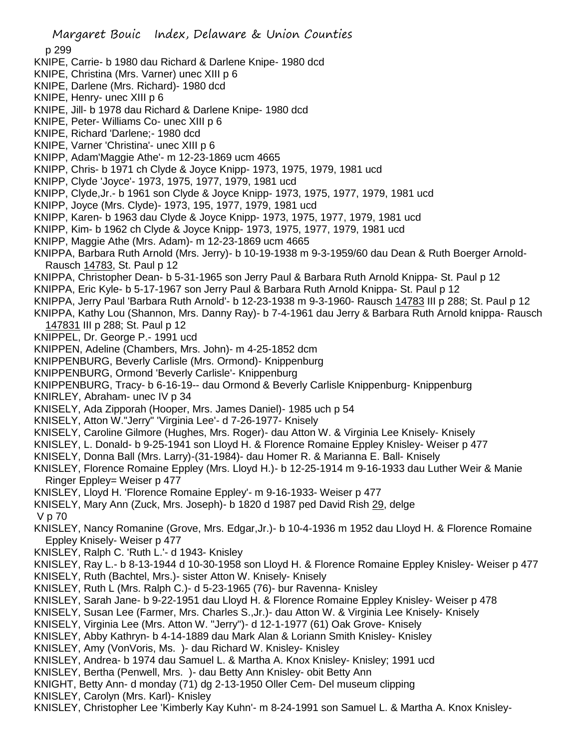p 299

KNIPE, Carrie- b 1980 dau Richard & Darlene Knipe- 1980 dcd
KNIPE, Christina (Mrs. Varner) unec XIII p 6
KNIPE, Darlene (Mrs. Richard)- 1980 dcd
KNIPE, Henry- unec XIII p 6
KNIPE, Jill- b 1978 dau Richard & Darlene Knipe- 1980 dcd
KNIPE, Peter- Williams Co- unec XIII p 6
KNIPE, Richard 'Darlene;- 1980 dcd
KNIPE, Varner 'Christina'- unec XIII p 6
KNIPP, Adam'Maggie Athe'- m 12-23-1869 ucm 4665
KNIPP, Chris- b 1971 ch Clyde & Joyce Knipp- 1973, 1975, 1979, 1981 ucd
KNIPP, Clyde 'Joyce'- 1973, 1975, 1977, 1979, 1981 ucd
KNIPP, Clyde,Jr.- b 1961 son Clyde & Joyce Knipp- 1973, 1975, 1977, 1979, 1981 ucd
KNIPP, Joyce (Mrs. Clyde)- 1973, 195, 1977, 1979, 1981 ucd
KNIPP, Karen- b 1963 dau Clyde & Joyce Knipp- 1973, 1975, 1977, 1979, 1981 ucd
KNIPP, Kim- b 1962 ch Clyde & Joyce Knipp- 1973, 1975, 1977, 1979, 1981 ucd
KNIPP, Maggie Athe (Mrs. Adam)- m 12-23-1869 ucm 4665
KNIPPA, Barbara Ruth Arnold (Mrs. Jerry)- b 10-19-1938 m 9-3-1959/60 dau Dean & Ruth Boerger Arnold- Rausch 14783, St. Paul p 12
KNIPPA, Christopher Dean- b 5-31-1965 son Jerry Paul & Barbara Ruth Arnold Knippa- St. Paul p 12
KNIPPA, Eric Kyle- b 5-17-1967 son Jerry Paul & Barbara Ruth Arnold Knippa- St. Paul p 12
KNIPPA, Jerry Paul 'Barbara Ruth Arnold'- b 12-23-1938 m 9-3-1960- Rausch 14783 III p 288; St. Paul p 12
KNIPPA, Kathy Lou (Shannon, Mrs. Danny Ray)- b 7-4-1961 dau Jerry & Barbara Ruth Arnold knippa- Rausch 147831 III p 288; St. Paul p 12
KNIPPEL, Dr. George P.- 1991 ucd
KNIPPEN, Adeline (Chambers, Mrs. John)- m 4-25-1852 dcm
KNIPPENBURG, Beverly Carlisle (Mrs. Ormond)- Knippenburg
KNIPPENBURG, Ormond 'Beverly Carlisle'- Knippenburg
KNIPPENBURG, Tracy- b 6-16-19-- dau Ormond & Beverly Carlisle Knippenburg- Knippenburg
KNIRLEY, Abraham- unec IV p 34
KNISELY, Ada Zipporah (Hooper, Mrs. James Daniel)- 1985 uch p 54
KNISELY, Atton W."Jerry" 'Virginia Lee'- d 7-26-1977- Knisely
KNISELY, Caroline Gilmore (Hughes, Mrs. Roger)- dau Atton W. & Virginia Lee Knisely- Knisely
KNISLEY, L. Donald- b 9-25-1941 son Lloyd H. & Florence Romaine Eppley Knisley- Weiser p 477
KNISELY, Donna Ball (Mrs. Larry)-(31-1984)- dau Homer R. & Marianna E. Ball- Knisely
KNISLEY, Florence Romaine Eppley (Mrs. Lloyd H.)- b 12-25-1914 m 9-16-1933 dau Luther Weir & Manie Ringer Eppley= Weiser p 477
KNISLEY, Lloyd H. 'Florence Romaine Eppley'- m 9-16-1933- Weiser p 477
KNISELY, Mary Ann (Zuck, Mrs. Joseph)- b 1820 d 1987 ped David Rish 29, delge V p 70
KNISLEY, Nancy Romanine (Grove, Mrs. Edgar,Jr.)- b 10-4-1936 m 1952 dau Lloyd H. & Florence Romaine Eppley Knisley- Weiser p 477
KNISLEY, Ralph C. 'Ruth L.'- d 1943- Knisley
KNISLEY, Ray L.- b 8-13-1944 d 10-30-1958 son Lloyd H. & Florence Romaine Eppley Knisley- Weiser p 477
KNISLEY, Ruth (Bachtel, Mrs.)- sister Atton W. Knisely- Knisely
KNISLEY, Ruth L (Mrs. Ralph C.)- d 5-23-1965 (76)- bur Ravenna- Knisley
KNISLEY, Sarah Jane- b 9-22-1951 dau Lloyd H. & Florence Romaine Eppley Knisley- Weiser p 478
KNISELY, Susan Lee (Farmer, Mrs. Charles S.,Jr.)- dau Atton W. & Virginia Lee Knisely- Knisely
KNISELY, Virginia Lee (Mrs. Atton W. "Jerry")- d 12-1-1977 (61) Oak Grove- Knisely
KNISLEY, Abby Kathryn- b 4-14-1889 dau Mark Alan & Loriann Smith Knisley- Knisley
KNISLEY, Amy (VonVoris, Ms. )- dau Richard W. Knisley- Knisley
KNISLEY, Andrea- b 1974 dau Samuel L. & Martha A. Knox Knisley- Knisley; 1991 ucd
KNISLEY, Bertha (Penwell, Mrs. )- dau Betty Ann Knisley- obit Betty Ann
KNIGHT, Betty Ann- d monday (71) dg 2-13-1950 Oller Cem- Del museum clipping
KNISLEY, Carolyn (Mrs. Karl)- Knisley
KNISLEY, Christopher Lee 'Kimberly Kay Kuhn'- m 8-24-1991 son Samuel L. & Martha A. Knox Knisley-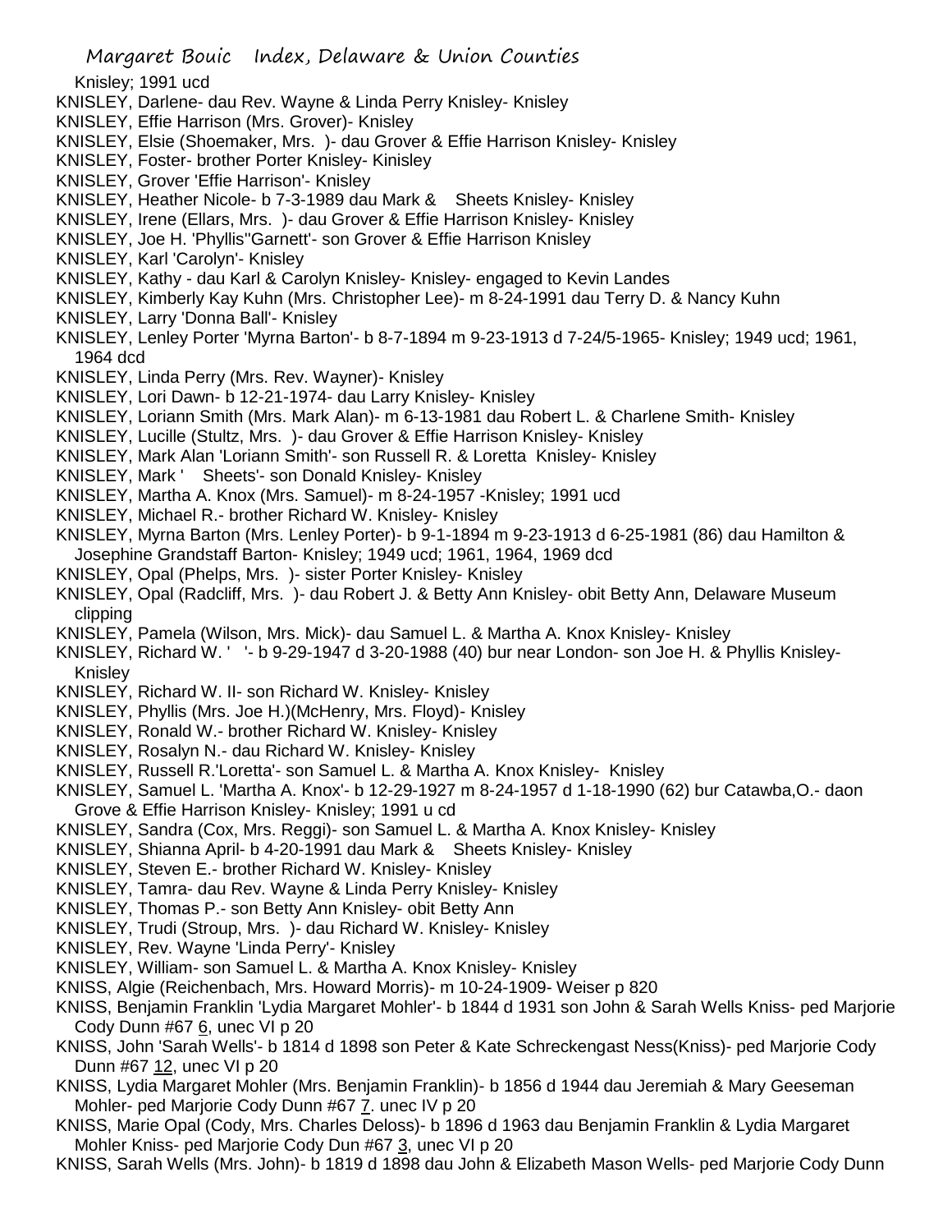Knisley; 1991 ucd

KNISLEY, Darlene- dau Rev. Wayne & Linda Perry Knisley- Knisley

KNISLEY, Effie Harrison (Mrs. Grover)- Knisley

KNISLEY, Elsie (Shoemaker, Mrs. )- dau Grover & Effie Harrison Knisley- Knisley

KNISLEY, Foster- brother Porter Knisley- Kinisley

KNISLEY, Grover 'Effie Harrison'- Knisley

KNISLEY, Heather Nicole- b 7-3-1989 dau Mark & Sheets Knisley- Knisley

KNISLEY, Irene (Ellars, Mrs. )- dau Grover & Effie Harrison Knisley- Knisley

KNISLEY, Joe H. 'Phyllis''Garnett'- son Grover & Effie Harrison Knisley

KNISLEY, Karl 'Carolyn'- Knisley

KNISLEY, Kathy - dau Karl & Carolyn Knisley- Knisley- engaged to Kevin Landes

KNISLEY, Kimberly Kay Kuhn (Mrs. Christopher Lee)- m 8-24-1991 dau Terry D. & Nancy Kuhn

KNISLEY, Larry 'Donna Ball'- Knisley

KNISLEY, Lenley Porter 'Myrna Barton'- b 8-7-1894 m 9-23-1913 d 7-24/5-1965- Knisley; 1949 ucd; 1961, 1964 dcd

KNISLEY, Linda Perry (Mrs. Rev. Wayner)- Knisley

KNISLEY, Lori Dawn- b 12-21-1974- dau Larry Knisley- Knisley

KNISLEY, Loriann Smith (Mrs. Mark Alan)- m 6-13-1981 dau Robert L. & Charlene Smith- Knisley

KNISLEY, Lucille (Stultz, Mrs. )- dau Grover & Effie Harrison Knisley- Knisley

KNISLEY, Mark Alan 'Loriann Smith'- son Russell R. & Loretta Knisley- Knisley

KNISLEY, Mark ' Sheets'- son Donald Knisley- Knisley

KNISLEY, Martha A. Knox (Mrs. Samuel)- m 8-24-1957 -Knisley; 1991 ucd

KNISLEY, Michael R.- brother Richard W. Knisley- Knisley

KNISLEY, Myrna Barton (Mrs. Lenley Porter)- b 9-1-1894 m 9-23-1913 d 6-25-1981 (86) dau Hamilton & Josephine Grandstaff Barton- Knisley; 1949 ucd; 1961, 1964, 1969 dcd

KNISLEY, Opal (Phelps, Mrs. )- sister Porter Knisley- Knisley

KNISLEY, Opal (Radcliff, Mrs. )- dau Robert J. & Betty Ann Knisley- obit Betty Ann, Delaware Museum clipping

KNISLEY, Pamela (Wilson, Mrs. Mick)- dau Samuel L. & Martha A. Knox Knisley- Knisley

KNISLEY, Richard W. ' '- b 9-29-1947 d 3-20-1988 (40) bur near London- son Joe H. & Phyllis Knisley- Knisley

KNISLEY, Richard W. II- son Richard W. Knisley- Knisley

KNISLEY, Phyllis (Mrs. Joe H.)(McHenry, Mrs. Floyd)- Knisley

KNISLEY, Ronald W.- brother Richard W. Knisley- Knisley

KNISLEY, Rosalyn N.- dau Richard W. Knisley- Knisley

KNISLEY, Russell R.'Loretta'- son Samuel L. & Martha A. Knox Knisley- Knisley

KNISLEY, Samuel L. 'Martha A. Knox'- b 12-29-1927 m 8-24-1957 d 1-18-1990 (62) bur Catawba,O.- daon Grove & Effie Harrison Knisley- Knisley; 1991 u cd

KNISLEY, Sandra (Cox, Mrs. Reggi)- son Samuel L. & Martha A. Knox Knisley- Knisley

KNISLEY, Shianna April- b 4-20-1991 dau Mark & Sheets Knisley- Knisley

KNISLEY, Steven E.- brother Richard W. Knisley- Knisley

KNISLEY, Tamra- dau Rev. Wayne & Linda Perry Knisley- Knisley

KNISLEY, Thomas P.- son Betty Ann Knisley- obit Betty Ann

KNISLEY, Trudi (Stroup, Mrs. )- dau Richard W. Knisley- Knisley

KNISLEY, Rev. Wayne 'Linda Perry'- Knisley

KNISLEY, William- son Samuel L. & Martha A. Knox Knisley- Knisley

KNISS, Algie (Reichenbach, Mrs. Howard Morris)- m 10-24-1909- Weiser p 820

KNISS, Benjamin Franklin 'Lydia Margaret Mohler'- b 1844 d 1931 son John & Sarah Wells Kniss- ped Marjorie Cody Dunn #67 6, unec VI p 20

KNISS, John 'Sarah Wells'- b 1814 d 1898 son Peter & Kate Schreckengast Ness(Kniss)- ped Marjorie Cody Dunn #67 12, unec VI p 20

KNISS, Lydia Margaret Mohler (Mrs. Benjamin Franklin)- b 1856 d 1944 dau Jeremiah & Mary Geeseman Mohler- ped Marjorie Cody Dunn #67 7. unec IV p 20

KNISS, Marie Opal (Cody, Mrs. Charles Deloss)- b 1896 d 1963 dau Benjamin Franklin & Lydia Margaret Mohler Kniss- ped Marjorie Cody Dun #67 3, unec VI p 20

KNISS, Sarah Wells (Mrs. John)- b 1819 d 1898 dau John & Elizabeth Mason Wells- ped Marjorie Cody Dunn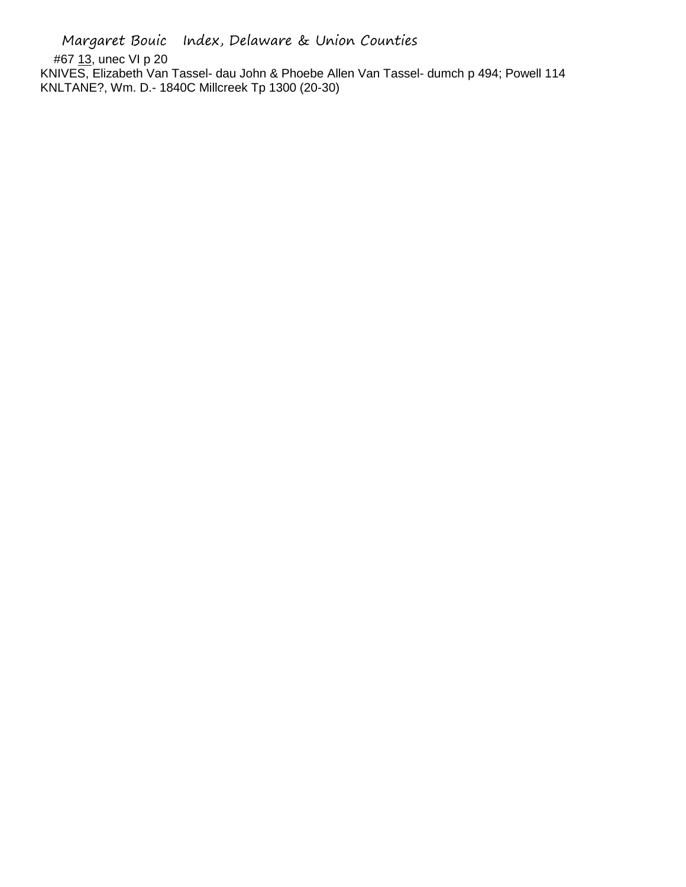#67 13, unec VI p 20

KNIVES, Elizabeth Van Tassel- dau John & Phoebe Allen Van Tassel- dumch p 494; Powell 114

KNLTANE?, Wm. D.- 1840C Millcreek Tp 1300 (20-30)